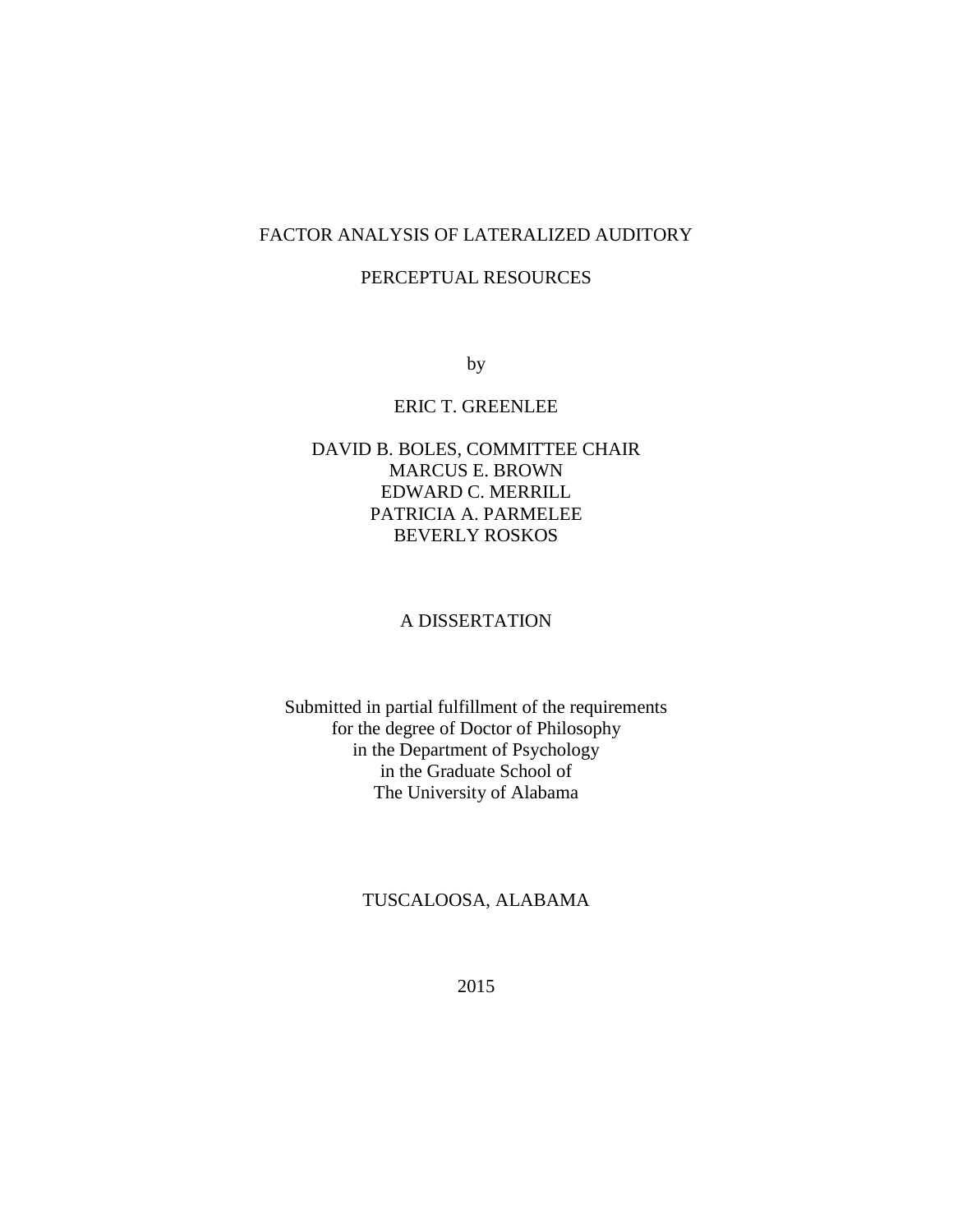# FACTOR ANALYSIS OF LATERALIZED AUDITORY PERCEPTUAL RESOURCES

by

ERIC T. GREENLEE

DAVID B. BOLES, COMMITTEE CHAIR
MARCUS E. BROWN
EDWARD C. MERRILL
PATRICIA A. PARMELEE
BEVERLY ROSKOS

A DISSERTATION

Submitted in partial fulfillment of the requirements
for the degree of Doctor of Philosophy
in the Department of Psychology
in the Graduate School of
The University of Alabama

TUSCALOOSA, ALABAMA

2015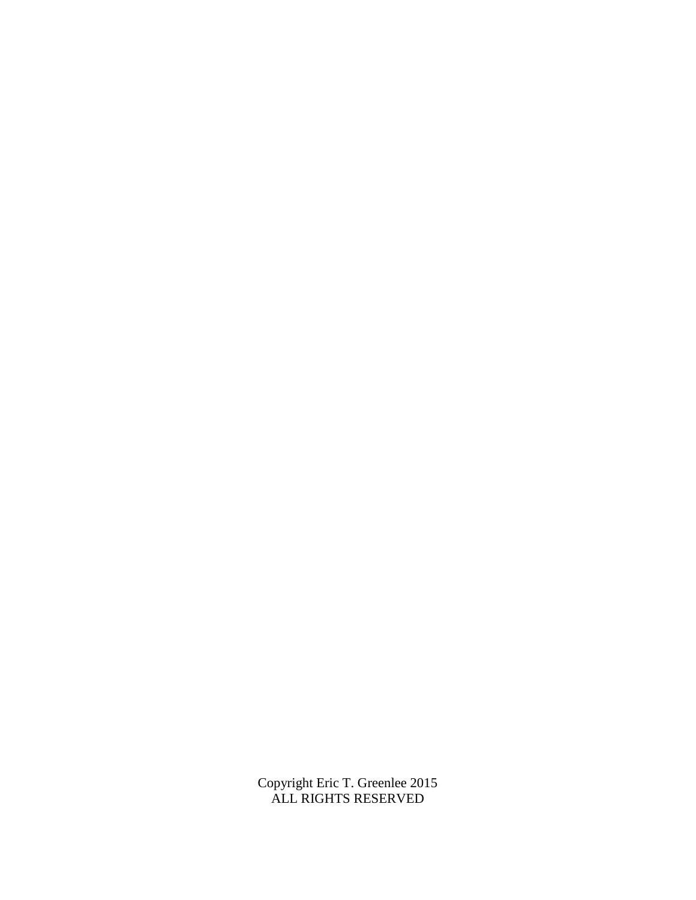Copyright Eric T. Greenlee 2015
ALL RIGHTS RESERVED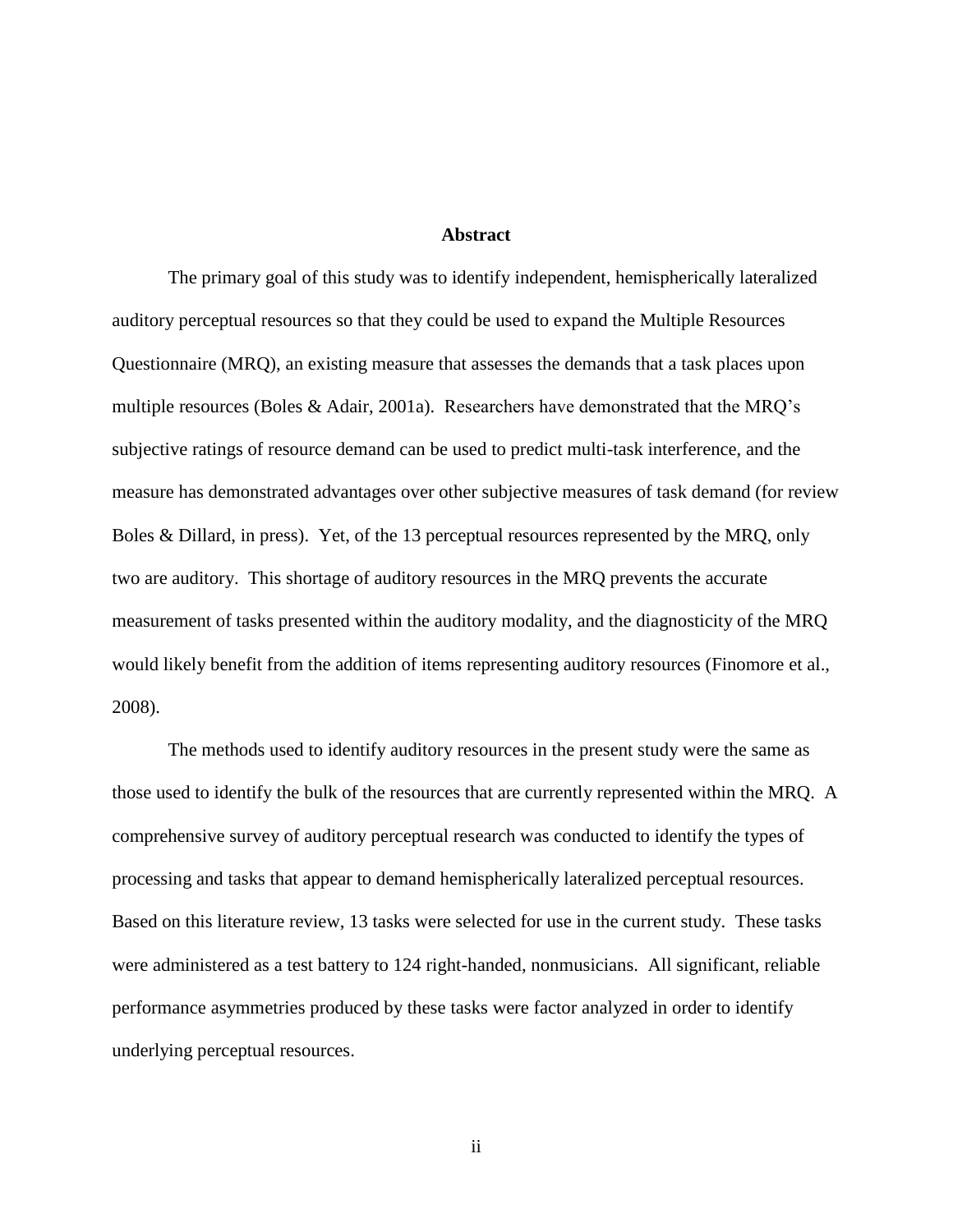## Abstract

The primary goal of this study was to identify independent, hemispherically lateralized auditory perceptual resources so that they could be used to expand the Multiple Resources Questionnaire (MRQ), an existing measure that assesses the demands that a task places upon multiple resources (Boles & Adair, 2001a). Researchers have demonstrated that the MRQ's subjective ratings of resource demand can be used to predict multi-task interference, and the measure has demonstrated advantages over other subjective measures of task demand (for review Boles & Dillard, in press). Yet, of the 13 perceptual resources represented by the MRQ, only two are auditory. This shortage of auditory resources in the MRQ prevents the accurate measurement of tasks presented within the auditory modality, and the diagnosticity of the MRQ would likely benefit from the addition of items representing auditory resources (Finomore et al., 2008).

The methods used to identify auditory resources in the present study were the same as those used to identify the bulk of the resources that are currently represented within the MRQ. A comprehensive survey of auditory perceptual research was conducted to identify the types of processing and tasks that appear to demand hemispherically lateralized perceptual resources. Based on this literature review, 13 tasks were selected for use in the current study. These tasks were administered as a test battery to 124 right-handed, nonmusicians. All significant, reliable performance asymmetries produced by these tasks were factor analyzed in order to identify underlying perceptual resources.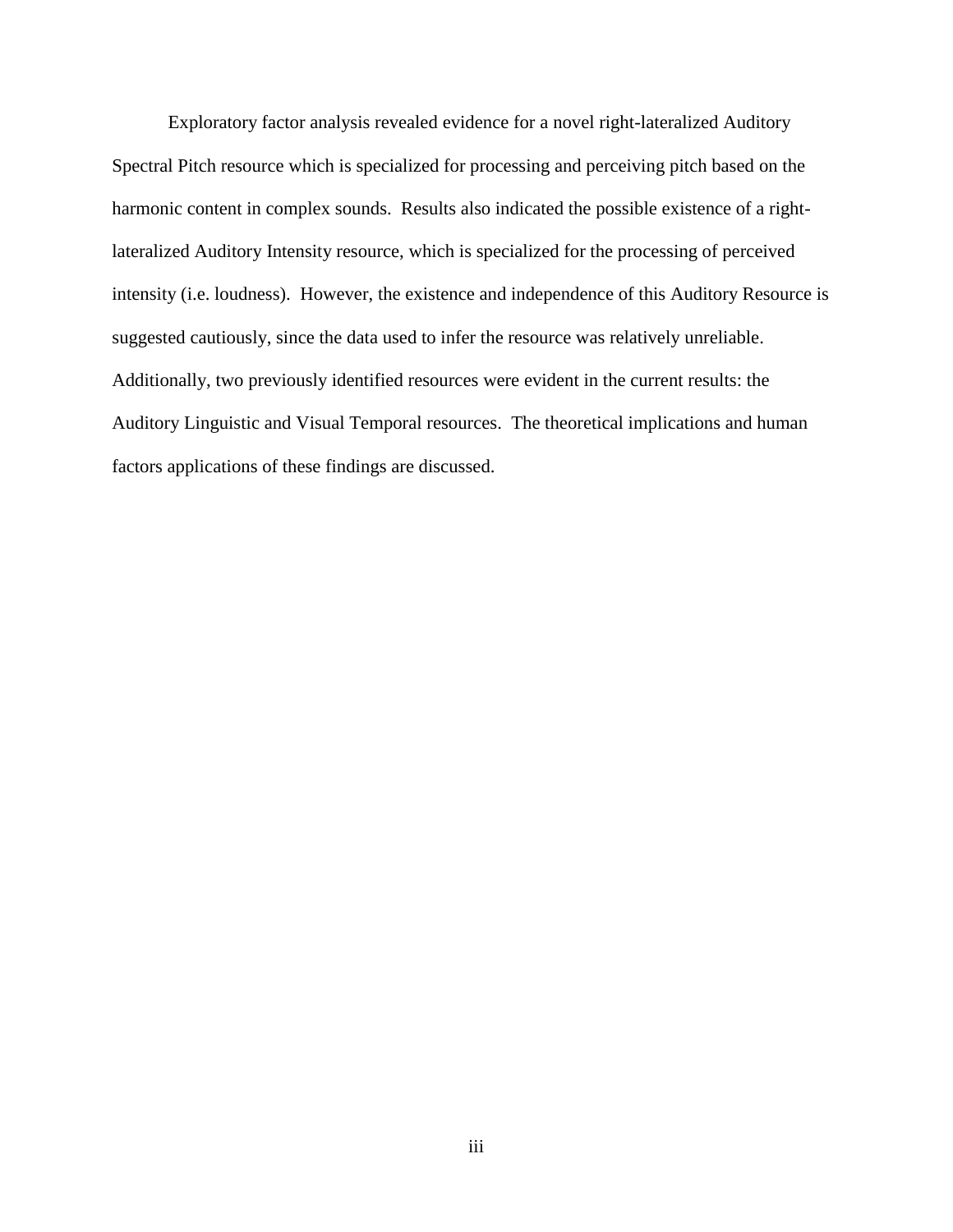Exploratory factor analysis revealed evidence for a novel right-lateralized Auditory Spectral Pitch resource which is specialized for processing and perceiving pitch based on the harmonic content in complex sounds. Results also indicated the possible existence of a right-lateralized Auditory Intensity resource, which is specialized for the processing of perceived intensity (i.e. loudness). However, the existence and independence of this Auditory Resource is suggested cautiously, since the data used to infer the resource was relatively unreliable. Additionally, two previously identified resources were evident in the current results: the Auditory Linguistic and Visual Temporal resources. The theoretical implications and human factors applications of these findings are discussed.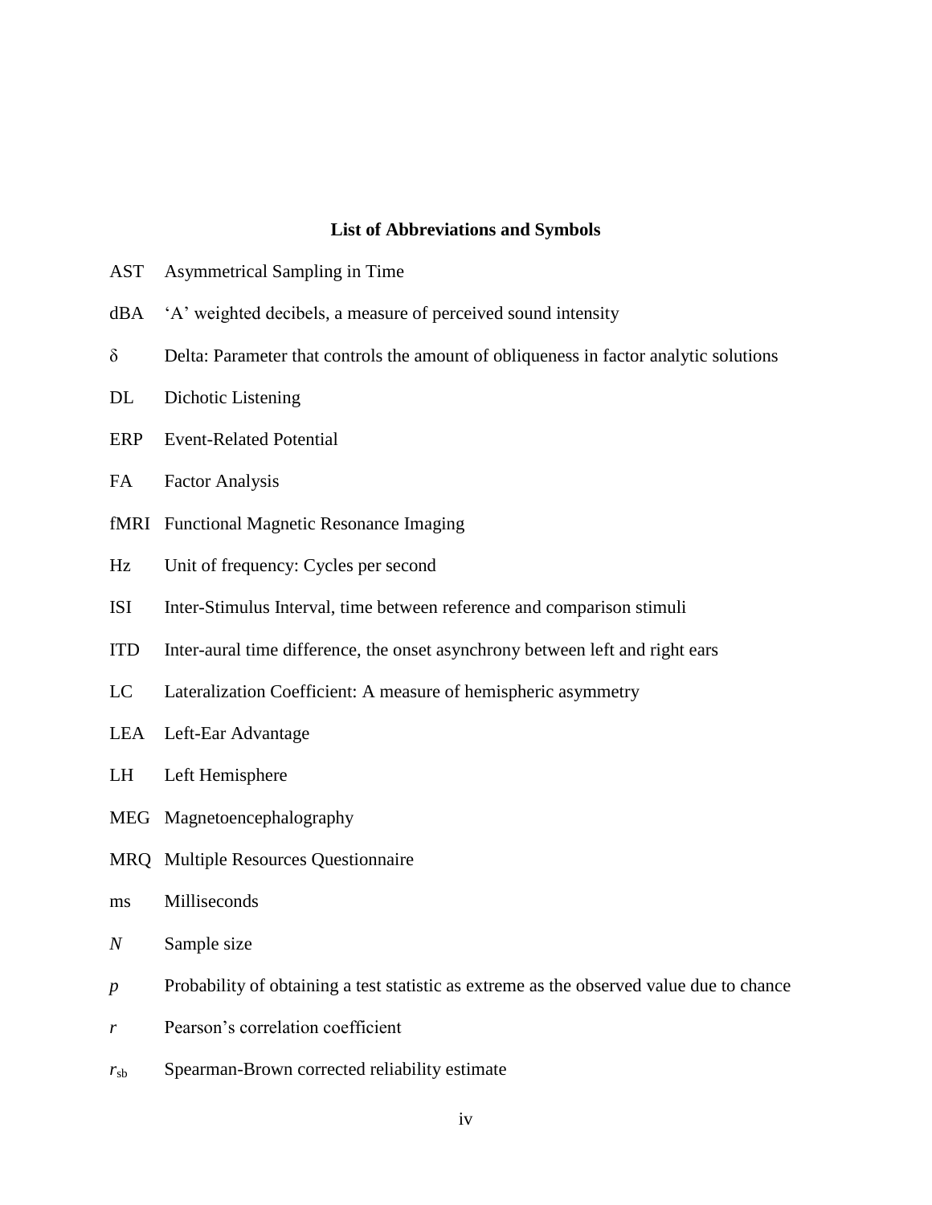## List of Abbreviations and Symbols

AST Asymmetrical Sampling in Time

dBA 'A' weighted decibels, a measure of perceived sound intensity

$\delta$ Delta: Parameter that controls the amount of obliqueness in factor analytic solutions

DL Dichotic Listening

ERP Event-Related Potential

FA Factor Analysis

fMRI Functional Magnetic Resonance Imaging

Hz Unit of frequency: Cycles per second

ISI Inter-Stimulus Interval, time between reference and comparison stimuli

ITD Inter-aural time difference, the onset asynchrony between left and right ears

LC Lateralization Coefficient: A measure of hemispheric asymmetry

LEA Left-Ear Advantage

LH Left Hemisphere

MEG Magnetoencephalography

MRQ Multiple Resources Questionnaire

ms Milliseconds

$N$ Sample size

$p$ Probability of obtaining a test statistic as extreme as the observed value due to chance

$r$ Pearson's correlation coefficient

$r_{sb}$ Spearman-Brown corrected reliability estimate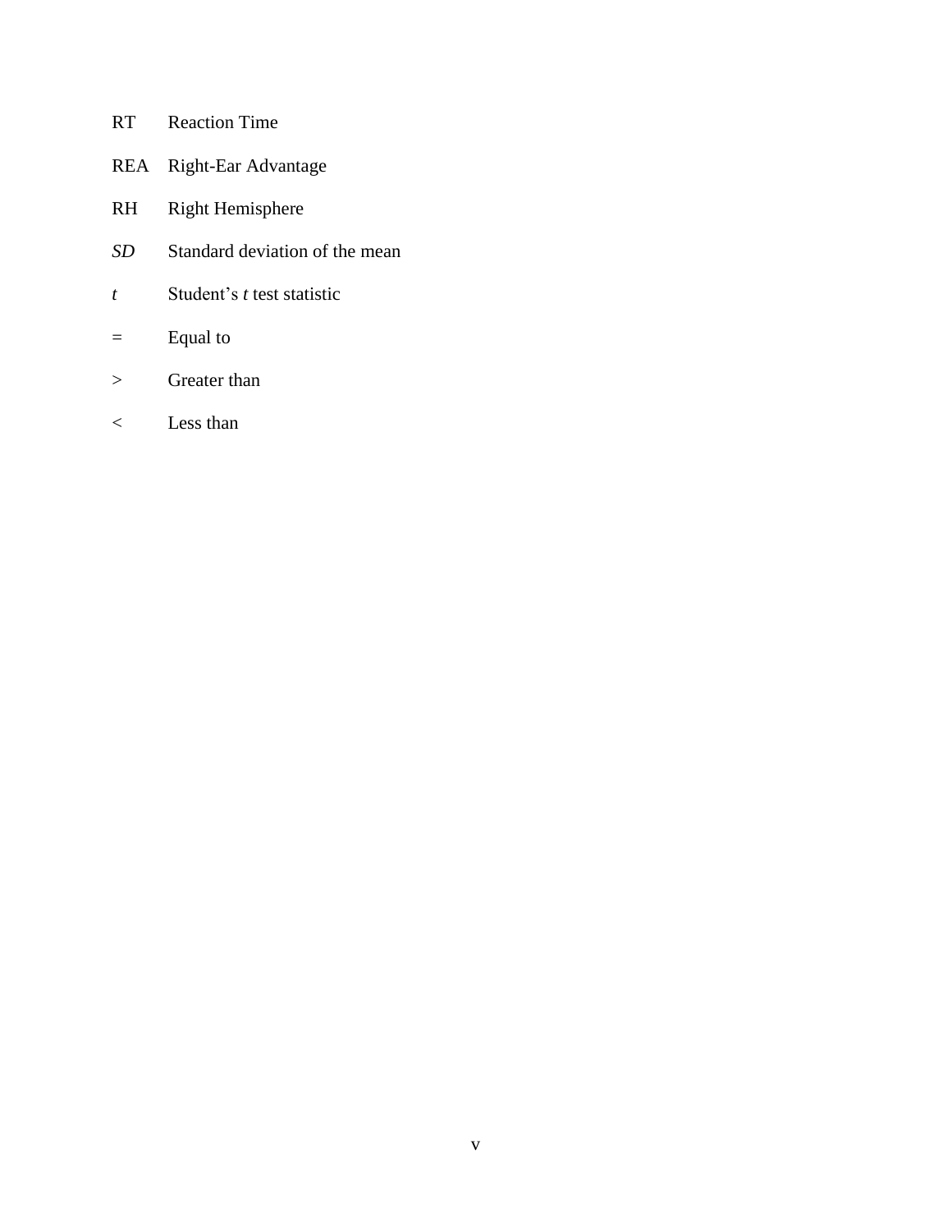| | |
|---|---|
| RT | Reaction Time |
| REA | Right-Ear Advantage |
| RH | Right Hemisphere |
| *SD* | Standard deviation of the mean |
| *t* | Student's *t* test statistic |
| = | Equal to |
| > | Greater than |
| < | Less than |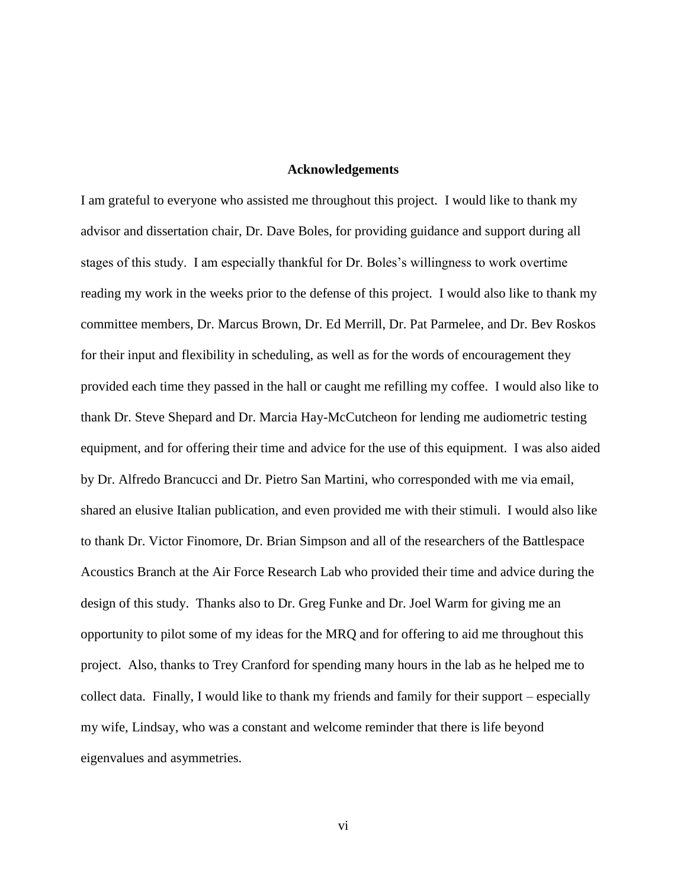## Acknowledgements

I am grateful to everyone who assisted me throughout this project. I would like to thank my advisor and dissertation chair, Dr. Dave Boles, for providing guidance and support during all stages of this study. I am especially thankful for Dr. Boles's willingness to work overtime reading my work in the weeks prior to the defense of this project. I would also like to thank my committee members, Dr. Marcus Brown, Dr. Ed Merrill, Dr. Pat Parmelee, and Dr. Bev Roskos for their input and flexibility in scheduling, as well as for the words of encouragement they provided each time they passed in the hall or caught me refilling my coffee. I would also like to thank Dr. Steve Shepard and Dr. Marcia Hay-McCutcheon for lending me audiometric testing equipment, and for offering their time and advice for the use of this equipment. I was also aided by Dr. Alfredo Brancucci and Dr. Pietro San Martini, who corresponded with me via email, shared an elusive Italian publication, and even provided me with their stimuli. I would also like to thank Dr. Victor Finomore, Dr. Brian Simpson and all of the researchers of the Battlespace Acoustics Branch at the Air Force Research Lab who provided their time and advice during the design of this study. Thanks also to Dr. Greg Funke and Dr. Joel Warm for giving me an opportunity to pilot some of my ideas for the MRQ and for offering to aid me throughout this project. Also, thanks to Trey Cranford for spending many hours in the lab as he helped me to collect data. Finally, I would like to thank my friends and family for their support – especially my wife, Lindsay, who was a constant and welcome reminder that there is life beyond eigenvalues and asymmetries.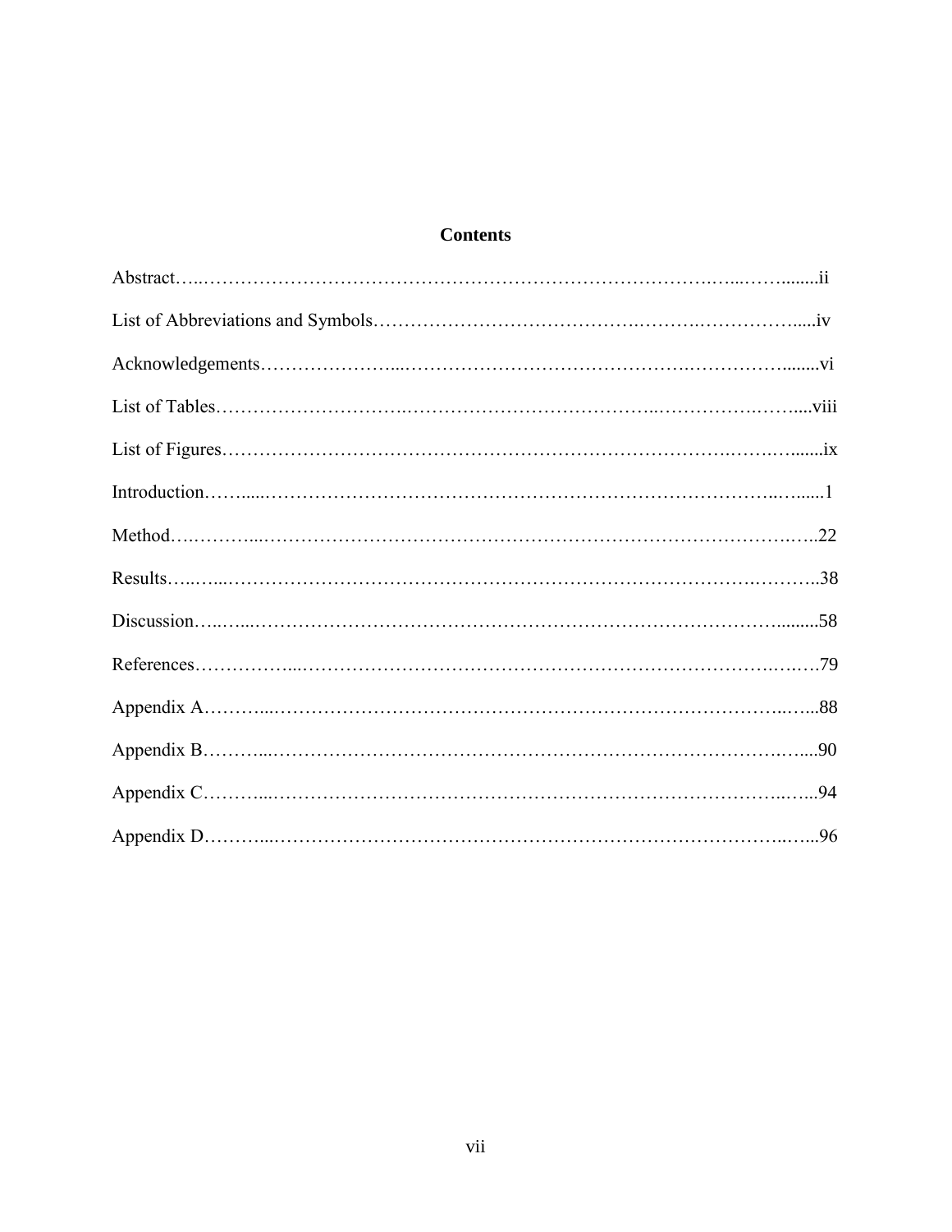# Contents

Abstract....................................................................................................ii

List of Abbreviations and Symbols..........................................................iv

Acknowledgements....................................................................................vi

List of Tables............................................................................................viii

List of Figures...........................................................................................ix

Introduction...............................................................................................1

Method.......................................................................................................22

Results.......................................................................................................38

Discussion..................................................................................................58

References..................................................................................................79

Appendix A................................................................................................88

Appendix B................................................................................................90

Appendix C................................................................................................94

Appendix D................................................................................................96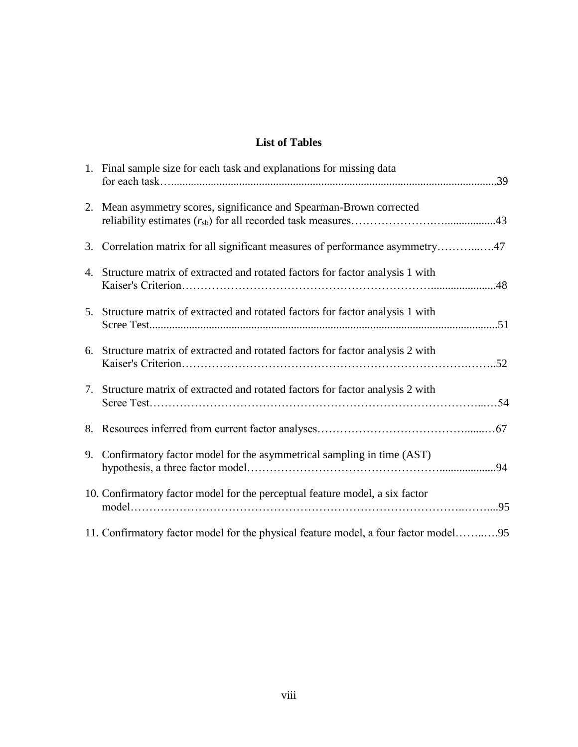# List of Tables

1. Final sample size for each task and explanations for missing data for each task....39
2. Mean asymmetry scores, significance and Spearman-Brown corrected reliability estimates ($r_{sb}$) for all recorded task measures....43
3. Correlation matrix for all significant measures of performance asymmetry....47
4. Structure matrix of extracted and rotated factors for factor analysis 1 with Kaiser's Criterion....48
5. Structure matrix of extracted and rotated factors for factor analysis 1 with Scree Test....51
6. Structure matrix of extracted and rotated factors for factor analysis 2 with Kaiser's Criterion....52
7. Structure matrix of extracted and rotated factors for factor analysis 2 with Scree Test....54
8. Resources inferred from current factor analyses....67
9. Confirmatory factor model for the asymmetrical sampling in time (AST) hypothesis, a three factor model....94
10. Confirmatory factor model for the perceptual feature model, a six factor model....95
11. Confirmatory factor model for the physical feature model, a four factor model....95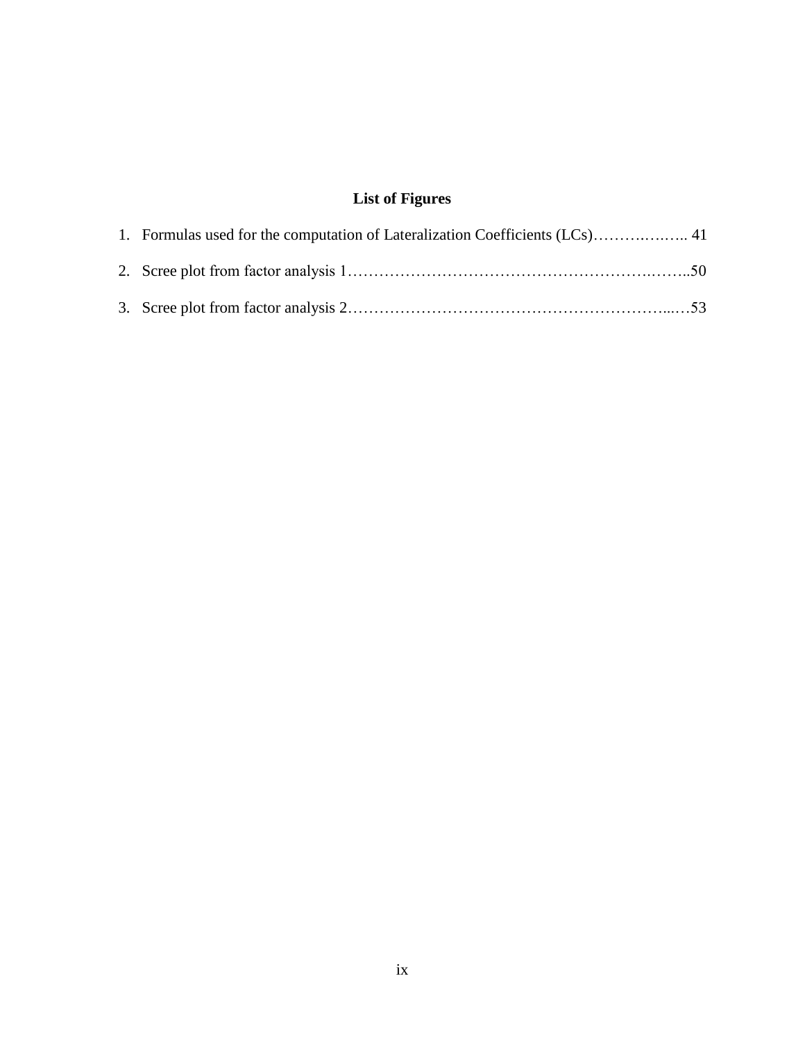# List of Figures

1. Formulas used for the computation of Lateralization Coefficients (LCs)……….…….. 41
2. Scree plot from factor analysis 1…………………………………………………….……..50
3. Scree plot from factor analysis 2……………………………………………………...…53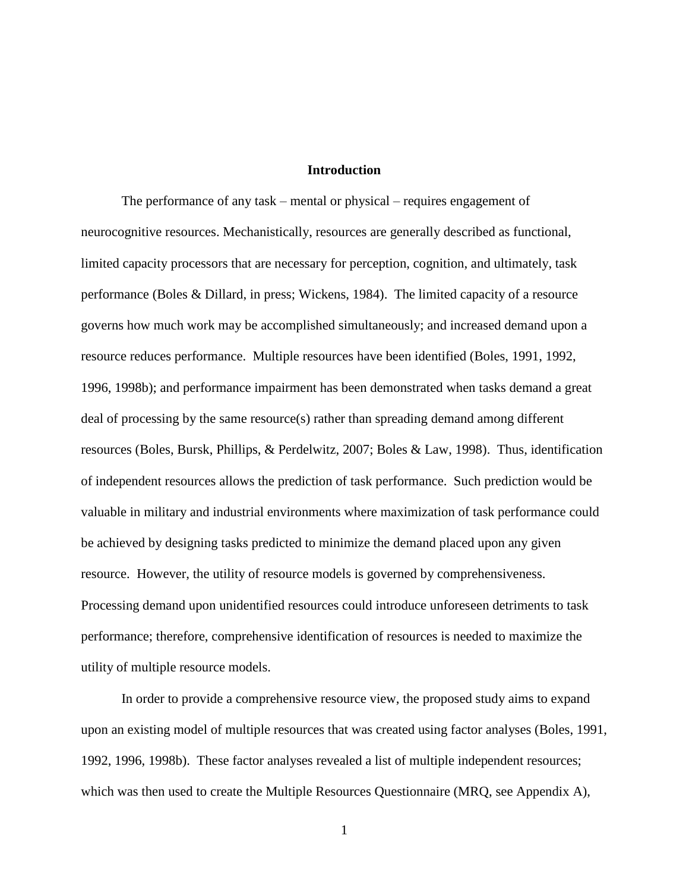# Introduction

The performance of any task – mental or physical – requires engagement of neurocognitive resources. Mechanistically, resources are generally described as functional, limited capacity processors that are necessary for perception, cognition, and ultimately, task performance (Boles & Dillard, in press; Wickens, 1984). The limited capacity of a resource governs how much work may be accomplished simultaneously; and increased demand upon a resource reduces performance. Multiple resources have been identified (Boles, 1991, 1992, 1996, 1998b); and performance impairment has been demonstrated when tasks demand a great deal of processing by the same resource(s) rather than spreading demand among different resources (Boles, Bursk, Phillips, & Perdelwitz, 2007; Boles & Law, 1998). Thus, identification of independent resources allows the prediction of task performance. Such prediction would be valuable in military and industrial environments where maximization of task performance could be achieved by designing tasks predicted to minimize the demand placed upon any given resource. However, the utility of resource models is governed by comprehensiveness. Processing demand upon unidentified resources could introduce unforeseen detriments to task performance; therefore, comprehensive identification of resources is needed to maximize the utility of multiple resource models.

In order to provide a comprehensive resource view, the proposed study aims to expand upon an existing model of multiple resources that was created using factor analyses (Boles, 1991, 1992, 1996, 1998b). These factor analyses revealed a list of multiple independent resources; which was then used to create the Multiple Resources Questionnaire (MRQ, see Appendix A),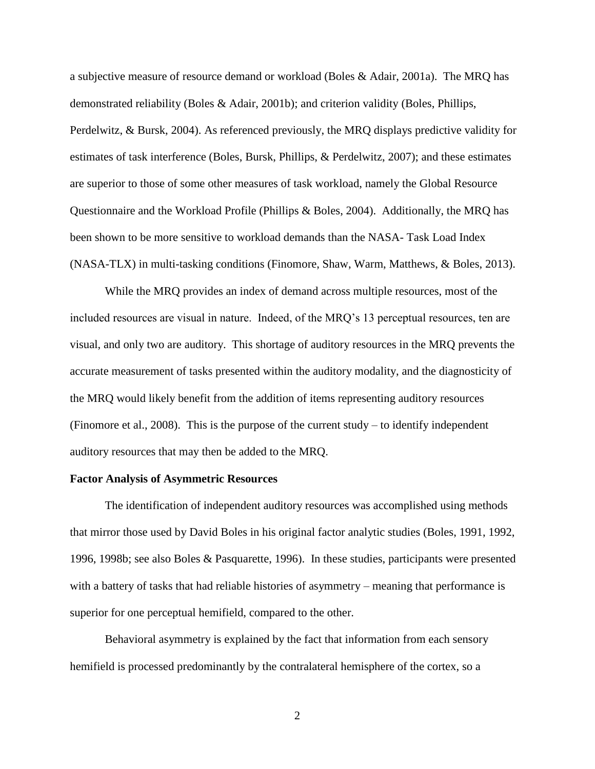a subjective measure of resource demand or workload (Boles & Adair, 2001a). The MRQ has demonstrated reliability (Boles & Adair, 2001b); and criterion validity (Boles, Phillips, Perdelwitz, & Bursk, 2004). As referenced previously, the MRQ displays predictive validity for estimates of task interference (Boles, Bursk, Phillips, & Perdelwitz, 2007); and these estimates are superior to those of some other measures of task workload, namely the Global Resource Questionnaire and the Workload Profile (Phillips & Boles, 2004). Additionally, the MRQ has been shown to be more sensitive to workload demands than the NASA- Task Load Index (NASA-TLX) in multi-tasking conditions (Finomore, Shaw, Warm, Matthews, & Boles, 2013).

While the MRQ provides an index of demand across multiple resources, most of the included resources are visual in nature. Indeed, of the MRQ's 13 perceptual resources, ten are visual, and only two are auditory. This shortage of auditory resources in the MRQ prevents the accurate measurement of tasks presented within the auditory modality, and the diagnosticity of the MRQ would likely benefit from the addition of items representing auditory resources (Finomore et al., 2008). This is the purpose of the current study – to identify independent auditory resources that may then be added to the MRQ.

**Factor Analysis of Asymmetric Resources**

The identification of independent auditory resources was accomplished using methods that mirror those used by David Boles in his original factor analytic studies (Boles, 1991, 1992, 1996, 1998b; see also Boles & Pasquarette, 1996). In these studies, participants were presented with a battery of tasks that had reliable histories of asymmetry – meaning that performance is superior for one perceptual hemifield, compared to the other.

Behavioral asymmetry is explained by the fact that information from each sensory hemifield is processed predominantly by the contralateral hemisphere of the cortex, so a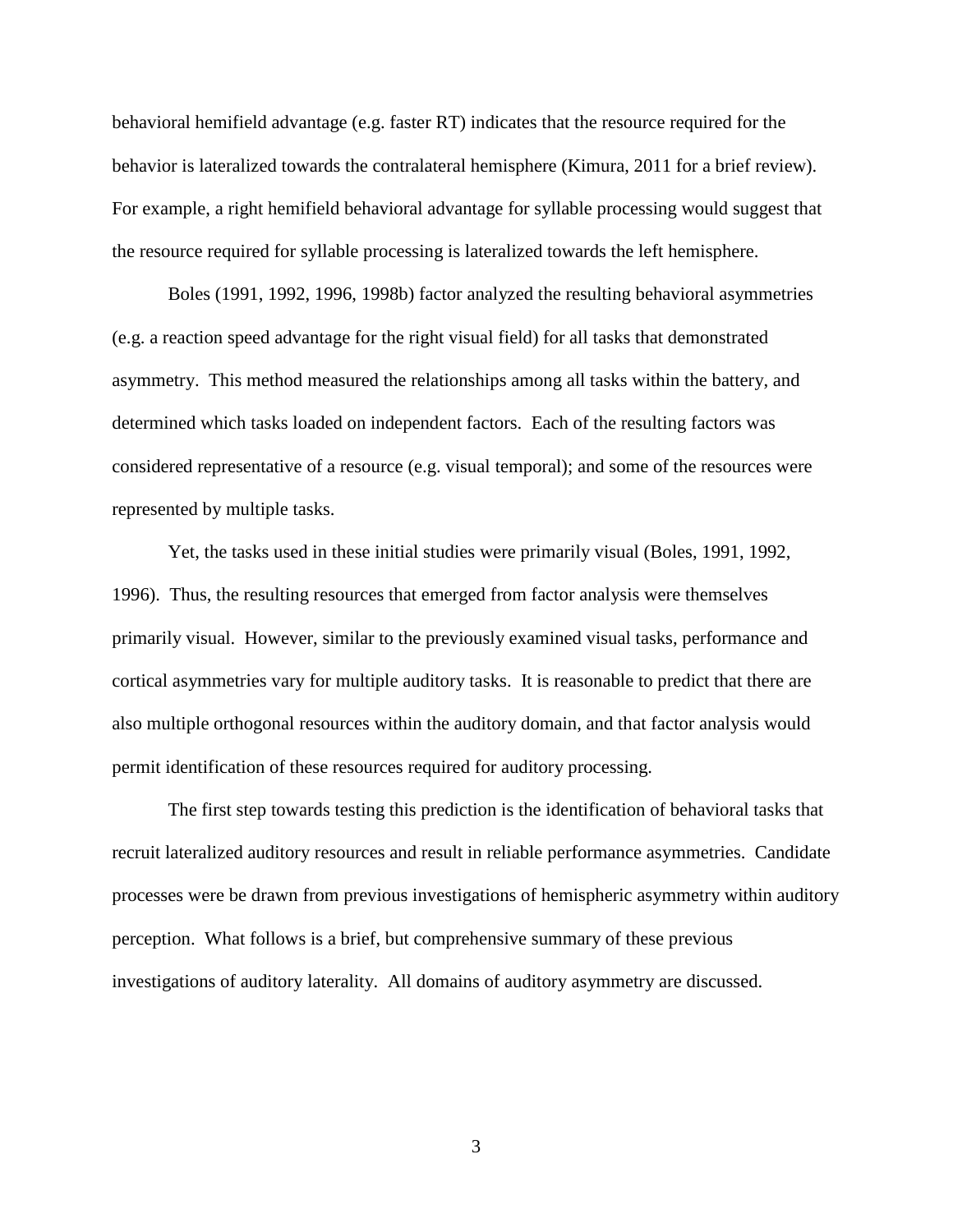behavioral hemifield advantage (e.g. faster RT) indicates that the resource required for the behavior is lateralized towards the contralateral hemisphere (Kimura, 2011 for a brief review). For example, a right hemifield behavioral advantage for syllable processing would suggest that the resource required for syllable processing is lateralized towards the left hemisphere.

Boles (1991, 1992, 1996, 1998b) factor analyzed the resulting behavioral asymmetries (e.g. a reaction speed advantage for the right visual field) for all tasks that demonstrated asymmetry. This method measured the relationships among all tasks within the battery, and determined which tasks loaded on independent factors. Each of the resulting factors was considered representative of a resource (e.g. visual temporal); and some of the resources were represented by multiple tasks.

Yet, the tasks used in these initial studies were primarily visual (Boles, 1991, 1992, 1996). Thus, the resulting resources that emerged from factor analysis were themselves primarily visual. However, similar to the previously examined visual tasks, performance and cortical asymmetries vary for multiple auditory tasks. It is reasonable to predict that there are also multiple orthogonal resources within the auditory domain, and that factor analysis would permit identification of these resources required for auditory processing.

The first step towards testing this prediction is the identification of behavioral tasks that recruit lateralized auditory resources and result in reliable performance asymmetries. Candidate processes were be drawn from previous investigations of hemispheric asymmetry within auditory perception. What follows is a brief, but comprehensive summary of these previous investigations of auditory laterality. All domains of auditory asymmetry are discussed.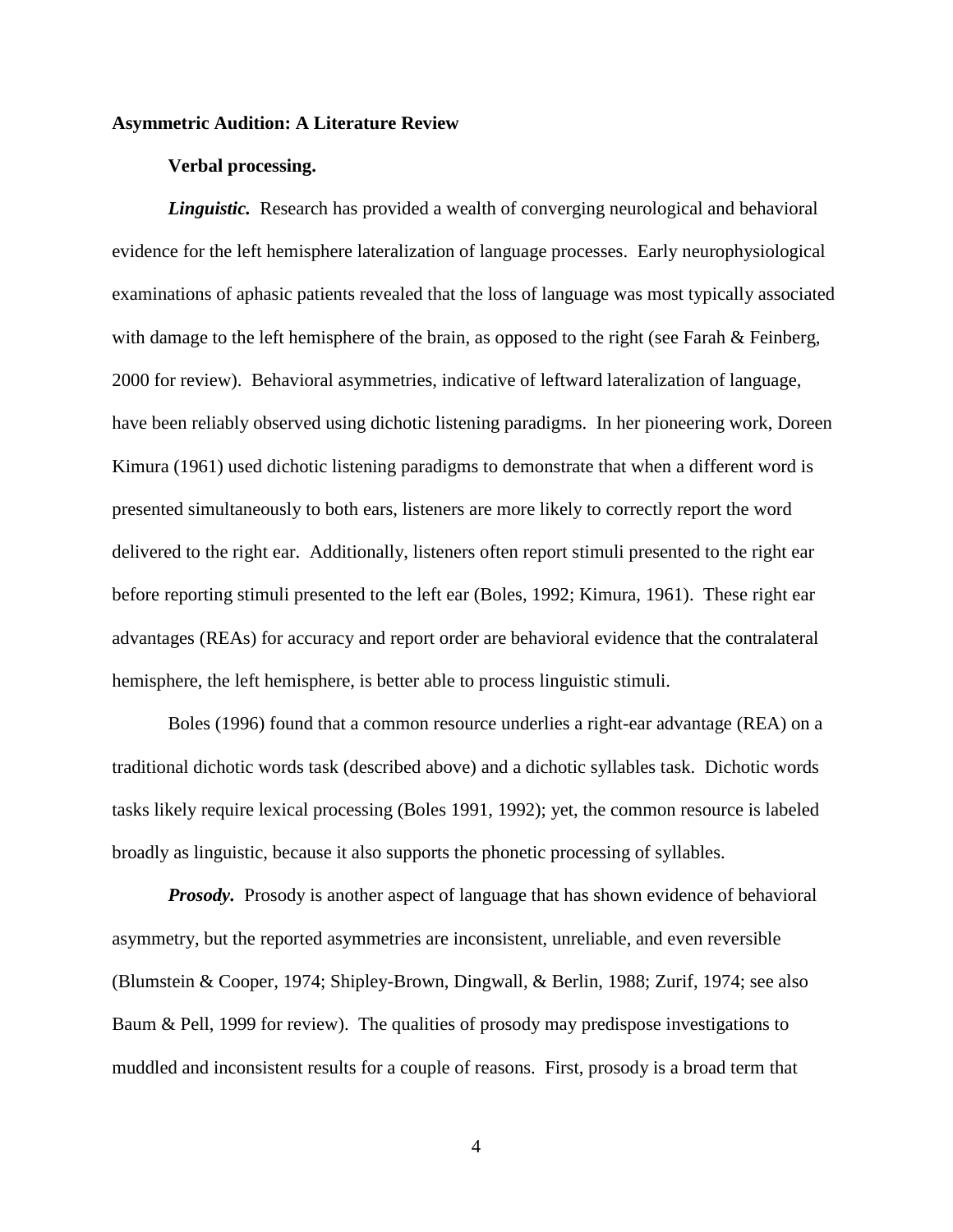## Asymmetric Audition: A Literature Review

### Verbal processing.

***Linguistic.*** Research has provided a wealth of converging neurological and behavioral evidence for the left hemisphere lateralization of language processes. Early neurophysiological examinations of aphasic patients revealed that the loss of language was most typically associated with damage to the left hemisphere of the brain, as opposed to the right (see Farah & Feinberg, 2000 for review). Behavioral asymmetries, indicative of leftward lateralization of language, have been reliably observed using dichotic listening paradigms. In her pioneering work, Doreen Kimura (1961) used dichotic listening paradigms to demonstrate that when a different word is presented simultaneously to both ears, listeners are more likely to correctly report the word delivered to the right ear. Additionally, listeners often report stimuli presented to the right ear before reporting stimuli presented to the left ear (Boles, 1992; Kimura, 1961). These right ear advantages (REAs) for accuracy and report order are behavioral evidence that the contralateral hemisphere, the left hemisphere, is better able to process linguistic stimuli.

Boles (1996) found that a common resource underlies a right-ear advantage (REA) on a traditional dichotic words task (described above) and a dichotic syllables task. Dichotic words tasks likely require lexical processing (Boles 1991, 1992); yet, the common resource is labeled broadly as linguistic, because it also supports the phonetic processing of syllables.

***Prosody.*** Prosody is another aspect of language that has shown evidence of behavioral asymmetry, but the reported asymmetries are inconsistent, unreliable, and even reversible (Blumstein & Cooper, 1974; Shipley-Brown, Dingwall, & Berlin, 1988; Zurif, 1974; see also Baum & Pell, 1999 for review). The qualities of prosody may predispose investigations to muddled and inconsistent results for a couple of reasons. First, prosody is a broad term that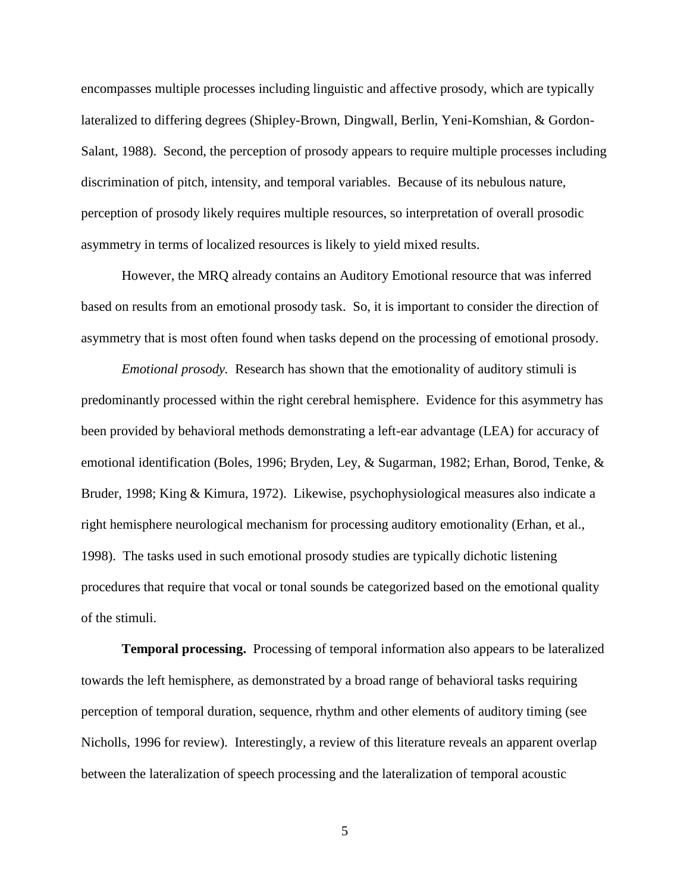encompasses multiple processes including linguistic and affective prosody, which are typically lateralized to differing degrees (Shipley-Brown, Dingwall, Berlin, Yeni-Komshian, & Gordon-Salant, 1988). Second, the perception of prosody appears to require multiple processes including discrimination of pitch, intensity, and temporal variables. Because of its nebulous nature, perception of prosody likely requires multiple resources, so interpretation of overall prosodic asymmetry in terms of localized resources is likely to yield mixed results.

However, the MRQ already contains an Auditory Emotional resource that was inferred based on results from an emotional prosody task. So, it is important to consider the direction of asymmetry that is most often found when tasks depend on the processing of emotional prosody.

*Emotional prosody.* Research has shown that the emotionality of auditory stimuli is predominantly processed within the right cerebral hemisphere. Evidence for this asymmetry has been provided by behavioral methods demonstrating a left-ear advantage (LEA) for accuracy of emotional identification (Boles, 1996; Bryden, Ley, & Sugarman, 1982; Erhan, Borod, Tenke, & Bruder, 1998; King & Kimura, 1972). Likewise, psychophysiological measures also indicate a right hemisphere neurological mechanism for processing auditory emotionality (Erhan, et al., 1998). The tasks used in such emotional prosody studies are typically dichotic listening procedures that require that vocal or tonal sounds be categorized based on the emotional quality of the stimuli.

**Temporal processing.** Processing of temporal information also appears to be lateralized towards the left hemisphere, as demonstrated by a broad range of behavioral tasks requiring perception of temporal duration, sequence, rhythm and other elements of auditory timing (see Nicholls, 1996 for review). Interestingly, a review of this literature reveals an apparent overlap between the lateralization of speech processing and the lateralization of temporal acoustic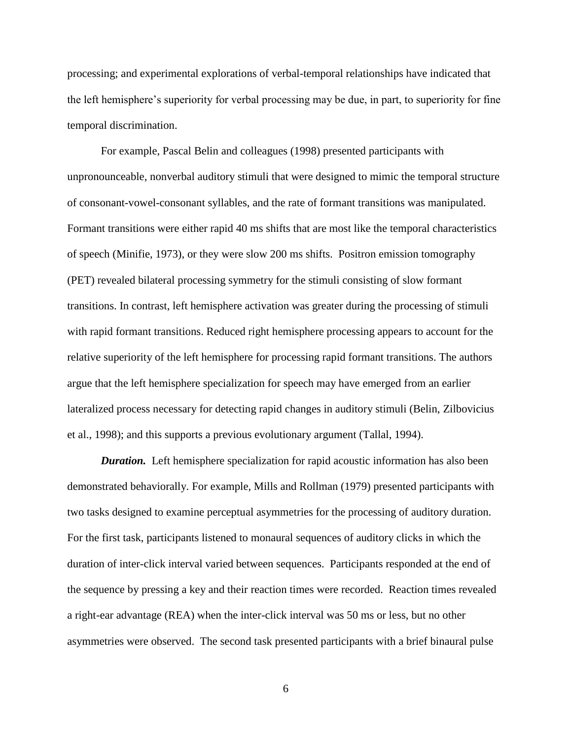processing; and experimental explorations of verbal-temporal relationships have indicated that the left hemisphere's superiority for verbal processing may be due, in part, to superiority for fine temporal discrimination.

For example, Pascal Belin and colleagues (1998) presented participants with unpronounceable, nonverbal auditory stimuli that were designed to mimic the temporal structure of consonant-vowel-consonant syllables, and the rate of formant transitions was manipulated. Formant transitions were either rapid 40 ms shifts that are most like the temporal characteristics of speech (Minifie, 1973), or they were slow 200 ms shifts. Positron emission tomography (PET) revealed bilateral processing symmetry for the stimuli consisting of slow formant transitions. In contrast, left hemisphere activation was greater during the processing of stimuli with rapid formant transitions. Reduced right hemisphere processing appears to account for the relative superiority of the left hemisphere for processing rapid formant transitions. The authors argue that the left hemisphere specialization for speech may have emerged from an earlier lateralized process necessary for detecting rapid changes in auditory stimuli (Belin, Zilbovicius et al., 1998); and this supports a previous evolutionary argument (Tallal, 1994).

***Duration.*** Left hemisphere specialization for rapid acoustic information has also been demonstrated behaviorally. For example, Mills and Rollman (1979) presented participants with two tasks designed to examine perceptual asymmetries for the processing of auditory duration. For the first task, participants listened to monaural sequences of auditory clicks in which the duration of inter-click interval varied between sequences. Participants responded at the end of the sequence by pressing a key and their reaction times were recorded. Reaction times revealed a right-ear advantage (REA) when the inter-click interval was 50 ms or less, but no other asymmetries were observed. The second task presented participants with a brief binaural pulse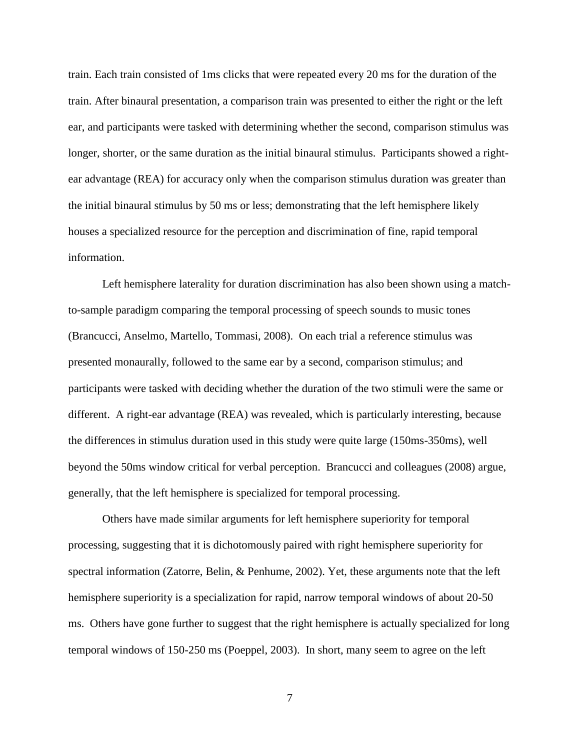train. Each train consisted of 1ms clicks that were repeated every 20 ms for the duration of the train. After binaural presentation, a comparison train was presented to either the right or the left ear, and participants were tasked with determining whether the second, comparison stimulus was longer, shorter, or the same duration as the initial binaural stimulus. Participants showed a right-ear advantage (REA) for accuracy only when the comparison stimulus duration was greater than the initial binaural stimulus by 50 ms or less; demonstrating that the left hemisphere likely houses a specialized resource for the perception and discrimination of fine, rapid temporal information.

Left hemisphere laterality for duration discrimination has also been shown using a match-to-sample paradigm comparing the temporal processing of speech sounds to music tones (Brancucci, Anselmo, Martello, Tommasi, 2008). On each trial a reference stimulus was presented monaurally, followed to the same ear by a second, comparison stimulus; and participants were tasked with deciding whether the duration of the two stimuli were the same or different. A right-ear advantage (REA) was revealed, which is particularly interesting, because the differences in stimulus duration used in this study were quite large (150ms-350ms), well beyond the 50ms window critical for verbal perception. Brancucci and colleagues (2008) argue, generally, that the left hemisphere is specialized for temporal processing.

Others have made similar arguments for left hemisphere superiority for temporal processing, suggesting that it is dichotomously paired with right hemisphere superiority for spectral information (Zatorre, Belin, & Penhume, 2002). Yet, these arguments note that the left hemisphere superiority is a specialization for rapid, narrow temporal windows of about 20-50 ms. Others have gone further to suggest that the right hemisphere is actually specialized for long temporal windows of 150-250 ms (Poeppel, 2003). In short, many seem to agree on the left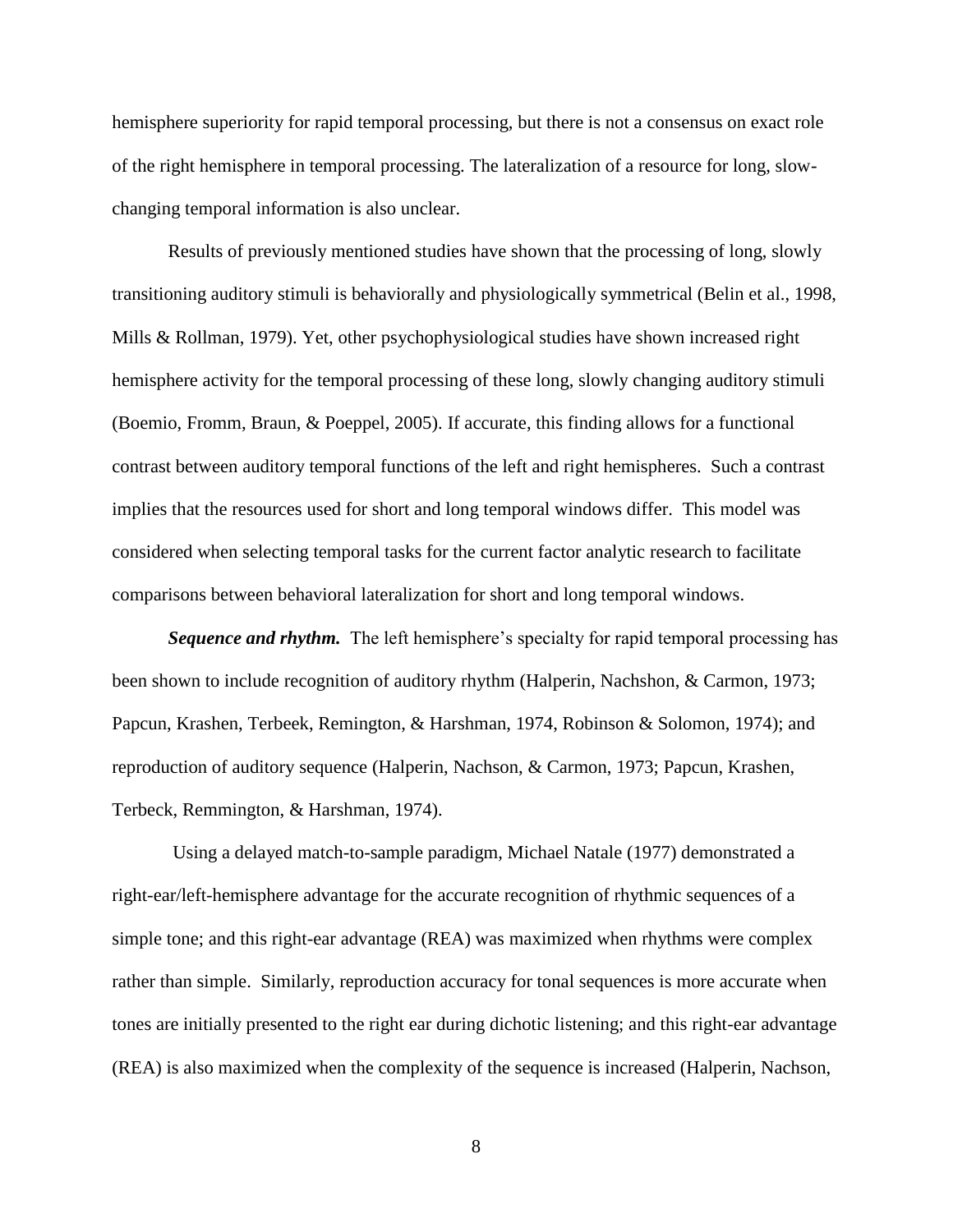hemisphere superiority for rapid temporal processing, but there is not a consensus on exact role of the right hemisphere in temporal processing. The lateralization of a resource for long, slow-changing temporal information is also unclear.

Results of previously mentioned studies have shown that the processing of long, slowly transitioning auditory stimuli is behaviorally and physiologically symmetrical (Belin et al., 1998, Mills & Rollman, 1979). Yet, other psychophysiological studies have shown increased right hemisphere activity for the temporal processing of these long, slowly changing auditory stimuli (Boemio, Fromm, Braun, & Poeppel, 2005). If accurate, this finding allows for a functional contrast between auditory temporal functions of the left and right hemispheres. Such a contrast implies that the resources used for short and long temporal windows differ. This model was considered when selecting temporal tasks for the current factor analytic research to facilitate comparisons between behavioral lateralization for short and long temporal windows.

***Sequence and rhythm.*** The left hemisphere's specialty for rapid temporal processing has been shown to include recognition of auditory rhythm (Halperin, Nachshon, & Carmon, 1973; Papcun, Krashen, Terbeek, Remington, & Harshman, 1974, Robinson & Solomon, 1974); and reproduction of auditory sequence (Halperin, Nachson, & Carmon, 1973; Papcun, Krashen, Terbeck, Remmington, & Harshman, 1974).

Using a delayed match-to-sample paradigm, Michael Natale (1977) demonstrated a right-ear/left-hemisphere advantage for the accurate recognition of rhythmic sequences of a simple tone; and this right-ear advantage (REA) was maximized when rhythms were complex rather than simple. Similarly, reproduction accuracy for tonal sequences is more accurate when tones are initially presented to the right ear during dichotic listening; and this right-ear advantage (REA) is also maximized when the complexity of the sequence is increased (Halperin, Nachson,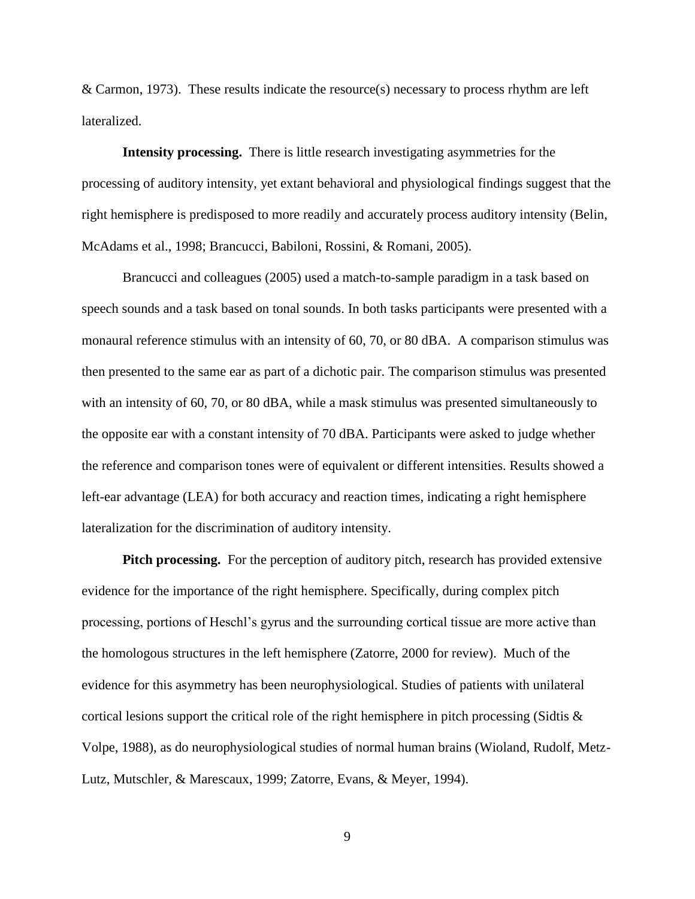& Carmon, 1973). These results indicate the resource(s) necessary to process rhythm are left lateralized.

**Intensity processing.** There is little research investigating asymmetries for the processing of auditory intensity, yet extant behavioral and physiological findings suggest that the right hemisphere is predisposed to more readily and accurately process auditory intensity (Belin, McAdams et al., 1998; Brancucci, Babiloni, Rossini, & Romani, 2005).

Brancucci and colleagues (2005) used a match-to-sample paradigm in a task based on speech sounds and a task based on tonal sounds. In both tasks participants were presented with a monaural reference stimulus with an intensity of 60, 70, or 80 dBA. A comparison stimulus was then presented to the same ear as part of a dichotic pair. The comparison stimulus was presented with an intensity of 60, 70, or 80 dBA, while a mask stimulus was presented simultaneously to the opposite ear with a constant intensity of 70 dBA. Participants were asked to judge whether the reference and comparison tones were of equivalent or different intensities. Results showed a left-ear advantage (LEA) for both accuracy and reaction times, indicating a right hemisphere lateralization for the discrimination of auditory intensity.

**Pitch processing.** For the perception of auditory pitch, research has provided extensive evidence for the importance of the right hemisphere. Specifically, during complex pitch processing, portions of Heschl's gyrus and the surrounding cortical tissue are more active than the homologous structures in the left hemisphere (Zatorre, 2000 for review). Much of the evidence for this asymmetry has been neurophysiological. Studies of patients with unilateral cortical lesions support the critical role of the right hemisphere in pitch processing (Sidtis & Volpe, 1988), as do neurophysiological studies of normal human brains (Wioland, Rudolf, Metz-Lutz, Mutschler, & Marescaux, 1999; Zatorre, Evans, & Meyer, 1994).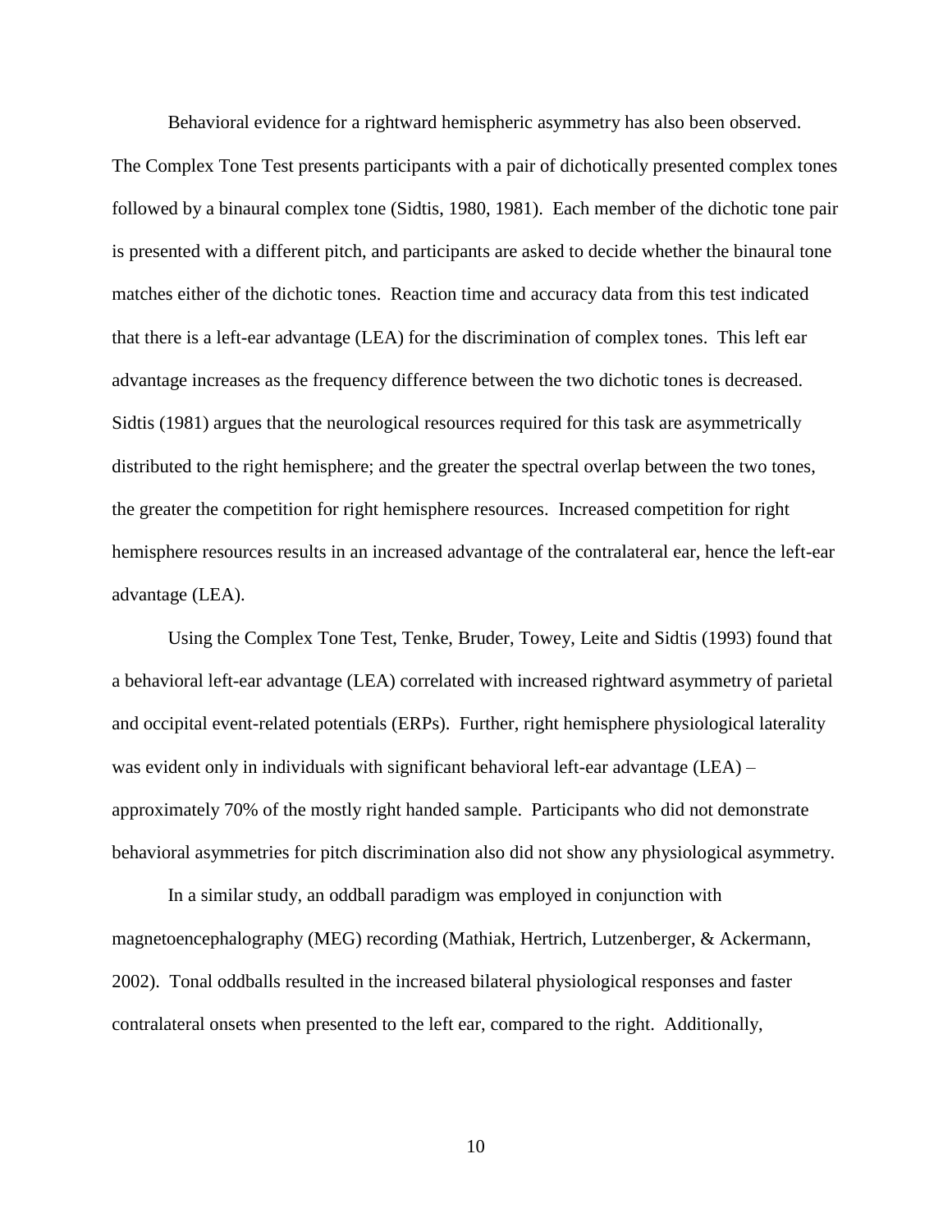Behavioral evidence for a rightward hemispheric asymmetry has also been observed. The Complex Tone Test presents participants with a pair of dichotically presented complex tones followed by a binaural complex tone (Sidtis, 1980, 1981). Each member of the dichotic tone pair is presented with a different pitch, and participants are asked to decide whether the binaural tone matches either of the dichotic tones. Reaction time and accuracy data from this test indicated that there is a left-ear advantage (LEA) for the discrimination of complex tones. This left ear advantage increases as the frequency difference between the two dichotic tones is decreased. Sidtis (1981) argues that the neurological resources required for this task are asymmetrically distributed to the right hemisphere; and the greater the spectral overlap between the two tones, the greater the competition for right hemisphere resources. Increased competition for right hemisphere resources results in an increased advantage of the contralateral ear, hence the left-ear advantage (LEA).

Using the Complex Tone Test, Tenke, Bruder, Towey, Leite and Sidtis (1993) found that a behavioral left-ear advantage (LEA) correlated with increased rightward asymmetry of parietal and occipital event-related potentials (ERPs). Further, right hemisphere physiological laterality was evident only in individuals with significant behavioral left-ear advantage (LEA) – approximately 70% of the mostly right handed sample. Participants who did not demonstrate behavioral asymmetries for pitch discrimination also did not show any physiological asymmetry.

In a similar study, an oddball paradigm was employed in conjunction with magnetoencephalography (MEG) recording (Mathiak, Hertrich, Lutzenberger, & Ackermann, 2002). Tonal oddballs resulted in the increased bilateral physiological responses and faster contralateral onsets when presented to the left ear, compared to the right. Additionally,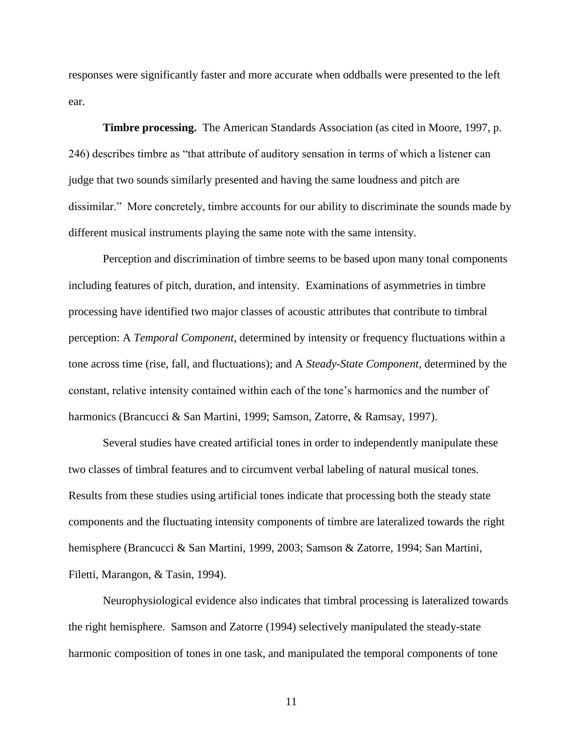responses were significantly faster and more accurate when oddballs were presented to the left ear.

**Timbre processing.** The American Standards Association (as cited in Moore, 1997, p. 246) describes timbre as "that attribute of auditory sensation in terms of which a listener can judge that two sounds similarly presented and having the same loudness and pitch are dissimilar." More concretely, timbre accounts for our ability to discriminate the sounds made by different musical instruments playing the same note with the same intensity.

Perception and discrimination of timbre seems to be based upon many tonal components including features of pitch, duration, and intensity. Examinations of asymmetries in timbre processing have identified two major classes of acoustic attributes that contribute to timbral perception: A *Temporal Component*, determined by intensity or frequency fluctuations within a tone across time (rise, fall, and fluctuations); and A *Steady-State Component*, determined by the constant, relative intensity contained within each of the tone's harmonics and the number of harmonics (Brancucci & San Martini, 1999; Samson, Zatorre, & Ramsay, 1997).

Several studies have created artificial tones in order to independently manipulate these two classes of timbral features and to circumvent verbal labeling of natural musical tones. Results from these studies using artificial tones indicate that processing both the steady state components and the fluctuating intensity components of timbre are lateralized towards the right hemisphere (Brancucci & San Martini, 1999, 2003; Samson & Zatorre, 1994; San Martini, Filetti, Marangon, & Tasin, 1994).

Neurophysiological evidence also indicates that timbral processing is lateralized towards the right hemisphere. Samson and Zatorre (1994) selectively manipulated the steady-state harmonic composition of tones in one task, and manipulated the temporal components of tone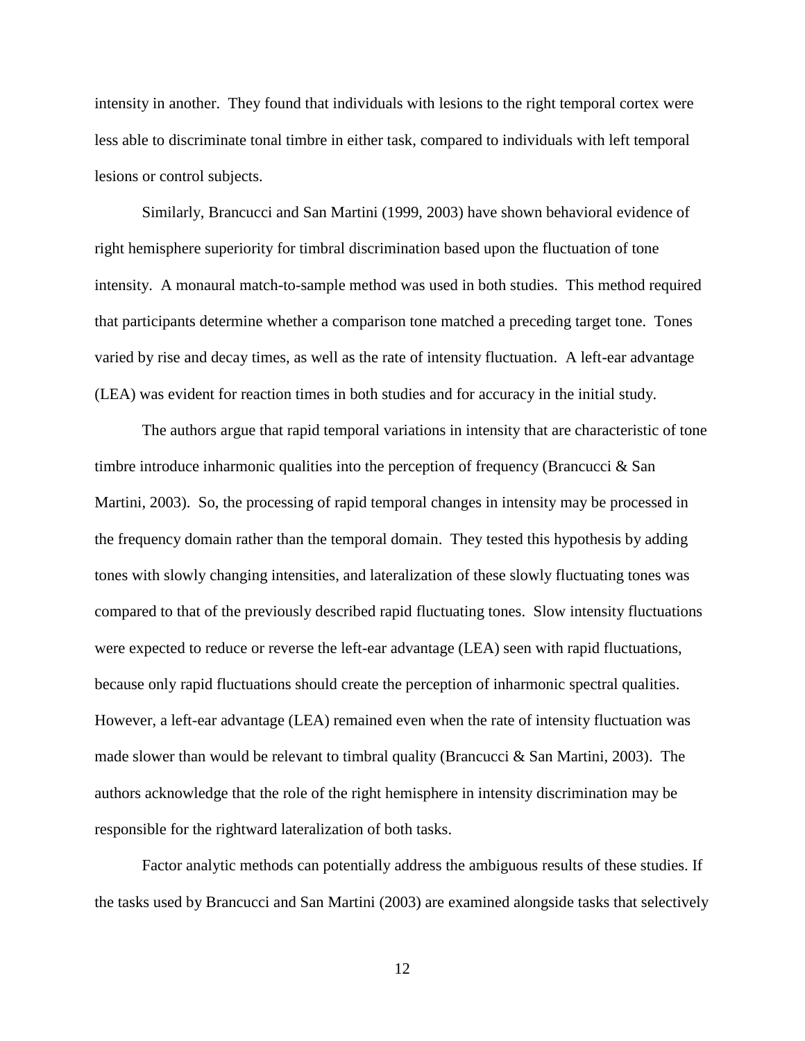intensity in another. They found that individuals with lesions to the right temporal cortex were less able to discriminate tonal timbre in either task, compared to individuals with left temporal lesions or control subjects.

Similarly, Brancucci and San Martini (1999, 2003) have shown behavioral evidence of right hemisphere superiority for timbral discrimination based upon the fluctuation of tone intensity. A monaural match-to-sample method was used in both studies. This method required that participants determine whether a comparison tone matched a preceding target tone. Tones varied by rise and decay times, as well as the rate of intensity fluctuation. A left-ear advantage (LEA) was evident for reaction times in both studies and for accuracy in the initial study.

The authors argue that rapid temporal variations in intensity that are characteristic of tone timbre introduce inharmonic qualities into the perception of frequency (Brancucci & San Martini, 2003). So, the processing of rapid temporal changes in intensity may be processed in the frequency domain rather than the temporal domain. They tested this hypothesis by adding tones with slowly changing intensities, and lateralization of these slowly fluctuating tones was compared to that of the previously described rapid fluctuating tones. Slow intensity fluctuations were expected to reduce or reverse the left-ear advantage (LEA) seen with rapid fluctuations, because only rapid fluctuations should create the perception of inharmonic spectral qualities. However, a left-ear advantage (LEA) remained even when the rate of intensity fluctuation was made slower than would be relevant to timbral quality (Brancucci & San Martini, 2003). The authors acknowledge that the role of the right hemisphere in intensity discrimination may be responsible for the rightward lateralization of both tasks.

Factor analytic methods can potentially address the ambiguous results of these studies. If the tasks used by Brancucci and San Martini (2003) are examined alongside tasks that selectively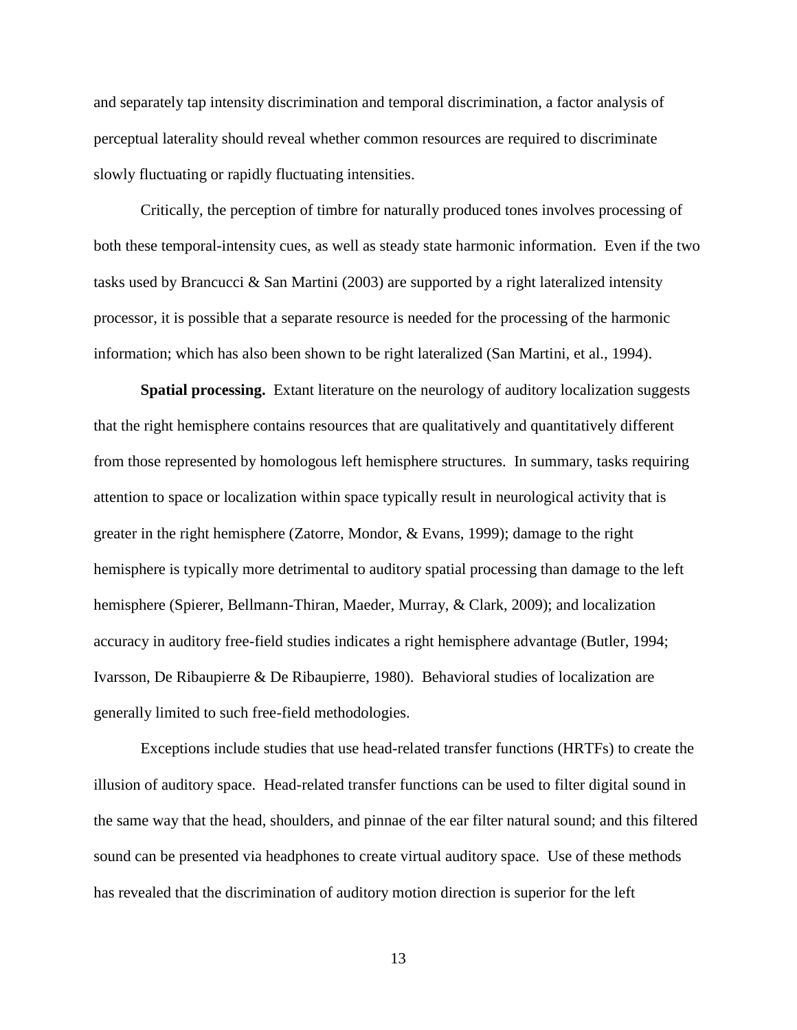and separately tap intensity discrimination and temporal discrimination, a factor analysis of perceptual laterality should reveal whether common resources are required to discriminate slowly fluctuating or rapidly fluctuating intensities.

Critically, the perception of timbre for naturally produced tones involves processing of both these temporal-intensity cues, as well as steady state harmonic information. Even if the two tasks used by Brancucci & San Martini (2003) are supported by a right lateralized intensity processor, it is possible that a separate resource is needed for the processing of the harmonic information; which has also been shown to be right lateralized (San Martini, et al., 1994).

**Spatial processing.** Extant literature on the neurology of auditory localization suggests that the right hemisphere contains resources that are qualitatively and quantitatively different from those represented by homologous left hemisphere structures. In summary, tasks requiring attention to space or localization within space typically result in neurological activity that is greater in the right hemisphere (Zatorre, Mondor, & Evans, 1999); damage to the right hemisphere is typically more detrimental to auditory spatial processing than damage to the left hemisphere (Spierer, Bellmann-Thiran, Maeder, Murray, & Clark, 2009); and localization accuracy in auditory free-field studies indicates a right hemisphere advantage (Butler, 1994; Ivarsson, De Ribaupierre & De Ribaupierre, 1980). Behavioral studies of localization are generally limited to such free-field methodologies.

Exceptions include studies that use head-related transfer functions (HRTFs) to create the illusion of auditory space. Head-related transfer functions can be used to filter digital sound in the same way that the head, shoulders, and pinnae of the ear filter natural sound; and this filtered sound can be presented via headphones to create virtual auditory space. Use of these methods has revealed that the discrimination of auditory motion direction is superior for the left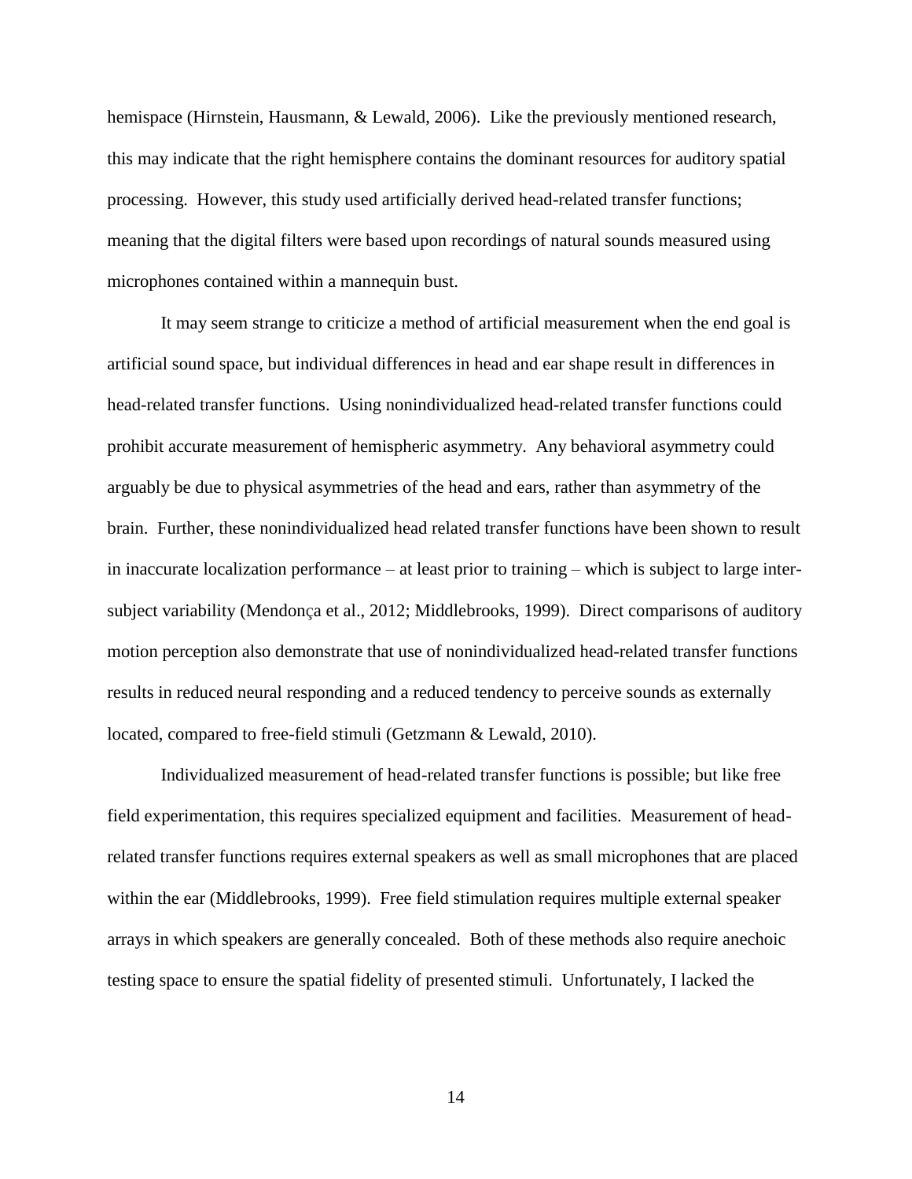hemispace (Hirnstein, Hausmann, & Lewald, 2006). Like the previously mentioned research, this may indicate that the right hemisphere contains the dominant resources for auditory spatial processing. However, this study used artificially derived head-related transfer functions; meaning that the digital filters were based upon recordings of natural sounds measured using microphones contained within a mannequin bust.

It may seem strange to criticize a method of artificial measurement when the end goal is artificial sound space, but individual differences in head and ear shape result in differences in head-related transfer functions. Using nonindividualized head-related transfer functions could prohibit accurate measurement of hemispheric asymmetry. Any behavioral asymmetry could arguably be due to physical asymmetries of the head and ears, rather than asymmetry of the brain. Further, these nonindividualized head related transfer functions have been shown to result in inaccurate localization performance – at least prior to training – which is subject to large inter-subject variability (Mendonça et al., 2012; Middlebrooks, 1999). Direct comparisons of auditory motion perception also demonstrate that use of nonindividualized head-related transfer functions results in reduced neural responding and a reduced tendency to perceive sounds as externally located, compared to free-field stimuli (Getzmann & Lewald, 2010).

Individualized measurement of head-related transfer functions is possible; but like free field experimentation, this requires specialized equipment and facilities. Measurement of head-related transfer functions requires external speakers as well as small microphones that are placed within the ear (Middlebrooks, 1999). Free field stimulation requires multiple external speaker arrays in which speakers are generally concealed. Both of these methods also require anechoic testing space to ensure the spatial fidelity of presented stimuli. Unfortunately, I lacked the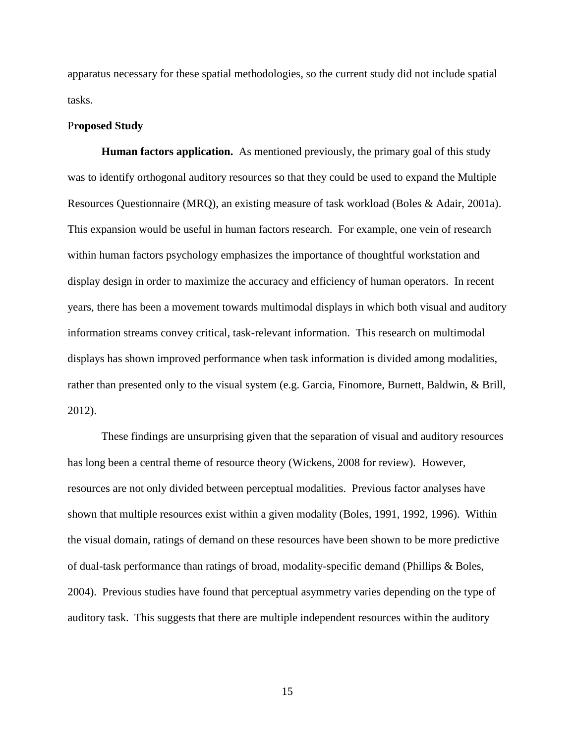apparatus necessary for these spatial methodologies, so the current study did not include spatial tasks.

## Proposed Study

**Human factors application.** As mentioned previously, the primary goal of this study was to identify orthogonal auditory resources so that they could be used to expand the Multiple Resources Questionnaire (MRQ), an existing measure of task workload (Boles & Adair, 2001a). This expansion would be useful in human factors research. For example, one vein of research within human factors psychology emphasizes the importance of thoughtful workstation and display design in order to maximize the accuracy and efficiency of human operators. In recent years, there has been a movement towards multimodal displays in which both visual and auditory information streams convey critical, task-relevant information. This research on multimodal displays has shown improved performance when task information is divided among modalities, rather than presented only to the visual system (e.g. Garcia, Finomore, Burnett, Baldwin, & Brill, 2012).

These findings are unsurprising given that the separation of visual and auditory resources has long been a central theme of resource theory (Wickens, 2008 for review). However, resources are not only divided between perceptual modalities. Previous factor analyses have shown that multiple resources exist within a given modality (Boles, 1991, 1992, 1996). Within the visual domain, ratings of demand on these resources have been shown to be more predictive of dual-task performance than ratings of broad, modality-specific demand (Phillips & Boles, 2004). Previous studies have found that perceptual asymmetry varies depending on the type of auditory task. This suggests that there are multiple independent resources within the auditory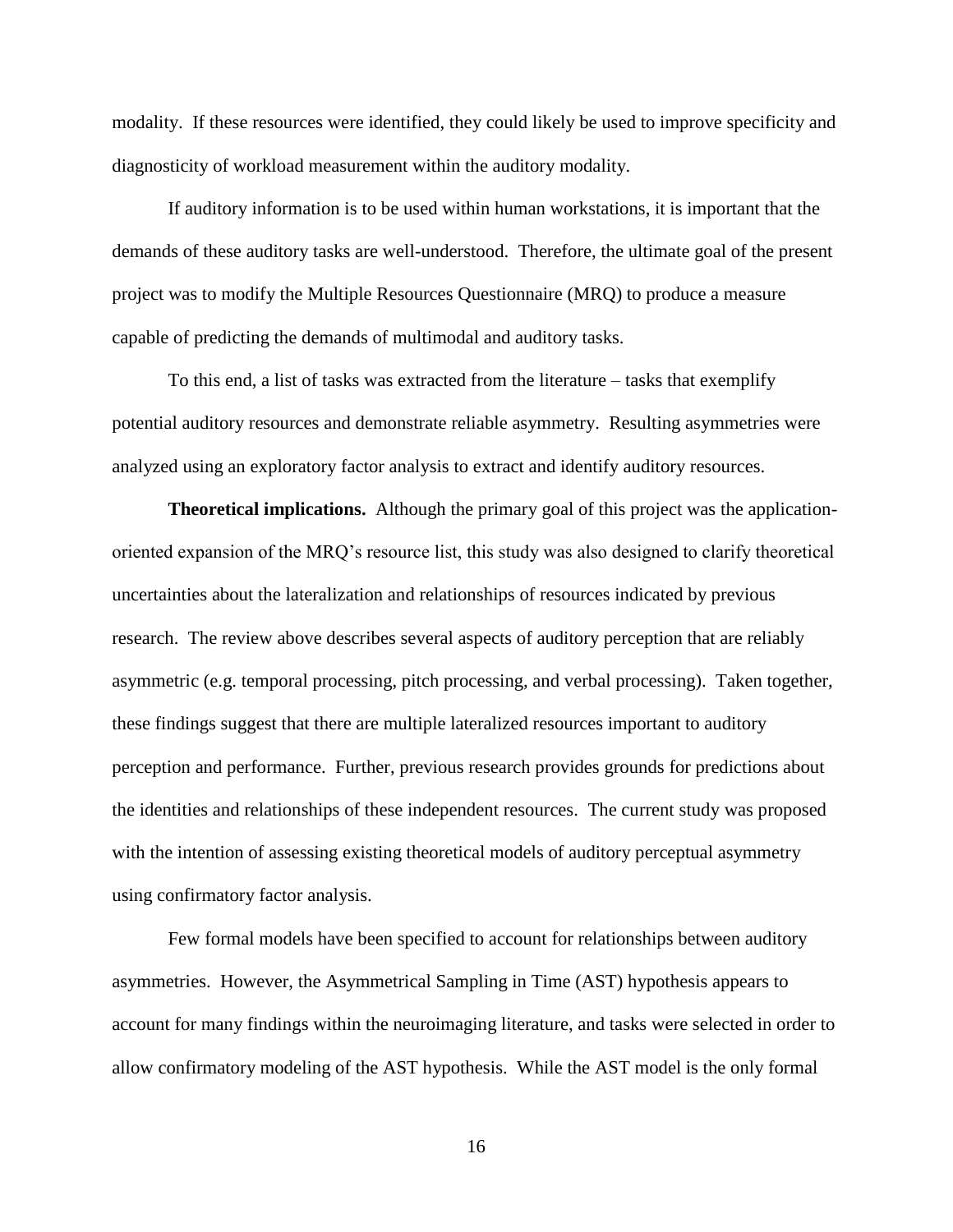modality. If these resources were identified, they could likely be used to improve specificity and diagnosticity of workload measurement within the auditory modality.

If auditory information is to be used within human workstations, it is important that the demands of these auditory tasks are well-understood. Therefore, the ultimate goal of the present project was to modify the Multiple Resources Questionnaire (MRQ) to produce a measure capable of predicting the demands of multimodal and auditory tasks.

To this end, a list of tasks was extracted from the literature – tasks that exemplify potential auditory resources and demonstrate reliable asymmetry. Resulting asymmetries were analyzed using an exploratory factor analysis to extract and identify auditory resources.

**Theoretical implications.** Although the primary goal of this project was the application-oriented expansion of the MRQ's resource list, this study was also designed to clarify theoretical uncertainties about the lateralization and relationships of resources indicated by previous research. The review above describes several aspects of auditory perception that are reliably asymmetric (e.g. temporal processing, pitch processing, and verbal processing). Taken together, these findings suggest that there are multiple lateralized resources important to auditory perception and performance. Further, previous research provides grounds for predictions about the identities and relationships of these independent resources. The current study was proposed with the intention of assessing existing theoretical models of auditory perceptual asymmetry using confirmatory factor analysis.

Few formal models have been specified to account for relationships between auditory asymmetries. However, the Asymmetrical Sampling in Time (AST) hypothesis appears to account for many findings within the neuroimaging literature, and tasks were selected in order to allow confirmatory modeling of the AST hypothesis. While the AST model is the only formal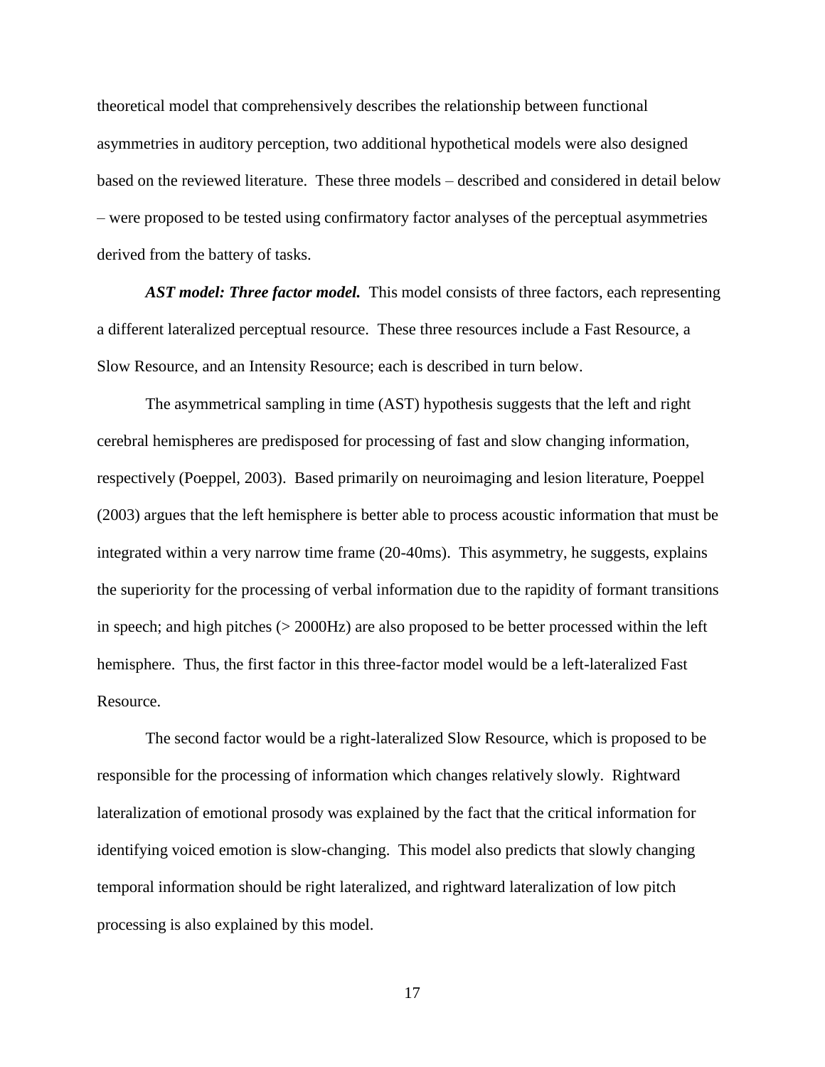theoretical model that comprehensively describes the relationship between functional asymmetries in auditory perception, two additional hypothetical models were also designed based on the reviewed literature. These three models – described and considered in detail below – were proposed to be tested using confirmatory factor analyses of the perceptual asymmetries derived from the battery of tasks.

***AST model: Three factor model.*** This model consists of three factors, each representing a different lateralized perceptual resource. These three resources include a Fast Resource, a Slow Resource, and an Intensity Resource; each is described in turn below.

The asymmetrical sampling in time (AST) hypothesis suggests that the left and right cerebral hemispheres are predisposed for processing of fast and slow changing information, respectively (Poeppel, 2003). Based primarily on neuroimaging and lesion literature, Poeppel (2003) argues that the left hemisphere is better able to process acoustic information that must be integrated within a very narrow time frame (20-40ms). This asymmetry, he suggests, explains the superiority for the processing of verbal information due to the rapidity of formant transitions in speech; and high pitches (> 2000Hz) are also proposed to be better processed within the left hemisphere. Thus, the first factor in this three-factor model would be a left-lateralized Fast Resource.

The second factor would be a right-lateralized Slow Resource, which is proposed to be responsible for the processing of information which changes relatively slowly. Rightward lateralization of emotional prosody was explained by the fact that the critical information for identifying voiced emotion is slow-changing. This model also predicts that slowly changing temporal information should be right lateralized, and rightward lateralization of low pitch processing is also explained by this model.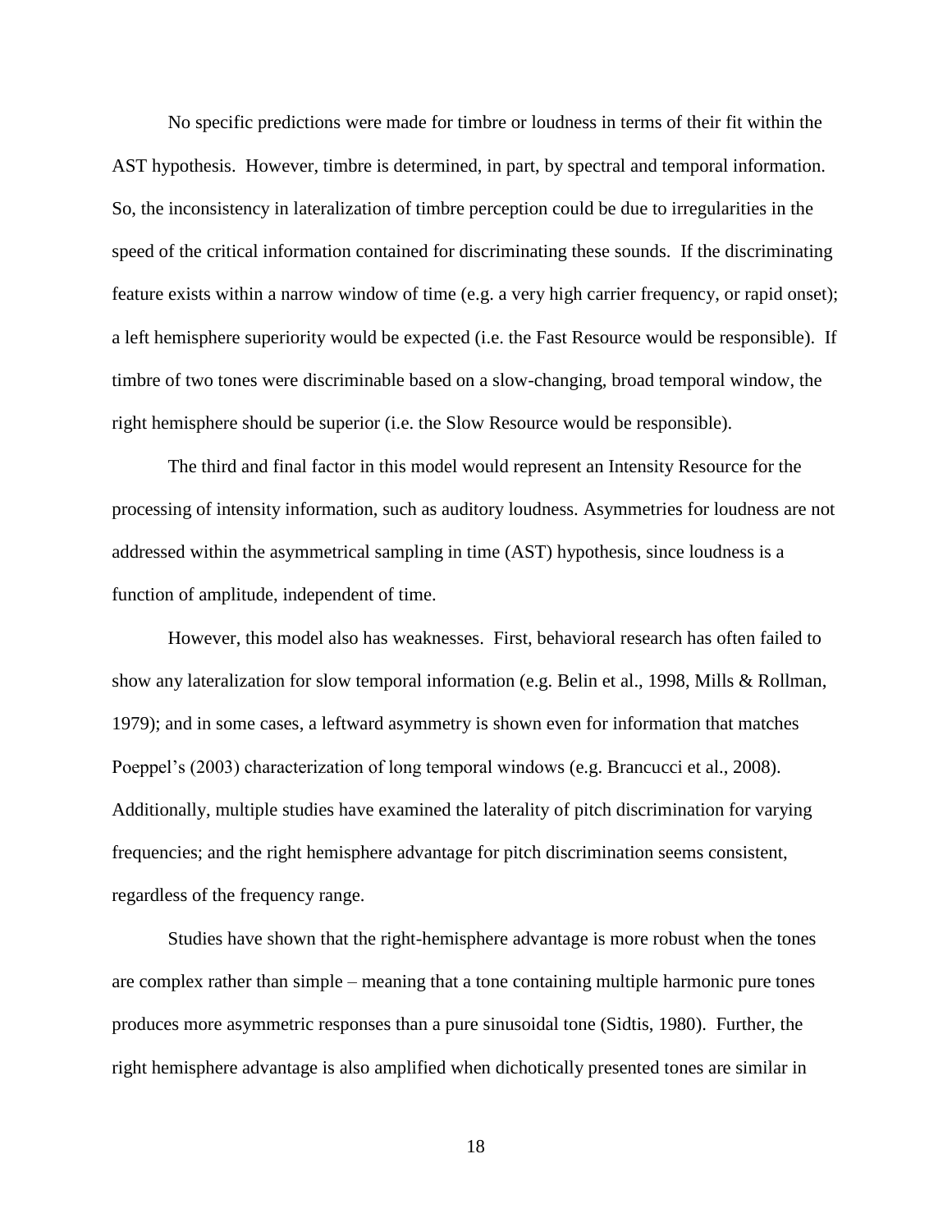No specific predictions were made for timbre or loudness in terms of their fit within the AST hypothesis. However, timbre is determined, in part, by spectral and temporal information. So, the inconsistency in lateralization of timbre perception could be due to irregularities in the speed of the critical information contained for discriminating these sounds. If the discriminating feature exists within a narrow window of time (e.g. a very high carrier frequency, or rapid onset); a left hemisphere superiority would be expected (i.e. the Fast Resource would be responsible). If timbre of two tones were discriminable based on a slow-changing, broad temporal window, the right hemisphere should be superior (i.e. the Slow Resource would be responsible).

The third and final factor in this model would represent an Intensity Resource for the processing of intensity information, such as auditory loudness. Asymmetries for loudness are not addressed within the asymmetrical sampling in time (AST) hypothesis, since loudness is a function of amplitude, independent of time.

However, this model also has weaknesses. First, behavioral research has often failed to show any lateralization for slow temporal information (e.g. Belin et al., 1998, Mills & Rollman, 1979); and in some cases, a leftward asymmetry is shown even for information that matches Poeppel's (2003) characterization of long temporal windows (e.g. Brancucci et al., 2008). Additionally, multiple studies have examined the laterality of pitch discrimination for varying frequencies; and the right hemisphere advantage for pitch discrimination seems consistent, regardless of the frequency range.

Studies have shown that the right-hemisphere advantage is more robust when the tones are complex rather than simple – meaning that a tone containing multiple harmonic pure tones produces more asymmetric responses than a pure sinusoidal tone (Sidtis, 1980). Further, the right hemisphere advantage is also amplified when dichotically presented tones are similar in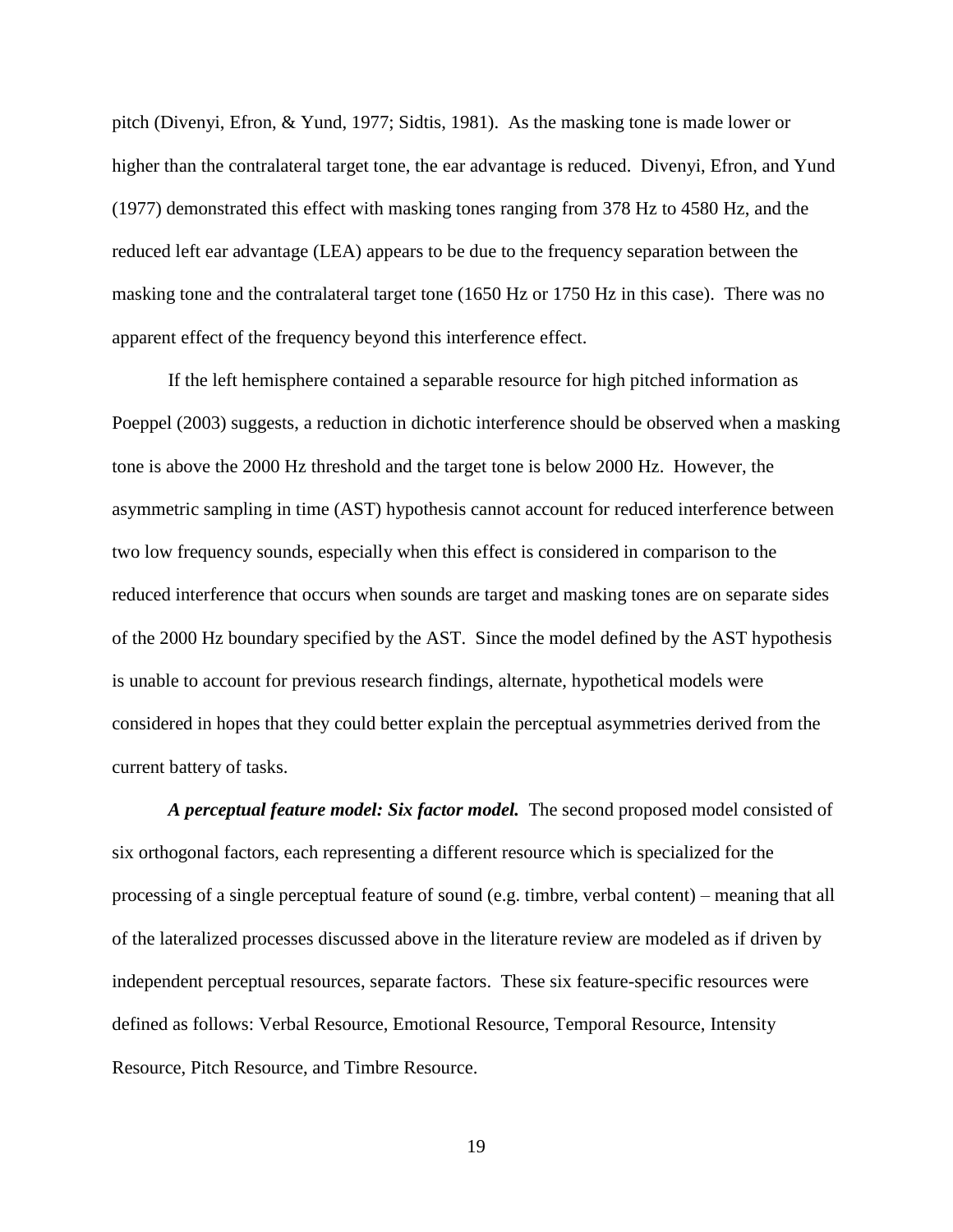pitch (Divenyi, Efron, & Yund, 1977; Sidtis, 1981). As the masking tone is made lower or higher than the contralateral target tone, the ear advantage is reduced. Divenyi, Efron, and Yund (1977) demonstrated this effect with masking tones ranging from 378 Hz to 4580 Hz, and the reduced left ear advantage (LEA) appears to be due to the frequency separation between the masking tone and the contralateral target tone (1650 Hz or 1750 Hz in this case). There was no apparent effect of the frequency beyond this interference effect.

If the left hemisphere contained a separable resource for high pitched information as Poeppel (2003) suggests, a reduction in dichotic interference should be observed when a masking tone is above the 2000 Hz threshold and the target tone is below 2000 Hz. However, the asymmetric sampling in time (AST) hypothesis cannot account for reduced interference between two low frequency sounds, especially when this effect is considered in comparison to the reduced interference that occurs when sounds are target and masking tones are on separate sides of the 2000 Hz boundary specified by the AST. Since the model defined by the AST hypothesis is unable to account for previous research findings, alternate, hypothetical models were considered in hopes that they could better explain the perceptual asymmetries derived from the current battery of tasks.

***A perceptual feature model: Six factor model.*** The second proposed model consisted of six orthogonal factors, each representing a different resource which is specialized for the processing of a single perceptual feature of sound (e.g. timbre, verbal content) – meaning that all of the lateralized processes discussed above in the literature review are modeled as if driven by independent perceptual resources, separate factors. These six feature-specific resources were defined as follows: Verbal Resource, Emotional Resource, Temporal Resource, Intensity Resource, Pitch Resource, and Timbre Resource.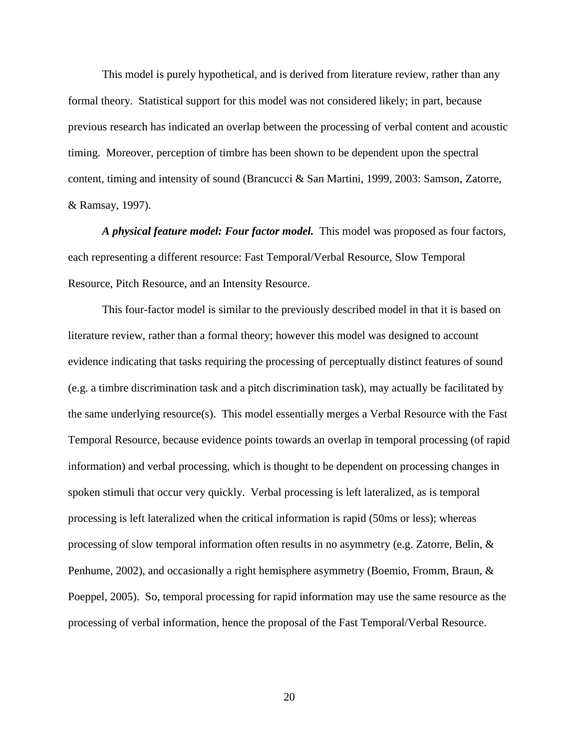This model is purely hypothetical, and is derived from literature review, rather than any formal theory. Statistical support for this model was not considered likely; in part, because previous research has indicated an overlap between the processing of verbal content and acoustic timing. Moreover, perception of timbre has been shown to be dependent upon the spectral content, timing and intensity of sound (Brancucci & San Martini, 1999, 2003: Samson, Zatorre, & Ramsay, 1997).

***A physical feature model: Four factor model.*** This model was proposed as four factors, each representing a different resource: Fast Temporal/Verbal Resource, Slow Temporal Resource, Pitch Resource, and an Intensity Resource.

This four-factor model is similar to the previously described model in that it is based on literature review, rather than a formal theory; however this model was designed to account evidence indicating that tasks requiring the processing of perceptually distinct features of sound (e.g. a timbre discrimination task and a pitch discrimination task), may actually be facilitated by the same underlying resource(s). This model essentially merges a Verbal Resource with the Fast Temporal Resource, because evidence points towards an overlap in temporal processing (of rapid information) and verbal processing, which is thought to be dependent on processing changes in spoken stimuli that occur very quickly. Verbal processing is left lateralized, as is temporal processing is left lateralized when the critical information is rapid (50ms or less); whereas processing of slow temporal information often results in no asymmetry (e.g. Zatorre, Belin, & Penhume, 2002), and occasionally a right hemisphere asymmetry (Boemio, Fromm, Braun, & Poeppel, 2005). So, temporal processing for rapid information may use the same resource as the processing of verbal information, hence the proposal of the Fast Temporal/Verbal Resource.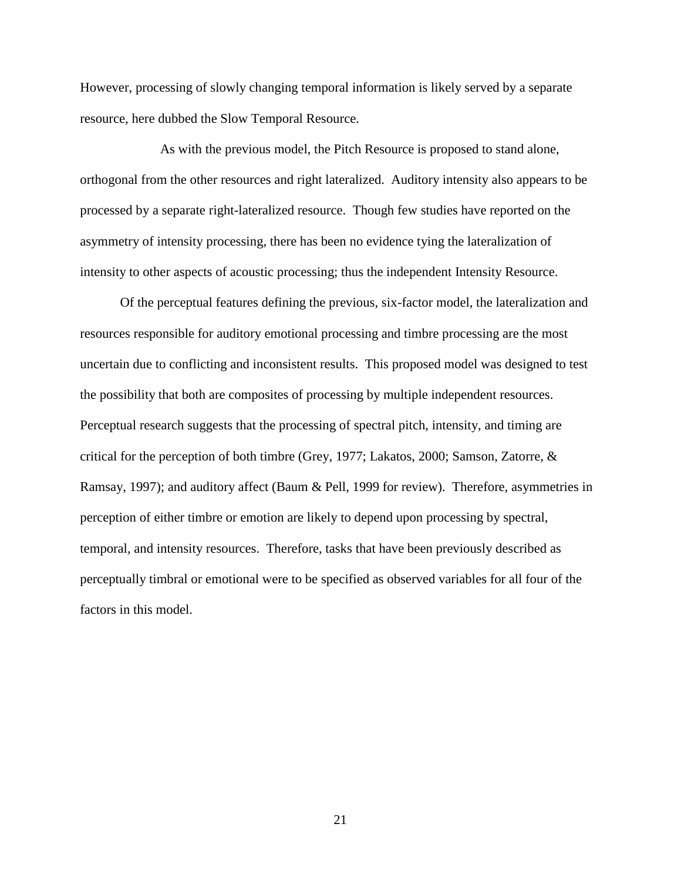However, processing of slowly changing temporal information is likely served by a separate resource, here dubbed the Slow Temporal Resource.

As with the previous model, the Pitch Resource is proposed to stand alone, orthogonal from the other resources and right lateralized. Auditory intensity also appears to be processed by a separate right-lateralized resource. Though few studies have reported on the asymmetry of intensity processing, there has been no evidence tying the lateralization of intensity to other aspects of acoustic processing; thus the independent Intensity Resource.

Of the perceptual features defining the previous, six-factor model, the lateralization and resources responsible for auditory emotional processing and timbre processing are the most uncertain due to conflicting and inconsistent results. This proposed model was designed to test the possibility that both are composites of processing by multiple independent resources. Perceptual research suggests that the processing of spectral pitch, intensity, and timing are critical for the perception of both timbre (Grey, 1977; Lakatos, 2000; Samson, Zatorre, & Ramsay, 1997); and auditory affect (Baum & Pell, 1999 for review). Therefore, asymmetries in perception of either timbre or emotion are likely to depend upon processing by spectral, temporal, and intensity resources. Therefore, tasks that have been previously described as perceptually timbral or emotional were to be specified as observed variables for all four of the factors in this model.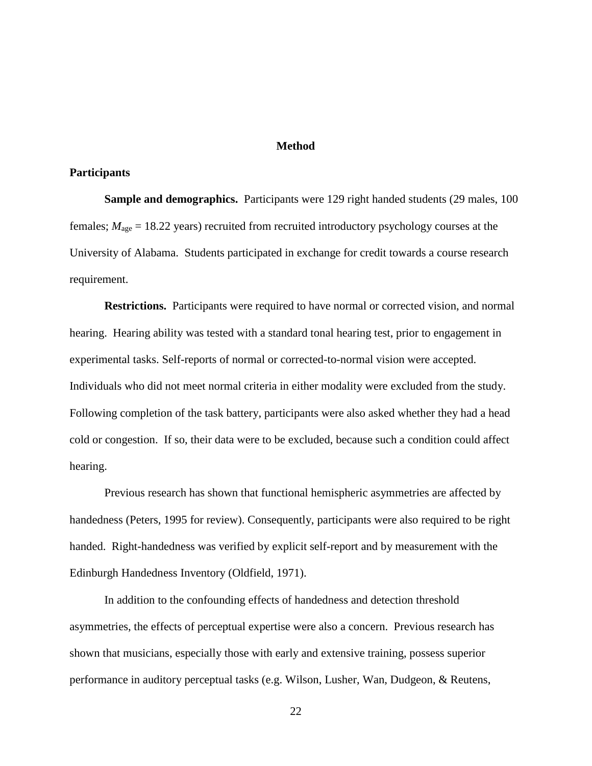# Method

## Participants

**Sample and demographics.** Participants were 129 right handed students (29 males, 100 females; $M_{age}$ = 18.22 years) recruited from recruited introductory psychology courses at the University of Alabama. Students participated in exchange for credit towards a course research requirement.

**Restrictions.** Participants were required to have normal or corrected vision, and normal hearing. Hearing ability was tested with a standard tonal hearing test, prior to engagement in experimental tasks. Self-reports of normal or corrected-to-normal vision were accepted. Individuals who did not meet normal criteria in either modality were excluded from the study. Following completion of the task battery, participants were also asked whether they had a head cold or congestion. If so, their data were to be excluded, because such a condition could affect hearing.

Previous research has shown that functional hemispheric asymmetries are affected by handedness (Peters, 1995 for review). Consequently, participants were also required to be right handed. Right-handedness was verified by explicit self-report and by measurement with the Edinburgh Handedness Inventory (Oldfield, 1971).

In addition to the confounding effects of handedness and detection threshold asymmetries, the effects of perceptual expertise were also a concern. Previous research has shown that musicians, especially those with early and extensive training, possess superior performance in auditory perceptual tasks (e.g. Wilson, Lusher, Wan, Dudgeon, & Reutens,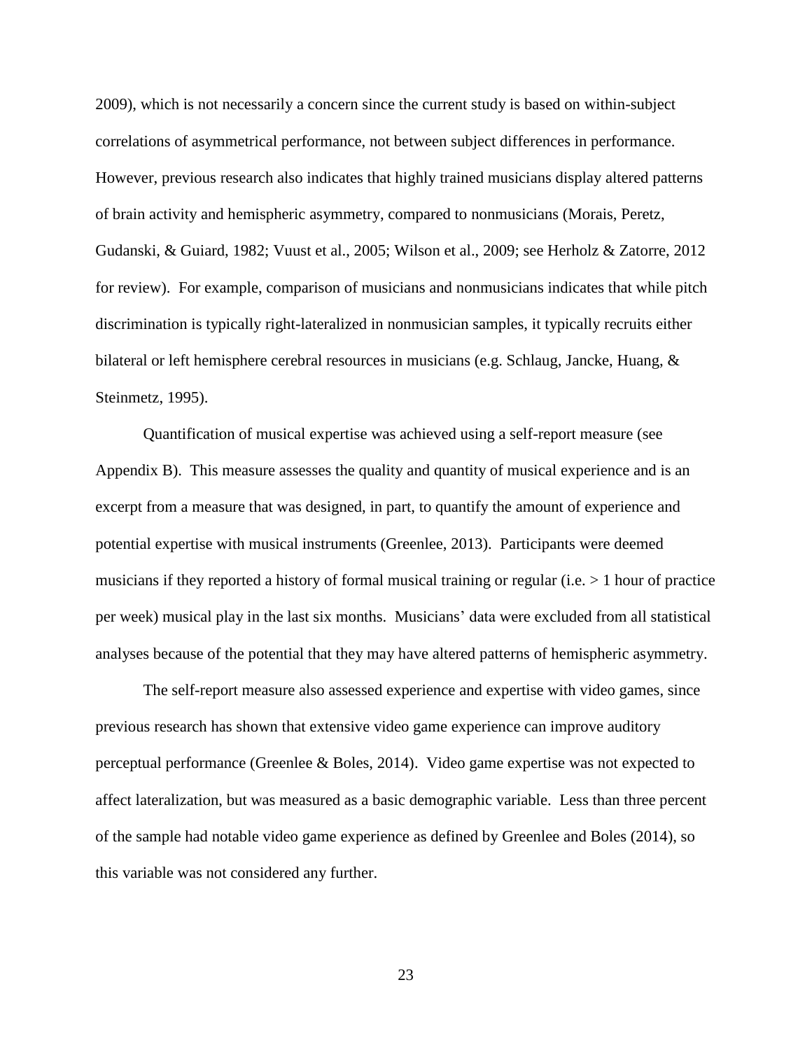2009), which is not necessarily a concern since the current study is based on within-subject correlations of asymmetrical performance, not between subject differences in performance. However, previous research also indicates that highly trained musicians display altered patterns of brain activity and hemispheric asymmetry, compared to nonmusicians (Morais, Peretz, Gudanski, & Guiard, 1982; Vuust et al., 2005; Wilson et al., 2009; see Herholz & Zatorre, 2012 for review). For example, comparison of musicians and nonmusicians indicates that while pitch discrimination is typically right-lateralized in nonmusician samples, it typically recruits either bilateral or left hemisphere cerebral resources in musicians (e.g. Schlaug, Jancke, Huang, & Steinmetz, 1995).

Quantification of musical expertise was achieved using a self-report measure (see Appendix B). This measure assesses the quality and quantity of musical experience and is an excerpt from a measure that was designed, in part, to quantify the amount of experience and potential expertise with musical instruments (Greenlee, 2013). Participants were deemed musicians if they reported a history of formal musical training or regular (i.e. > 1 hour of practice per week) musical play in the last six months. Musicians' data were excluded from all statistical analyses because of the potential that they may have altered patterns of hemispheric asymmetry.

The self-report measure also assessed experience and expertise with video games, since previous research has shown that extensive video game experience can improve auditory perceptual performance (Greenlee & Boles, 2014). Video game expertise was not expected to affect lateralization, but was measured as a basic demographic variable. Less than three percent of the sample had notable video game experience as defined by Greenlee and Boles (2014), so this variable was not considered any further.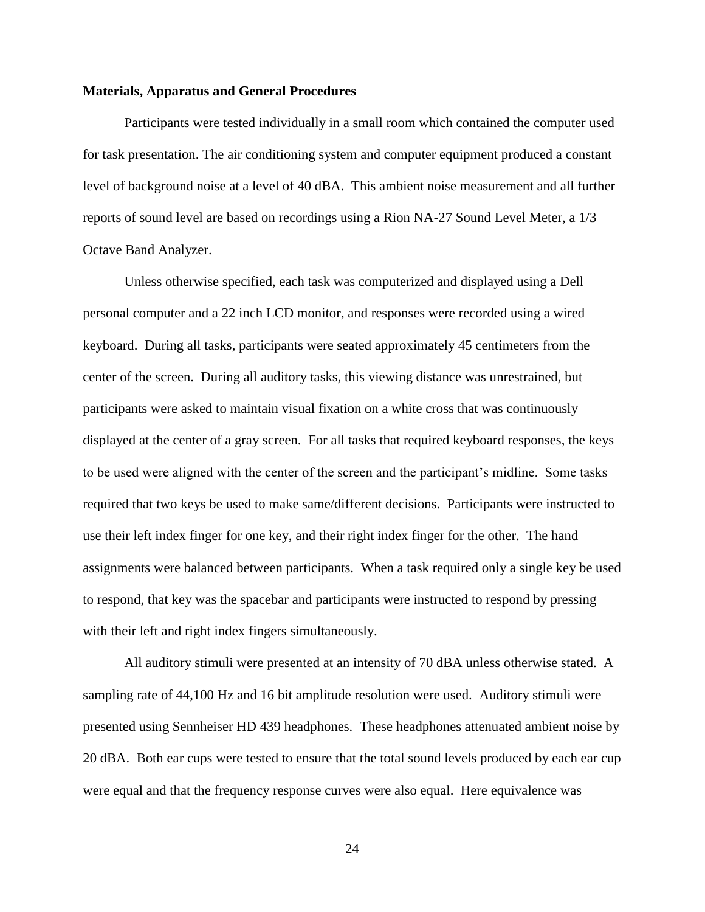**Materials, Apparatus and General Procedures**

Participants were tested individually in a small room which contained the computer used for task presentation. The air conditioning system and computer equipment produced a constant level of background noise at a level of 40 dBA. This ambient noise measurement and all further reports of sound level are based on recordings using a Rion NA-27 Sound Level Meter, a 1/3 Octave Band Analyzer.

Unless otherwise specified, each task was computerized and displayed using a Dell personal computer and a 22 inch LCD monitor, and responses were recorded using a wired keyboard. During all tasks, participants were seated approximately 45 centimeters from the center of the screen. During all auditory tasks, this viewing distance was unrestrained, but participants were asked to maintain visual fixation on a white cross that was continuously displayed at the center of a gray screen. For all tasks that required keyboard responses, the keys to be used were aligned with the center of the screen and the participant's midline. Some tasks required that two keys be used to make same/different decisions. Participants were instructed to use their left index finger for one key, and their right index finger for the other. The hand assignments were balanced between participants. When a task required only a single key be used to respond, that key was the spacebar and participants were instructed to respond by pressing with their left and right index fingers simultaneously.

All auditory stimuli were presented at an intensity of 70 dBA unless otherwise stated. A sampling rate of 44,100 Hz and 16 bit amplitude resolution were used. Auditory stimuli were presented using Sennheiser HD 439 headphones. These headphones attenuated ambient noise by 20 dBA. Both ear cups were tested to ensure that the total sound levels produced by each ear cup were equal and that the frequency response curves were also equal. Here equivalence was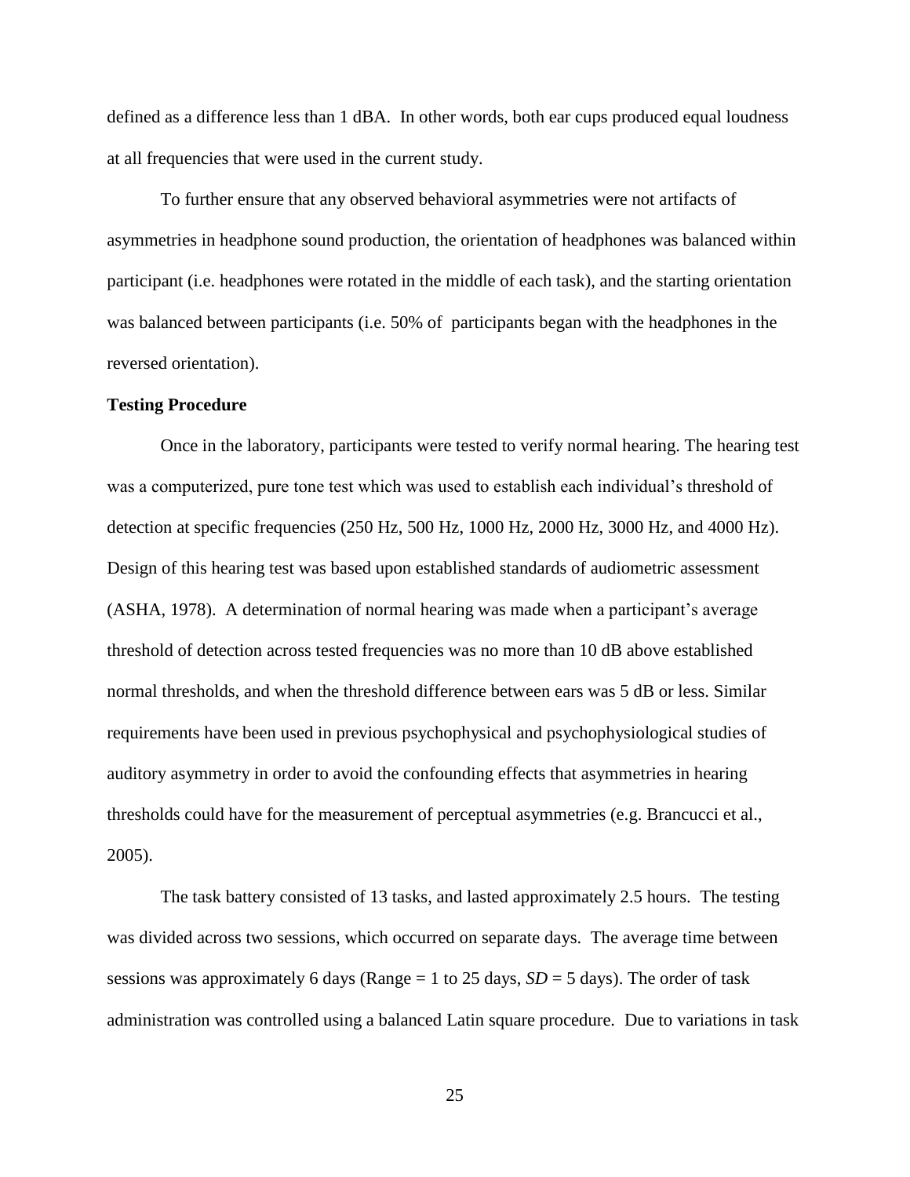defined as a difference less than 1 dBA. In other words, both ear cups produced equal loudness at all frequencies that were used in the current study.

To further ensure that any observed behavioral asymmetries were not artifacts of asymmetries in headphone sound production, the orientation of headphones was balanced within participant (i.e. headphones were rotated in the middle of each task), and the starting orientation was balanced between participants (i.e. 50% of participants began with the headphones in the reversed orientation).

**Testing Procedure**

Once in the laboratory, participants were tested to verify normal hearing. The hearing test was a computerized, pure tone test which was used to establish each individual's threshold of detection at specific frequencies (250 Hz, 500 Hz, 1000 Hz, 2000 Hz, 3000 Hz, and 4000 Hz). Design of this hearing test was based upon established standards of audiometric assessment (ASHA, 1978). A determination of normal hearing was made when a participant's average threshold of detection across tested frequencies was no more than 10 dB above established normal thresholds, and when the threshold difference between ears was 5 dB or less. Similar requirements have been used in previous psychophysical and psychophysiological studies of auditory asymmetry in order to avoid the confounding effects that asymmetries in hearing thresholds could have for the measurement of perceptual asymmetries (e.g. Brancucci et al., 2005).

The task battery consisted of 13 tasks, and lasted approximately 2.5 hours. The testing was divided across two sessions, which occurred on separate days. The average time between sessions was approximately 6 days (Range = 1 to 25 days, *SD* = 5 days). The order of task administration was controlled using a balanced Latin square procedure. Due to variations in task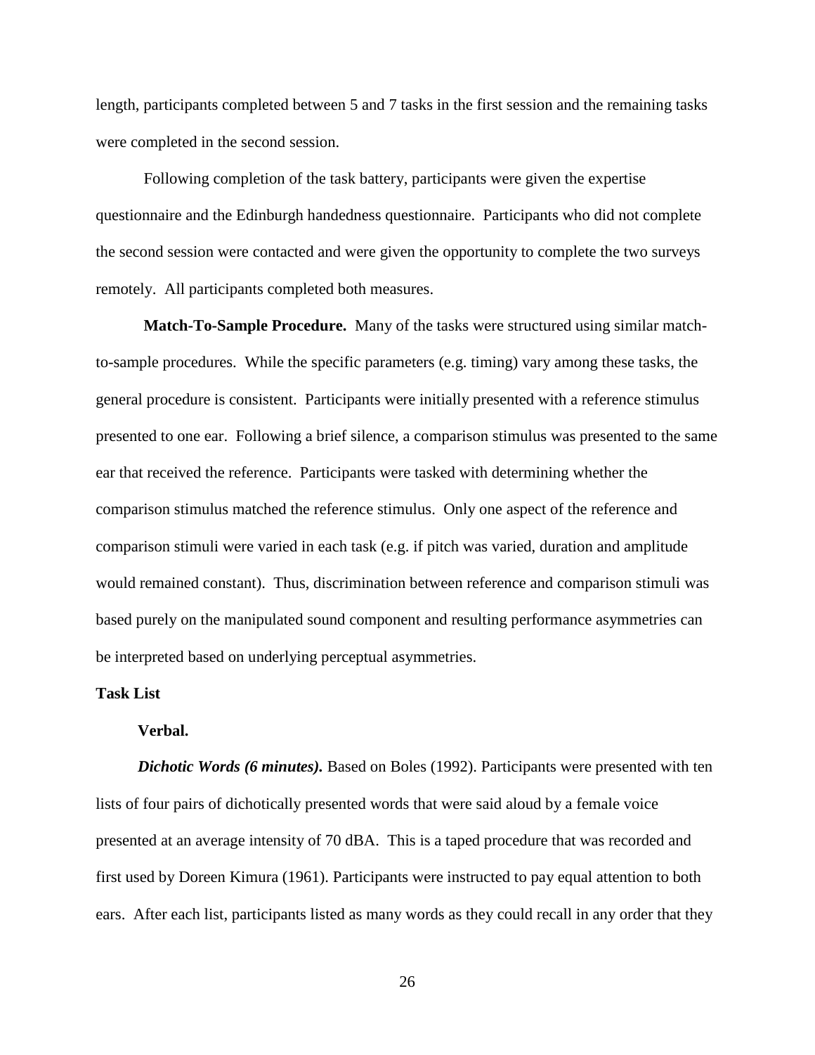length, participants completed between 5 and 7 tasks in the first session and the remaining tasks were completed in the second session.

Following completion of the task battery, participants were given the expertise questionnaire and the Edinburgh handedness questionnaire. Participants who did not complete the second session were contacted and were given the opportunity to complete the two surveys remotely. All participants completed both measures.

**Match-To-Sample Procedure.** Many of the tasks were structured using similar match-to-sample procedures. While the specific parameters (e.g. timing) vary among these tasks, the general procedure is consistent. Participants were initially presented with a reference stimulus presented to one ear. Following a brief silence, a comparison stimulus was presented to the same ear that received the reference. Participants were tasked with determining whether the comparison stimulus matched the reference stimulus. Only one aspect of the reference and comparison stimuli were varied in each task (e.g. if pitch was varied, duration and amplitude would remained constant). Thus, discrimination between reference and comparison stimuli was based purely on the manipulated sound component and resulting performance asymmetries can be interpreted based on underlying perceptual asymmetries.

## Task List

### Verbal.

***Dichotic Words (6 minutes).*** Based on Boles (1992). Participants were presented with ten lists of four pairs of dichotically presented words that were said aloud by a female voice presented at an average intensity of 70 dBA. This is a taped procedure that was recorded and first used by Doreen Kimura (1961). Participants were instructed to pay equal attention to both ears. After each list, participants listed as many words as they could recall in any order that they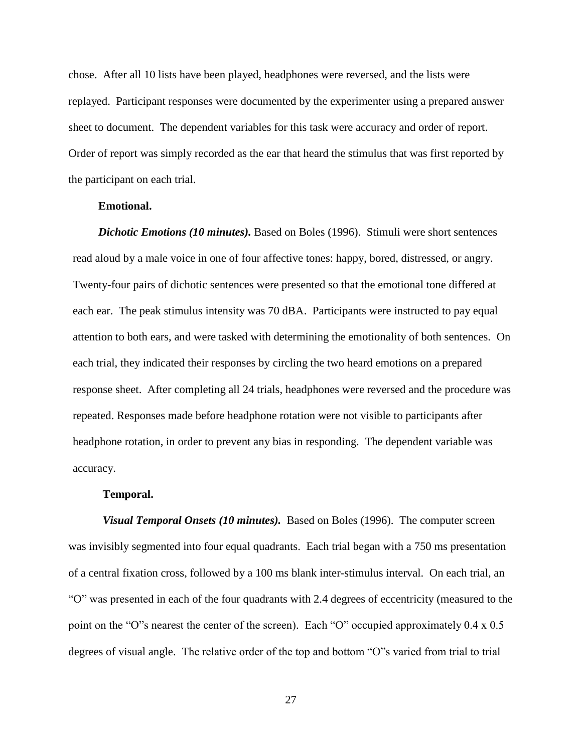chose. After all 10 lists have been played, headphones were reversed, and the lists were replayed. Participant responses were documented by the experimenter using a prepared answer sheet to document. The dependent variables for this task were accuracy and order of report. Order of report was simply recorded as the ear that heard the stimulus that was first reported by the participant on each trial.

**Emotional.**

***Dichotic Emotions (10 minutes).*** Based on Boles (1996). Stimuli were short sentences read aloud by a male voice in one of four affective tones: happy, bored, distressed, or angry. Twenty-four pairs of dichotic sentences were presented so that the emotional tone differed at each ear. The peak stimulus intensity was 70 dBA. Participants were instructed to pay equal attention to both ears, and were tasked with determining the emotionality of both sentences. On each trial, they indicated their responses by circling the two heard emotions on a prepared response sheet. After completing all 24 trials, headphones were reversed and the procedure was repeated. Responses made before headphone rotation were not visible to participants after headphone rotation, in order to prevent any bias in responding. The dependent variable was accuracy.

**Temporal.**

***Visual Temporal Onsets (10 minutes).*** Based on Boles (1996). The computer screen was invisibly segmented into four equal quadrants. Each trial began with a 750 ms presentation of a central fixation cross, followed by a 100 ms blank inter-stimulus interval. On each trial, an "O" was presented in each of the four quadrants with 2.4 degrees of eccentricity (measured to the point on the "O"s nearest the center of the screen). Each "O" occupied approximately 0.4 x 0.5 degrees of visual angle. The relative order of the top and bottom "O"s varied from trial to trial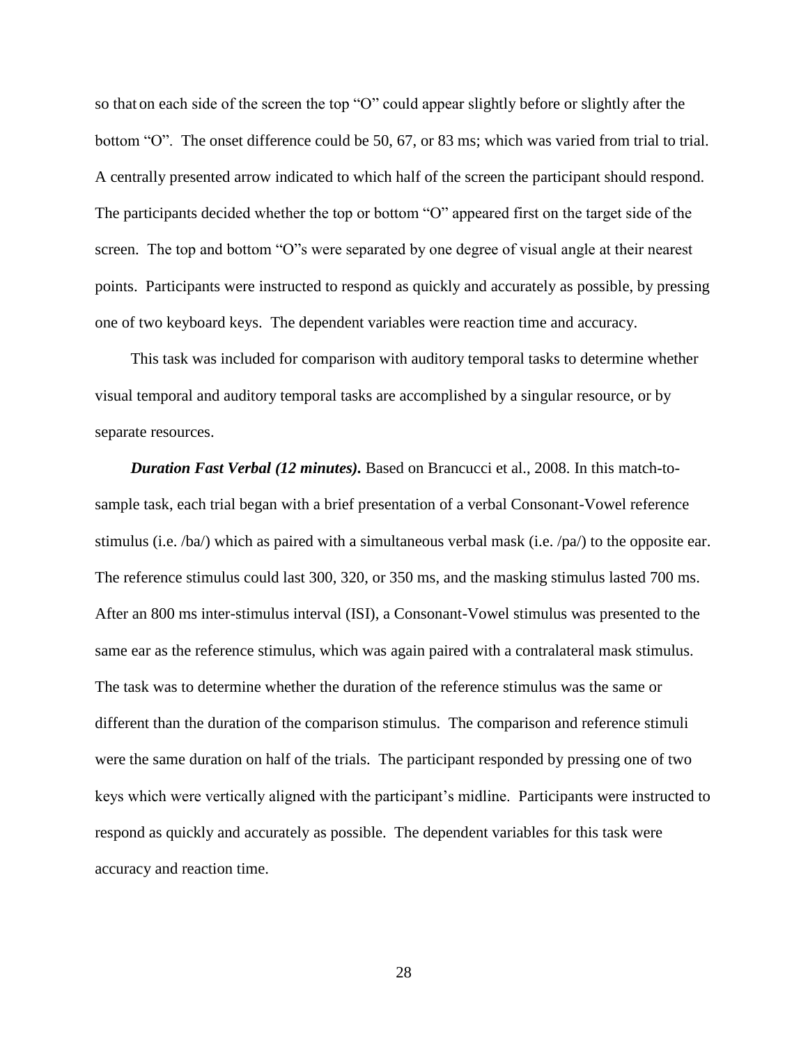so that on each side of the screen the top "O" could appear slightly before or slightly after the bottom "O". The onset difference could be 50, 67, or 83 ms; which was varied from trial to trial. A centrally presented arrow indicated to which half of the screen the participant should respond. The participants decided whether the top or bottom "O" appeared first on the target side of the screen. The top and bottom "O"s were separated by one degree of visual angle at their nearest points. Participants were instructed to respond as quickly and accurately as possible, by pressing one of two keyboard keys. The dependent variables were reaction time and accuracy.

This task was included for comparison with auditory temporal tasks to determine whether visual temporal and auditory temporal tasks are accomplished by a singular resource, or by separate resources.

***Duration Fast Verbal (12 minutes).*** Based on Brancucci et al., 2008. In this match-to-sample task, each trial began with a brief presentation of a verbal Consonant-Vowel reference stimulus (i.e. /ba/) which as paired with a simultaneous verbal mask (i.e. /pa/) to the opposite ear. The reference stimulus could last 300, 320, or 350 ms, and the masking stimulus lasted 700 ms. After an 800 ms inter-stimulus interval (ISI), a Consonant-Vowel stimulus was presented to the same ear as the reference stimulus, which was again paired with a contralateral mask stimulus. The task was to determine whether the duration of the reference stimulus was the same or different than the duration of the comparison stimulus. The comparison and reference stimuli were the same duration on half of the trials. The participant responded by pressing one of two keys which were vertically aligned with the participant's midline. Participants were instructed to respond as quickly and accurately as possible. The dependent variables for this task were accuracy and reaction time.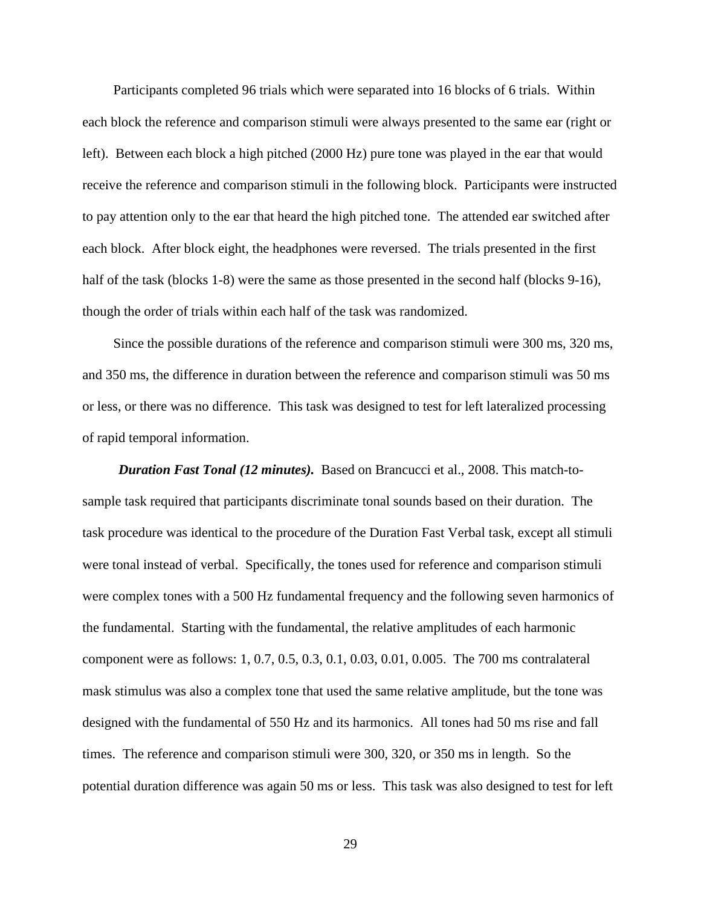Participants completed 96 trials which were separated into 16 blocks of 6 trials. Within each block the reference and comparison stimuli were always presented to the same ear (right or left). Between each block a high pitched (2000 Hz) pure tone was played in the ear that would receive the reference and comparison stimuli in the following block. Participants were instructed to pay attention only to the ear that heard the high pitched tone. The attended ear switched after each block. After block eight, the headphones were reversed. The trials presented in the first half of the task (blocks 1-8) were the same as those presented in the second half (blocks 9-16), though the order of trials within each half of the task was randomized.

Since the possible durations of the reference and comparison stimuli were 300 ms, 320 ms, and 350 ms, the difference in duration between the reference and comparison stimuli was 50 ms or less, or there was no difference. This task was designed to test for left lateralized processing of rapid temporal information.

***Duration Fast Tonal (12 minutes).*** Based on Brancucci et al., 2008. This match-to-sample task required that participants discriminate tonal sounds based on their duration. The task procedure was identical to the procedure of the Duration Fast Verbal task, except all stimuli were tonal instead of verbal. Specifically, the tones used for reference and comparison stimuli were complex tones with a 500 Hz fundamental frequency and the following seven harmonics of the fundamental. Starting with the fundamental, the relative amplitudes of each harmonic component were as follows: 1, 0.7, 0.5, 0.3, 0.1, 0.03, 0.01, 0.005. The 700 ms contralateral mask stimulus was also a complex tone that used the same relative amplitude, but the tone was designed with the fundamental of 550 Hz and its harmonics. All tones had 50 ms rise and fall times. The reference and comparison stimuli were 300, 320, or 350 ms in length. So the potential duration difference was again 50 ms or less. This task was also designed to test for left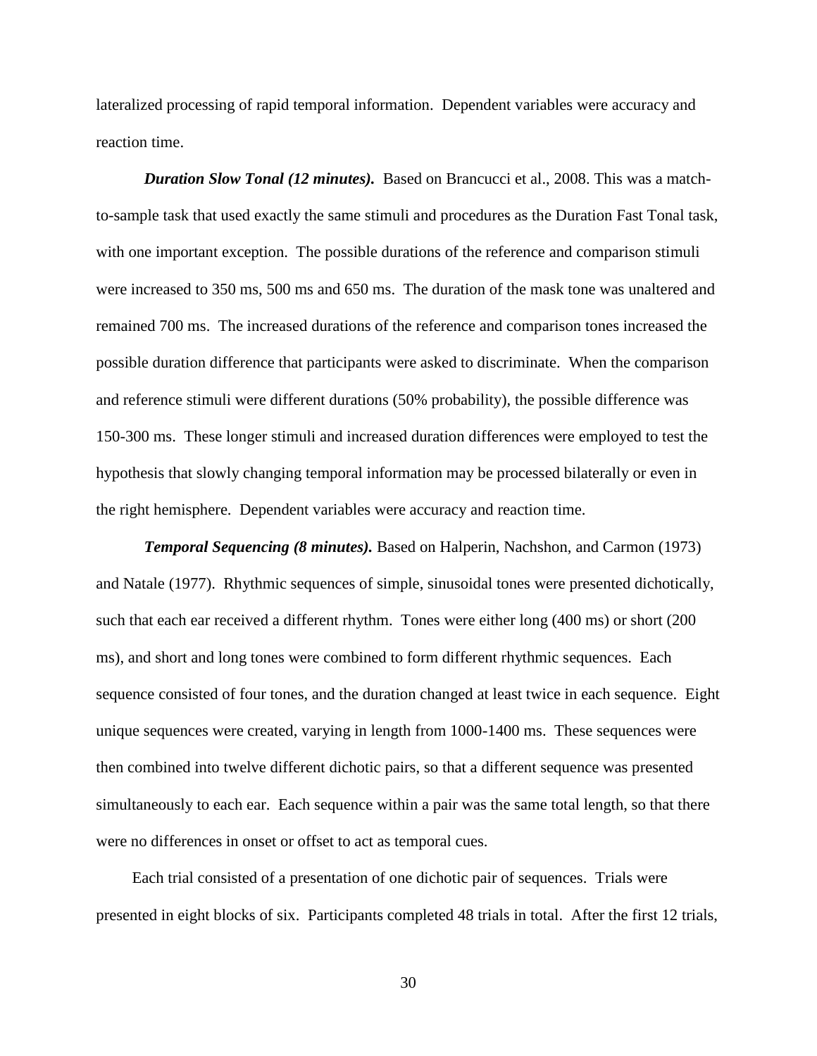lateralized processing of rapid temporal information. Dependent variables were accuracy and reaction time.

***Duration Slow Tonal (12 minutes).*** Based on Brancucci et al., 2008. This was a match-to-sample task that used exactly the same stimuli and procedures as the Duration Fast Tonal task, with one important exception. The possible durations of the reference and comparison stimuli were increased to 350 ms, 500 ms and 650 ms. The duration of the mask tone was unaltered and remained 700 ms. The increased durations of the reference and comparison tones increased the possible duration difference that participants were asked to discriminate. When the comparison and reference stimuli were different durations (50% probability), the possible difference was 150-300 ms. These longer stimuli and increased duration differences were employed to test the hypothesis that slowly changing temporal information may be processed bilaterally or even in the right hemisphere. Dependent variables were accuracy and reaction time.

***Temporal Sequencing (8 minutes).*** Based on Halperin, Nachshon, and Carmon (1973) and Natale (1977). Rhythmic sequences of simple, sinusoidal tones were presented dichotically, such that each ear received a different rhythm. Tones were either long (400 ms) or short (200 ms), and short and long tones were combined to form different rhythmic sequences. Each sequence consisted of four tones, and the duration changed at least twice in each sequence. Eight unique sequences were created, varying in length from 1000-1400 ms. These sequences were then combined into twelve different dichotic pairs, so that a different sequence was presented simultaneously to each ear. Each sequence within a pair was the same total length, so that there were no differences in onset or offset to act as temporal cues.

Each trial consisted of a presentation of one dichotic pair of sequences. Trials were presented in eight blocks of six. Participants completed 48 trials in total. After the first 12 trials,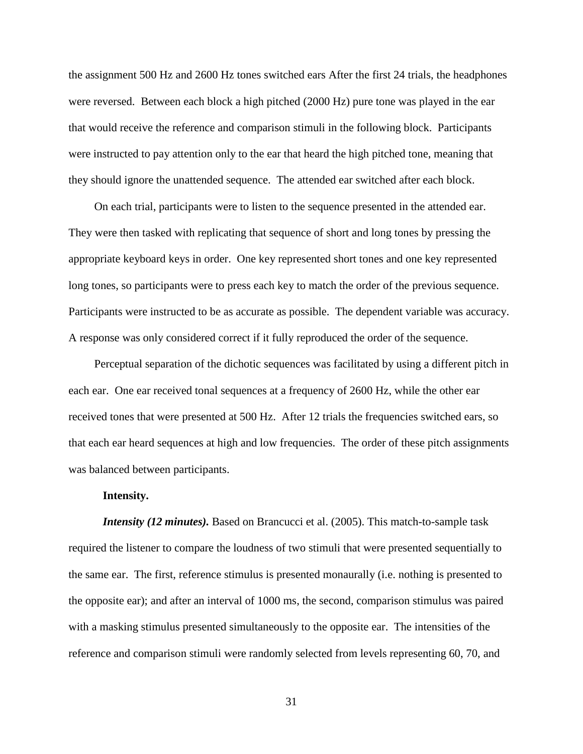the assignment 500 Hz and 2600 Hz tones switched ears After the first 24 trials, the headphones were reversed. Between each block a high pitched (2000 Hz) pure tone was played in the ear that would receive the reference and comparison stimuli in the following block. Participants were instructed to pay attention only to the ear that heard the high pitched tone, meaning that they should ignore the unattended sequence. The attended ear switched after each block.

On each trial, participants were to listen to the sequence presented in the attended ear. They were then tasked with replicating that sequence of short and long tones by pressing the appropriate keyboard keys in order. One key represented short tones and one key represented long tones, so participants were to press each key to match the order of the previous sequence. Participants were instructed to be as accurate as possible. The dependent variable was accuracy. A response was only considered correct if it fully reproduced the order of the sequence.

Perceptual separation of the dichotic sequences was facilitated by using a different pitch in each ear. One ear received tonal sequences at a frequency of 2600 Hz, while the other ear received tones that were presented at 500 Hz. After 12 trials the frequencies switched ears, so that each ear heard sequences at high and low frequencies. The order of these pitch assignments was balanced between participants.

**Intensity.**

***Intensity (12 minutes).*** Based on Brancucci et al. (2005). This match-to-sample task required the listener to compare the loudness of two stimuli that were presented sequentially to the same ear. The first, reference stimulus is presented monaurally (i.e. nothing is presented to the opposite ear); and after an interval of 1000 ms, the second, comparison stimulus was paired with a masking stimulus presented simultaneously to the opposite ear. The intensities of the reference and comparison stimuli were randomly selected from levels representing 60, 70, and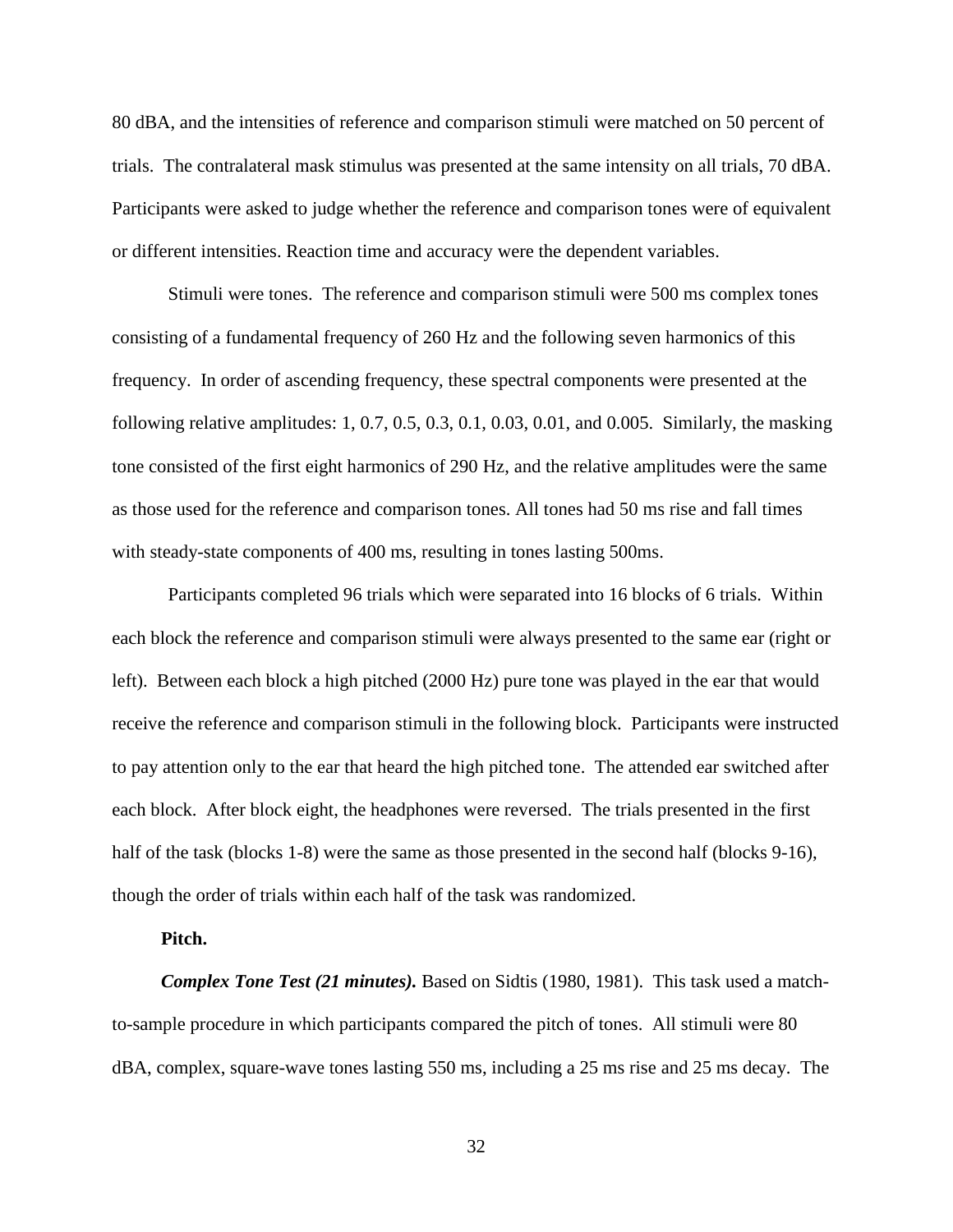80 dBA, and the intensities of reference and comparison stimuli were matched on 50 percent of trials. The contralateral mask stimulus was presented at the same intensity on all trials, 70 dBA. Participants were asked to judge whether the reference and comparison tones were of equivalent or different intensities. Reaction time and accuracy were the dependent variables.

Stimuli were tones. The reference and comparison stimuli were 500 ms complex tones consisting of a fundamental frequency of 260 Hz and the following seven harmonics of this frequency. In order of ascending frequency, these spectral components were presented at the following relative amplitudes: 1, 0.7, 0.5, 0.3, 0.1, 0.03, 0.01, and 0.005. Similarly, the masking tone consisted of the first eight harmonics of 290 Hz, and the relative amplitudes were the same as those used for the reference and comparison tones. All tones had 50 ms rise and fall times with steady-state components of 400 ms, resulting in tones lasting 500ms.

Participants completed 96 trials which were separated into 16 blocks of 6 trials. Within each block the reference and comparison stimuli were always presented to the same ear (right or left). Between each block a high pitched (2000 Hz) pure tone was played in the ear that would receive the reference and comparison stimuli in the following block. Participants were instructed to pay attention only to the ear that heard the high pitched tone. The attended ear switched after each block. After block eight, the headphones were reversed. The trials presented in the first half of the task (blocks 1-8) were the same as those presented in the second half (blocks 9-16), though the order of trials within each half of the task was randomized.

**Pitch.**

***Complex Tone Test (21 minutes).*** Based on Sidtis (1980, 1981). This task used a match-to-sample procedure in which participants compared the pitch of tones. All stimuli were 80 dBA, complex, square-wave tones lasting 550 ms, including a 25 ms rise and 25 ms decay. The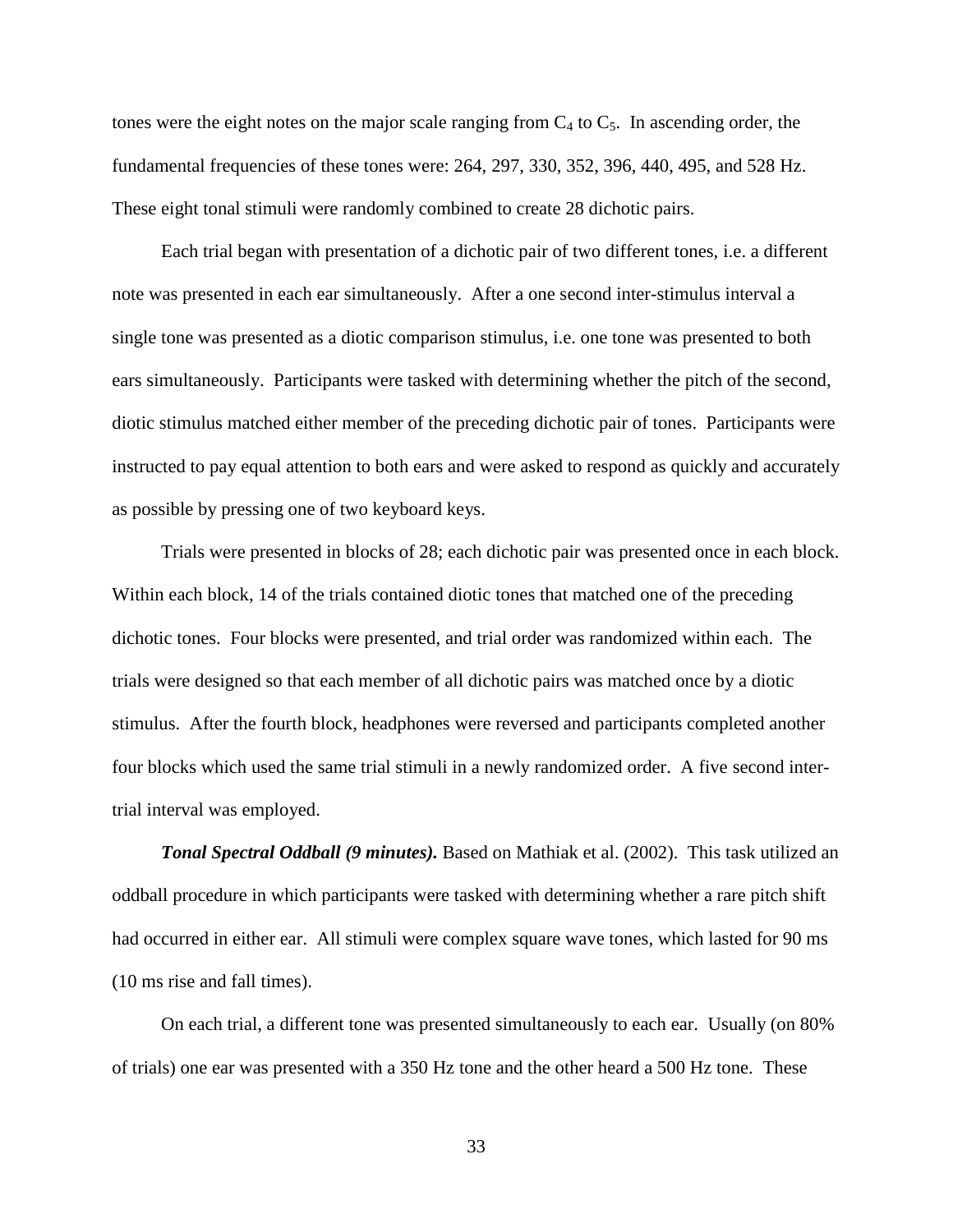tones were the eight notes on the major scale ranging from $C_4$ to $C_5$. In ascending order, the fundamental frequencies of these tones were: 264, 297, 330, 352, 396, 440, 495, and 528 Hz. These eight tonal stimuli were randomly combined to create 28 dichotic pairs.

Each trial began with presentation of a dichotic pair of two different tones, i.e. a different note was presented in each ear simultaneously. After a one second inter-stimulus interval a single tone was presented as a diotic comparison stimulus, i.e. one tone was presented to both ears simultaneously. Participants were tasked with determining whether the pitch of the second, diotic stimulus matched either member of the preceding dichotic pair of tones. Participants were instructed to pay equal attention to both ears and were asked to respond as quickly and accurately as possible by pressing one of two keyboard keys.

Trials were presented in blocks of 28; each dichotic pair was presented once in each block. Within each block, 14 of the trials contained diotic tones that matched one of the preceding dichotic tones. Four blocks were presented, and trial order was randomized within each. The trials were designed so that each member of all dichotic pairs was matched once by a diotic stimulus. After the fourth block, headphones were reversed and participants completed another four blocks which used the same trial stimuli in a newly randomized order. A five second inter-trial interval was employed.

***Tonal Spectral Oddball (9 minutes).*** Based on Mathiak et al. (2002). This task utilized an oddball procedure in which participants were tasked with determining whether a rare pitch shift had occurred in either ear. All stimuli were complex square wave tones, which lasted for 90 ms (10 ms rise and fall times).

On each trial, a different tone was presented simultaneously to each ear. Usually (on 80% of trials) one ear was presented with a 350 Hz tone and the other heard a 500 Hz tone. These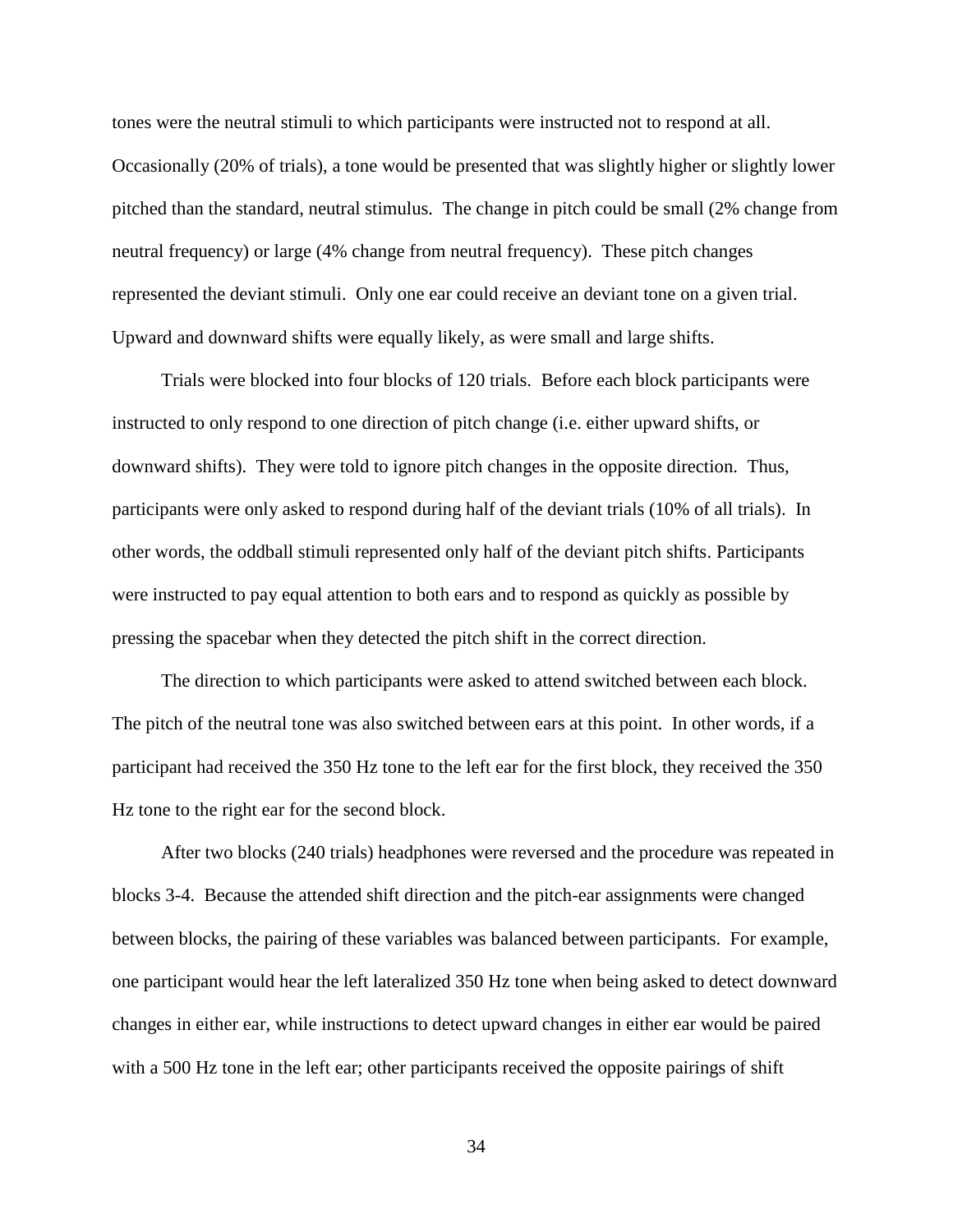tones were the neutral stimuli to which participants were instructed not to respond at all. Occasionally (20% of trials), a tone would be presented that was slightly higher or slightly lower pitched than the standard, neutral stimulus. The change in pitch could be small (2% change from neutral frequency) or large (4% change from neutral frequency). These pitch changes represented the deviant stimuli. Only one ear could receive an deviant tone on a given trial. Upward and downward shifts were equally likely, as were small and large shifts.

Trials were blocked into four blocks of 120 trials. Before each block participants were instructed to only respond to one direction of pitch change (i.e. either upward shifts, or downward shifts). They were told to ignore pitch changes in the opposite direction. Thus, participants were only asked to respond during half of the deviant trials (10% of all trials). In other words, the oddball stimuli represented only half of the deviant pitch shifts. Participants were instructed to pay equal attention to both ears and to respond as quickly as possible by pressing the spacebar when they detected the pitch shift in the correct direction.

The direction to which participants were asked to attend switched between each block. The pitch of the neutral tone was also switched between ears at this point. In other words, if a participant had received the 350 Hz tone to the left ear for the first block, they received the 350 Hz tone to the right ear for the second block.

After two blocks (240 trials) headphones were reversed and the procedure was repeated in blocks 3-4. Because the attended shift direction and the pitch-ear assignments were changed between blocks, the pairing of these variables was balanced between participants. For example, one participant would hear the left lateralized 350 Hz tone when being asked to detect downward changes in either ear, while instructions to detect upward changes in either ear would be paired with a 500 Hz tone in the left ear; other participants received the opposite pairings of shift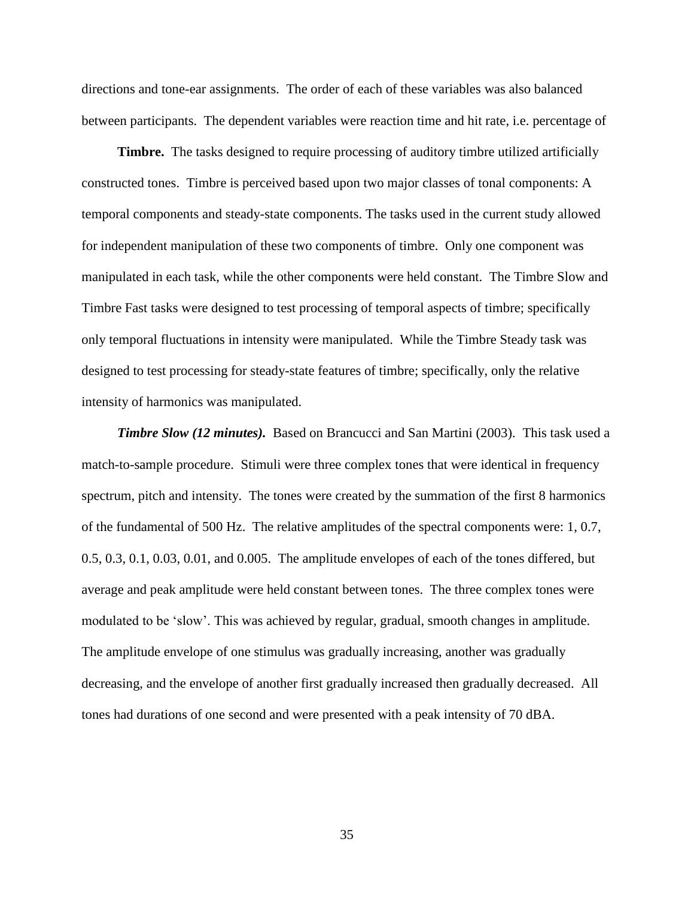directions and tone-ear assignments. The order of each of these variables was also balanced between participants. The dependent variables were reaction time and hit rate, i.e. percentage of

**Timbre.** The tasks designed to require processing of auditory timbre utilized artificially constructed tones. Timbre is perceived based upon two major classes of tonal components: A temporal components and steady-state components. The tasks used in the current study allowed for independent manipulation of these two components of timbre. Only one component was manipulated in each task, while the other components were held constant. The Timbre Slow and Timbre Fast tasks were designed to test processing of temporal aspects of timbre; specifically only temporal fluctuations in intensity were manipulated. While the Timbre Steady task was designed to test processing for steady-state features of timbre; specifically, only the relative intensity of harmonics was manipulated.

***Timbre Slow (12 minutes).*** Based on Brancucci and San Martini (2003). This task used a match-to-sample procedure. Stimuli were three complex tones that were identical in frequency spectrum, pitch and intensity. The tones were created by the summation of the first 8 harmonics of the fundamental of 500 Hz. The relative amplitudes of the spectral components were: 1, 0.7, 0.5, 0.3, 0.1, 0.03, 0.01, and 0.005. The amplitude envelopes of each of the tones differed, but average and peak amplitude were held constant between tones. The three complex tones were modulated to be 'slow'. This was achieved by regular, gradual, smooth changes in amplitude. The amplitude envelope of one stimulus was gradually increasing, another was gradually decreasing, and the envelope of another first gradually increased then gradually decreased. All tones had durations of one second and were presented with a peak intensity of 70 dBA.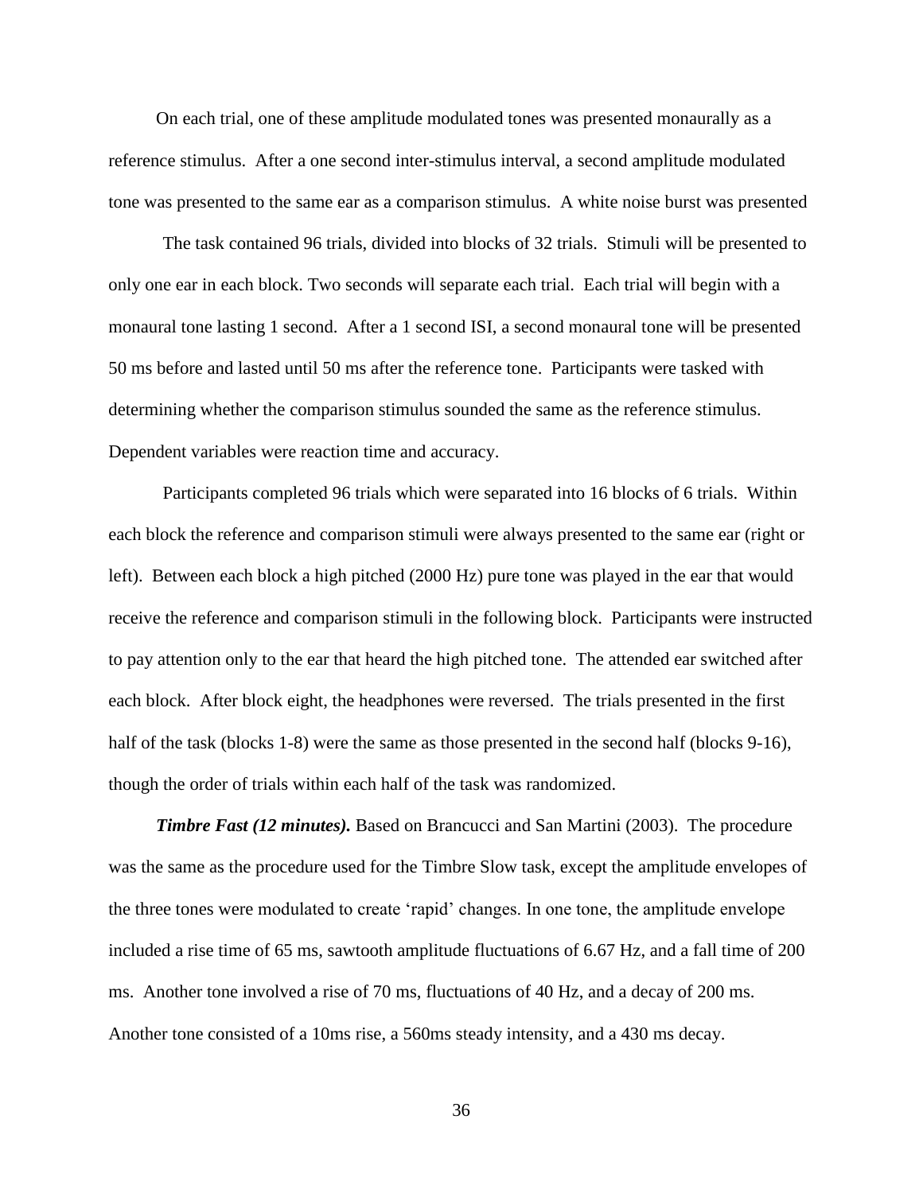On each trial, one of these amplitude modulated tones was presented monaurally as a reference stimulus. After a one second inter-stimulus interval, a second amplitude modulated tone was presented to the same ear as a comparison stimulus. A white noise burst was presented

The task contained 96 trials, divided into blocks of 32 trials. Stimuli will be presented to only one ear in each block. Two seconds will separate each trial. Each trial will begin with a monaural tone lasting 1 second. After a 1 second ISI, a second monaural tone will be presented 50 ms before and lasted until 50 ms after the reference tone. Participants were tasked with determining whether the comparison stimulus sounded the same as the reference stimulus. Dependent variables were reaction time and accuracy.

Participants completed 96 trials which were separated into 16 blocks of 6 trials. Within each block the reference and comparison stimuli were always presented to the same ear (right or left). Between each block a high pitched (2000 Hz) pure tone was played in the ear that would receive the reference and comparison stimuli in the following block. Participants were instructed to pay attention only to the ear that heard the high pitched tone. The attended ear switched after each block. After block eight, the headphones were reversed. The trials presented in the first half of the task (blocks 1-8) were the same as those presented in the second half (blocks 9-16), though the order of trials within each half of the task was randomized.

***Timbre Fast (12 minutes).*** Based on Brancucci and San Martini (2003). The procedure was the same as the procedure used for the Timbre Slow task, except the amplitude envelopes of the three tones were modulated to create 'rapid' changes. In one tone, the amplitude envelope included a rise time of 65 ms, sawtooth amplitude fluctuations of 6.67 Hz, and a fall time of 200 ms. Another tone involved a rise of 70 ms, fluctuations of 40 Hz, and a decay of 200 ms. Another tone consisted of a 10ms rise, a 560ms steady intensity, and a 430 ms decay.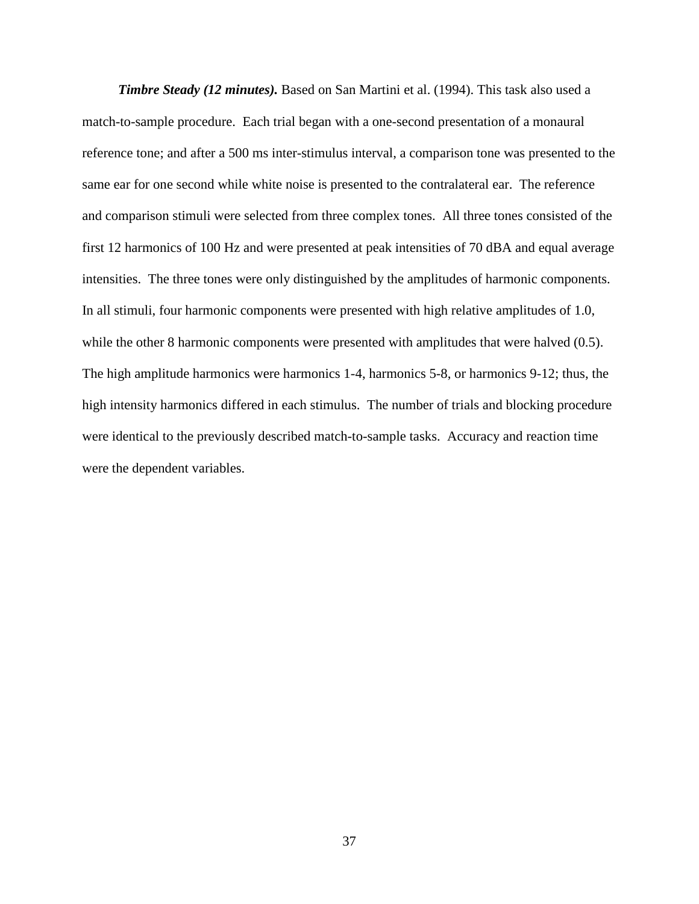***Timbre Steady (12 minutes).*** Based on San Martini et al. (1994). This task also used a match-to-sample procedure. Each trial began with a one-second presentation of a monaural reference tone; and after a 500 ms inter-stimulus interval, a comparison tone was presented to the same ear for one second while white noise is presented to the contralateral ear. The reference and comparison stimuli were selected from three complex tones. All three tones consisted of the first 12 harmonics of 100 Hz and were presented at peak intensities of 70 dBA and equal average intensities. The three tones were only distinguished by the amplitudes of harmonic components. In all stimuli, four harmonic components were presented with high relative amplitudes of 1.0, while the other 8 harmonic components were presented with amplitudes that were halved (0.5). The high amplitude harmonics were harmonics 1-4, harmonics 5-8, or harmonics 9-12; thus, the high intensity harmonics differed in each stimulus. The number of trials and blocking procedure were identical to the previously described match-to-sample tasks. Accuracy and reaction time were the dependent variables.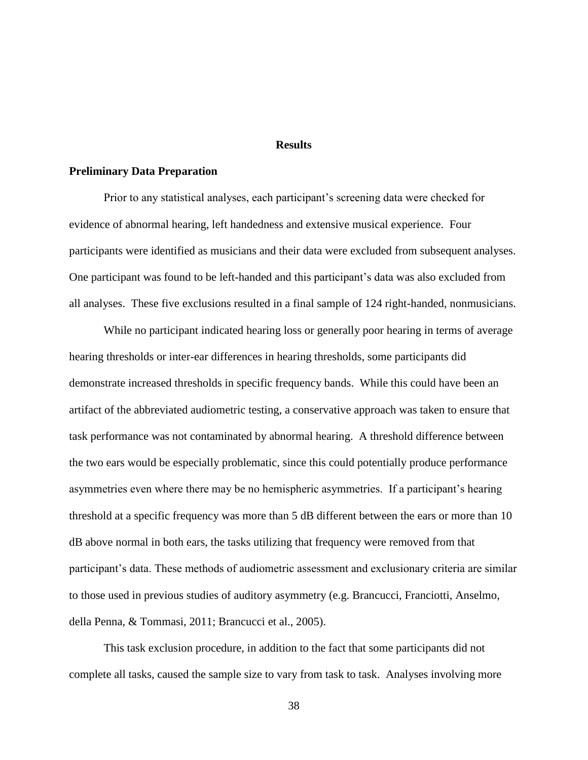# Results

## Preliminary Data Preparation

Prior to any statistical analyses, each participant's screening data were checked for evidence of abnormal hearing, left handedness and extensive musical experience. Four participants were identified as musicians and their data were excluded from subsequent analyses. One participant was found to be left-handed and this participant's data was also excluded from all analyses. These five exclusions resulted in a final sample of 124 right-handed, nonmusicians.

While no participant indicated hearing loss or generally poor hearing in terms of average hearing thresholds or inter-ear differences in hearing thresholds, some participants did demonstrate increased thresholds in specific frequency bands. While this could have been an artifact of the abbreviated audiometric testing, a conservative approach was taken to ensure that task performance was not contaminated by abnormal hearing. A threshold difference between the two ears would be especially problematic, since this could potentially produce performance asymmetries even where there may be no hemispheric asymmetries. If a participant's hearing threshold at a specific frequency was more than 5 dB different between the ears or more than 10 dB above normal in both ears, the tasks utilizing that frequency were removed from that participant's data. These methods of audiometric assessment and exclusionary criteria are similar to those used in previous studies of auditory asymmetry (e.g. Brancucci, Franciotti, Anselmo, della Penna, & Tommasi, 2011; Brancucci et al., 2005).

This task exclusion procedure, in addition to the fact that some participants did not complete all tasks, caused the sample size to vary from task to task. Analyses involving more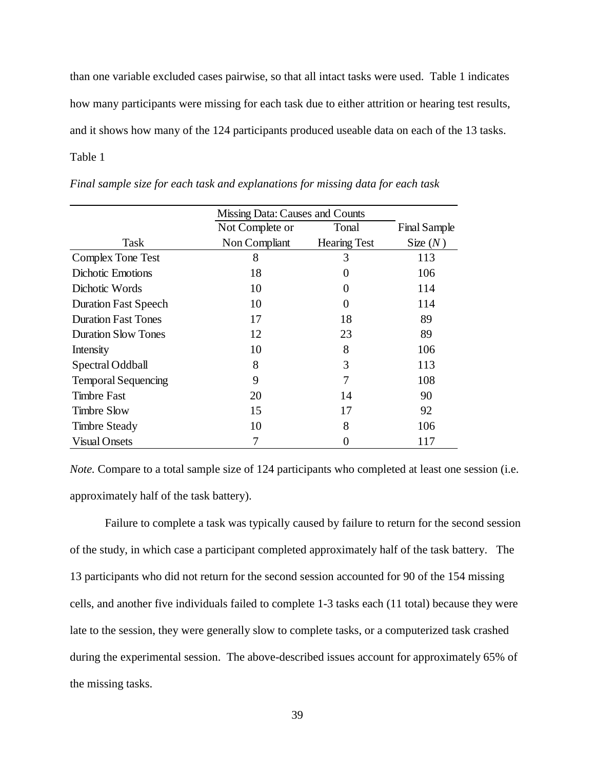than one variable excluded cases pairwise, so that all intact tasks were used. Table 1 indicates how many participants were missing for each task due to either attrition or hearing test results, and it shows how many of the 124 participants produced useable data on each of the 13 tasks.

Table 1

*Final sample size for each task and explanations for missing data for each task*

| | Missing Data: Causes and Counts | | |
|---|---|---|---|
| Task | Not Complete or Non Compliant | Tonal Hearing Test | Final Sample Size (*N*) |
| Complex Tone Test | 8 | 3 | 113 |
| Dichotic Emotions | 18 | 0 | 106 |
| Dichotic Words | 10 | 0 | 114 |
| Duration Fast Speech | 10 | 0 | 114 |
| Duration Fast Tones | 17 | 18 | 89 |
| Duration Slow Tones | 12 | 23 | 89 |
| Intensity | 10 | 8 | 106 |
| Spectral Oddball | 8 | 3 | 113 |
| Temporal Sequencing | 9 | 7 | 108 |
| Timbre Fast | 20 | 14 | 90 |
| Timbre Slow | 15 | 17 | 92 |
| Timbre Steady | 10 | 8 | 106 |
| Visual Onsets | 7 | 0 | 117 |

*Note.* Compare to a total sample size of 124 participants who completed at least one session (i.e. approximately half of the task battery).

Failure to complete a task was typically caused by failure to return for the second session of the study, in which case a participant completed approximately half of the task battery. The 13 participants who did not return for the second session accounted for 90 of the 154 missing cells, and another five individuals failed to complete 1-3 tasks each (11 total) because they were late to the session, they were generally slow to complete tasks, or a computerized task crashed during the experimental session. The above-described issues account for approximately 65% of the missing tasks.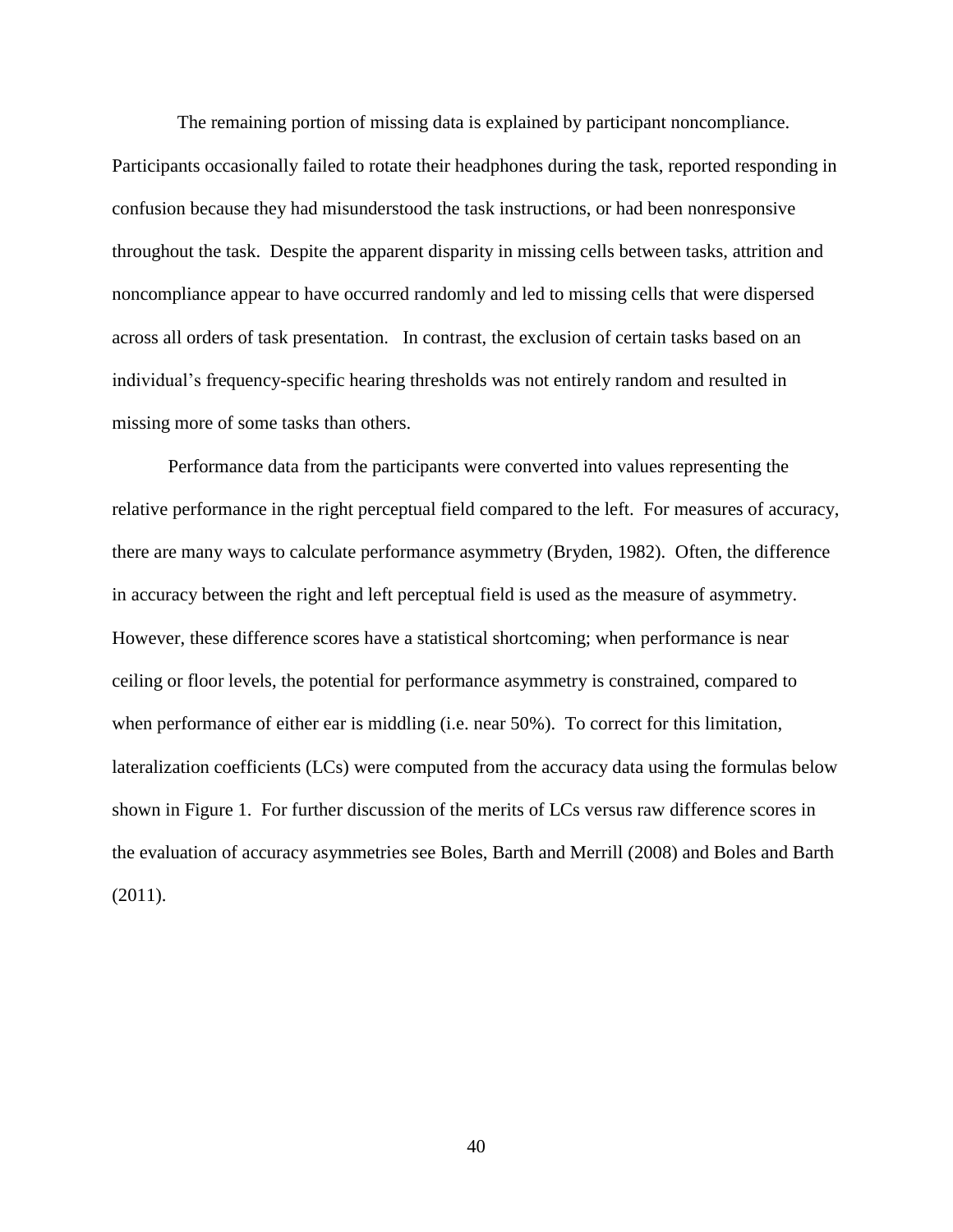The remaining portion of missing data is explained by participant noncompliance. Participants occasionally failed to rotate their headphones during the task, reported responding in confusion because they had misunderstood the task instructions, or had been nonresponsive throughout the task. Despite the apparent disparity in missing cells between tasks, attrition and noncompliance appear to have occurred randomly and led to missing cells that were dispersed across all orders of task presentation. In contrast, the exclusion of certain tasks based on an individual's frequency-specific hearing thresholds was not entirely random and resulted in missing more of some tasks than others.

Performance data from the participants were converted into values representing the relative performance in the right perceptual field compared to the left. For measures of accuracy, there are many ways to calculate performance asymmetry (Bryden, 1982). Often, the difference in accuracy between the right and left perceptual field is used as the measure of asymmetry. However, these difference scores have a statistical shortcoming; when performance is near ceiling or floor levels, the potential for performance asymmetry is constrained, compared to when performance of either ear is middling (i.e. near 50%). To correct for this limitation, lateralization coefficients (LCs) were computed from the accuracy data using the formulas below shown in Figure 1. For further discussion of the merits of LCs versus raw difference scores in the evaluation of accuracy asymmetries see Boles, Barth and Merrill (2008) and Boles and Barth (2011).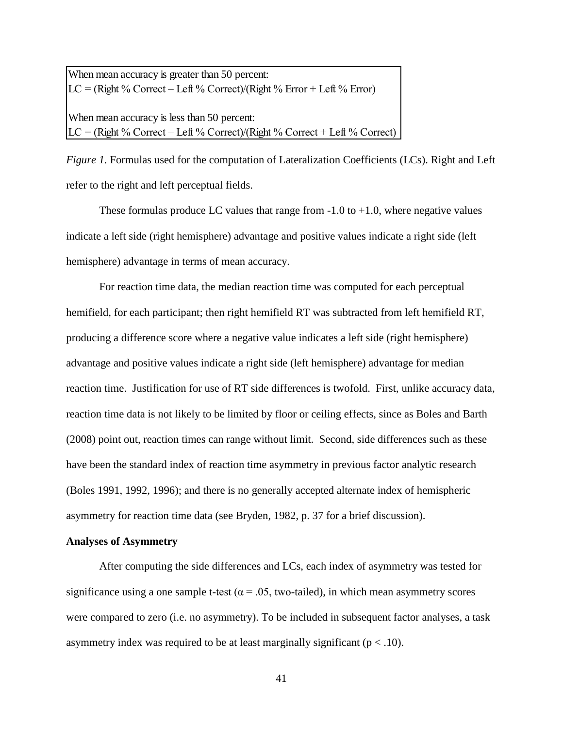When mean accuracy is greater than 50 percent:
LC = (Right % Correct – Left % Correct)/(Right % Error + Left % Error)

When mean accuracy is less than 50 percent:
LC = (Right % Correct – Left % Correct)/(Right % Correct + Left % Correct)

*Figure 1.* Formulas used for the computation of Lateralization Coefficients (LCs). Right and Left refer to the right and left perceptual fields.

These formulas produce LC values that range from -1.0 to +1.0, where negative values indicate a left side (right hemisphere) advantage and positive values indicate a right side (left hemisphere) advantage in terms of mean accuracy.

For reaction time data, the median reaction time was computed for each perceptual hemifield, for each participant; then right hemifield RT was subtracted from left hemifield RT, producing a difference score where a negative value indicates a left side (right hemisphere) advantage and positive values indicate a right side (left hemisphere) advantage for median reaction time. Justification for use of RT side differences is twofold. First, unlike accuracy data, reaction time data is not likely to be limited by floor or ceiling effects, since as Boles and Barth (2008) point out, reaction times can range without limit. Second, side differences such as these have been the standard index of reaction time asymmetry in previous factor analytic research (Boles 1991, 1992, 1996); and there is no generally accepted alternate index of hemispheric asymmetry for reaction time data (see Bryden, 1982, p. 37 for a brief discussion).

**Analyses of Asymmetry**

After computing the side differences and LCs, each index of asymmetry was tested for significance using a one sample t-test ($\alpha = .05$, two-tailed), in which mean asymmetry scores were compared to zero (i.e. no asymmetry). To be included in subsequent factor analyses, a task asymmetry index was required to be at least marginally significant ($p < .10$).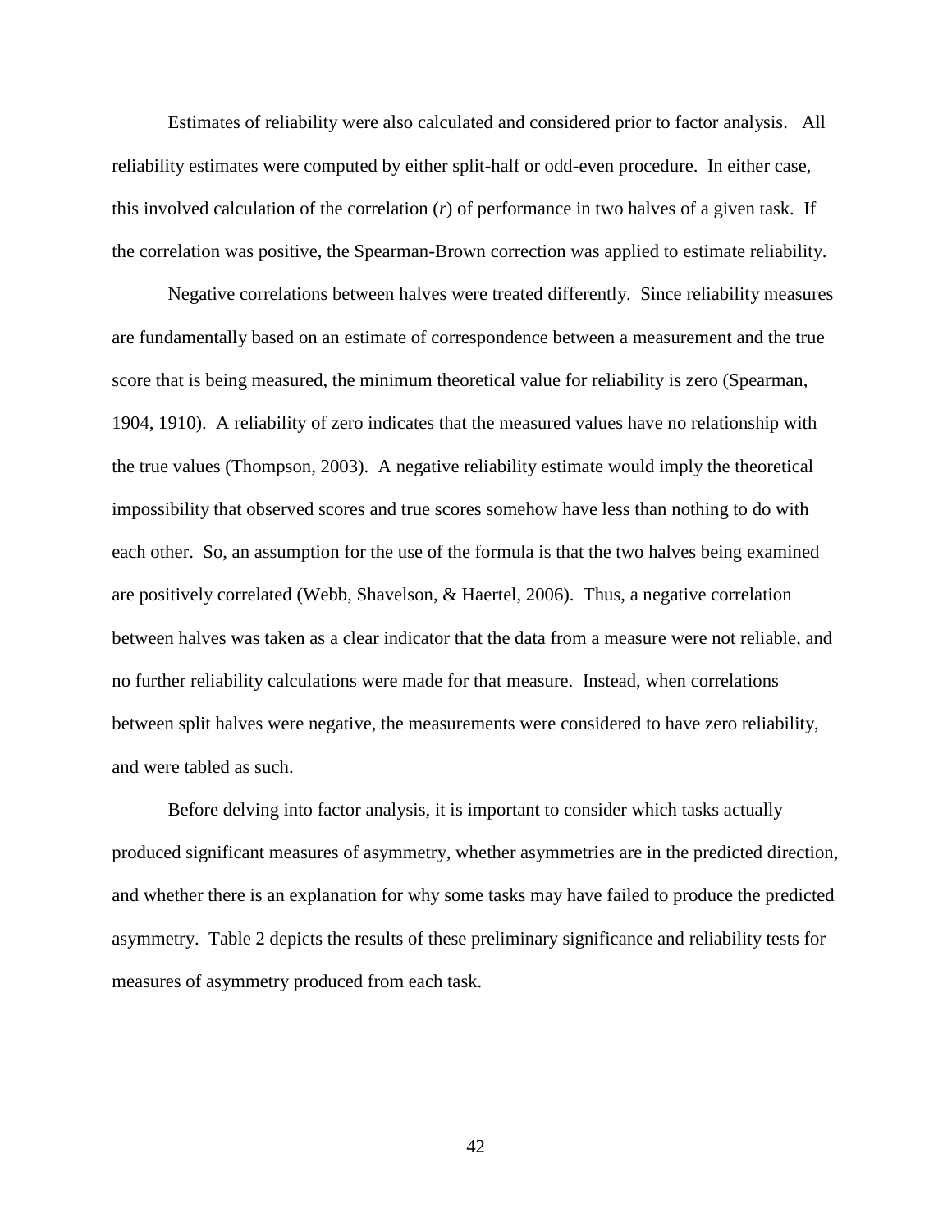Estimates of reliability were also calculated and considered prior to factor analysis. All reliability estimates were computed by either split-half or odd-even procedure. In either case, this involved calculation of the correlation ($r$) of performance in two halves of a given task. If the correlation was positive, the Spearman-Brown correction was applied to estimate reliability.

Negative correlations between halves were treated differently. Since reliability measures are fundamentally based on an estimate of correspondence between a measurement and the true score that is being measured, the minimum theoretical value for reliability is zero (Spearman, 1904, 1910). A reliability of zero indicates that the measured values have no relationship with the true values (Thompson, 2003). A negative reliability estimate would imply the theoretical impossibility that observed scores and true scores somehow have less than nothing to do with each other. So, an assumption for the use of the formula is that the two halves being examined are positively correlated (Webb, Shavelson, & Haertel, 2006). Thus, a negative correlation between halves was taken as a clear indicator that the data from a measure were not reliable, and no further reliability calculations were made for that measure. Instead, when correlations between split halves were negative, the measurements were considered to have zero reliability, and were tabled as such.

Before delving into factor analysis, it is important to consider which tasks actually produced significant measures of asymmetry, whether asymmetries are in the predicted direction, and whether there is an explanation for why some tasks may have failed to produce the predicted asymmetry. Table 2 depicts the results of these preliminary significance and reliability tests for measures of asymmetry produced from each task.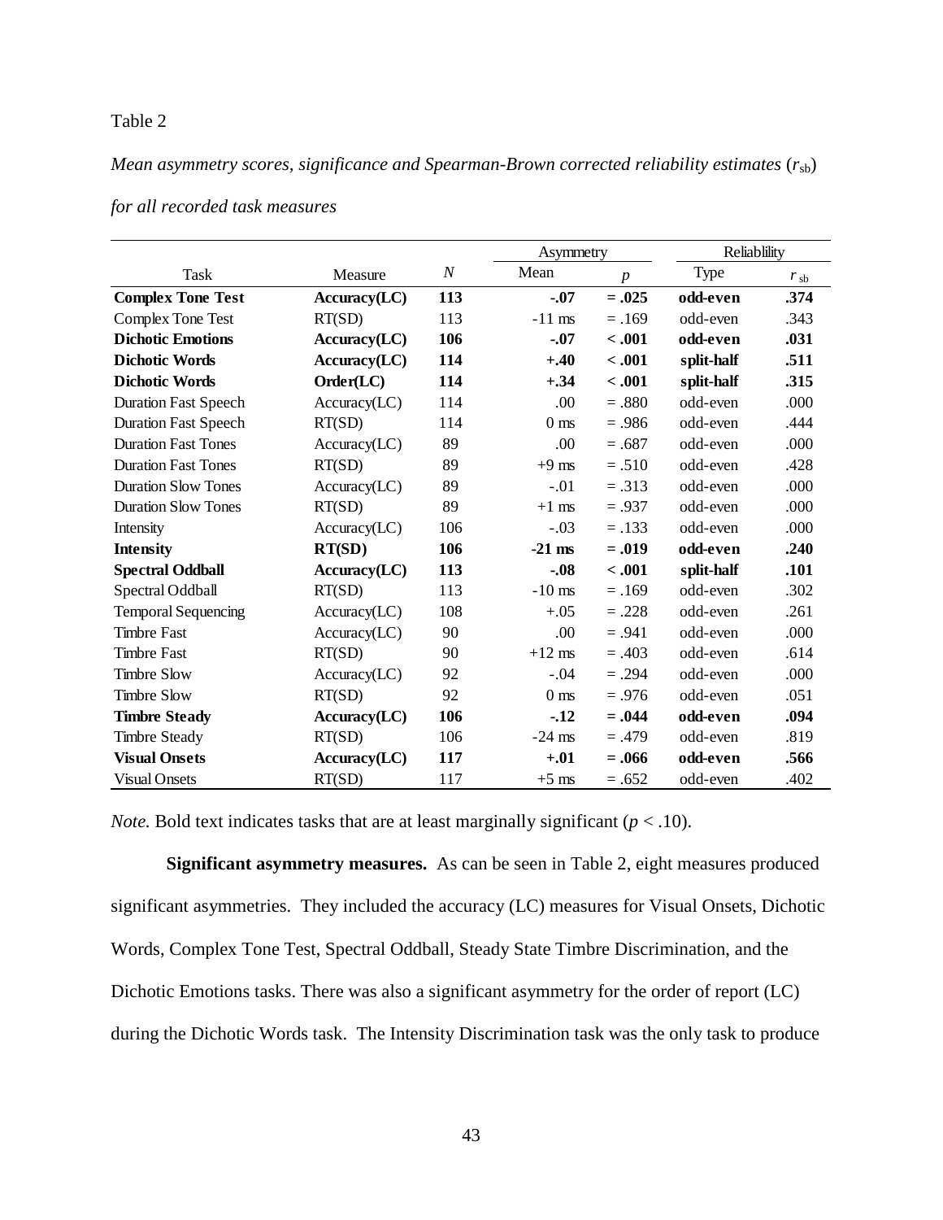Table 2

*Mean asymmetry scores, significance and Spearman-Brown corrected reliability estimates ($r_{sb}$) for all recorded task measures*

| Task | Measure | *N* | Asymmetry | | Reliability | |
|---|---|---|---|---|---|---|
| | | | Mean | *p* | Type | $r_{sb}$ |
| **Complex Tone Test** | **Accuracy(LC)** | **113** | **-.07** | **= .025** | **odd-even** | **.374** |
| Complex Tone Test | RT(SD) | 113 | -11 ms | = .169 | odd-even | .343 |
| **Dichotic Emotions** | **Accuracy(LC)** | **106** | **-.07** | **< .001** | **odd-even** | **.031** |
| **Dichotic Words** | **Accuracy(LC)** | **114** | **+.40** | **< .001** | **split-half** | **.511** |
| **Dichotic Words** | **Order(LC)** | **114** | **+.34** | **< .001** | **split-half** | **.315** |
| Duration Fast Speech | Accuracy(LC) | 114 | .00 | = .880 | odd-even | .000 |
| Duration Fast Speech | RT(SD) | 114 | 0 ms | = .986 | odd-even | .444 |
| Duration Fast Tones | Accuracy(LC) | 89 | .00 | = .687 | odd-even | .000 |
| Duration Fast Tones | RT(SD) | 89 | +9 ms | = .510 | odd-even | .428 |
| Duration Slow Tones | Accuracy(LC) | 89 | -.01 | = .313 | odd-even | .000 |
| Duration Slow Tones | RT(SD) | 89 | +1 ms | = .937 | odd-even | .000 |
| Intensity | Accuracy(LC) | 106 | -.03 | = .133 | odd-even | .000 |
| **Intensity** | **RT(SD)** | **106** | **-21 ms** | **= .019** | **odd-even** | **.240** |
| **Spectral Oddball** | **Accuracy(LC)** | **113** | **-.08** | **< .001** | **split-half** | **.101** |
| Spectral Oddball | RT(SD) | 113 | -10 ms | = .169 | odd-even | .302 |
| Temporal Sequencing | Accuracy(LC) | 108 | +.05 | = .228 | odd-even | .261 |
| Timbre Fast | Accuracy(LC) | 90 | .00 | = .941 | odd-even | .000 |
| Timbre Fast | RT(SD) | 90 | +12 ms | = .403 | odd-even | .614 |
| Timbre Slow | Accuracy(LC) | 92 | -.04 | = .294 | odd-even | .000 |
| Timbre Slow | RT(SD) | 92 | 0 ms | = .976 | odd-even | .051 |
| **Timbre Steady** | **Accuracy(LC)** | **106** | **-.12** | **= .044** | **odd-even** | **.094** |
| Timbre Steady | RT(SD) | 106 | -24 ms | = .479 | odd-even | .819 |
| **Visual Onsets** | **Accuracy(LC)** | **117** | **+.01** | **= .066** | **odd-even** | **.566** |
| Visual Onsets | RT(SD) | 117 | +5 ms | = .652 | odd-even | .402 |

*Note.* Bold text indicates tasks that are at least marginally significant ($p < .10$).

**Significant asymmetry measures.** As can be seen in Table 2, eight measures produced significant asymmetries. They included the accuracy (LC) measures for Visual Onsets, Dichotic Words, Complex Tone Test, Spectral Oddball, Steady State Timbre Discrimination, and the Dichotic Emotions tasks. There was also a significant asymmetry for the order of report (LC) during the Dichotic Words task. The Intensity Discrimination task was the only task to produce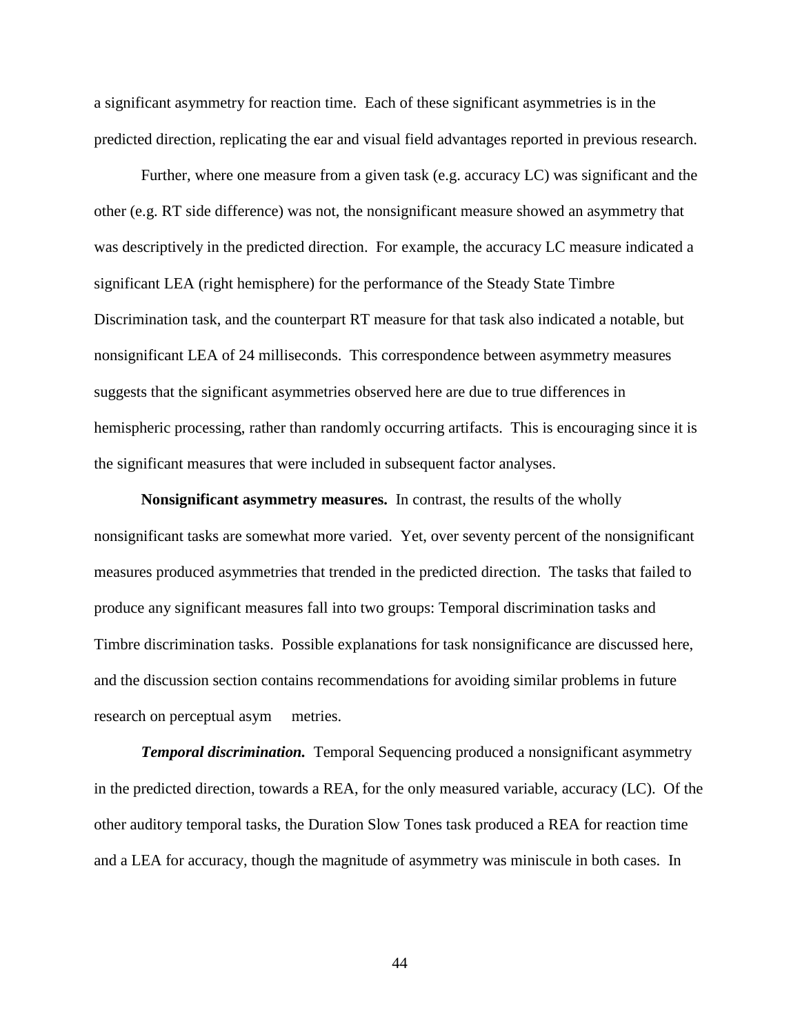a significant asymmetry for reaction time. Each of these significant asymmetries is in the predicted direction, replicating the ear and visual field advantages reported in previous research.

Further, where one measure from a given task (e.g. accuracy LC) was significant and the other (e.g. RT side difference) was not, the nonsignificant measure showed an asymmetry that was descriptively in the predicted direction. For example, the accuracy LC measure indicated a significant LEA (right hemisphere) for the performance of the Steady State Timbre Discrimination task, and the counterpart RT measure for that task also indicated a notable, but nonsignificant LEA of 24 milliseconds. This correspondence between asymmetry measures suggests that the significant asymmetries observed here are due to true differences in hemispheric processing, rather than randomly occurring artifacts. This is encouraging since it is the significant measures that were included in subsequent factor analyses.

**Nonsignificant asymmetry measures.** In contrast, the results of the wholly nonsignificant tasks are somewhat more varied. Yet, over seventy percent of the nonsignificant measures produced asymmetries that trended in the predicted direction. The tasks that failed to produce any significant measures fall into two groups: Temporal discrimination tasks and Timbre discrimination tasks. Possible explanations for task nonsignificance are discussed here, and the discussion section contains recommendations for avoiding similar problems in future research on perceptual asym metries.

***Temporal discrimination.*** Temporal Sequencing produced a nonsignificant asymmetry in the predicted direction, towards a REA, for the only measured variable, accuracy (LC). Of the other auditory temporal tasks, the Duration Slow Tones task produced a REA for reaction time and a LEA for accuracy, though the magnitude of asymmetry was miniscule in both cases. In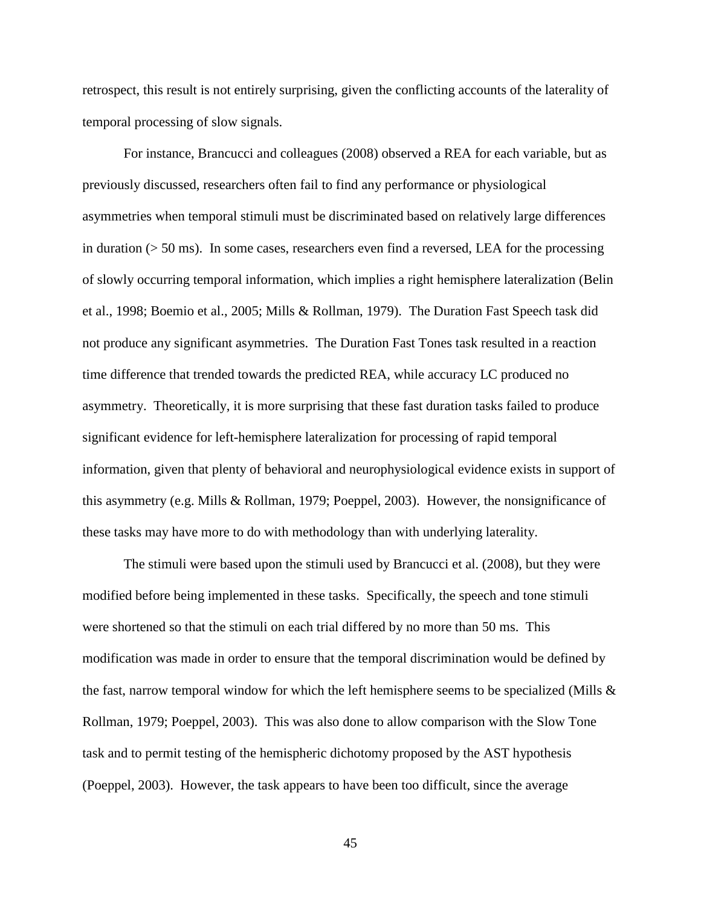retrospect, this result is not entirely surprising, given the conflicting accounts of the laterality of temporal processing of slow signals.

For instance, Brancucci and colleagues (2008) observed a REA for each variable, but as previously discussed, researchers often fail to find any performance or physiological asymmetries when temporal stimuli must be discriminated based on relatively large differences in duration (> 50 ms). In some cases, researchers even find a reversed, LEA for the processing of slowly occurring temporal information, which implies a right hemisphere lateralization (Belin et al., 1998; Boemio et al., 2005; Mills & Rollman, 1979). The Duration Fast Speech task did not produce any significant asymmetries. The Duration Fast Tones task resulted in a reaction time difference that trended towards the predicted REA, while accuracy LC produced no asymmetry. Theoretically, it is more surprising that these fast duration tasks failed to produce significant evidence for left-hemisphere lateralization for processing of rapid temporal information, given that plenty of behavioral and neurophysiological evidence exists in support of this asymmetry (e.g. Mills & Rollman, 1979; Poeppel, 2003). However, the nonsignificance of these tasks may have more to do with methodology than with underlying laterality.

The stimuli were based upon the stimuli used by Brancucci et al. (2008), but they were modified before being implemented in these tasks. Specifically, the speech and tone stimuli were shortened so that the stimuli on each trial differed by no more than 50 ms. This modification was made in order to ensure that the temporal discrimination would be defined by the fast, narrow temporal window for which the left hemisphere seems to be specialized (Mills & Rollman, 1979; Poeppel, 2003). This was also done to allow comparison with the Slow Tone task and to permit testing of the hemispheric dichotomy proposed by the AST hypothesis (Poeppel, 2003). However, the task appears to have been too difficult, since the average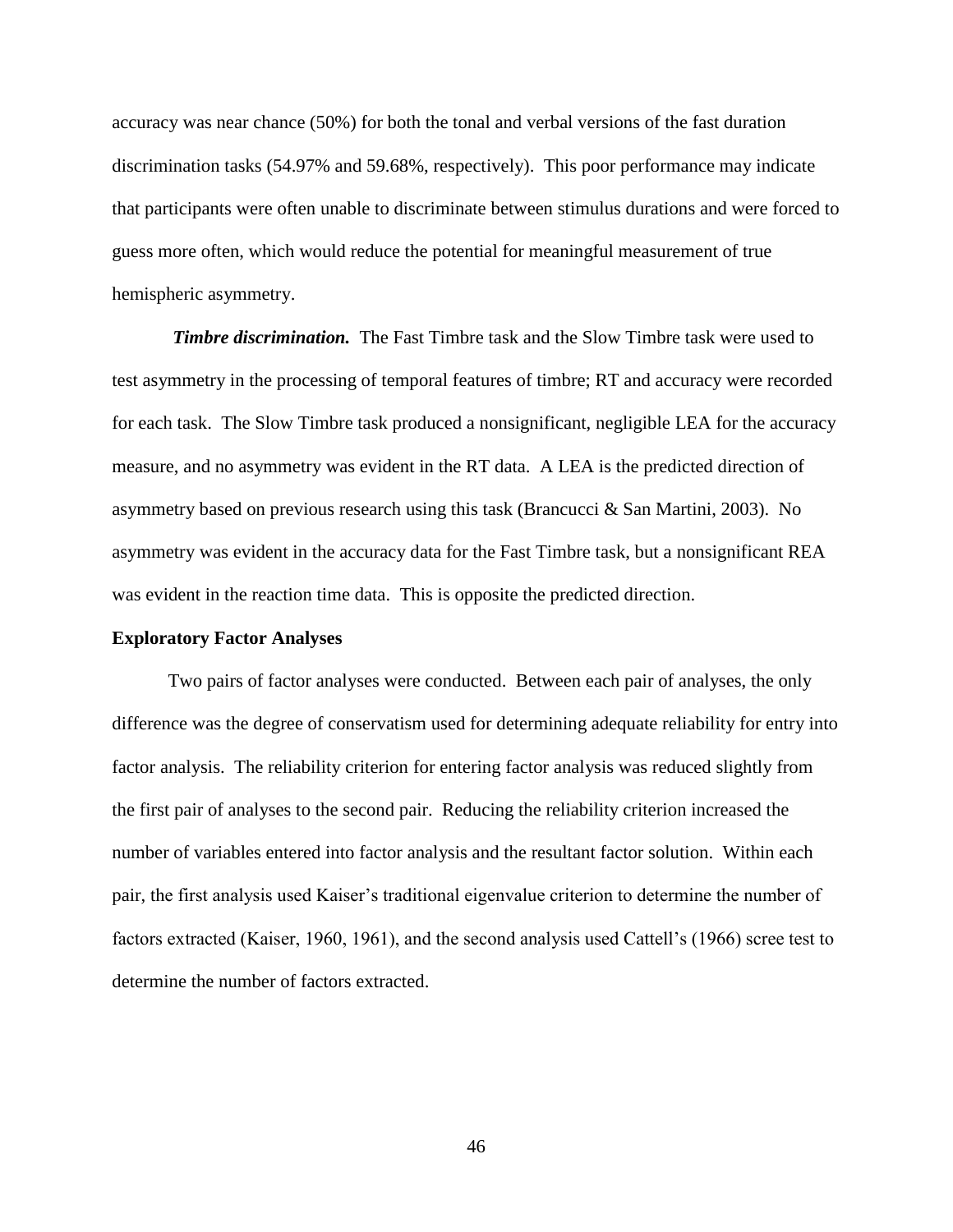accuracy was near chance (50%) for both the tonal and verbal versions of the fast duration discrimination tasks (54.97% and 59.68%, respectively). This poor performance may indicate that participants were often unable to discriminate between stimulus durations and were forced to guess more often, which would reduce the potential for meaningful measurement of true hemispheric asymmetry.

***Timbre discrimination.*** The Fast Timbre task and the Slow Timbre task were used to test asymmetry in the processing of temporal features of timbre; RT and accuracy were recorded for each task. The Slow Timbre task produced a nonsignificant, negligible LEA for the accuracy measure, and no asymmetry was evident in the RT data. A LEA is the predicted direction of asymmetry based on previous research using this task (Brancucci & San Martini, 2003). No asymmetry was evident in the accuracy data for the Fast Timbre task, but a nonsignificant REA was evident in the reaction time data. This is opposite the predicted direction.

## Exploratory Factor Analyses

Two pairs of factor analyses were conducted. Between each pair of analyses, the only difference was the degree of conservatism used for determining adequate reliability for entry into factor analysis. The reliability criterion for entering factor analysis was reduced slightly from the first pair of analyses to the second pair. Reducing the reliability criterion increased the number of variables entered into factor analysis and the resultant factor solution. Within each pair, the first analysis used Kaiser's traditional eigenvalue criterion to determine the number of factors extracted (Kaiser, 1960, 1961), and the second analysis used Cattell's (1966) scree test to determine the number of factors extracted.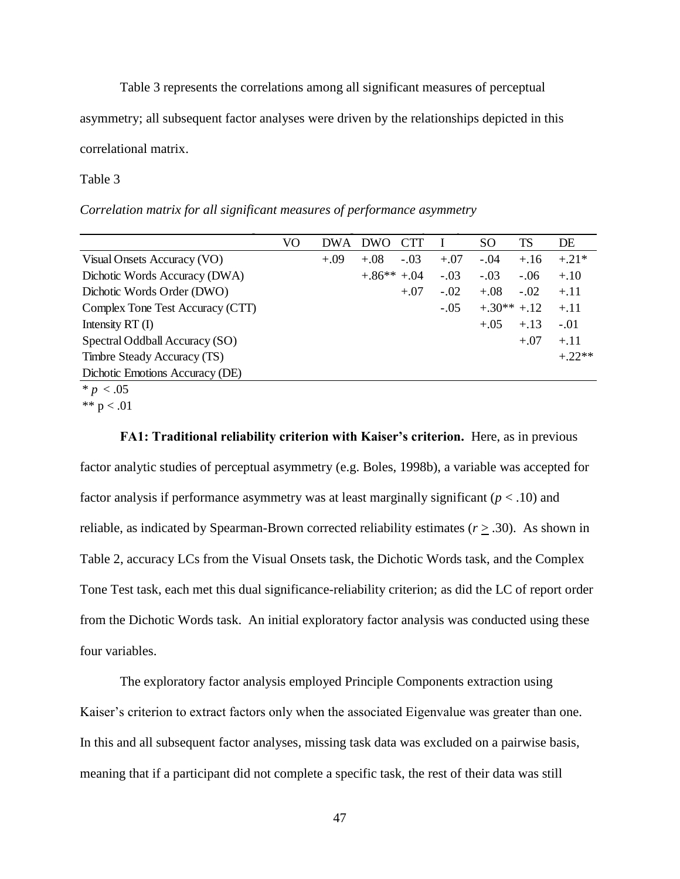Table 3 represents the correlations among all significant measures of perceptual asymmetry; all subsequent factor analyses were driven by the relationships depicted in this correlational matrix.

Table 3

*Correlation matrix for all significant measures of performance asymmetry*

| | VO | DWA | DWO | CTT | I | SO | TS | DE |
|---|---|---|---|---|---|---|---|---|
| Visual Onsets Accuracy (VO) | | +.09 | +.08 | -.03 | +.07 | -.04 | +.16 | +.21* |
| Dichotic Words Accuracy (DWA) | | | +.86** | +.04 | -.03 | -.03 | -.06 | +.10 |
| Dichotic Words Order (DWO) | | | | +.07 | -.02 | +.08 | -.02 | +.11 |
| Complex Tone Test Accuracy (CTT) | | | | | -.05 | +.30** | +.12 | +.11 |
| Intensity RT (I) | | | | | | +.05 | +.13 | -.01 |
| Spectral Oddball Accuracy (SO) | | | | | | | +.07 | +.11 |
| Timbre Steady Accuracy (TS) | | | | | | | | +.22** |
| Dichotic Emotions Accuracy (DE) | | | | | | | | |

\* $p < .05$

\*\* $p < .01$

**FA1: Traditional reliability criterion with Kaiser's criterion.** Here, as in previous factor analytic studies of perceptual asymmetry (e.g. Boles, 1998b), a variable was accepted for factor analysis if performance asymmetry was at least marginally significant ($p < .10$) and reliable, as indicated by Spearman-Brown corrected reliability estimates ($r \geq .30$). As shown in Table 2, accuracy LCs from the Visual Onsets task, the Dichotic Words task, and the Complex Tone Test task, each met this dual significance-reliability criterion; as did the LC of report order from the Dichotic Words task. An initial exploratory factor analysis was conducted using these four variables.

The exploratory factor analysis employed Principle Components extraction using Kaiser's criterion to extract factors only when the associated Eigenvalue was greater than one. In this and all subsequent factor analyses, missing task data was excluded on a pairwise basis, meaning that if a participant did not complete a specific task, the rest of their data was still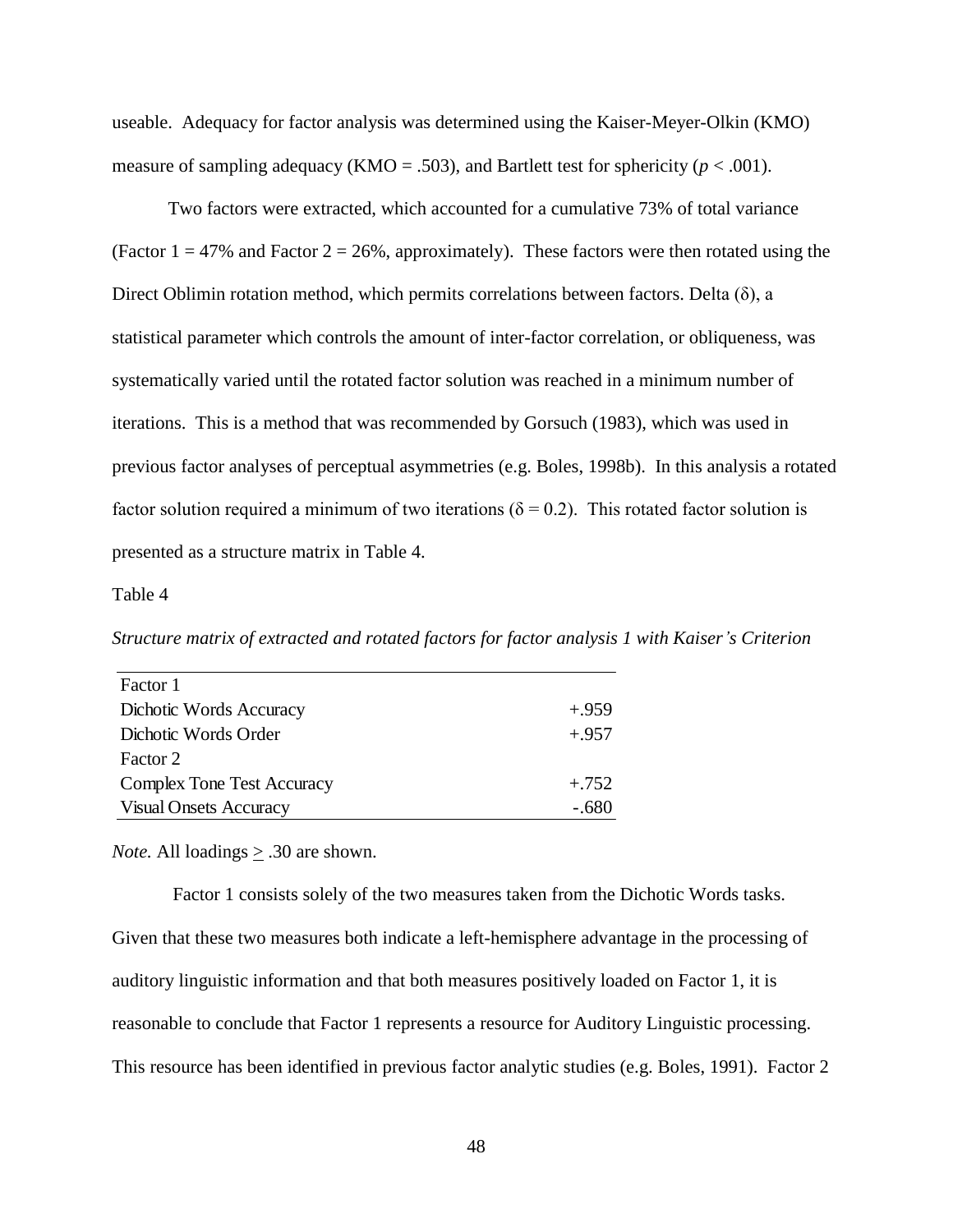useable. Adequacy for factor analysis was determined using the Kaiser-Meyer-Olkin (KMO) measure of sampling adequacy (KMO = .503), and Bartlett test for sphericity ($p < .001$).

Two factors were extracted, which accounted for a cumulative 73% of total variance (Factor 1 = 47% and Factor 2 = 26%, approximately). These factors were then rotated using the Direct Oblimin rotation method, which permits correlations between factors. Delta ($\delta$), a statistical parameter which controls the amount of inter-factor correlation, or obliqueness, was systematically varied until the rotated factor solution was reached in a minimum number of iterations. This is a method that was recommended by Gorsuch (1983), which was used in previous factor analyses of perceptual asymmetries (e.g. Boles, 1998b). In this analysis a rotated factor solution required a minimum of two iterations ($\delta = 0.2$). This rotated factor solution is presented as a structure matrix in Table 4.

Table 4

*Structure matrix of extracted and rotated factors for factor analysis 1 with Kaiser's Criterion*

| | |
|---|---|
| Factor 1 | |
| Dichotic Words Accuracy | +.959 |
| Dichotic Words Order | +.957 |
| Factor 2 | |
| Complex Tone Test Accuracy | +.752 |
| Visual Onsets Accuracy | -.680 |

*Note.* All loadings $\geq$ .30 are shown.

Factor 1 consists solely of the two measures taken from the Dichotic Words tasks. Given that these two measures both indicate a left-hemisphere advantage in the processing of auditory linguistic information and that both measures positively loaded on Factor 1, it is reasonable to conclude that Factor 1 represents a resource for Auditory Linguistic processing. This resource has been identified in previous factor analytic studies (e.g. Boles, 1991). Factor 2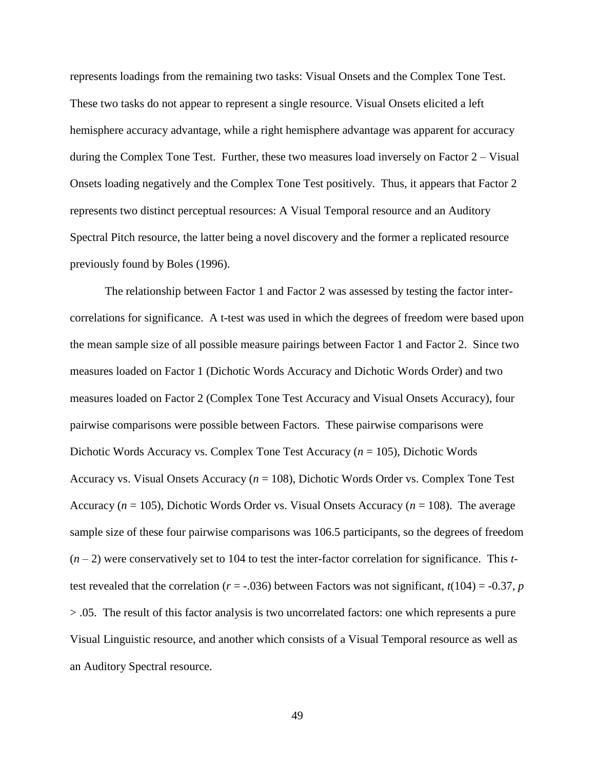represents loadings from the remaining two tasks: Visual Onsets and the Complex Tone Test. These two tasks do not appear to represent a single resource. Visual Onsets elicited a left hemisphere accuracy advantage, while a right hemisphere advantage was apparent for accuracy during the Complex Tone Test. Further, these two measures load inversely on Factor 2 – Visual Onsets loading negatively and the Complex Tone Test positively. Thus, it appears that Factor 2 represents two distinct perceptual resources: A Visual Temporal resource and an Auditory Spectral Pitch resource, the latter being a novel discovery and the former a replicated resource previously found by Boles (1996).

The relationship between Factor 1 and Factor 2 was assessed by testing the factor inter-correlations for significance. A t-test was used in which the degrees of freedom were based upon the mean sample size of all possible measure pairings between Factor 1 and Factor 2. Since two measures loaded on Factor 1 (Dichotic Words Accuracy and Dichotic Words Order) and two measures loaded on Factor 2 (Complex Tone Test Accuracy and Visual Onsets Accuracy), four pairwise comparisons were possible between Factors. These pairwise comparisons were Dichotic Words Accuracy vs. Complex Tone Test Accuracy ($n$ = 105), Dichotic Words Accuracy vs. Visual Onsets Accuracy ($n$ = 108), Dichotic Words Order vs. Complex Tone Test Accuracy ($n$ = 105), Dichotic Words Order vs. Visual Onsets Accuracy ($n$ = 108). The average sample size of these four pairwise comparisons was 106.5 participants, so the degrees of freedom ($n$ – 2) were conservatively set to 104 to test the inter-factor correlation for significance. This $t$-test revealed that the correlation ($r$ = -.036) between Factors was not significant, $t(104) = -0.37$, $p > .05$. The result of this factor analysis is two uncorrelated factors: one which represents a pure Visual Linguistic resource, and another which consists of a Visual Temporal resource as well as an Auditory Spectral resource.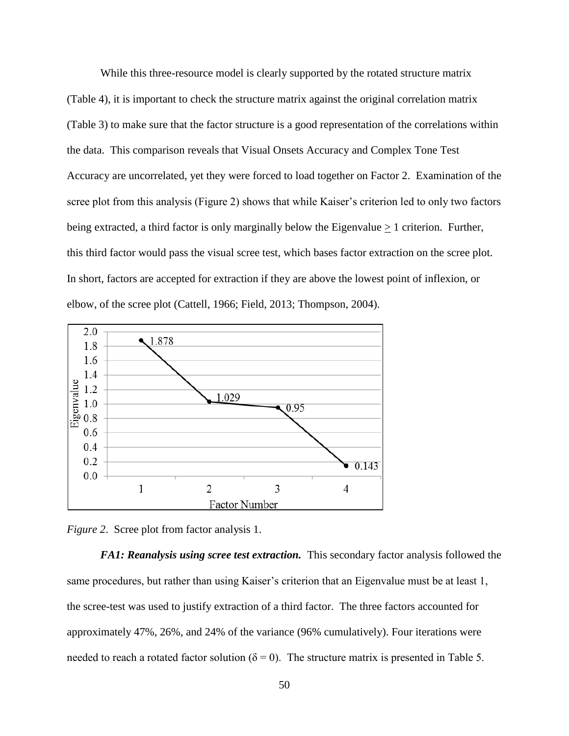While this three-resource model is clearly supported by the rotated structure matrix (Table 4), it is important to check the structure matrix against the original correlation matrix (Table 3) to make sure that the factor structure is a good representation of the correlations within the data. This comparison reveals that Visual Onsets Accuracy and Complex Tone Test Accuracy are uncorrelated, yet they were forced to load together on Factor 2. Examination of the scree plot from this analysis (Figure 2) shows that while Kaiser's criterion led to only two factors being extracted, a third factor is only marginally below the Eigenvalue $\geq$ 1 criterion. Further, this third factor would pass the visual scree test, which bases factor extraction on the scree plot. In short, factors are accepted for extraction if they are above the lowest point of inflexion, or elbow, of the scree plot (Cattell, 1966; Field, 2013; Thompson, 2004).

*Figure 2*. Scree plot from factor analysis 1.

***FA1: Reanalysis using scree test extraction.*** This secondary factor analysis followed the same procedures, but rather than using Kaiser's criterion that an Eigenvalue must be at least 1, the scree-test was used to justify extraction of a third factor. The three factors accounted for approximately 47%, 26%, and 24% of the variance (96% cumulatively). Four iterations were needed to reach a rotated factor solution ($\delta = 0$). The structure matrix is presented in Table 5.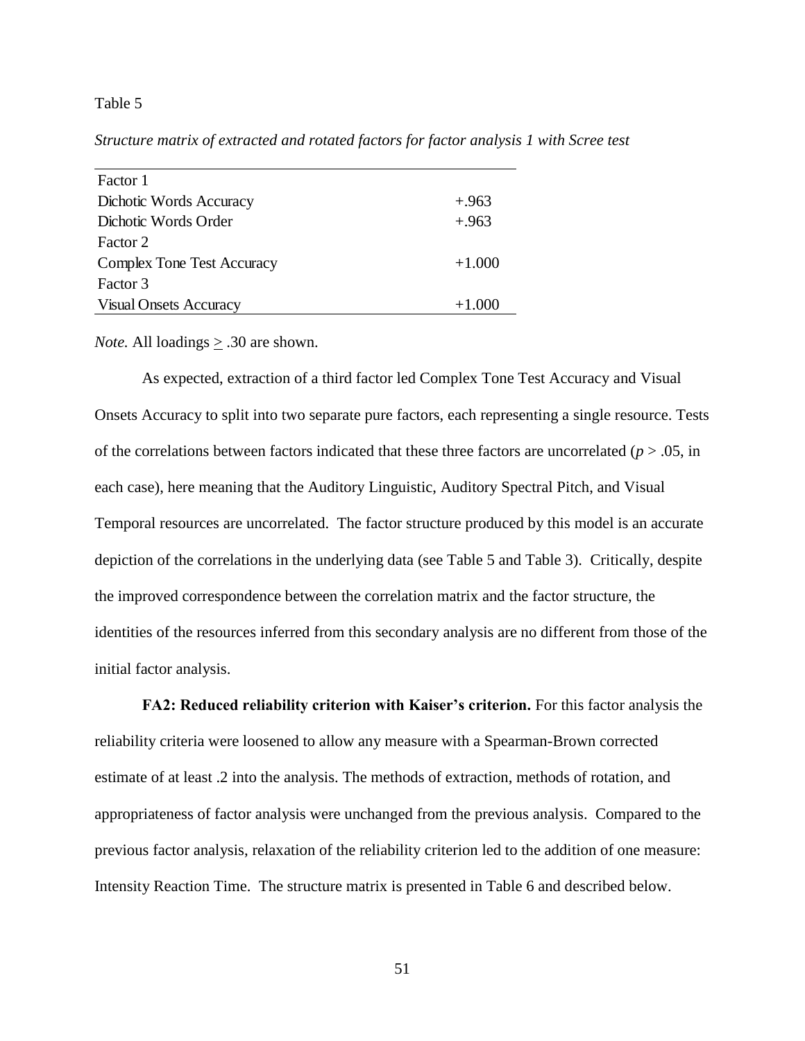Table 5

*Structure matrix of extracted and rotated factors for factor analysis 1 with Scree test*

| | |
|---|---|
| Factor 1 | |
| Dichotic Words Accuracy | +.963 |
| Dichotic Words Order | +.963 |
| Factor 2 | |
| Complex Tone Test Accuracy | +1.000 |
| Factor 3 | |
| Visual Onsets Accuracy | +1.000 |

*Note.* All loadings $\geq$ .30 are shown.

As expected, extraction of a third factor led Complex Tone Test Accuracy and Visual Onsets Accuracy to split into two separate pure factors, each representing a single resource. Tests of the correlations between factors indicated that these three factors are uncorrelated ($p > .05$, in each case), here meaning that the Auditory Linguistic, Auditory Spectral Pitch, and Visual Temporal resources are uncorrelated. The factor structure produced by this model is an accurate depiction of the correlations in the underlying data (see Table 5 and Table 3). Critically, despite the improved correspondence between the correlation matrix and the factor structure, the identities of the resources inferred from this secondary analysis are no different from those of the initial factor analysis.

**FA2: Reduced reliability criterion with Kaiser's criterion.** For this factor analysis the reliability criteria were loosened to allow any measure with a Spearman-Brown corrected estimate of at least .2 into the analysis. The methods of extraction, methods of rotation, and appropriateness of factor analysis were unchanged from the previous analysis. Compared to the previous factor analysis, relaxation of the reliability criterion led to the addition of one measure: Intensity Reaction Time. The structure matrix is presented in Table 6 and described below.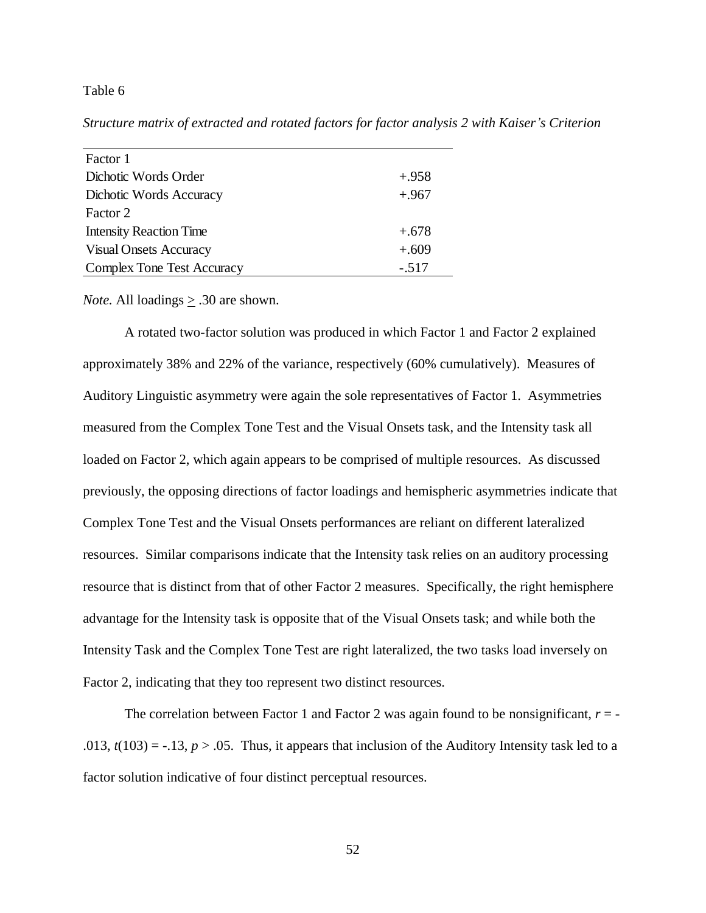Table 6

*Structure matrix of extracted and rotated factors for factor analysis 2 with Kaiser's Criterion*

| | |
|---|---|
| Factor 1 | |
| Dichotic Words Order | +.958 |
| Dichotic Words Accuracy | +.967 |
| Factor 2 | |
| Intensity Reaction Time | +.678 |
| Visual Onsets Accuracy | +.609 |
| Complex Tone Test Accuracy | -.517 |

*Note.* All loadings $\geq$ .30 are shown.

A rotated two-factor solution was produced in which Factor 1 and Factor 2 explained approximately 38% and 22% of the variance, respectively (60% cumulatively). Measures of Auditory Linguistic asymmetry were again the sole representatives of Factor 1. Asymmetries measured from the Complex Tone Test and the Visual Onsets task, and the Intensity task all loaded on Factor 2, which again appears to be comprised of multiple resources. As discussed previously, the opposing directions of factor loadings and hemispheric asymmetries indicate that Complex Tone Test and the Visual Onsets performances are reliant on different lateralized resources. Similar comparisons indicate that the Intensity task relies on an auditory processing resource that is distinct from that of other Factor 2 measures. Specifically, the right hemisphere advantage for the Intensity task is opposite that of the Visual Onsets task; and while both the Intensity Task and the Complex Tone Test are right lateralized, the two tasks load inversely on Factor 2, indicating that they too represent two distinct resources.

The correlation between Factor 1 and Factor 2 was again found to be nonsignificant, $r = -.013$, $t(103) = -.13$, $p > .05$. Thus, it appears that inclusion of the Auditory Intensity task led to a factor solution indicative of four distinct perceptual resources.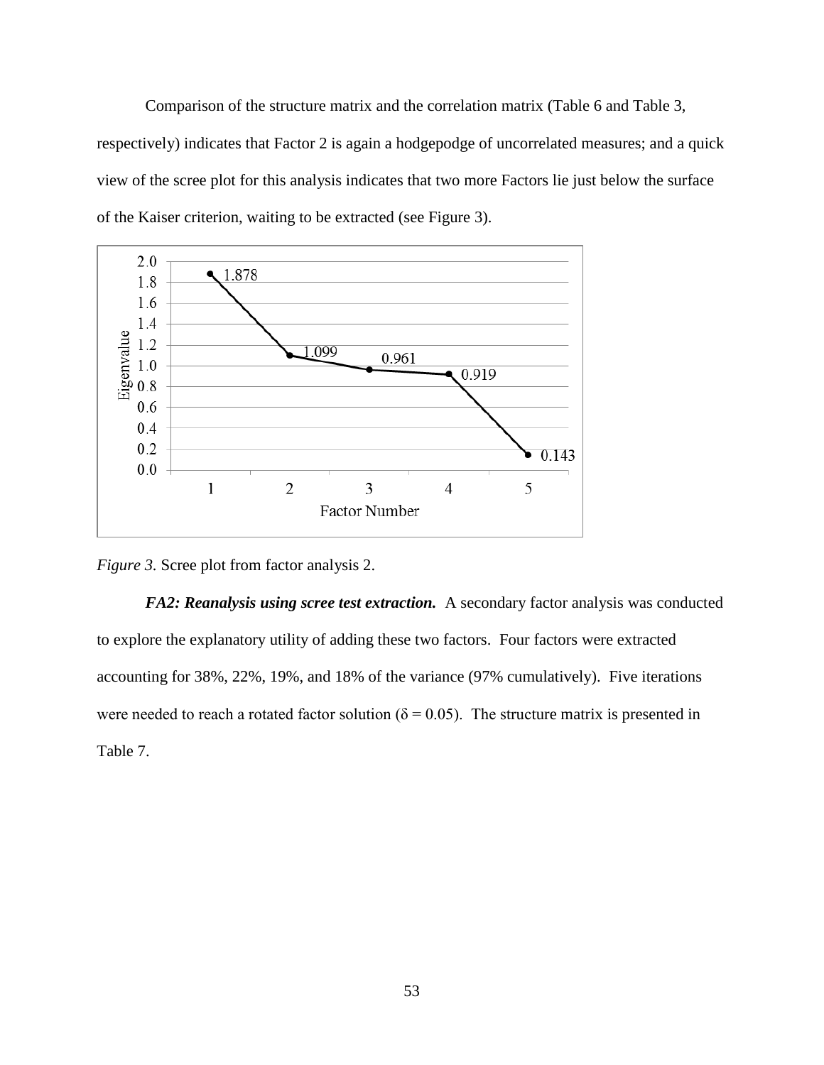Comparison of the structure matrix and the correlation matrix (Table 6 and Table 3, respectively) indicates that Factor 2 is again a hodgepodge of uncorrelated measures; and a quick view of the scree plot for this analysis indicates that two more Factors lie just below the surface of the Kaiser criterion, waiting to be extracted (see Figure 3).

*Figure 3.* Scree plot from factor analysis 2.

***FA2: Reanalysis using scree test extraction.*** A secondary factor analysis was conducted to explore the explanatory utility of adding these two factors. Four factors were extracted accounting for 38%, 22%, 19%, and 18% of the variance (97% cumulatively). Five iterations were needed to reach a rotated factor solution ($\delta = 0.05$). The structure matrix is presented in Table 7.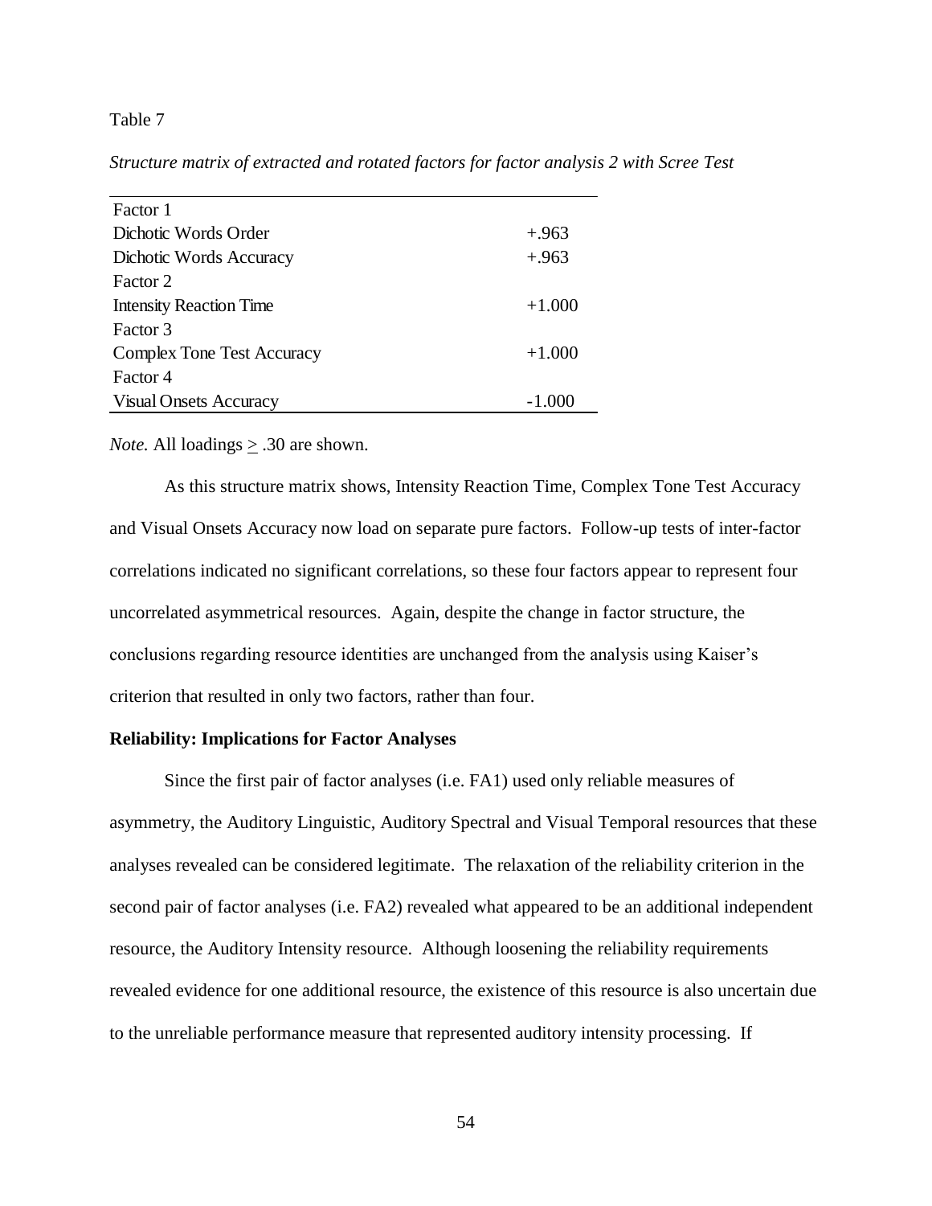Table 7

*Structure matrix of extracted and rotated factors for factor analysis 2 with Scree Test*

| | |
|---|---|
| Factor 1 | |
| Dichotic Words Order | +.963 |
| Dichotic Words Accuracy | +.963 |
| Factor 2 | |
| Intensity Reaction Time | +1.000 |
| Factor 3 | |
| Complex Tone Test Accuracy | +1.000 |
| Factor 4 | |
| Visual Onsets Accuracy | -1.000 |

*Note.* All loadings $\geq$ .30 are shown.

As this structure matrix shows, Intensity Reaction Time, Complex Tone Test Accuracy and Visual Onsets Accuracy now load on separate pure factors. Follow-up tests of inter-factor correlations indicated no significant correlations, so these four factors appear to represent four uncorrelated asymmetrical resources. Again, despite the change in factor structure, the conclusions regarding resource identities are unchanged from the analysis using Kaiser's criterion that resulted in only two factors, rather than four.

**Reliability: Implications for Factor Analyses**

Since the first pair of factor analyses (i.e. FA1) used only reliable measures of asymmetry, the Auditory Linguistic, Auditory Spectral and Visual Temporal resources that these analyses revealed can be considered legitimate. The relaxation of the reliability criterion in the second pair of factor analyses (i.e. FA2) revealed what appeared to be an additional independent resource, the Auditory Intensity resource. Although loosening the reliability requirements revealed evidence for one additional resource, the existence of this resource is also uncertain due to the unreliable performance measure that represented auditory intensity processing. If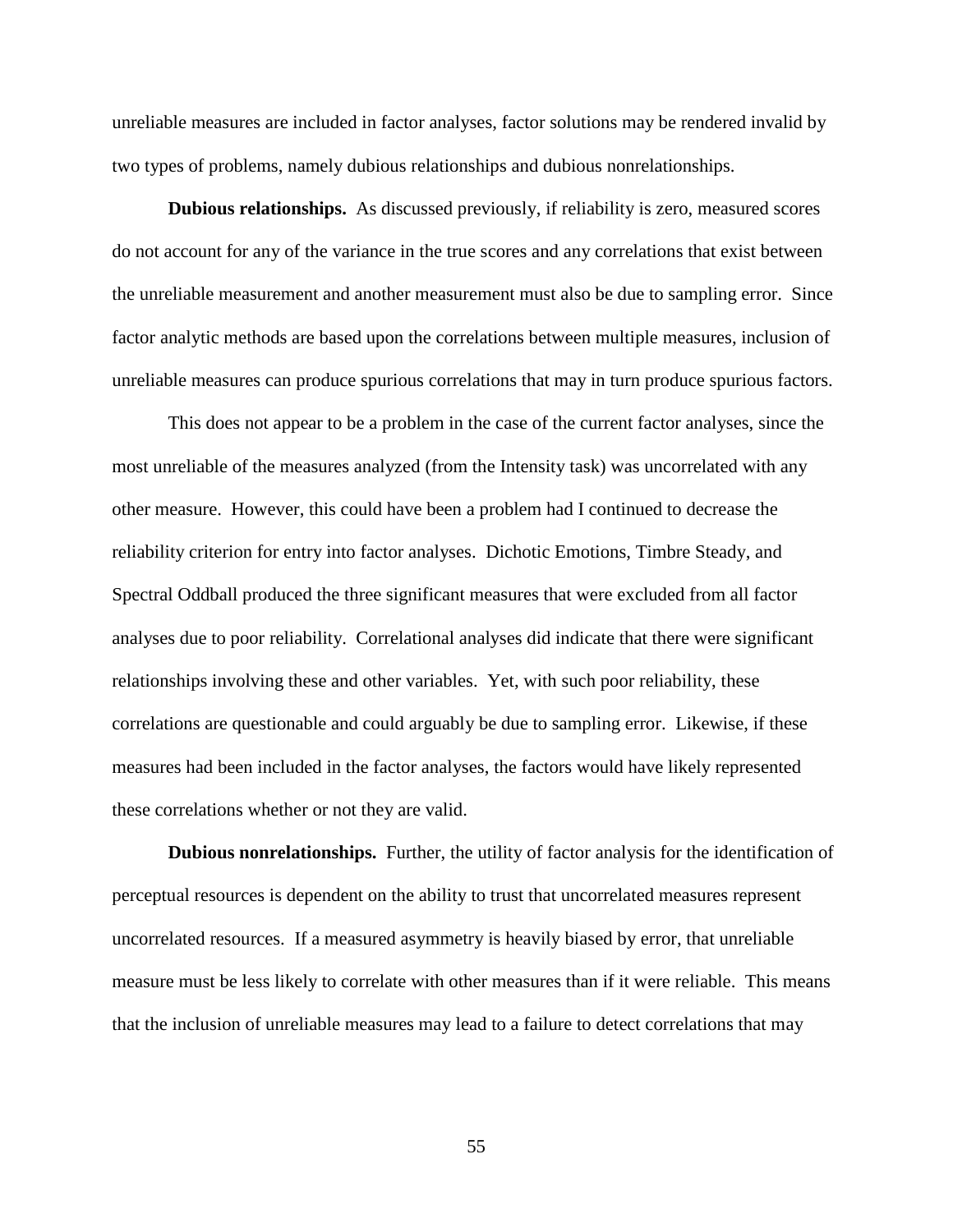unreliable measures are included in factor analyses, factor solutions may be rendered invalid by two types of problems, namely dubious relationships and dubious nonrelationships.

**Dubious relationships.** As discussed previously, if reliability is zero, measured scores do not account for any of the variance in the true scores and any correlations that exist between the unreliable measurement and another measurement must also be due to sampling error. Since factor analytic methods are based upon the correlations between multiple measures, inclusion of unreliable measures can produce spurious correlations that may in turn produce spurious factors.

This does not appear to be a problem in the case of the current factor analyses, since the most unreliable of the measures analyzed (from the Intensity task) was uncorrelated with any other measure. However, this could have been a problem had I continued to decrease the reliability criterion for entry into factor analyses. Dichotic Emotions, Timbre Steady, and Spectral Oddball produced the three significant measures that were excluded from all factor analyses due to poor reliability. Correlational analyses did indicate that there were significant relationships involving these and other variables. Yet, with such poor reliability, these correlations are questionable and could arguably be due to sampling error. Likewise, if these measures had been included in the factor analyses, the factors would have likely represented these correlations whether or not they are valid.

**Dubious nonrelationships.** Further, the utility of factor analysis for the identification of perceptual resources is dependent on the ability to trust that uncorrelated measures represent uncorrelated resources. If a measured asymmetry is heavily biased by error, that unreliable measure must be less likely to correlate with other measures than if it were reliable. This means that the inclusion of unreliable measures may lead to a failure to detect correlations that may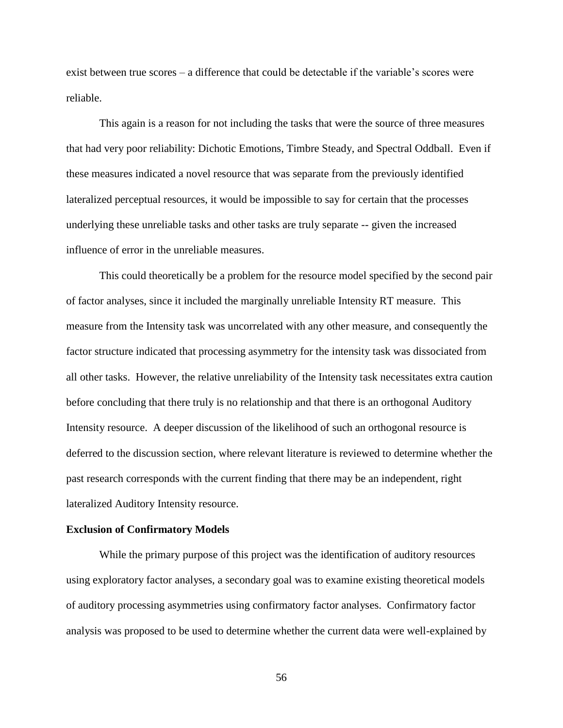exist between true scores – a difference that could be detectable if the variable's scores were reliable.

This again is a reason for not including the tasks that were the source of three measures that had very poor reliability: Dichotic Emotions, Timbre Steady, and Spectral Oddball. Even if these measures indicated a novel resource that was separate from the previously identified lateralized perceptual resources, it would be impossible to say for certain that the processes underlying these unreliable tasks and other tasks are truly separate -- given the increased influence of error in the unreliable measures.

This could theoretically be a problem for the resource model specified by the second pair of factor analyses, since it included the marginally unreliable Intensity RT measure. This measure from the Intensity task was uncorrelated with any other measure, and consequently the factor structure indicated that processing asymmetry for the intensity task was dissociated from all other tasks. However, the relative unreliability of the Intensity task necessitates extra caution before concluding that there truly is no relationship and that there is an orthogonal Auditory Intensity resource. A deeper discussion of the likelihood of such an orthogonal resource is deferred to the discussion section, where relevant literature is reviewed to determine whether the past research corresponds with the current finding that there may be an independent, right lateralized Auditory Intensity resource.

**Exclusion of Confirmatory Models**

While the primary purpose of this project was the identification of auditory resources using exploratory factor analyses, a secondary goal was to examine existing theoretical models of auditory processing asymmetries using confirmatory factor analyses. Confirmatory factor analysis was proposed to be used to determine whether the current data were well-explained by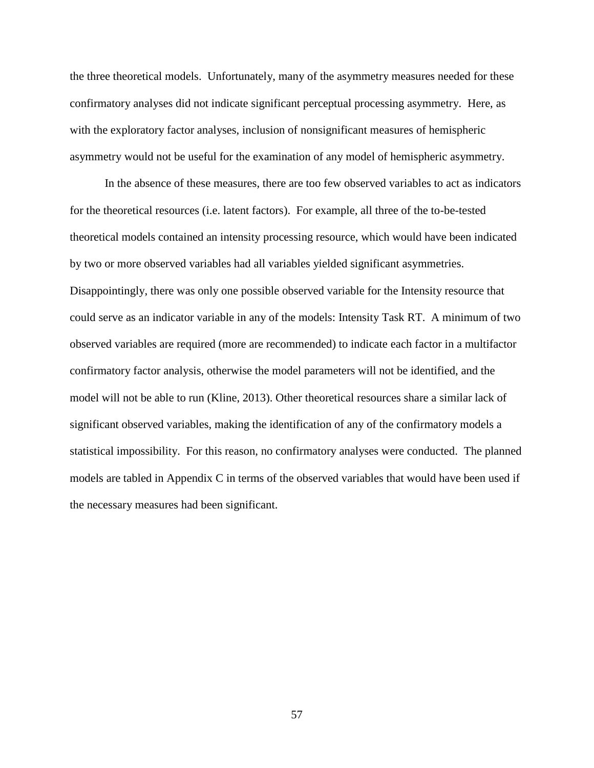the three theoretical models. Unfortunately, many of the asymmetry measures needed for these confirmatory analyses did not indicate significant perceptual processing asymmetry. Here, as with the exploratory factor analyses, inclusion of nonsignificant measures of hemispheric asymmetry would not be useful for the examination of any model of hemispheric asymmetry.

In the absence of these measures, there are too few observed variables to act as indicators for the theoretical resources (i.e. latent factors). For example, all three of the to-be-tested theoretical models contained an intensity processing resource, which would have been indicated by two or more observed variables had all variables yielded significant asymmetries. Disappointingly, there was only one possible observed variable for the Intensity resource that could serve as an indicator variable in any of the models: Intensity Task RT. A minimum of two observed variables are required (more are recommended) to indicate each factor in a multifactor confirmatory factor analysis, otherwise the model parameters will not be identified, and the model will not be able to run (Kline, 2013). Other theoretical resources share a similar lack of significant observed variables, making the identification of any of the confirmatory models a statistical impossibility. For this reason, no confirmatory analyses were conducted. The planned models are tabled in Appendix C in terms of the observed variables that would have been used if the necessary measures had been significant.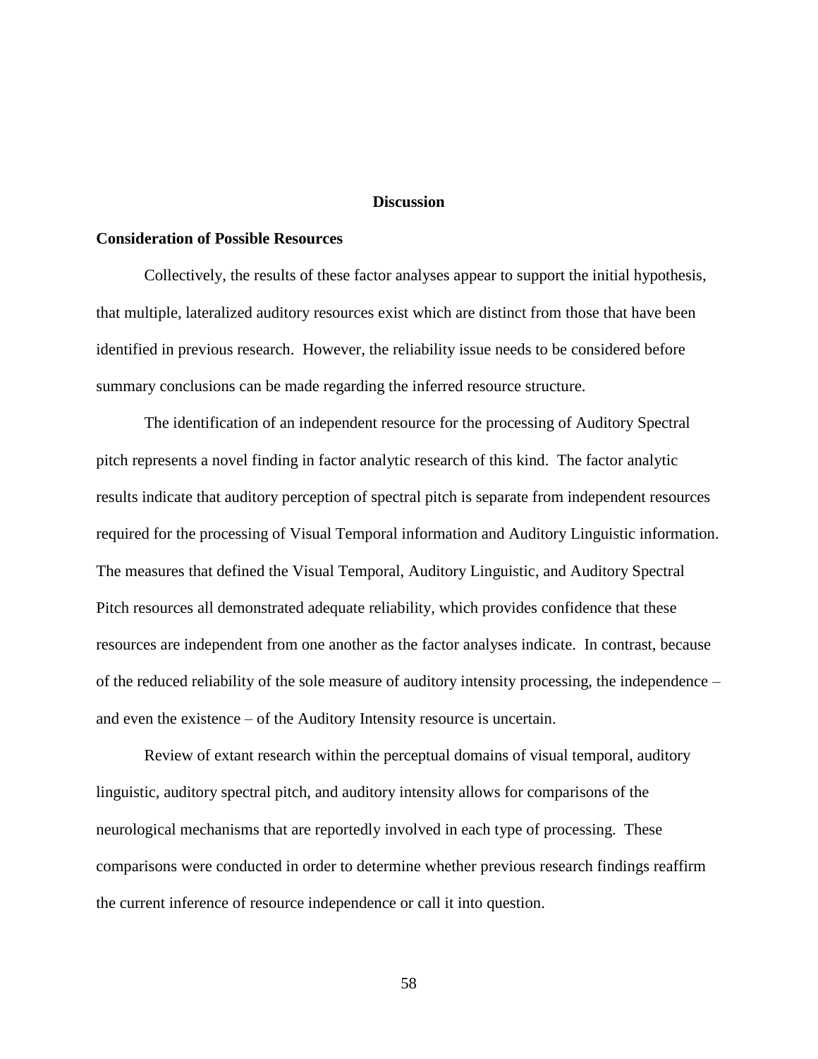# Discussion

## Consideration of Possible Resources

Collectively, the results of these factor analyses appear to support the initial hypothesis, that multiple, lateralized auditory resources exist which are distinct from those that have been identified in previous research. However, the reliability issue needs to be considered before summary conclusions can be made regarding the inferred resource structure.

The identification of an independent resource for the processing of Auditory Spectral pitch represents a novel finding in factor analytic research of this kind. The factor analytic results indicate that auditory perception of spectral pitch is separate from independent resources required for the processing of Visual Temporal information and Auditory Linguistic information. The measures that defined the Visual Temporal, Auditory Linguistic, and Auditory Spectral Pitch resources all demonstrated adequate reliability, which provides confidence that these resources are independent from one another as the factor analyses indicate. In contrast, because of the reduced reliability of the sole measure of auditory intensity processing, the independence – and even the existence – of the Auditory Intensity resource is uncertain.

Review of extant research within the perceptual domains of visual temporal, auditory linguistic, auditory spectral pitch, and auditory intensity allows for comparisons of the neurological mechanisms that are reportedly involved in each type of processing. These comparisons were conducted in order to determine whether previous research findings reaffirm the current inference of resource independence or call it into question.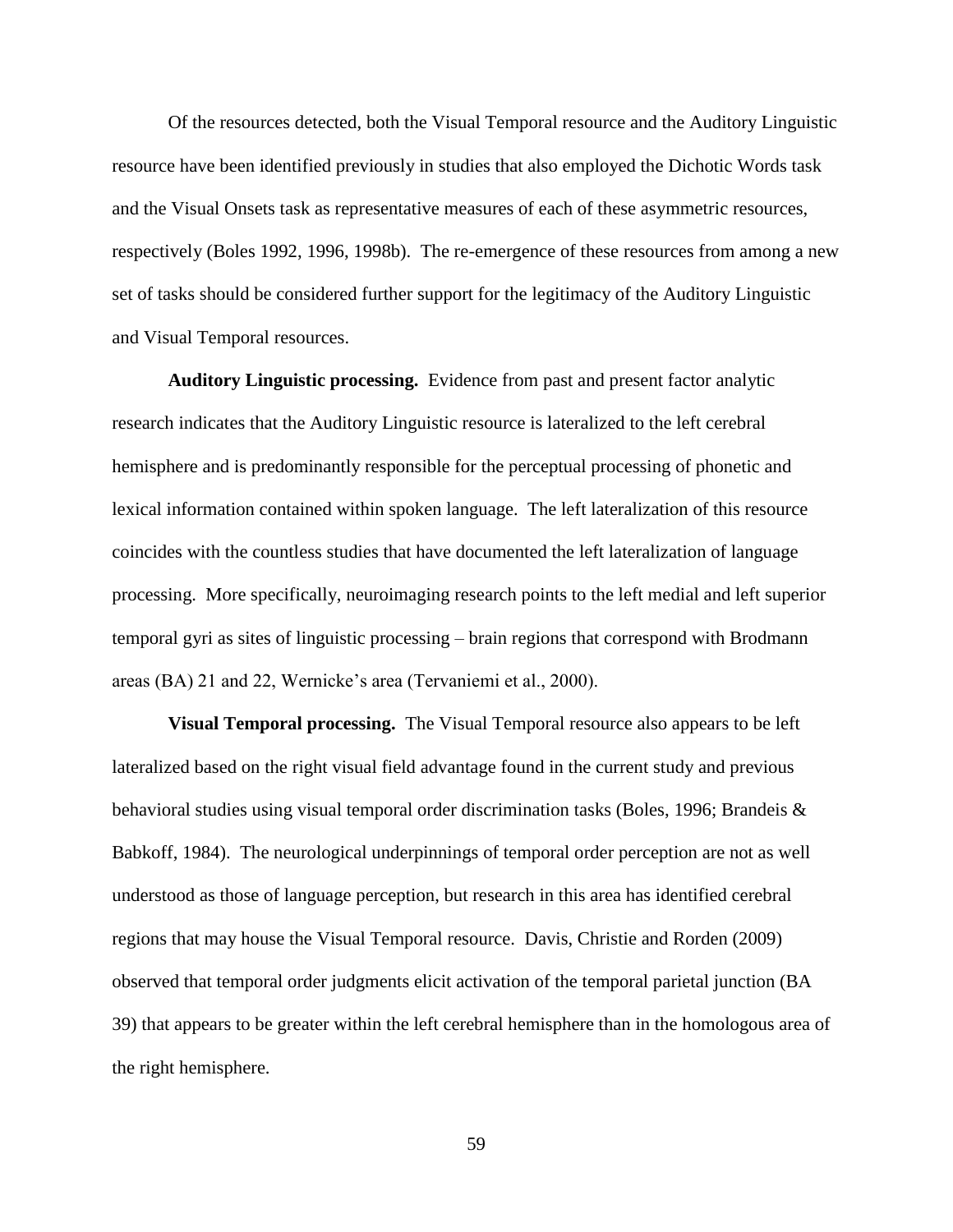Of the resources detected, both the Visual Temporal resource and the Auditory Linguistic resource have been identified previously in studies that also employed the Dichotic Words task and the Visual Onsets task as representative measures of each of these asymmetric resources, respectively (Boles 1992, 1996, 1998b). The re-emergence of these resources from among a new set of tasks should be considered further support for the legitimacy of the Auditory Linguistic and Visual Temporal resources.

**Auditory Linguistic processing.** Evidence from past and present factor analytic research indicates that the Auditory Linguistic resource is lateralized to the left cerebral hemisphere and is predominantly responsible for the perceptual processing of phonetic and lexical information contained within spoken language. The left lateralization of this resource coincides with the countless studies that have documented the left lateralization of language processing. More specifically, neuroimaging research points to the left medial and left superior temporal gyri as sites of linguistic processing – brain regions that correspond with Brodmann areas (BA) 21 and 22, Wernicke's area (Tervaniemi et al., 2000).

**Visual Temporal processing.** The Visual Temporal resource also appears to be left lateralized based on the right visual field advantage found in the current study and previous behavioral studies using visual temporal order discrimination tasks (Boles, 1996; Brandeis & Babkoff, 1984). The neurological underpinnings of temporal order perception are not as well understood as those of language perception, but research in this area has identified cerebral regions that may house the Visual Temporal resource. Davis, Christie and Rorden (2009) observed that temporal order judgments elicit activation of the temporal parietal junction (BA 39) that appears to be greater within the left cerebral hemisphere than in the homologous area of the right hemisphere.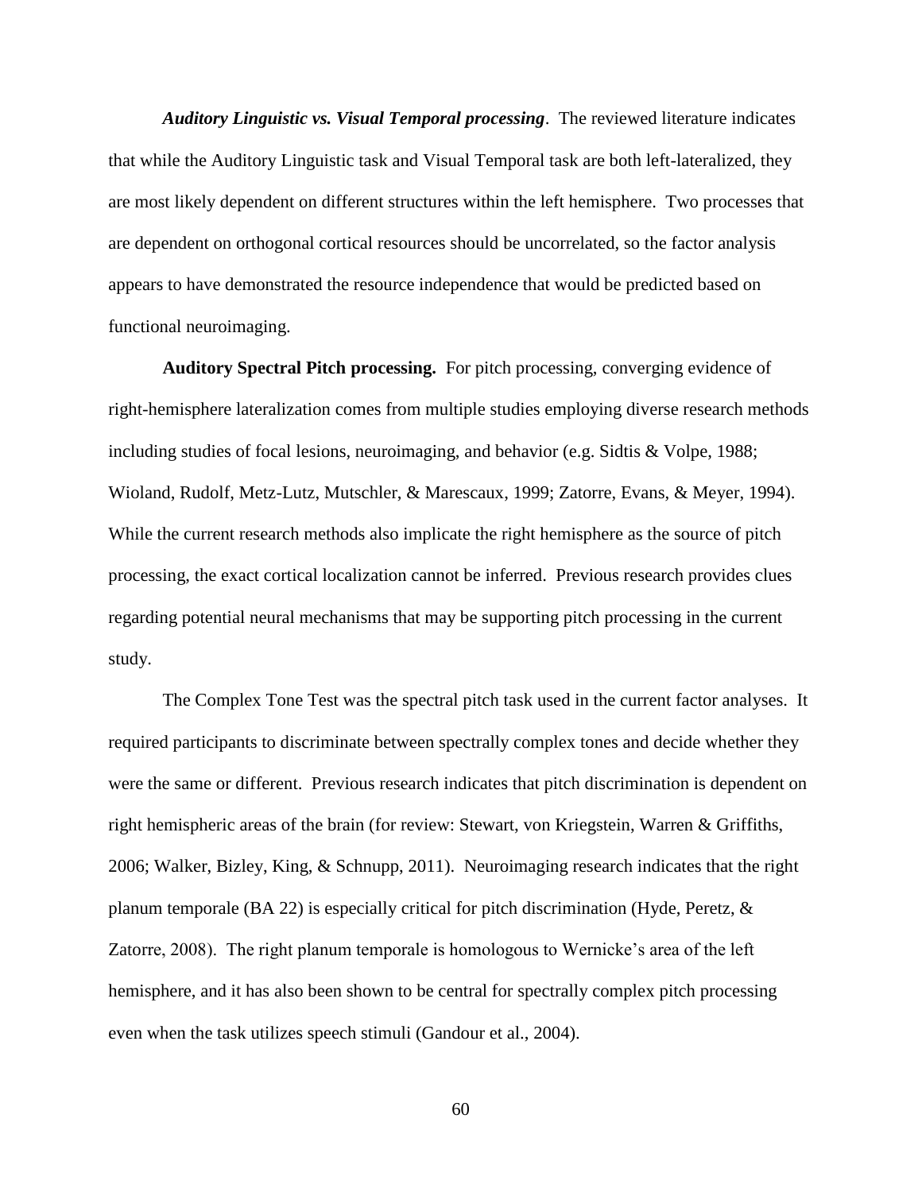***Auditory Linguistic vs. Visual Temporal processing***. The reviewed literature indicates that while the Auditory Linguistic task and Visual Temporal task are both left-lateralized, they are most likely dependent on different structures within the left hemisphere. Two processes that are dependent on orthogonal cortical resources should be uncorrelated, so the factor analysis appears to have demonstrated the resource independence that would be predicted based on functional neuroimaging.

**Auditory Spectral Pitch processing.** For pitch processing, converging evidence of right-hemisphere lateralization comes from multiple studies employing diverse research methods including studies of focal lesions, neuroimaging, and behavior (e.g. Sidtis & Volpe, 1988; Wioland, Rudolf, Metz-Lutz, Mutschler, & Marescaux, 1999; Zatorre, Evans, & Meyer, 1994). While the current research methods also implicate the right hemisphere as the source of pitch processing, the exact cortical localization cannot be inferred. Previous research provides clues regarding potential neural mechanisms that may be supporting pitch processing in the current study.

The Complex Tone Test was the spectral pitch task used in the current factor analyses. It required participants to discriminate between spectrally complex tones and decide whether they were the same or different. Previous research indicates that pitch discrimination is dependent on right hemispheric areas of the brain (for review: Stewart, von Kriegstein, Warren & Griffiths, 2006; Walker, Bizley, King, & Schnupp, 2011). Neuroimaging research indicates that the right planum temporale (BA 22) is especially critical for pitch discrimination (Hyde, Peretz, & Zatorre, 2008). The right planum temporale is homologous to Wernicke's area of the left hemisphere, and it has also been shown to be central for spectrally complex pitch processing even when the task utilizes speech stimuli (Gandour et al., 2004).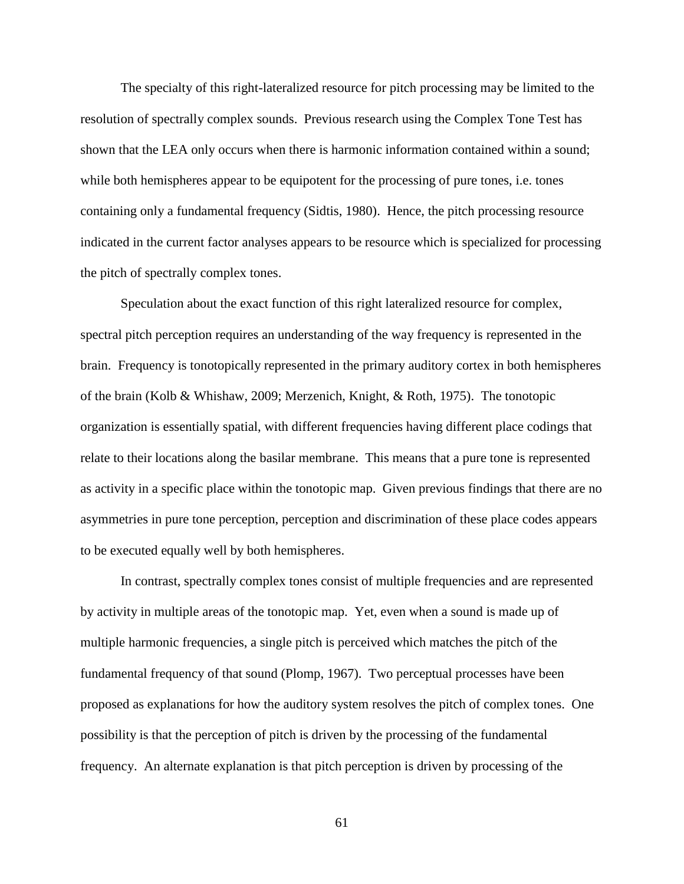The specialty of this right-lateralized resource for pitch processing may be limited to the resolution of spectrally complex sounds. Previous research using the Complex Tone Test has shown that the LEA only occurs when there is harmonic information contained within a sound; while both hemispheres appear to be equipotent for the processing of pure tones, i.e. tones containing only a fundamental frequency (Sidtis, 1980). Hence, the pitch processing resource indicated in the current factor analyses appears to be resource which is specialized for processing the pitch of spectrally complex tones.

Speculation about the exact function of this right lateralized resource for complex, spectral pitch perception requires an understanding of the way frequency is represented in the brain. Frequency is tonotopically represented in the primary auditory cortex in both hemispheres of the brain (Kolb & Whishaw, 2009; Merzenich, Knight, & Roth, 1975). The tonotopic organization is essentially spatial, with different frequencies having different place codings that relate to their locations along the basilar membrane. This means that a pure tone is represented as activity in a specific place within the tonotopic map. Given previous findings that there are no asymmetries in pure tone perception, perception and discrimination of these place codes appears to be executed equally well by both hemispheres.

In contrast, spectrally complex tones consist of multiple frequencies and are represented by activity in multiple areas of the tonotopic map. Yet, even when a sound is made up of multiple harmonic frequencies, a single pitch is perceived which matches the pitch of the fundamental frequency of that sound (Plomp, 1967). Two perceptual processes have been proposed as explanations for how the auditory system resolves the pitch of complex tones. One possibility is that the perception of pitch is driven by the processing of the fundamental frequency. An alternate explanation is that pitch perception is driven by processing of the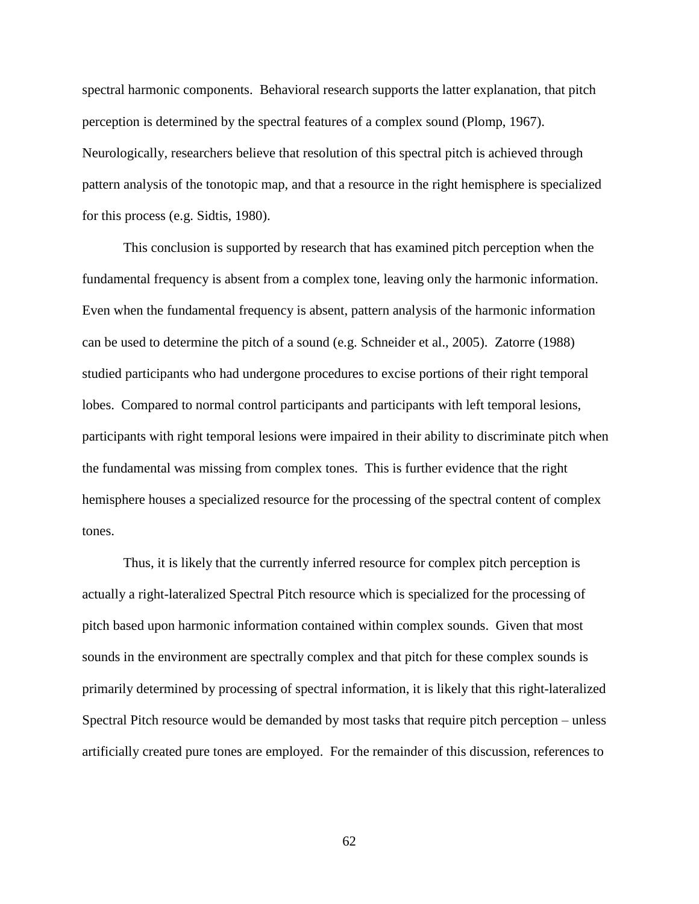spectral harmonic components. Behavioral research supports the latter explanation, that pitch perception is determined by the spectral features of a complex sound (Plomp, 1967). Neurologically, researchers believe that resolution of this spectral pitch is achieved through pattern analysis of the tonotopic map, and that a resource in the right hemisphere is specialized for this process (e.g. Sidtis, 1980).

This conclusion is supported by research that has examined pitch perception when the fundamental frequency is absent from a complex tone, leaving only the harmonic information. Even when the fundamental frequency is absent, pattern analysis of the harmonic information can be used to determine the pitch of a sound (e.g. Schneider et al., 2005). Zatorre (1988) studied participants who had undergone procedures to excise portions of their right temporal lobes. Compared to normal control participants and participants with left temporal lesions, participants with right temporal lesions were impaired in their ability to discriminate pitch when the fundamental was missing from complex tones. This is further evidence that the right hemisphere houses a specialized resource for the processing of the spectral content of complex tones.

Thus, it is likely that the currently inferred resource for complex pitch perception is actually a right-lateralized Spectral Pitch resource which is specialized for the processing of pitch based upon harmonic information contained within complex sounds. Given that most sounds in the environment are spectrally complex and that pitch for these complex sounds is primarily determined by processing of spectral information, it is likely that this right-lateralized Spectral Pitch resource would be demanded by most tasks that require pitch perception – unless artificially created pure tones are employed. For the remainder of this discussion, references to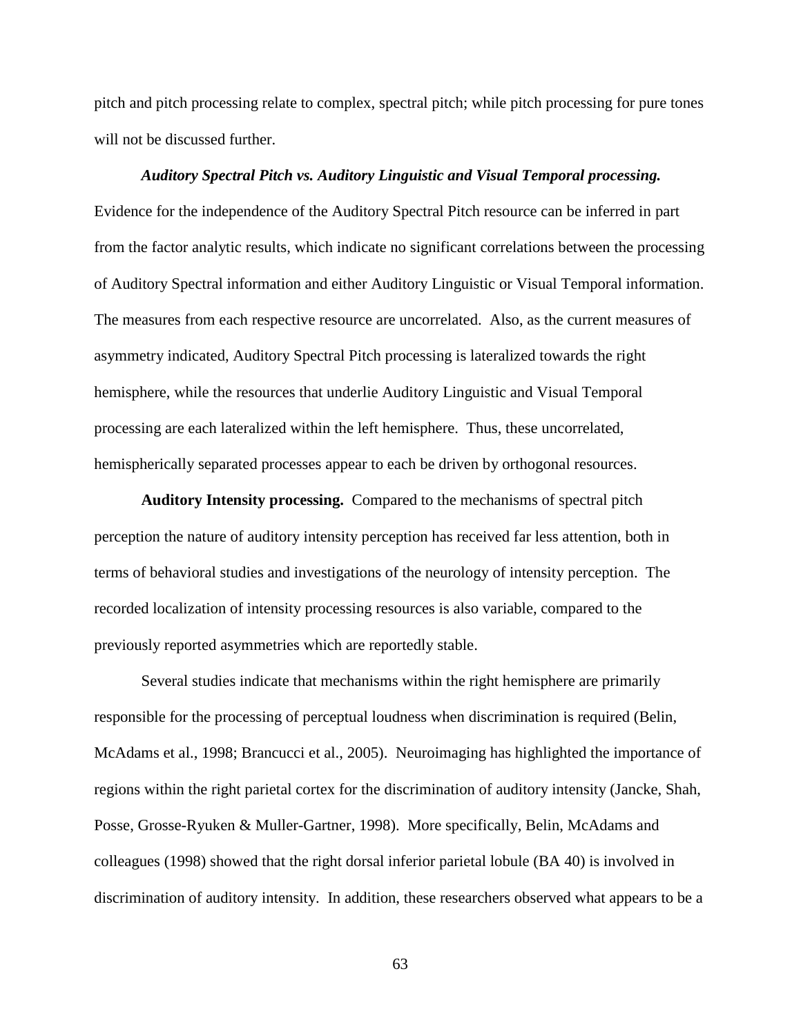pitch and pitch processing relate to complex, spectral pitch; while pitch processing for pure tones will not be discussed further.

***Auditory Spectral Pitch vs. Auditory Linguistic and Visual Temporal processing.*** Evidence for the independence of the Auditory Spectral Pitch resource can be inferred in part from the factor analytic results, which indicate no significant correlations between the processing of Auditory Spectral information and either Auditory Linguistic or Visual Temporal information. The measures from each respective resource are uncorrelated. Also, as the current measures of asymmetry indicated, Auditory Spectral Pitch processing is lateralized towards the right hemisphere, while the resources that underlie Auditory Linguistic and Visual Temporal processing are each lateralized within the left hemisphere. Thus, these uncorrelated, hemispherically separated processes appear to each be driven by orthogonal resources.

**Auditory Intensity processing.** Compared to the mechanisms of spectral pitch perception the nature of auditory intensity perception has received far less attention, both in terms of behavioral studies and investigations of the neurology of intensity perception. The recorded localization of intensity processing resources is also variable, compared to the previously reported asymmetries which are reportedly stable.

Several studies indicate that mechanisms within the right hemisphere are primarily responsible for the processing of perceptual loudness when discrimination is required (Belin, McAdams et al., 1998; Brancucci et al., 2005). Neuroimaging has highlighted the importance of regions within the right parietal cortex for the discrimination of auditory intensity (Jancke, Shah, Posse, Grosse-Ryuken & Muller-Gartner, 1998). More specifically, Belin, McAdams and colleagues (1998) showed that the right dorsal inferior parietal lobule (BA 40) is involved in discrimination of auditory intensity. In addition, these researchers observed what appears to be a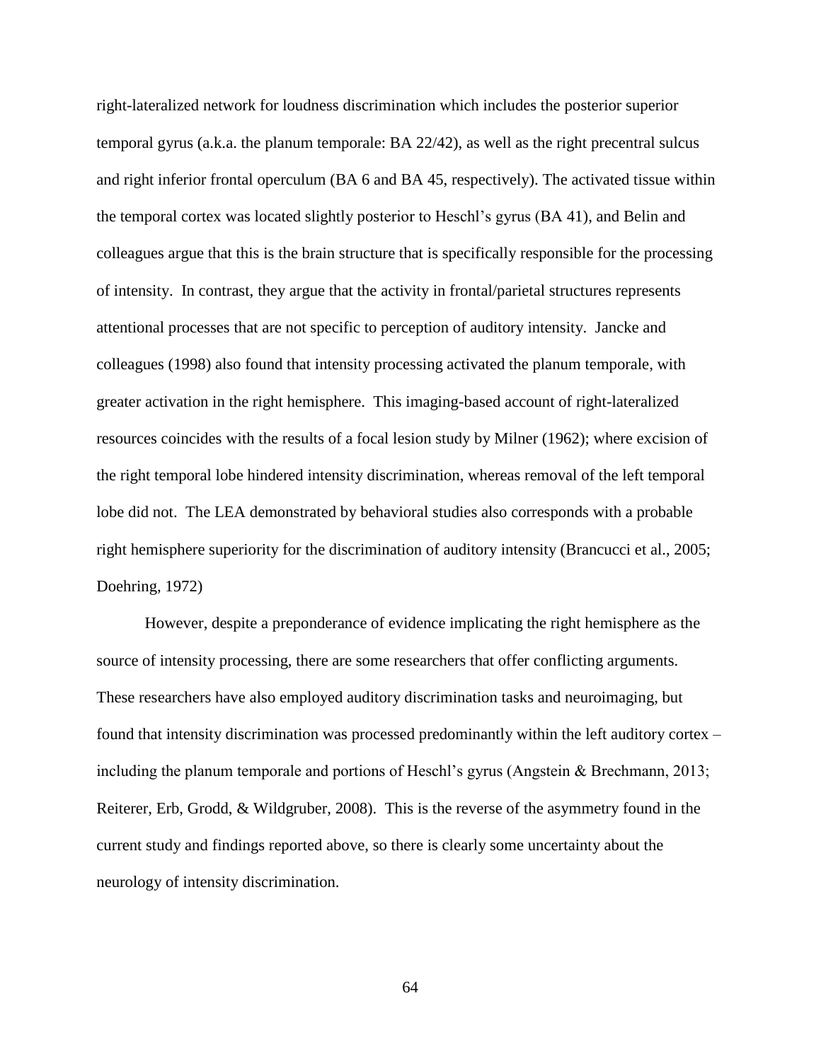right-lateralized network for loudness discrimination which includes the posterior superior temporal gyrus (a.k.a. the planum temporale: BA 22/42), as well as the right precentral sulcus and right inferior frontal operculum (BA 6 and BA 45, respectively). The activated tissue within the temporal cortex was located slightly posterior to Heschl's gyrus (BA 41), and Belin and colleagues argue that this is the brain structure that is specifically responsible for the processing of intensity. In contrast, they argue that the activity in frontal/parietal structures represents attentional processes that are not specific to perception of auditory intensity. Jancke and colleagues (1998) also found that intensity processing activated the planum temporale, with greater activation in the right hemisphere. This imaging-based account of right-lateralized resources coincides with the results of a focal lesion study by Milner (1962); where excision of the right temporal lobe hindered intensity discrimination, whereas removal of the left temporal lobe did not. The LEA demonstrated by behavioral studies also corresponds with a probable right hemisphere superiority for the discrimination of auditory intensity (Brancucci et al., 2005; Doehring, 1972)

However, despite a preponderance of evidence implicating the right hemisphere as the source of intensity processing, there are some researchers that offer conflicting arguments. These researchers have also employed auditory discrimination tasks and neuroimaging, but found that intensity discrimination was processed predominantly within the left auditory cortex – including the planum temporale and portions of Heschl's gyrus (Angstein & Brechmann, 2013; Reiterer, Erb, Grodd, & Wildgruber, 2008). This is the reverse of the asymmetry found in the current study and findings reported above, so there is clearly some uncertainty about the neurology of intensity discrimination.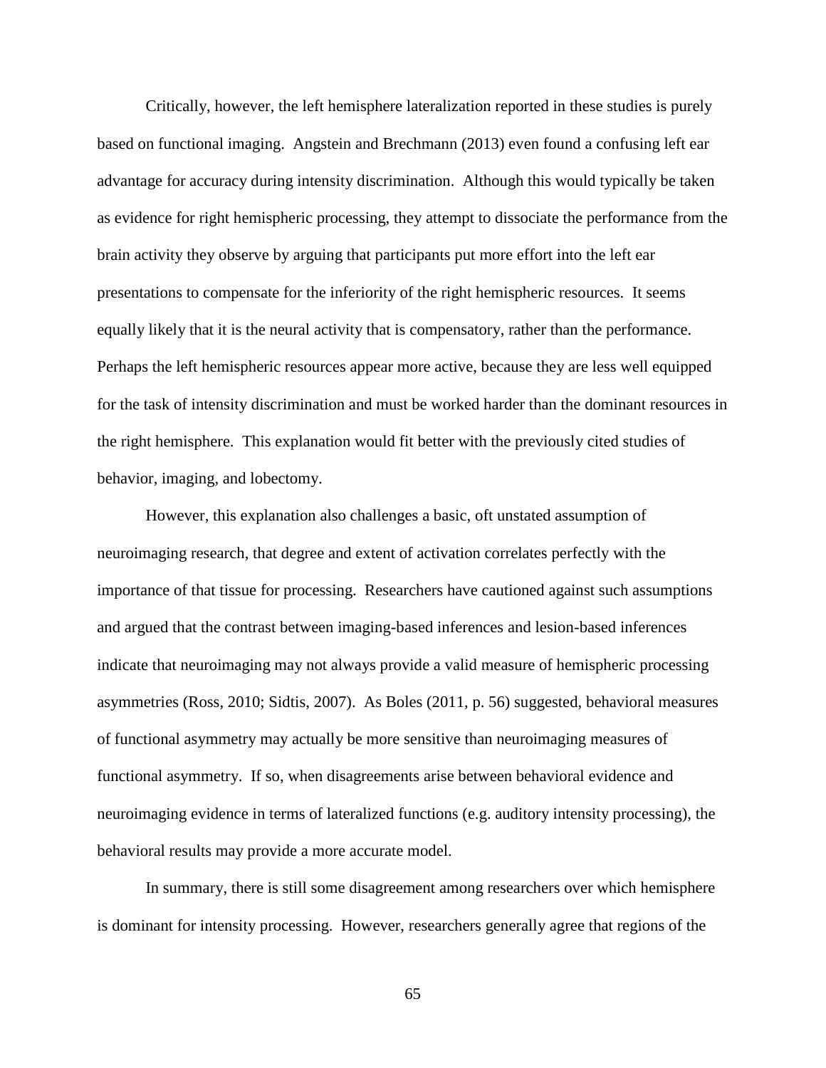Critically, however, the left hemisphere lateralization reported in these studies is purely based on functional imaging. Angstein and Brechmann (2013) even found a confusing left ear advantage for accuracy during intensity discrimination. Although this would typically be taken as evidence for right hemispheric processing, they attempt to dissociate the performance from the brain activity they observe by arguing that participants put more effort into the left ear presentations to compensate for the inferiority of the right hemispheric resources. It seems equally likely that it is the neural activity that is compensatory, rather than the performance. Perhaps the left hemispheric resources appear more active, because they are less well equipped for the task of intensity discrimination and must be worked harder than the dominant resources in the right hemisphere. This explanation would fit better with the previously cited studies of behavior, imaging, and lobectomy.

However, this explanation also challenges a basic, oft unstated assumption of neuroimaging research, that degree and extent of activation correlates perfectly with the importance of that tissue for processing. Researchers have cautioned against such assumptions and argued that the contrast between imaging-based inferences and lesion-based inferences indicate that neuroimaging may not always provide a valid measure of hemispheric processing asymmetries (Ross, 2010; Sidtis, 2007). As Boles (2011, p. 56) suggested, behavioral measures of functional asymmetry may actually be more sensitive than neuroimaging measures of functional asymmetry. If so, when disagreements arise between behavioral evidence and neuroimaging evidence in terms of lateralized functions (e.g. auditory intensity processing), the behavioral results may provide a more accurate model.

In summary, there is still some disagreement among researchers over which hemisphere is dominant for intensity processing. However, researchers generally agree that regions of the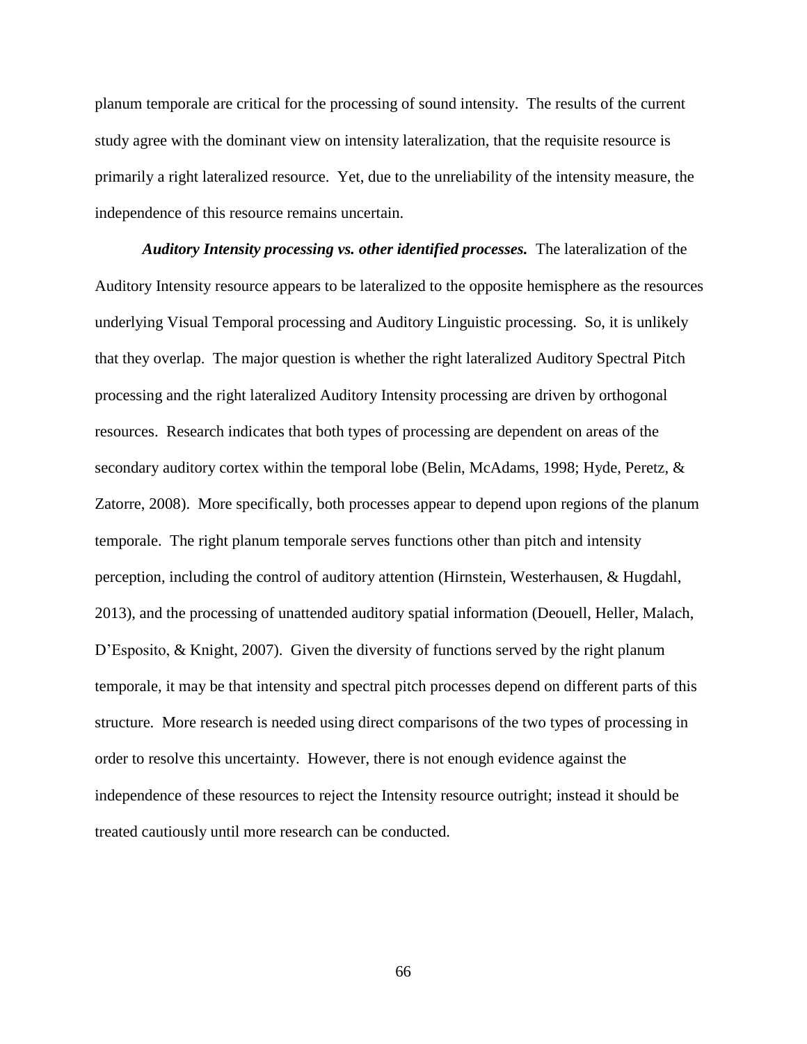planum temporale are critical for the processing of sound intensity. The results of the current study agree with the dominant view on intensity lateralization, that the requisite resource is primarily a right lateralized resource. Yet, due to the unreliability of the intensity measure, the independence of this resource remains uncertain.

***Auditory Intensity processing vs. other identified processes.*** The lateralization of the Auditory Intensity resource appears to be lateralized to the opposite hemisphere as the resources underlying Visual Temporal processing and Auditory Linguistic processing. So, it is unlikely that they overlap. The major question is whether the right lateralized Auditory Spectral Pitch processing and the right lateralized Auditory Intensity processing are driven by orthogonal resources. Research indicates that both types of processing are dependent on areas of the secondary auditory cortex within the temporal lobe (Belin, McAdams, 1998; Hyde, Peretz, & Zatorre, 2008). More specifically, both processes appear to depend upon regions of the planum temporale. The right planum temporale serves functions other than pitch and intensity perception, including the control of auditory attention (Hirnstein, Westerhausen, & Hugdahl, 2013), and the processing of unattended auditory spatial information (Deouell, Heller, Malach, D'Esposito, & Knight, 2007). Given the diversity of functions served by the right planum temporale, it may be that intensity and spectral pitch processes depend on different parts of this structure. More research is needed using direct comparisons of the two types of processing in order to resolve this uncertainty. However, there is not enough evidence against the independence of these resources to reject the Intensity resource outright; instead it should be treated cautiously until more research can be conducted.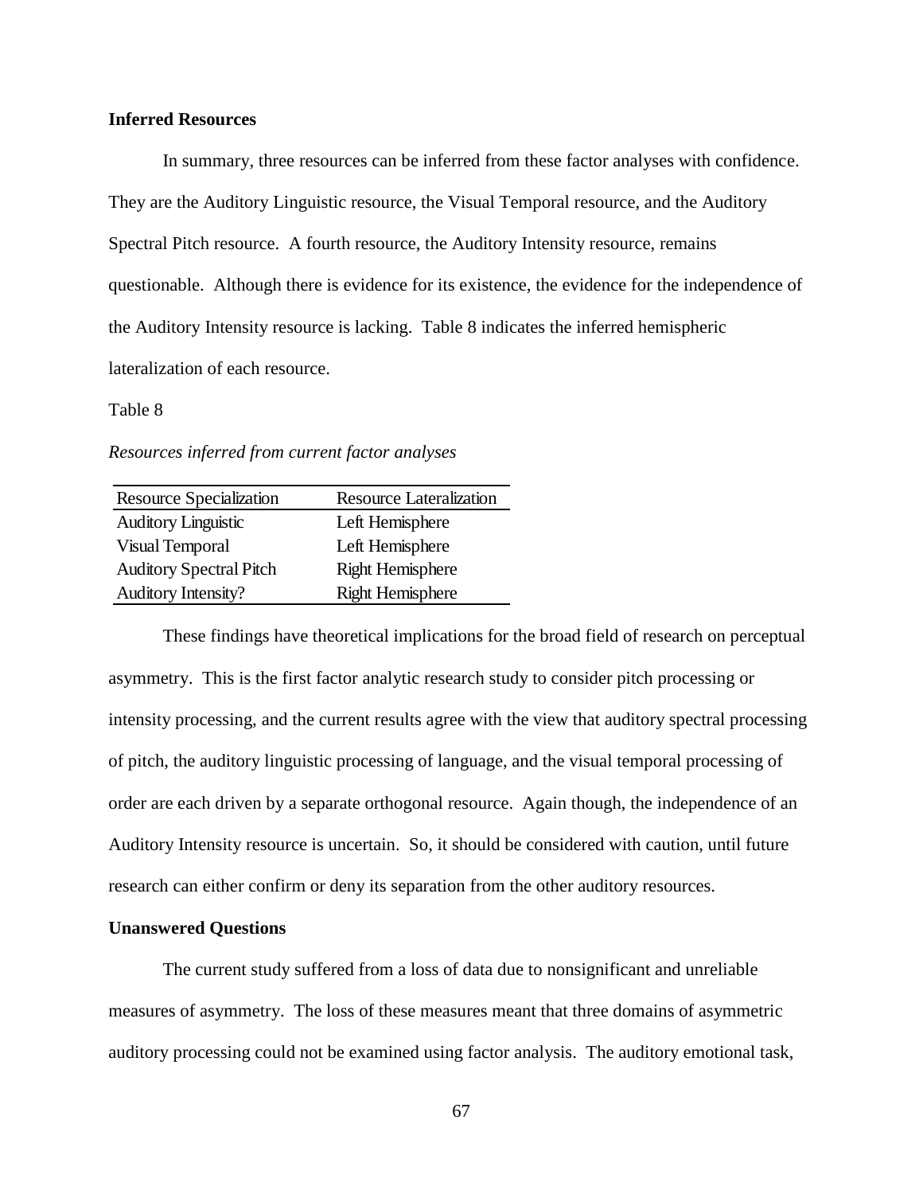**Inferred Resources**

In summary, three resources can be inferred from these factor analyses with confidence. They are the Auditory Linguistic resource, the Visual Temporal resource, and the Auditory Spectral Pitch resource. A fourth resource, the Auditory Intensity resource, remains questionable. Although there is evidence for its existence, the evidence for the independence of the Auditory Intensity resource is lacking. Table 8 indicates the inferred hemispheric lateralization of each resource.

Table 8

*Resources inferred from current factor analyses*

| Resource Specialization | Resource Lateralization |
|---|---|
| Auditory Linguistic | Left Hemisphere |
| Visual Temporal | Left Hemisphere |
| Auditory Spectral Pitch | Right Hemisphere |
| Auditory Intensity? | Right Hemisphere |

These findings have theoretical implications for the broad field of research on perceptual asymmetry. This is the first factor analytic research study to consider pitch processing or intensity processing, and the current results agree with the view that auditory spectral processing of pitch, the auditory linguistic processing of language, and the visual temporal processing of order are each driven by a separate orthogonal resource. Again though, the independence of an Auditory Intensity resource is uncertain. So, it should be considered with caution, until future research can either confirm or deny its separation from the other auditory resources.

**Unanswered Questions**

The current study suffered from a loss of data due to nonsignificant and unreliable measures of asymmetry. The loss of these measures meant that three domains of asymmetric auditory processing could not be examined using factor analysis. The auditory emotional task,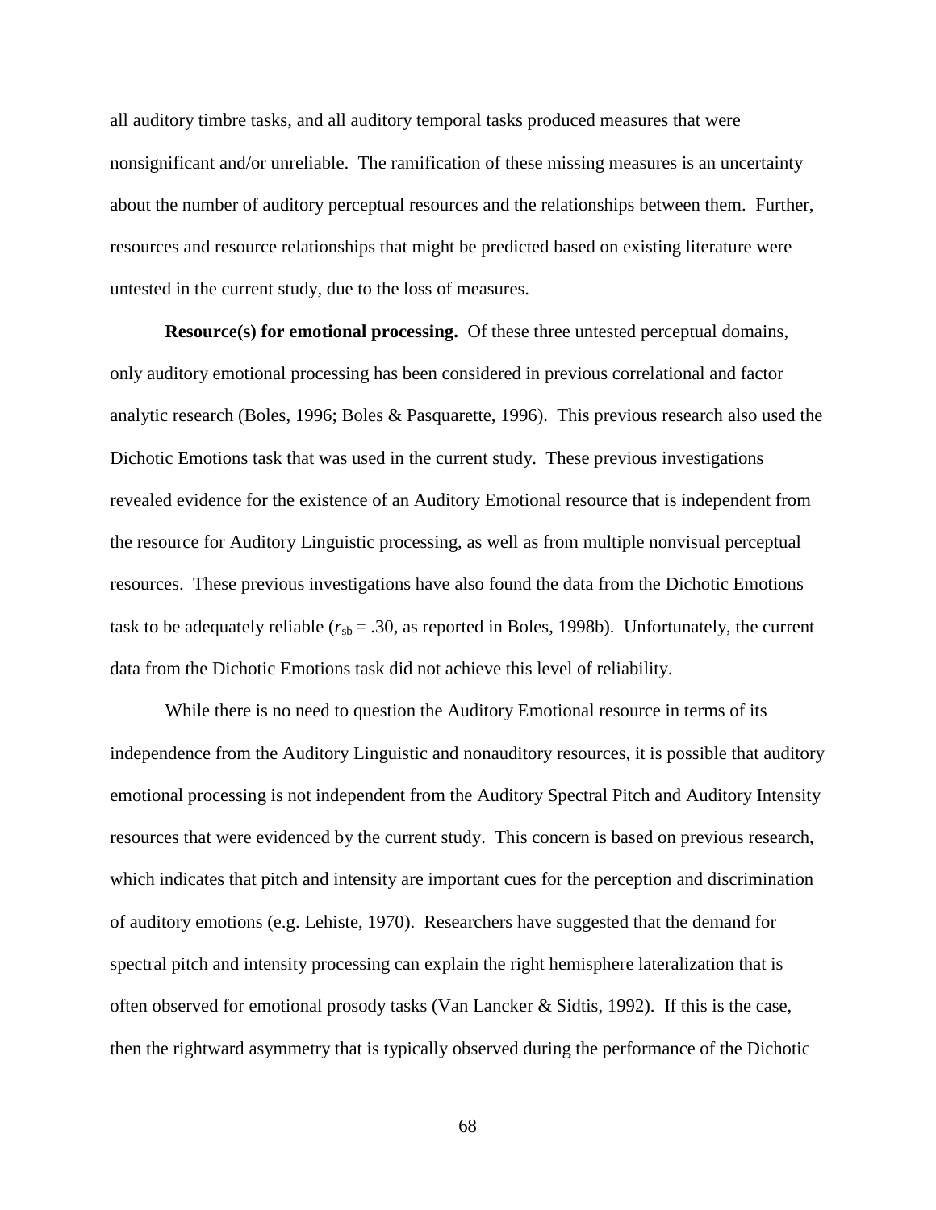all auditory timbre tasks, and all auditory temporal tasks produced measures that were nonsignificant and/or unreliable. The ramification of these missing measures is an uncertainty about the number of auditory perceptual resources and the relationships between them. Further, resources and resource relationships that might be predicted based on existing literature were untested in the current study, due to the loss of measures.

**Resource(s) for emotional processing.** Of these three untested perceptual domains, only auditory emotional processing has been considered in previous correlational and factor analytic research (Boles, 1996; Boles & Pasquarette, 1996). This previous research also used the Dichotic Emotions task that was used in the current study. These previous investigations revealed evidence for the existence of an Auditory Emotional resource that is independent from the resource for Auditory Linguistic processing, as well as from multiple nonvisual perceptual resources. These previous investigations have also found the data from the Dichotic Emotions task to be adequately reliable ($r_{sb}$ = .30, as reported in Boles, 1998b). Unfortunately, the current data from the Dichotic Emotions task did not achieve this level of reliability.

While there is no need to question the Auditory Emotional resource in terms of its independence from the Auditory Linguistic and nonauditory resources, it is possible that auditory emotional processing is not independent from the Auditory Spectral Pitch and Auditory Intensity resources that were evidenced by the current study. This concern is based on previous research, which indicates that pitch and intensity are important cues for the perception and discrimination of auditory emotions (e.g. Lehiste, 1970). Researchers have suggested that the demand for spectral pitch and intensity processing can explain the right hemisphere lateralization that is often observed for emotional prosody tasks (Van Lancker & Sidtis, 1992). If this is the case, then the rightward asymmetry that is typically observed during the performance of the Dichotic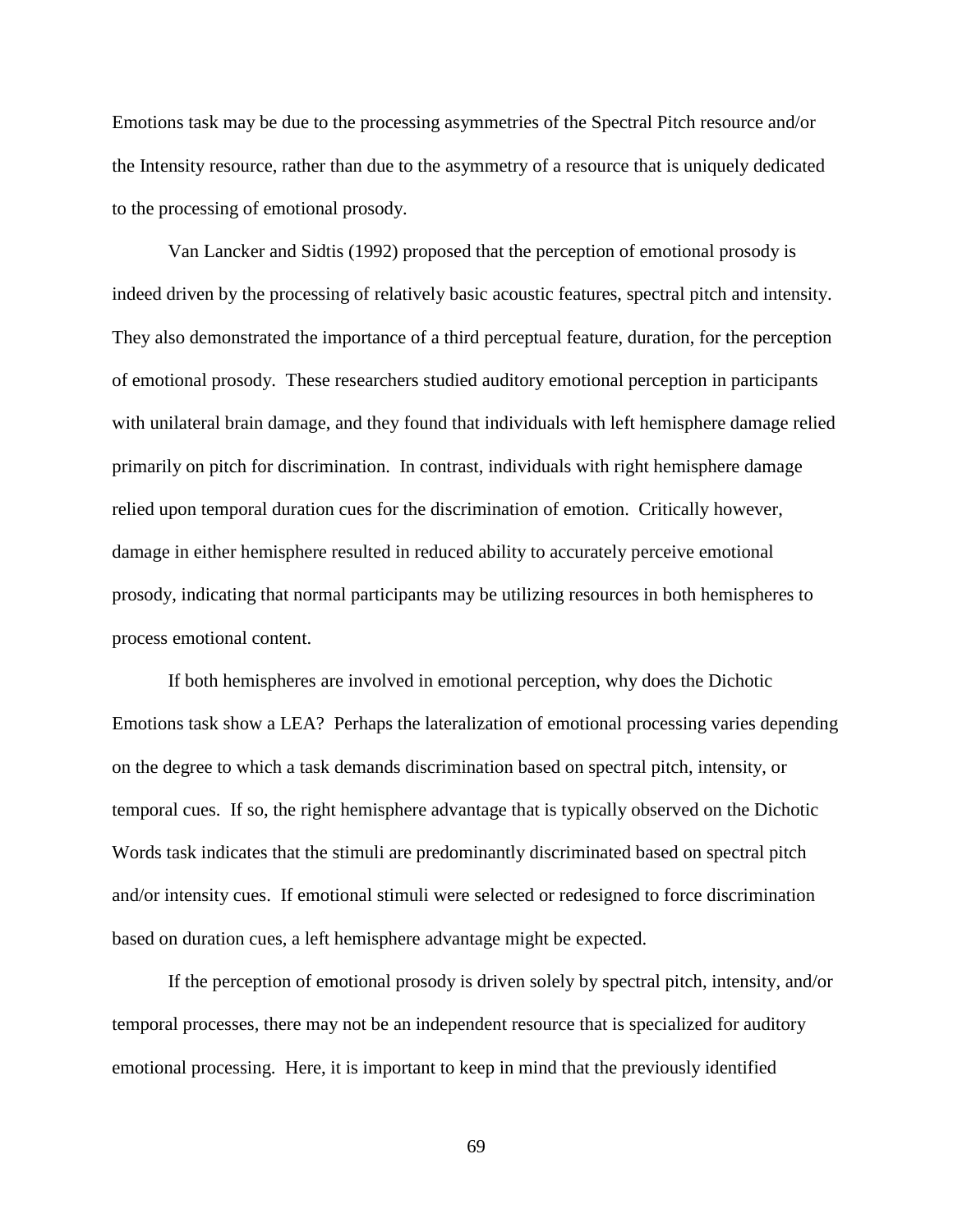Emotions task may be due to the processing asymmetries of the Spectral Pitch resource and/or the Intensity resource, rather than due to the asymmetry of a resource that is uniquely dedicated to the processing of emotional prosody.

Van Lancker and Sidtis (1992) proposed that the perception of emotional prosody is indeed driven by the processing of relatively basic acoustic features, spectral pitch and intensity. They also demonstrated the importance of a third perceptual feature, duration, for the perception of emotional prosody. These researchers studied auditory emotional perception in participants with unilateral brain damage, and they found that individuals with left hemisphere damage relied primarily on pitch for discrimination. In contrast, individuals with right hemisphere damage relied upon temporal duration cues for the discrimination of emotion. Critically however, damage in either hemisphere resulted in reduced ability to accurately perceive emotional prosody, indicating that normal participants may be utilizing resources in both hemispheres to process emotional content.

If both hemispheres are involved in emotional perception, why does the Dichotic Emotions task show a LEA? Perhaps the lateralization of emotional processing varies depending on the degree to which a task demands discrimination based on spectral pitch, intensity, or temporal cues. If so, the right hemisphere advantage that is typically observed on the Dichotic Words task indicates that the stimuli are predominantly discriminated based on spectral pitch and/or intensity cues. If emotional stimuli were selected or redesigned to force discrimination based on duration cues, a left hemisphere advantage might be expected.

If the perception of emotional prosody is driven solely by spectral pitch, intensity, and/or temporal processes, there may not be an independent resource that is specialized for auditory emotional processing. Here, it is important to keep in mind that the previously identified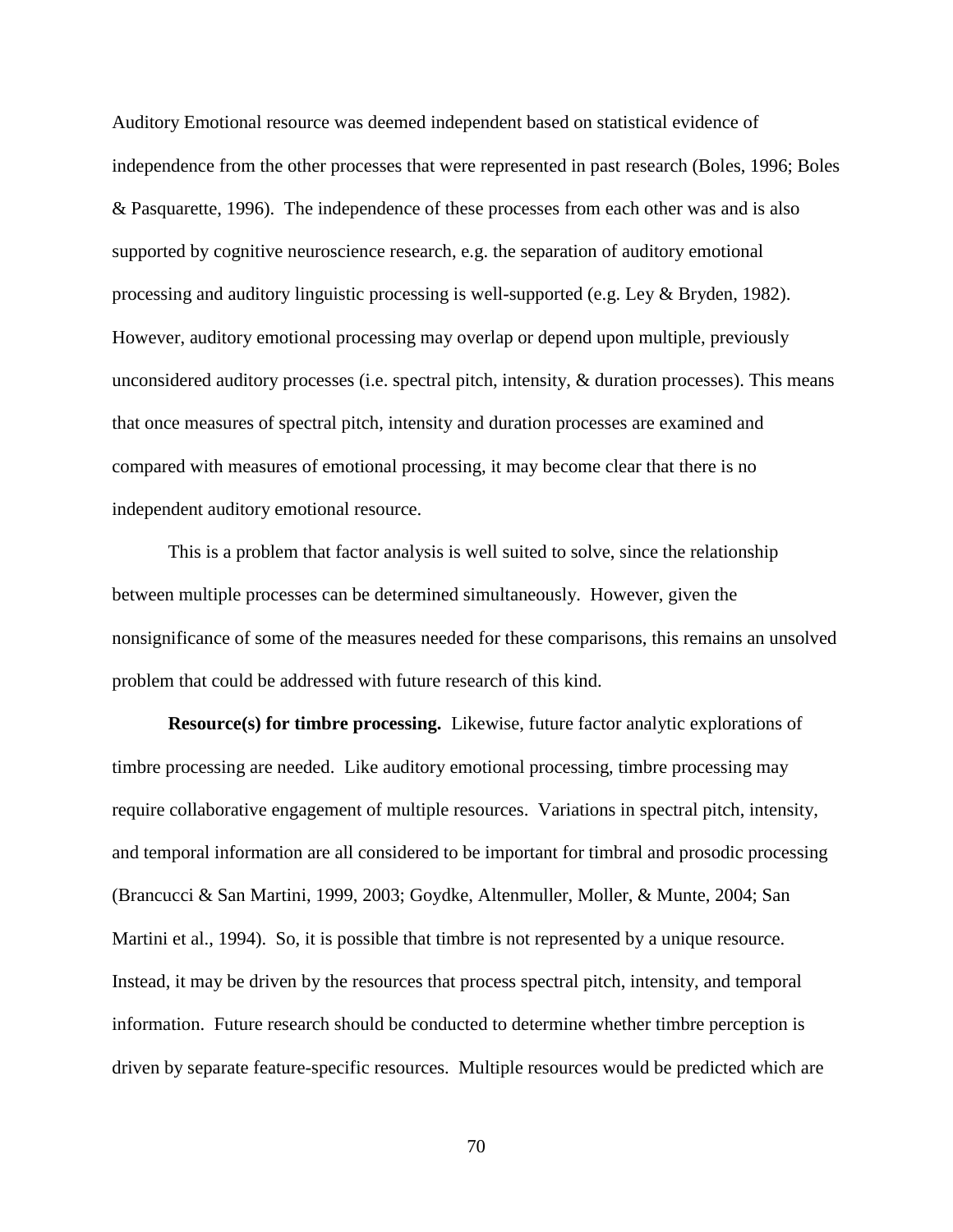Auditory Emotional resource was deemed independent based on statistical evidence of independence from the other processes that were represented in past research (Boles, 1996; Boles & Pasquarette, 1996). The independence of these processes from each other was and is also supported by cognitive neuroscience research, e.g. the separation of auditory emotional processing and auditory linguistic processing is well-supported (e.g. Ley & Bryden, 1982). However, auditory emotional processing may overlap or depend upon multiple, previously unconsidered auditory processes (i.e. spectral pitch, intensity, & duration processes). This means that once measures of spectral pitch, intensity and duration processes are examined and compared with measures of emotional processing, it may become clear that there is no independent auditory emotional resource.

This is a problem that factor analysis is well suited to solve, since the relationship between multiple processes can be determined simultaneously. However, given the nonsignificance of some of the measures needed for these comparisons, this remains an unsolved problem that could be addressed with future research of this kind.

**Resource(s) for timbre processing.** Likewise, future factor analytic explorations of timbre processing are needed. Like auditory emotional processing, timbre processing may require collaborative engagement of multiple resources. Variations in spectral pitch, intensity, and temporal information are all considered to be important for timbral and prosodic processing (Brancucci & San Martini, 1999, 2003; Goydke, Altenmuller, Moller, & Munte, 2004; San Martini et al., 1994). So, it is possible that timbre is not represented by a unique resource. Instead, it may be driven by the resources that process spectral pitch, intensity, and temporal information. Future research should be conducted to determine whether timbre perception is driven by separate feature-specific resources. Multiple resources would be predicted which are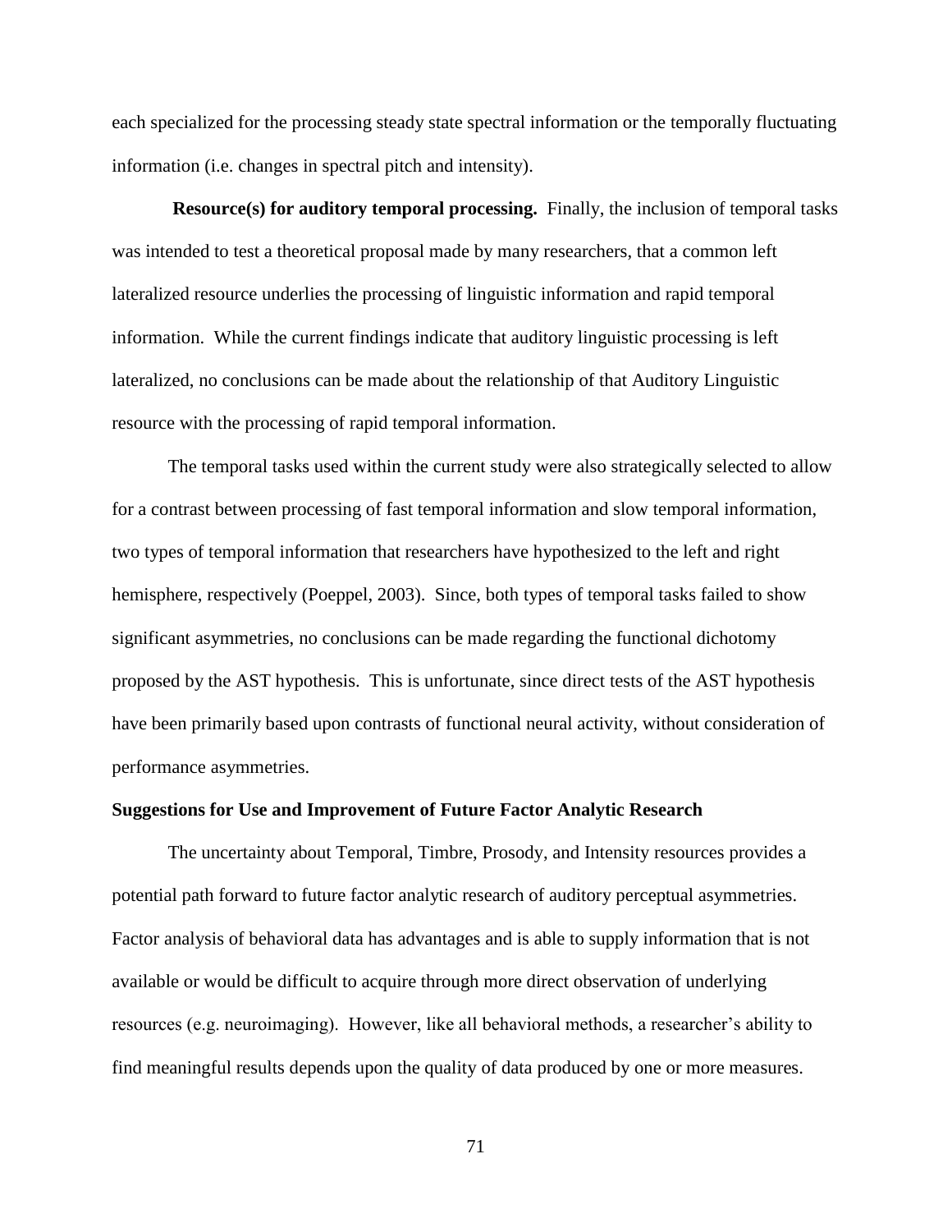each specialized for the processing steady state spectral information or the temporally fluctuating information (i.e. changes in spectral pitch and intensity).

**Resource(s) for auditory temporal processing.** Finally, the inclusion of temporal tasks was intended to test a theoretical proposal made by many researchers, that a common left lateralized resource underlies the processing of linguistic information and rapid temporal information. While the current findings indicate that auditory linguistic processing is left lateralized, no conclusions can be made about the relationship of that Auditory Linguistic resource with the processing of rapid temporal information.

The temporal tasks used within the current study were also strategically selected to allow for a contrast between processing of fast temporal information and slow temporal information, two types of temporal information that researchers have hypothesized to the left and right hemisphere, respectively (Poeppel, 2003). Since, both types of temporal tasks failed to show significant asymmetries, no conclusions can be made regarding the functional dichotomy proposed by the AST hypothesis. This is unfortunate, since direct tests of the AST hypothesis have been primarily based upon contrasts of functional neural activity, without consideration of performance asymmetries.

## Suggestions for Use and Improvement of Future Factor Analytic Research

The uncertainty about Temporal, Timbre, Prosody, and Intensity resources provides a potential path forward to future factor analytic research of auditory perceptual asymmetries. Factor analysis of behavioral data has advantages and is able to supply information that is not available or would be difficult to acquire through more direct observation of underlying resources (e.g. neuroimaging). However, like all behavioral methods, a researcher's ability to find meaningful results depends upon the quality of data produced by one or more measures.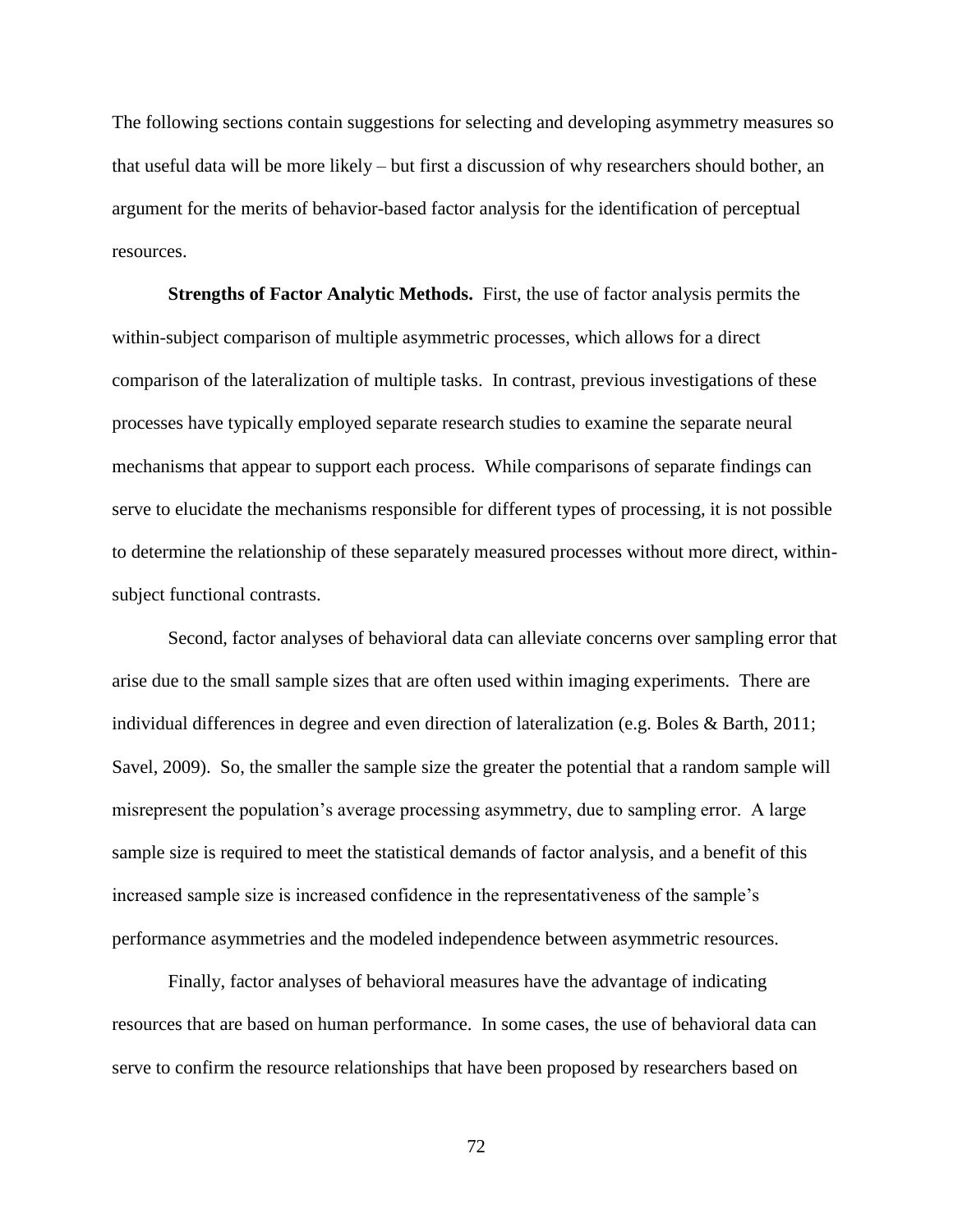The following sections contain suggestions for selecting and developing asymmetry measures so that useful data will be more likely – but first a discussion of why researchers should bother, an argument for the merits of behavior-based factor analysis for the identification of perceptual resources.

**Strengths of Factor Analytic Methods.** First, the use of factor analysis permits the within-subject comparison of multiple asymmetric processes, which allows for a direct comparison of the lateralization of multiple tasks. In contrast, previous investigations of these processes have typically employed separate research studies to examine the separate neural mechanisms that appear to support each process. While comparisons of separate findings can serve to elucidate the mechanisms responsible for different types of processing, it is not possible to determine the relationship of these separately measured processes without more direct, within-subject functional contrasts.

Second, factor analyses of behavioral data can alleviate concerns over sampling error that arise due to the small sample sizes that are often used within imaging experiments. There are individual differences in degree and even direction of lateralization (e.g. Boles & Barth, 2011; Savel, 2009). So, the smaller the sample size the greater the potential that a random sample will misrepresent the population's average processing asymmetry, due to sampling error. A large sample size is required to meet the statistical demands of factor analysis, and a benefit of this increased sample size is increased confidence in the representativeness of the sample's performance asymmetries and the modeled independence between asymmetric resources.

Finally, factor analyses of behavioral measures have the advantage of indicating resources that are based on human performance. In some cases, the use of behavioral data can serve to confirm the resource relationships that have been proposed by researchers based on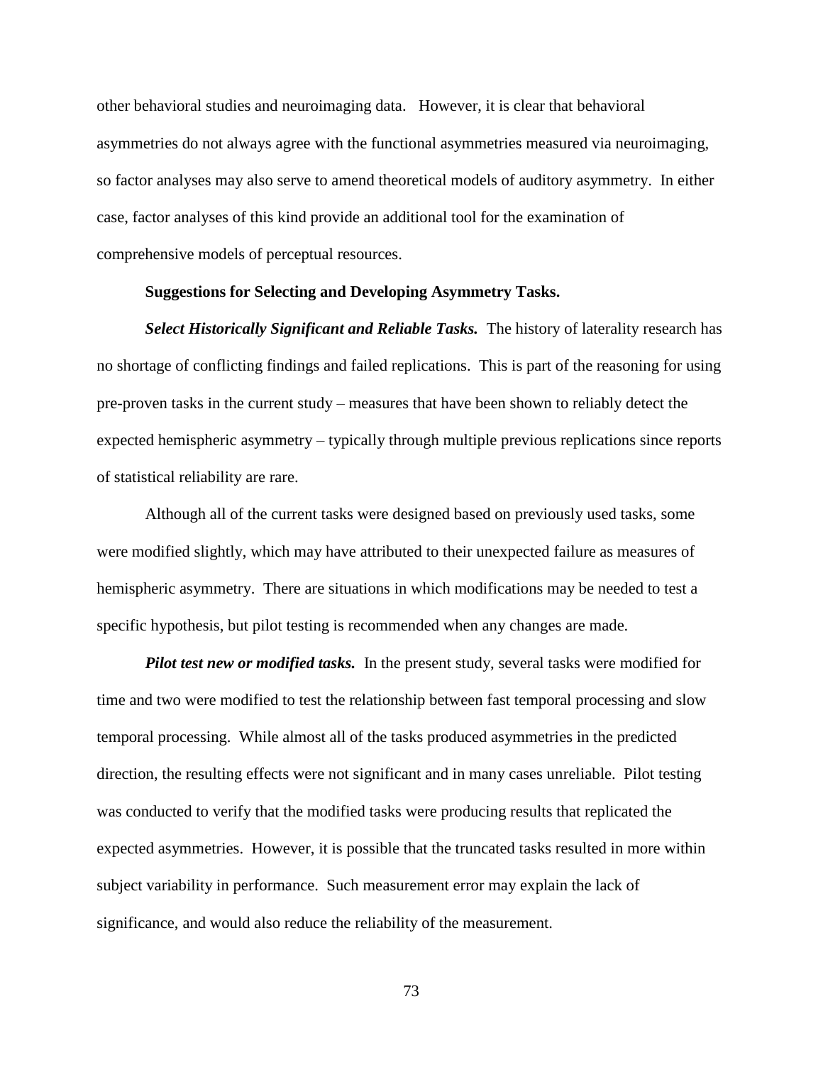other behavioral studies and neuroimaging data. However, it is clear that behavioral asymmetries do not always agree with the functional asymmetries measured via neuroimaging, so factor analyses may also serve to amend theoretical models of auditory asymmetry. In either case, factor analyses of this kind provide an additional tool for the examination of comprehensive models of perceptual resources.

**Suggestions for Selecting and Developing Asymmetry Tasks.**

***Select Historically Significant and Reliable Tasks.*** The history of laterality research has no shortage of conflicting findings and failed replications. This is part of the reasoning for using pre-proven tasks in the current study – measures that have been shown to reliably detect the expected hemispheric asymmetry – typically through multiple previous replications since reports of statistical reliability are rare.

Although all of the current tasks were designed based on previously used tasks, some were modified slightly, which may have attributed to their unexpected failure as measures of hemispheric asymmetry. There are situations in which modifications may be needed to test a specific hypothesis, but pilot testing is recommended when any changes are made.

***Pilot test new or modified tasks.*** In the present study, several tasks were modified for time and two were modified to test the relationship between fast temporal processing and slow temporal processing. While almost all of the tasks produced asymmetries in the predicted direction, the resulting effects were not significant and in many cases unreliable. Pilot testing was conducted to verify that the modified tasks were producing results that replicated the expected asymmetries. However, it is possible that the truncated tasks resulted in more within subject variability in performance. Such measurement error may explain the lack of significance, and would also reduce the reliability of the measurement.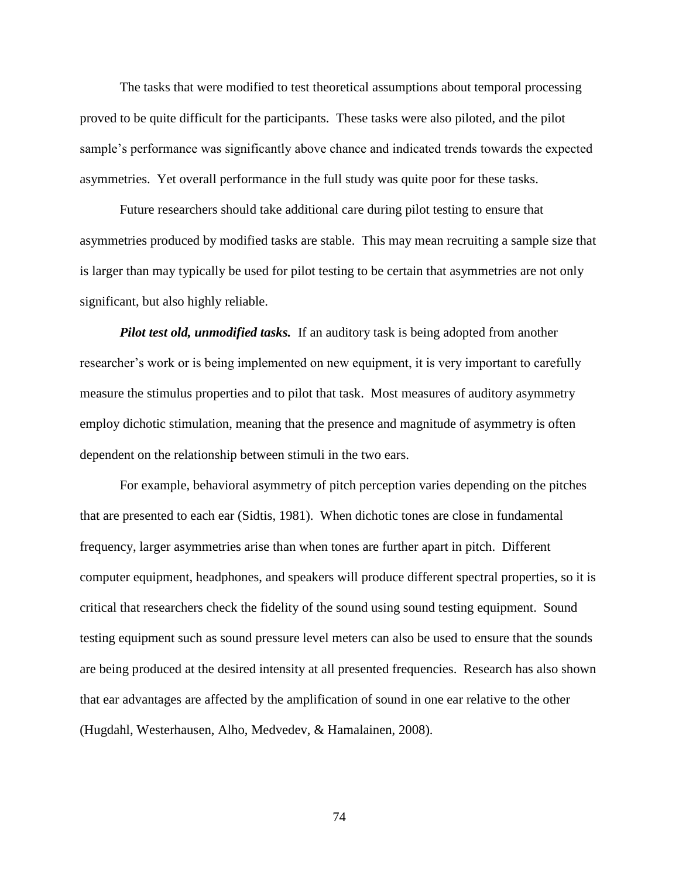The tasks that were modified to test theoretical assumptions about temporal processing proved to be quite difficult for the participants. These tasks were also piloted, and the pilot sample's performance was significantly above chance and indicated trends towards the expected asymmetries. Yet overall performance in the full study was quite poor for these tasks.

Future researchers should take additional care during pilot testing to ensure that asymmetries produced by modified tasks are stable. This may mean recruiting a sample size that is larger than may typically be used for pilot testing to be certain that asymmetries are not only significant, but also highly reliable.

***Pilot test old, unmodified tasks.*** If an auditory task is being adopted from another researcher's work or is being implemented on new equipment, it is very important to carefully measure the stimulus properties and to pilot that task. Most measures of auditory asymmetry employ dichotic stimulation, meaning that the presence and magnitude of asymmetry is often dependent on the relationship between stimuli in the two ears.

For example, behavioral asymmetry of pitch perception varies depending on the pitches that are presented to each ear (Sidtis, 1981). When dichotic tones are close in fundamental frequency, larger asymmetries arise than when tones are further apart in pitch. Different computer equipment, headphones, and speakers will produce different spectral properties, so it is critical that researchers check the fidelity of the sound using sound testing equipment. Sound testing equipment such as sound pressure level meters can also be used to ensure that the sounds are being produced at the desired intensity at all presented frequencies. Research has also shown that ear advantages are affected by the amplification of sound in one ear relative to the other (Hugdahl, Westerhausen, Alho, Medvedev, & Hamalainen, 2008).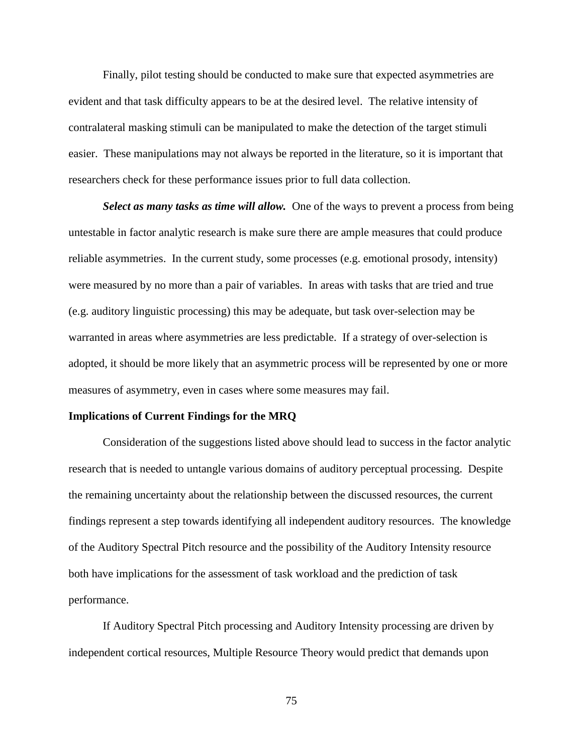Finally, pilot testing should be conducted to make sure that expected asymmetries are evident and that task difficulty appears to be at the desired level. The relative intensity of contralateral masking stimuli can be manipulated to make the detection of the target stimuli easier. These manipulations may not always be reported in the literature, so it is important that researchers check for these performance issues prior to full data collection.

***Select as many tasks as time will allow.*** One of the ways to prevent a process from being untestable in factor analytic research is make sure there are ample measures that could produce reliable asymmetries. In the current study, some processes (e.g. emotional prosody, intensity) were measured by no more than a pair of variables. In areas with tasks that are tried and true (e.g. auditory linguistic processing) this may be adequate, but task over-selection may be warranted in areas where asymmetries are less predictable. If a strategy of over-selection is adopted, it should be more likely that an asymmetric process will be represented by one or more measures of asymmetry, even in cases where some measures may fail.

**Implications of Current Findings for the MRQ**

Consideration of the suggestions listed above should lead to success in the factor analytic research that is needed to untangle various domains of auditory perceptual processing. Despite the remaining uncertainty about the relationship between the discussed resources, the current findings represent a step towards identifying all independent auditory resources. The knowledge of the Auditory Spectral Pitch resource and the possibility of the Auditory Intensity resource both have implications for the assessment of task workload and the prediction of task performance.

If Auditory Spectral Pitch processing and Auditory Intensity processing are driven by independent cortical resources, Multiple Resource Theory would predict that demands upon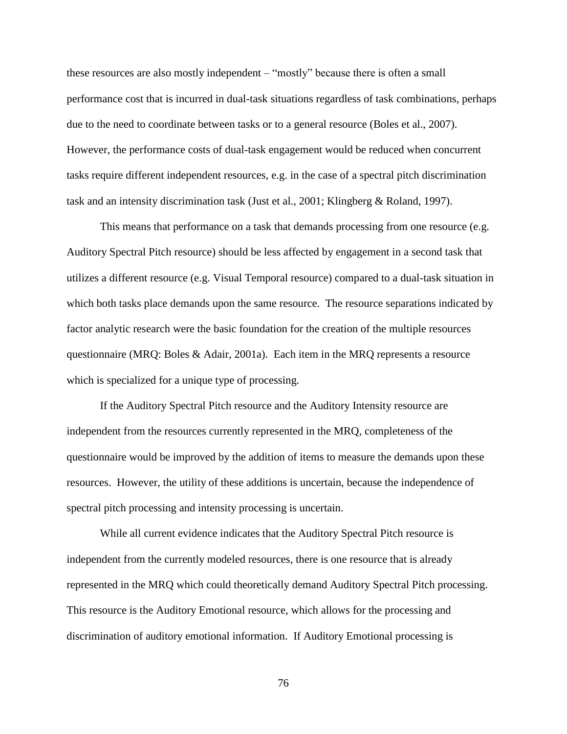these resources are also mostly independent – "mostly" because there is often a small performance cost that is incurred in dual-task situations regardless of task combinations, perhaps due to the need to coordinate between tasks or to a general resource (Boles et al., 2007). However, the performance costs of dual-task engagement would be reduced when concurrent tasks require different independent resources, e.g. in the case of a spectral pitch discrimination task and an intensity discrimination task (Just et al., 2001; Klingberg & Roland, 1997).

This means that performance on a task that demands processing from one resource (e.g. Auditory Spectral Pitch resource) should be less affected by engagement in a second task that utilizes a different resource (e.g. Visual Temporal resource) compared to a dual-task situation in which both tasks place demands upon the same resource. The resource separations indicated by factor analytic research were the basic foundation for the creation of the multiple resources questionnaire (MRQ: Boles & Adair, 2001a). Each item in the MRQ represents a resource which is specialized for a unique type of processing.

If the Auditory Spectral Pitch resource and the Auditory Intensity resource are independent from the resources currently represented in the MRQ, completeness of the questionnaire would be improved by the addition of items to measure the demands upon these resources. However, the utility of these additions is uncertain, because the independence of spectral pitch processing and intensity processing is uncertain.

While all current evidence indicates that the Auditory Spectral Pitch resource is independent from the currently modeled resources, there is one resource that is already represented in the MRQ which could theoretically demand Auditory Spectral Pitch processing. This resource is the Auditory Emotional resource, which allows for the processing and discrimination of auditory emotional information. If Auditory Emotional processing is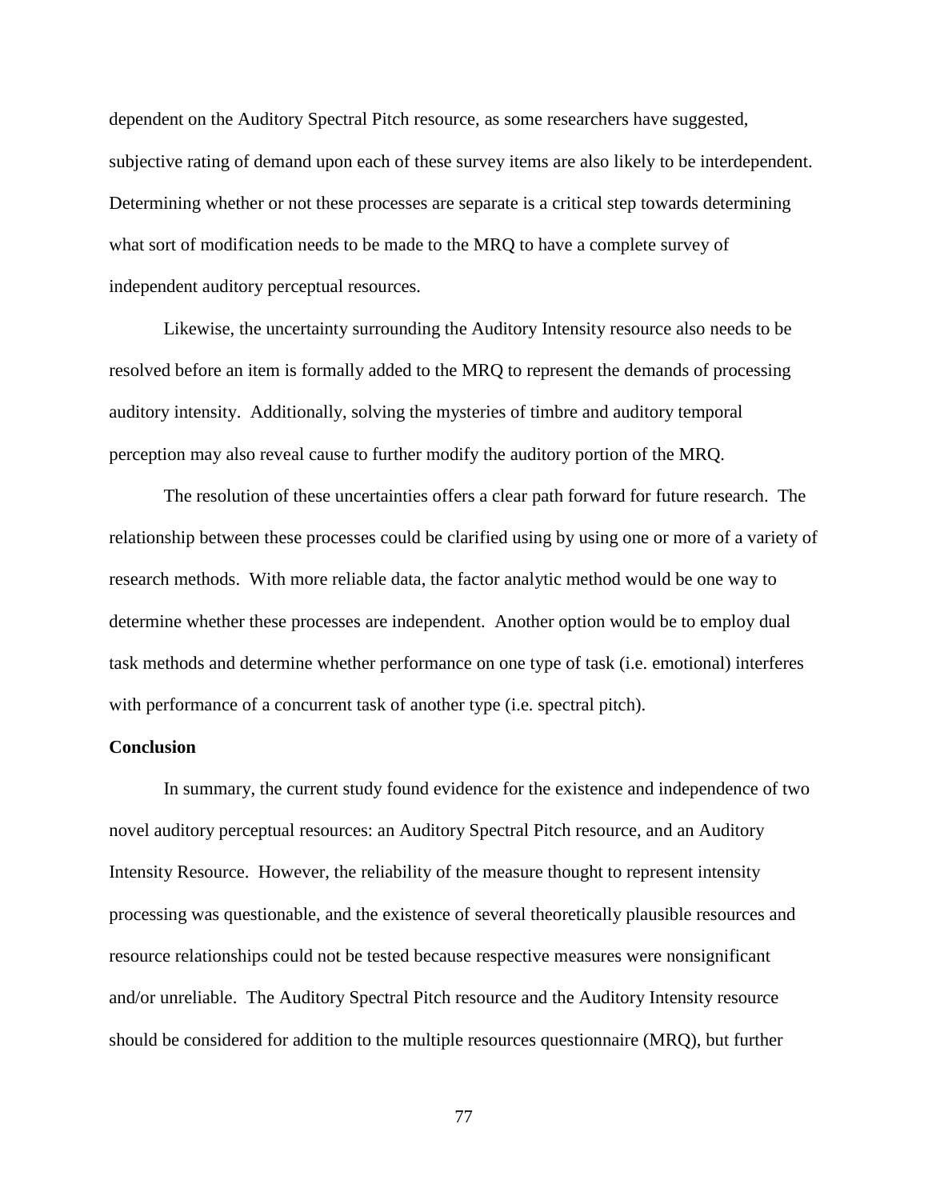dependent on the Auditory Spectral Pitch resource, as some researchers have suggested, subjective rating of demand upon each of these survey items are also likely to be interdependent. Determining whether or not these processes are separate is a critical step towards determining what sort of modification needs to be made to the MRQ to have a complete survey of independent auditory perceptual resources.

Likewise, the uncertainty surrounding the Auditory Intensity resource also needs to be resolved before an item is formally added to the MRQ to represent the demands of processing auditory intensity. Additionally, solving the mysteries of timbre and auditory temporal perception may also reveal cause to further modify the auditory portion of the MRQ.

The resolution of these uncertainties offers a clear path forward for future research. The relationship between these processes could be clarified using by using one or more of a variety of research methods. With more reliable data, the factor analytic method would be one way to determine whether these processes are independent. Another option would be to employ dual task methods and determine whether performance on one type of task (i.e. emotional) interferes with performance of a concurrent task of another type (i.e. spectral pitch).

**Conclusion**

In summary, the current study found evidence for the existence and independence of two novel auditory perceptual resources: an Auditory Spectral Pitch resource, and an Auditory Intensity Resource. However, the reliability of the measure thought to represent intensity processing was questionable, and the existence of several theoretically plausible resources and resource relationships could not be tested because respective measures were nonsignificant and/or unreliable. The Auditory Spectral Pitch resource and the Auditory Intensity resource should be considered for addition to the multiple resources questionnaire (MRQ), but further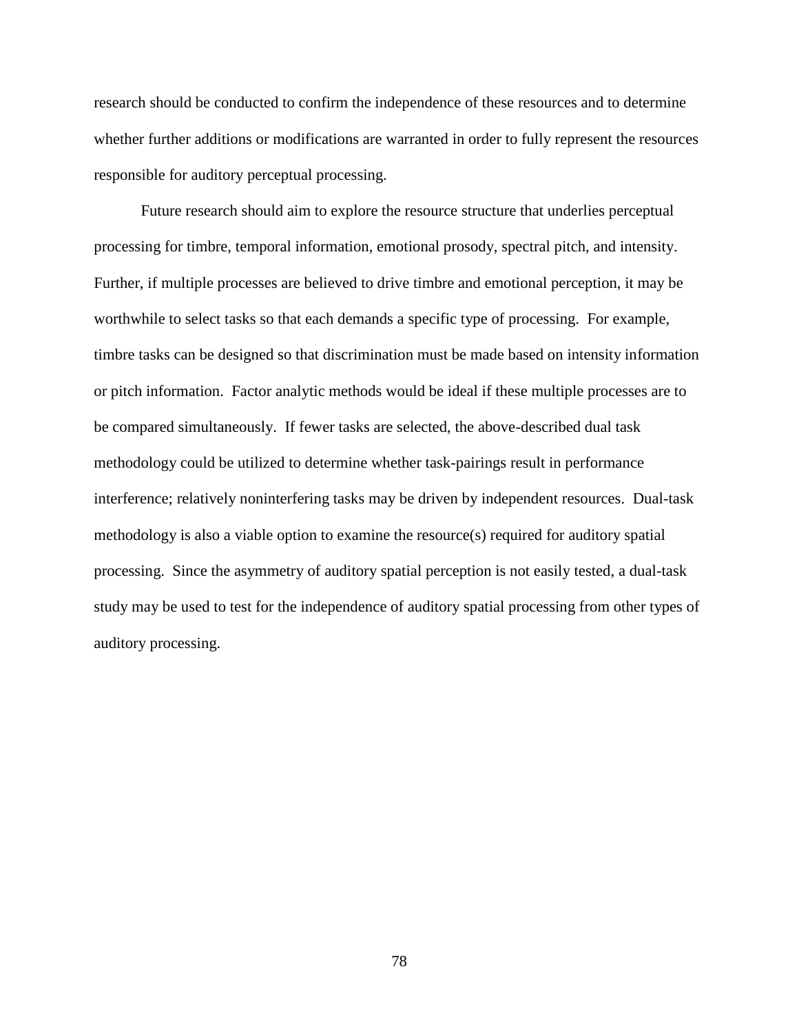research should be conducted to confirm the independence of these resources and to determine whether further additions or modifications are warranted in order to fully represent the resources responsible for auditory perceptual processing.

Future research should aim to explore the resource structure that underlies perceptual processing for timbre, temporal information, emotional prosody, spectral pitch, and intensity. Further, if multiple processes are believed to drive timbre and emotional perception, it may be worthwhile to select tasks so that each demands a specific type of processing. For example, timbre tasks can be designed so that discrimination must be made based on intensity information or pitch information. Factor analytic methods would be ideal if these multiple processes are to be compared simultaneously. If fewer tasks are selected, the above-described dual task methodology could be utilized to determine whether task-pairings result in performance interference; relatively noninterfering tasks may be driven by independent resources. Dual-task methodology is also a viable option to examine the resource(s) required for auditory spatial processing. Since the asymmetry of auditory spatial perception is not easily tested, a dual-task study may be used to test for the independence of auditory spatial processing from other types of auditory processing.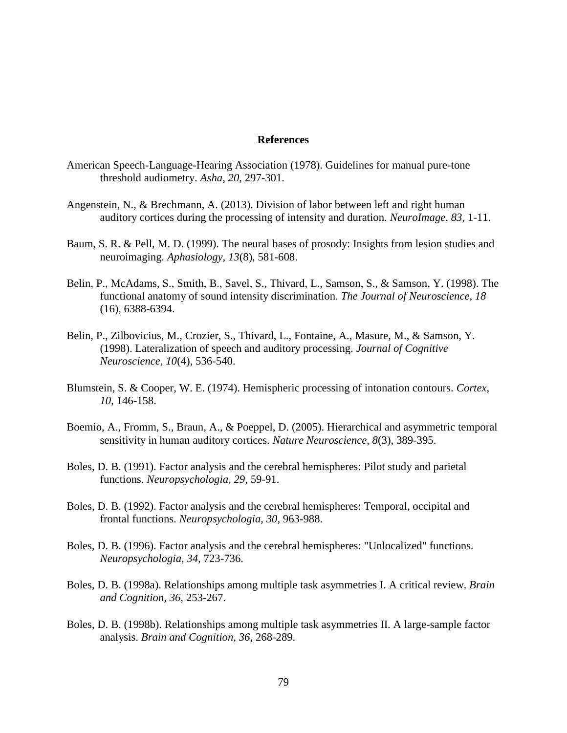# References

American Speech-Language-Hearing Association (1978). Guidelines for manual pure-tone threshold audiometry. *Asha*, *20*, 297-301.

Angenstein, N., & Brechmann, A. (2013). Division of labor between left and right human auditory cortices during the processing of intensity and duration. *NeuroImage, 83,* 1-11.

Baum, S. R. & Pell, M. D. (1999). The neural bases of prosody: Insights from lesion studies and neuroimaging. *Aphasiology*, *13*(8), 581-608.

Belin, P., McAdams, S., Smith, B., Savel, S., Thivard, L., Samson, S., & Samson, Y. (1998). The functional anatomy of sound intensity discrimination. *The Journal of Neuroscience, 18* (16), 6388-6394.

Belin, P., Zilbovicius, M., Crozier, S., Thivard, L., Fontaine, A., Masure, M., & Samson, Y. (1998). Lateralization of speech and auditory processing. *Journal of Cognitive Neuroscience, 10*(4), 536-540.

Blumstein, S. & Cooper, W. E. (1974). Hemispheric processing of intonation contours. *Cortex*, *10*, 146-158.

Boemio, A., Fromm, S., Braun, A., & Poeppel, D. (2005). Hierarchical and asymmetric temporal sensitivity in human auditory cortices. *Nature Neuroscience, 8*(3), 389-395.

Boles, D. B. (1991). Factor analysis and the cerebral hemispheres: Pilot study and parietal functions. *Neuropsychologia, 29,* 59-91.

Boles, D. B. (1992). Factor analysis and the cerebral hemispheres: Temporal, occipital and frontal functions. *Neuropsychologia, 30,* 963-988.

Boles, D. B. (1996). Factor analysis and the cerebral hemispheres: "Unlocalized" functions. *Neuropsychologia, 34,* 723-736.

Boles, D. B. (1998a). Relationships among multiple task asymmetries I. A critical review. *Brain and Cognition, 36,* 253-267.

Boles, D. B. (1998b). Relationships among multiple task asymmetries II. A large-sample factor analysis. *Brain and Cognition, 36,* 268-289.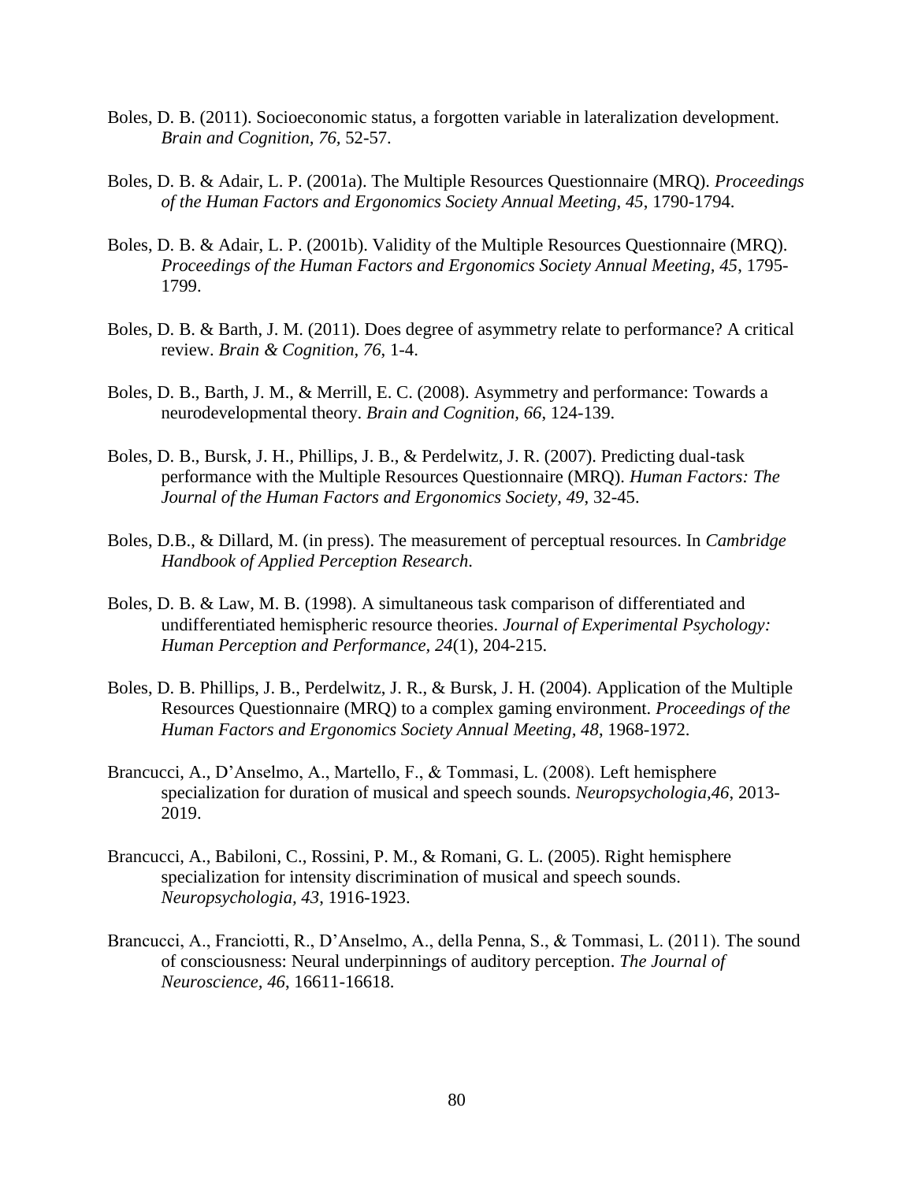Boles, D. B. (2011). Socioeconomic status, a forgotten variable in lateralization development. *Brain and Cognition, 76,* 52-57.

Boles, D. B. & Adair, L. P. (2001a). The Multiple Resources Questionnaire (MRQ). *Proceedings of the Human Factors and Ergonomics Society Annual Meeting, 45*, 1790-1794.

Boles, D. B. & Adair, L. P. (2001b). Validity of the Multiple Resources Questionnaire (MRQ). *Proceedings of the Human Factors and Ergonomics Society Annual Meeting, 45*, 1795-1799.

Boles, D. B. & Barth, J. M. (2011). Does degree of asymmetry relate to performance? A critical review. *Brain & Cognition, 76*, 1-4.

Boles, D. B., Barth, J. M., & Merrill, E. C. (2008). Asymmetry and performance: Towards a neurodevelopmental theory. *Brain and Cognition, 66*, 124-139.

Boles, D. B., Bursk, J. H., Phillips, J. B., & Perdelwitz, J. R. (2007). Predicting dual-task performance with the Multiple Resources Questionnaire (MRQ). *Human Factors: The Journal of the Human Factors and Ergonomics Society, 49*, 32-45.

Boles, D.B., & Dillard, M. (in press). The measurement of perceptual resources. In *Cambridge Handbook of Applied Perception Research*.

Boles, D. B. & Law, M. B. (1998). A simultaneous task comparison of differentiated and undifferentiated hemispheric resource theories. *Journal of Experimental Psychology: Human Perception and Performance, 24*(1), 204-215.

Boles, D. B. Phillips, J. B., Perdelwitz, J. R., & Bursk, J. H. (2004). Application of the Multiple Resources Questionnaire (MRQ) to a complex gaming environment. *Proceedings of the Human Factors and Ergonomics Society Annual Meeting, 48*, 1968-1972.

Brancucci, A., D'Anselmo, A., Martello, F., & Tommasi, L. (2008). Left hemisphere specialization for duration of musical and speech sounds. *Neuropsychologia,46*, 2013-2019.

Brancucci, A., Babiloni, C., Rossini, P. M., & Romani, G. L. (2005). Right hemisphere specialization for intensity discrimination of musical and speech sounds. *Neuropsychologia, 43*, 1916-1923.

Brancucci, A., Franciotti, R., D'Anselmo, A., della Penna, S., & Tommasi, L. (2011). The sound of consciousness: Neural underpinnings of auditory perception. *The Journal of Neuroscience, 46*, 16611-16618.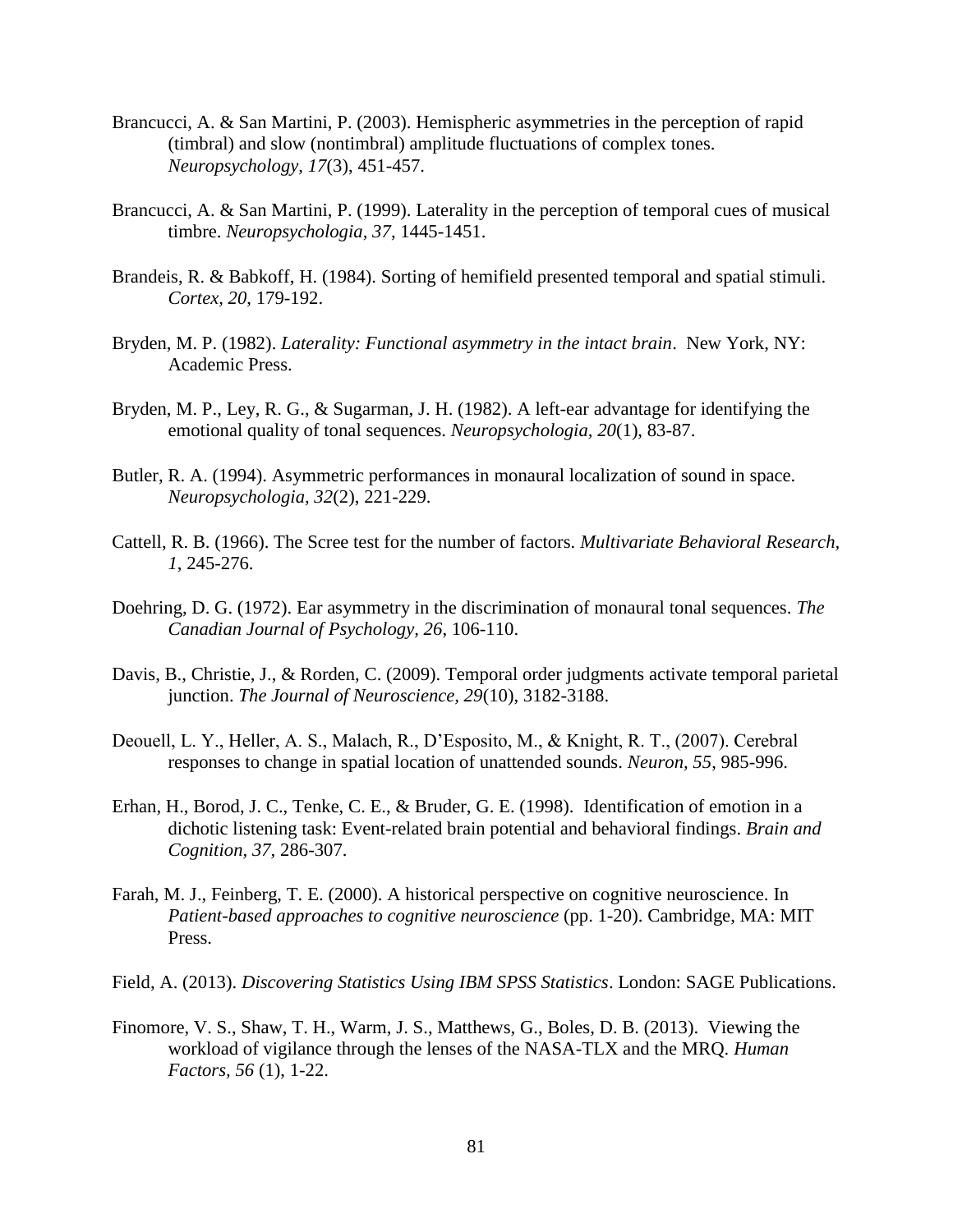Brancucci, A. & San Martini, P. (2003). Hemispheric asymmetries in the perception of rapid (timbral) and slow (nontimbral) amplitude fluctuations of complex tones. *Neuropsychology, 17*(3), 451-457.

Brancucci, A. & San Martini, P. (1999). Laterality in the perception of temporal cues of musical timbre. *Neuropsychologia, 37*, 1445-1451.

Brandeis, R. & Babkoff, H. (1984). Sorting of hemifield presented temporal and spatial stimuli. *Cortex, 20*, 179-192.

Bryden, M. P. (1982). *Laterality: Functional asymmetry in the intact brain*. New York, NY: Academic Press.

Bryden, M. P., Ley, R. G., & Sugarman, J. H. (1982). A left-ear advantage for identifying the emotional quality of tonal sequences. *Neuropsychologia, 20*(1), 83-87.

Butler, R. A. (1994). Asymmetric performances in monaural localization of sound in space. *Neuropsychologia, 32*(2), 221-229.

Cattell, R. B. (1966). The Scree test for the number of factors. *Multivariate Behavioral Research, 1*, 245-276.

Doehring, D. G. (1972). Ear asymmetry in the discrimination of monaural tonal sequences. *The Canadian Journal of Psychology, 26*, 106-110.

Davis, B., Christie, J., & Rorden, C. (2009). Temporal order judgments activate temporal parietal junction. *The Journal of Neuroscience, 29*(10), 3182-3188.

Deouell, L. Y., Heller, A. S., Malach, R., D'Esposito, M., & Knight, R. T., (2007). Cerebral responses to change in spatial location of unattended sounds. *Neuron, 55*, 985-996.

Erhan, H., Borod, J. C., Tenke, C. E., & Bruder, G. E. (1998). Identification of emotion in a dichotic listening task: Event-related brain potential and behavioral findings. *Brain and Cognition, 37*, 286-307.

Farah, M. J., Feinberg, T. E. (2000). A historical perspective on cognitive neuroscience. In *Patient-based approaches to cognitive neuroscience* (pp. 1-20). Cambridge, MA: MIT Press.

Field, A. (2013). *Discovering Statistics Using IBM SPSS Statistics*. London: SAGE Publications.

Finomore, V. S., Shaw, T. H., Warm, J. S., Matthews, G., Boles, D. B. (2013). Viewing the workload of vigilance through the lenses of the NASA-TLX and the MRQ. *Human Factors, 56* (1), 1-22.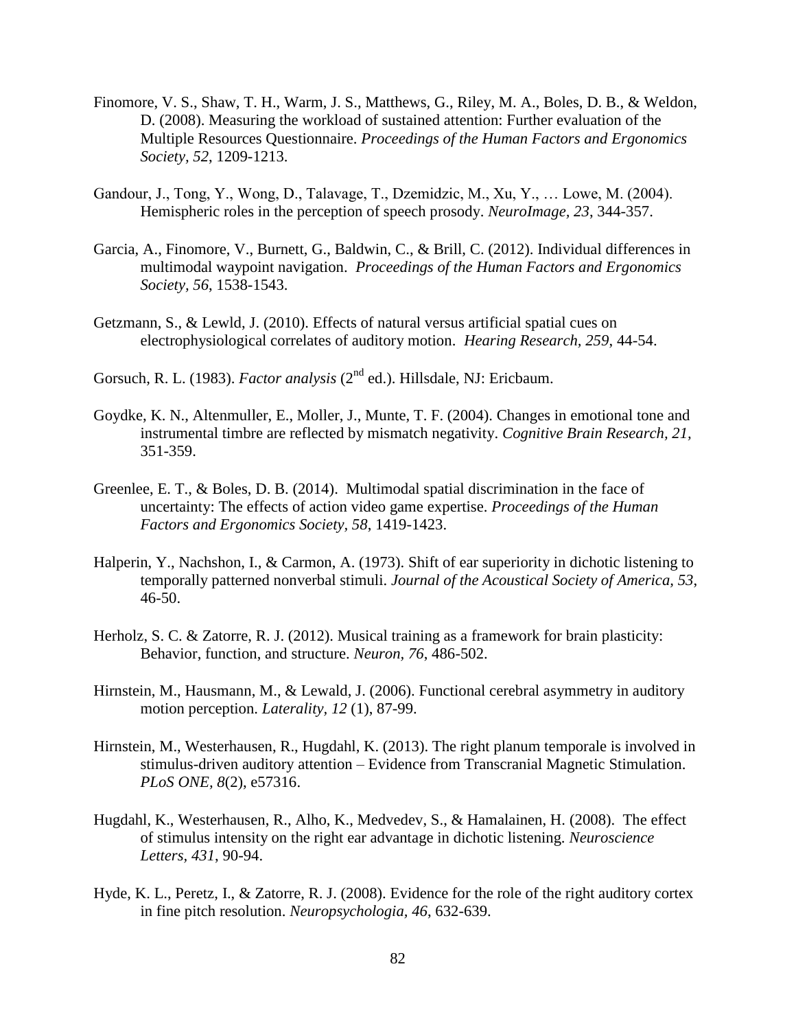Finomore, V. S., Shaw, T. H., Warm, J. S., Matthews, G., Riley, M. A., Boles, D. B., & Weldon, D. (2008). Measuring the workload of sustained attention: Further evaluation of the Multiple Resources Questionnaire. *Proceedings of the Human Factors and Ergonomics Society, 52*, 1209-1213.

Gandour, J., Tong, Y., Wong, D., Talavage, T., Dzemidzic, M., Xu, Y., … Lowe, M. (2004). Hemispheric roles in the perception of speech prosody. *NeuroImage, 23*, 344-357.

Garcia, A., Finomore, V., Burnett, G., Baldwin, C., & Brill, C. (2012). Individual differences in multimodal waypoint navigation. *Proceedings of the Human Factors and Ergonomics Society, 56*, 1538-1543.

Getzmann, S., & Lewld, J. (2010). Effects of natural versus artificial spatial cues on electrophysiological correlates of auditory motion. *Hearing Research, 259*, 44-54.

Gorsuch, R. L. (1983). *Factor analysis* (2nd ed.). Hillsdale, NJ: Ericbaum.

Goydke, K. N., Altenmuller, E., Moller, J., Munte, T. F. (2004). Changes in emotional tone and instrumental timbre are reflected by mismatch negativity. *Cognitive Brain Research, 21*, 351-359.

Greenlee, E. T., & Boles, D. B. (2014). Multimodal spatial discrimination in the face of uncertainty: The effects of action video game expertise. *Proceedings of the Human Factors and Ergonomics Society, 58*, 1419-1423.

Halperin, Y., Nachshon, I., & Carmon, A. (1973). Shift of ear superiority in dichotic listening to temporally patterned nonverbal stimuli. *Journal of the Acoustical Society of America, 53*, 46-50.

Herholz, S. C. & Zatorre, R. J. (2012). Musical training as a framework for brain plasticity: Behavior, function, and structure. *Neuron, 76*, 486-502.

Hirnstein, M., Hausmann, M., & Lewald, J. (2006). Functional cerebral asymmetry in auditory motion perception. *Laterality, 12* (1), 87-99.

Hirnstein, M., Westerhausen, R., Hugdahl, K. (2013). The right planum temporale is involved in stimulus-driven auditory attention – Evidence from Transcranial Magnetic Stimulation. *PLoS ONE, 8*(2), e57316.

Hugdahl, K., Westerhausen, R., Alho, K., Medvedev, S., & Hamalainen, H. (2008). The effect of stimulus intensity on the right ear advantage in dichotic listening. *Neuroscience Letters, 431*, 90-94.

Hyde, K. L., Peretz, I., & Zatorre, R. J. (2008). Evidence for the role of the right auditory cortex in fine pitch resolution. *Neuropsychologia, 46*, 632-639.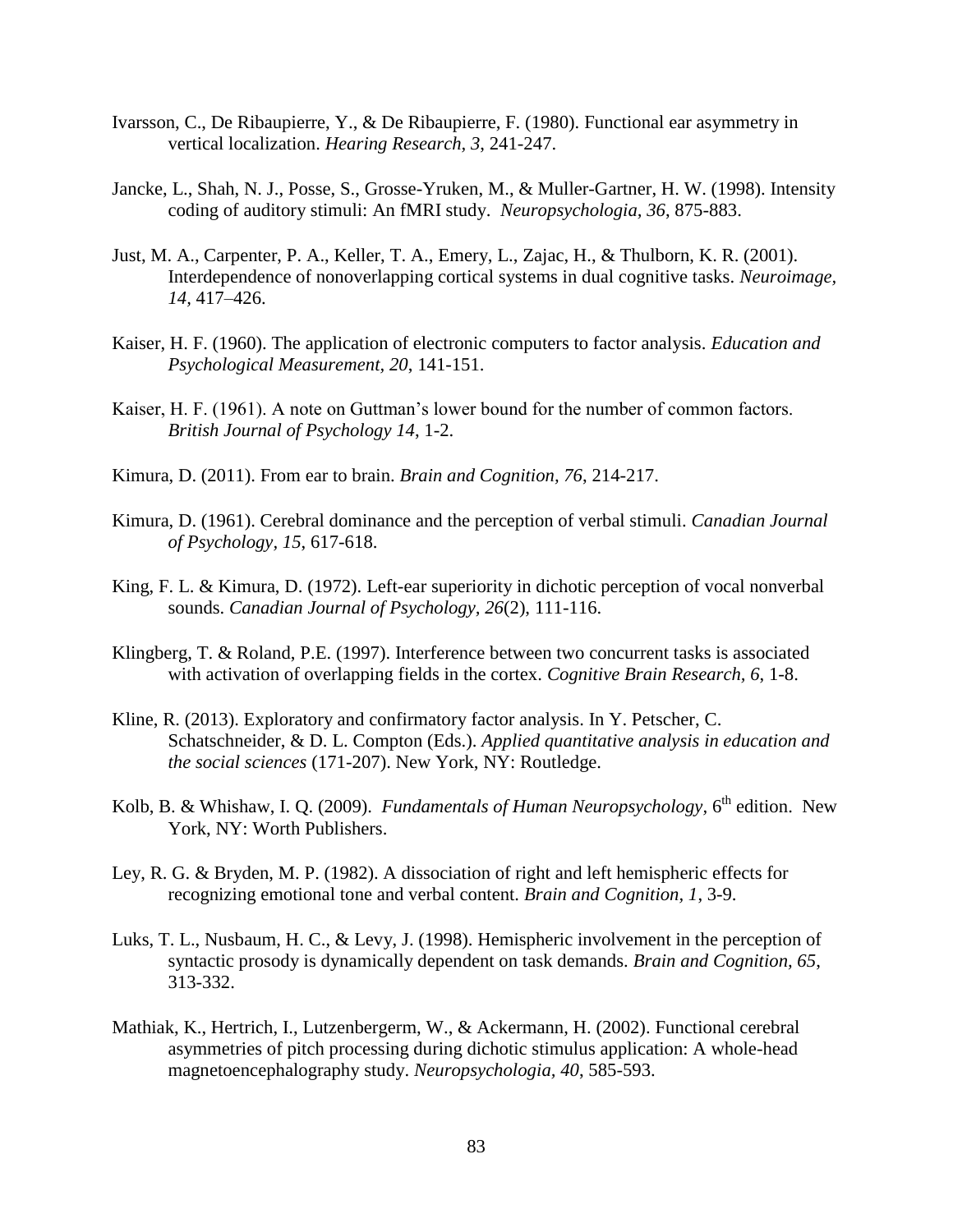Ivarsson, C., De Ribaupierre, Y., & De Ribaupierre, F. (1980). Functional ear asymmetry in vertical localization. *Hearing Research, 3*, 241-247.

Jancke, L., Shah, N. J., Posse, S., Grosse-Yruken, M., & Muller-Gartner, H. W. (1998). Intensity coding of auditory stimuli: An fMRI study. *Neuropsychologia, 36*, 875-883.

Just, M. A., Carpenter, P. A., Keller, T. A., Emery, L., Zajac, H., & Thulborn, K. R. (2001). Interdependence of nonoverlapping cortical systems in dual cognitive tasks. *Neuroimage, 14*, 417–426.

Kaiser, H. F. (1960). The application of electronic computers to factor analysis. *Education and Psychological Measurement, 20*, 141-151.

Kaiser, H. F. (1961). A note on Guttman's lower bound for the number of common factors. *British Journal of Psychology 14*, 1-2.

Kimura, D. (2011). From ear to brain. *Brain and Cognition, 76*, 214-217.

Kimura, D. (1961). Cerebral dominance and the perception of verbal stimuli. *Canadian Journal of Psychology, 15*, 617-618.

King, F. L. & Kimura, D. (1972). Left-ear superiority in dichotic perception of vocal nonverbal sounds. *Canadian Journal of Psychology, 26*(2), 111-116.

Klingberg, T. & Roland, P.E. (1997). Interference between two concurrent tasks is associated with activation of overlapping fields in the cortex. *Cognitive Brain Research, 6*, 1-8.

Kline, R. (2013). Exploratory and confirmatory factor analysis. In Y. Petscher, C. Schatschneider, & D. L. Compton (Eds.). *Applied quantitative analysis in education and the social sciences* (171-207). New York, NY: Routledge.

Kolb, B. & Whishaw, I. Q. (2009). *Fundamentals of Human Neuropsychology*, 6th edition. New York, NY: Worth Publishers.

Ley, R. G. & Bryden, M. P. (1982). A dissociation of right and left hemispheric effects for recognizing emotional tone and verbal content. *Brain and Cognition, 1*, 3-9.

Luks, T. L., Nusbaum, H. C., & Levy, J. (1998). Hemispheric involvement in the perception of syntactic prosody is dynamically dependent on task demands. *Brain and Cognition, 65*, 313-332.

Mathiak, K., Hertrich, I., Lutzenbergerm, W., & Ackermann, H. (2002). Functional cerebral asymmetries of pitch processing during dichotic stimulus application: A whole-head magnetoencephalography study. *Neuropsychologia, 40*, 585-593.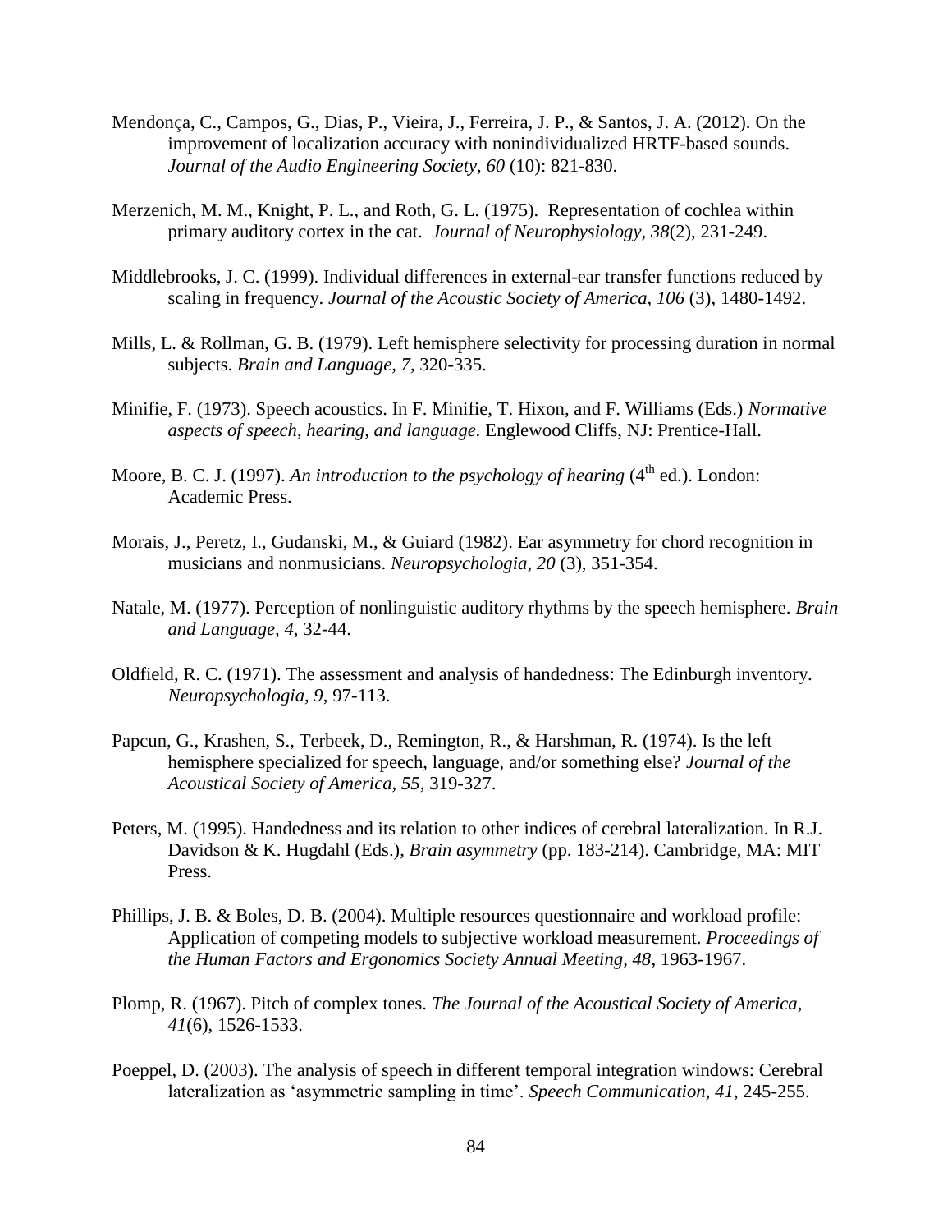Mendonça, C., Campos, G., Dias, P., Vieira, J., Ferreira, J. P., & Santos, J. A. (2012). On the improvement of localization accuracy with nonindividualized HRTF-based sounds. *Journal of the Audio Engineering Society, 60* (10): 821-830.

Merzenich, M. M., Knight, P. L., and Roth, G. L. (1975). Representation of cochlea within primary auditory cortex in the cat. *Journal of Neurophysiology, 38*(2), 231-249.

Middlebrooks, J. C. (1999). Individual differences in external-ear transfer functions reduced by scaling in frequency. *Journal of the Acoustic Society of America, 106* (3), 1480-1492.

Mills, L. & Rollman, G. B. (1979). Left hemisphere selectivity for processing duration in normal subjects. *Brain and Language, 7,* 320-335.

Minifie, F. (1973). Speech acoustics. In F. Minifie, T. Hixon, and F. Williams (Eds.) *Normative aspects of speech, hearing, and language.* Englewood Cliffs, NJ: Prentice-Hall.

Moore, B. C. J. (1997). *An introduction to the psychology of hearing* (4th ed.). London: Academic Press.

Morais, J., Peretz, I., Gudanski, M., & Guiard (1982). Ear asymmetry for chord recognition in musicians and nonmusicians. *Neuropsychologia, 20* (3), 351-354.

Natale, M. (1977). Perception of nonlinguistic auditory rhythms by the speech hemisphere. *Brain and Language, 4*, 32-44.

Oldfield, R. C. (1971). The assessment and analysis of handedness: The Edinburgh inventory. *Neuropsychologia, 9*, 97-113.

Papcun, G., Krashen, S., Terbeek, D., Remington, R., & Harshman, R. (1974). Is the left hemisphere specialized for speech, language, and/or something else? *Journal of the Acoustical Society of America, 55*, 319-327.

Peters, M. (1995). Handedness and its relation to other indices of cerebral lateralization. In R.J. Davidson & K. Hugdahl (Eds.), *Brain asymmetry* (pp. 183-214). Cambridge, MA: MIT Press.

Phillips, J. B. & Boles, D. B. (2004). Multiple resources questionnaire and workload profile: Application of competing models to subjective workload measurement. *Proceedings of the Human Factors and Ergonomics Society Annual Meeting, 48*, 1963-1967.

Plomp, R. (1967). Pitch of complex tones. *The Journal of the Acoustical Society of America, 41*(6), 1526-1533.

Poeppel, D. (2003). The analysis of speech in different temporal integration windows: Cerebral lateralization as 'asymmetric sampling in time'. *Speech Communication, 41*, 245-255.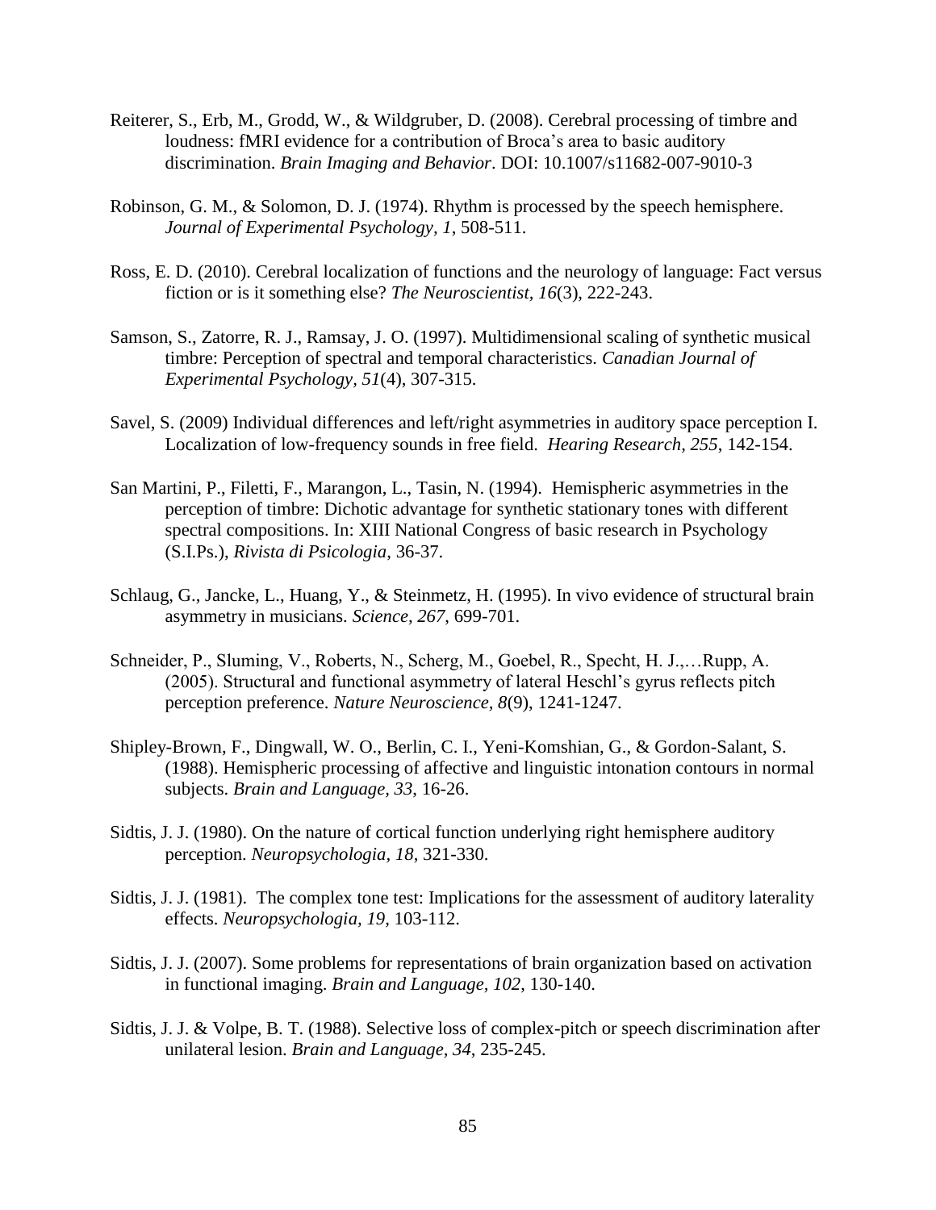Reiterer, S., Erb, M., Grodd, W., & Wildgruber, D. (2008). Cerebral processing of timbre and loudness: fMRI evidence for a contribution of Broca's area to basic auditory discrimination. *Brain Imaging and Behavior*. DOI: 10.1007/s11682-007-9010-3

Robinson, G. M., & Solomon, D. J. (1974). Rhythm is processed by the speech hemisphere. *Journal of Experimental Psychology, 1*, 508-511.

Ross, E. D. (2010). Cerebral localization of functions and the neurology of language: Fact versus fiction or is it something else? *The Neuroscientist, 16*(3), 222-243.

Samson, S., Zatorre, R. J., Ramsay, J. O. (1997). Multidimensional scaling of synthetic musical timbre: Perception of spectral and temporal characteristics. *Canadian Journal of Experimental Psychology, 51*(4), 307-315.

Savel, S. (2009) Individual differences and left/right asymmetries in auditory space perception I. Localization of low-frequency sounds in free field. *Hearing Research, 255*, 142-154.

San Martini, P., Filetti, F., Marangon, L., Tasin, N. (1994). Hemispheric asymmetries in the perception of timbre: Dichotic advantage for synthetic stationary tones with different spectral compositions. In: XIII National Congress of basic research in Psychology (S.I.Ps.), *Rivista di Psicologia*, 36-37.

Schlaug, G., Jancke, L., Huang, Y., & Steinmetz, H. (1995). In vivo evidence of structural brain asymmetry in musicians. *Science, 267*, 699-701.

Schneider, P., Sluming, V., Roberts, N., Scherg, M., Goebel, R., Specht, H. J.,…Rupp, A. (2005). Structural and functional asymmetry of lateral Heschl's gyrus reflects pitch perception preference. *Nature Neuroscience, 8*(9), 1241-1247.

Shipley-Brown, F., Dingwall, W. O., Berlin, C. I., Yeni-Komshian, G., & Gordon-Salant, S. (1988). Hemispheric processing of affective and linguistic intonation contours in normal subjects. *Brain and Language, 33*, 16-26.

Sidtis, J. J. (1980). On the nature of cortical function underlying right hemisphere auditory perception. *Neuropsychologia, 18*, 321-330.

Sidtis, J. J. (1981). The complex tone test: Implications for the assessment of auditory laterality effects. *Neuropsychologia, 19*, 103-112.

Sidtis, J. J. (2007). Some problems for representations of brain organization based on activation in functional imaging. *Brain and Language, 102*, 130-140.

Sidtis, J. J. & Volpe, B. T. (1988). Selective loss of complex-pitch or speech discrimination after unilateral lesion. *Brain and Language, 34*, 235-245.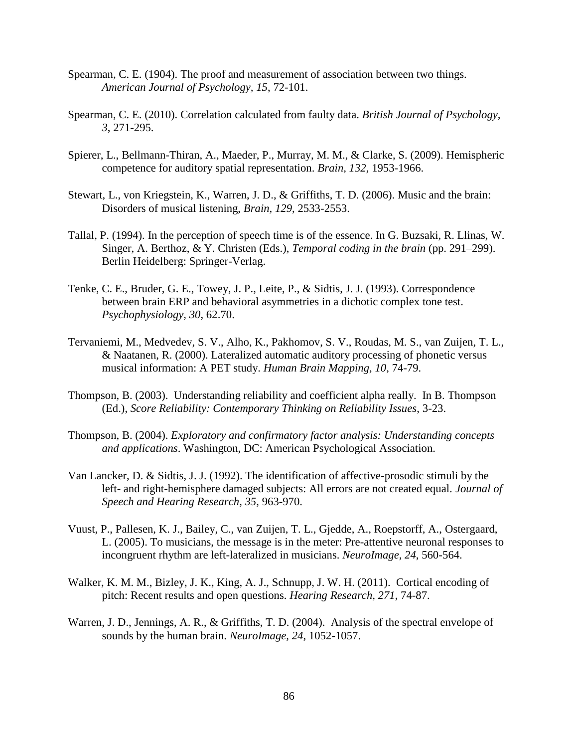Spearman, C. E. (1904). The proof and measurement of association between two things. *American Journal of Psychology, 15*, 72-101.

Spearman, C. E. (2010). Correlation calculated from faulty data. *British Journal of Psychology, 3*, 271-295.

Spierer, L., Bellmann-Thiran, A., Maeder, P., Murray, M. M., & Clarke, S. (2009). Hemispheric competence for auditory spatial representation. *Brain, 132*, 1953-1966.

Stewart, L., von Kriegstein, K., Warren, J. D., & Griffiths, T. D. (2006). Music and the brain: Disorders of musical listening, *Brain, 129*, 2533-2553.

Tallal, P. (1994). In the perception of speech time is of the essence. In G. Buzsaki, R. Llinas, W. Singer, A. Berthoz, & Y. Christen (Eds.), *Temporal coding in the brain* (pp. 291–299). Berlin Heidelberg: Springer-Verlag.

Tenke, C. E., Bruder, G. E., Towey, J. P., Leite, P., & Sidtis, J. J. (1993). Correspondence between brain ERP and behavioral asymmetries in a dichotic complex tone test. *Psychophysiology, 30*, 62.70.

Tervaniemi, M., Medvedev, S. V., Alho, K., Pakhomov, S. V., Roudas, M. S., van Zuijen, T. L., & Naatanen, R. (2000). Lateralized automatic auditory processing of phonetic versus musical information: A PET study. *Human Brain Mapping, 10*, 74-79.

Thompson, B. (2003). Understanding reliability and coefficient alpha really. In B. Thompson (Ed.), *Score Reliability: Contemporary Thinking on Reliability Issues*, 3-23.

Thompson, B. (2004). *Exploratory and confirmatory factor analysis: Understanding concepts and applications*. Washington, DC: American Psychological Association.

Van Lancker, D. & Sidtis, J. J. (1992). The identification of affective-prosodic stimuli by the left- and right-hemisphere damaged subjects: All errors are not created equal. *Journal of Speech and Hearing Research, 35*, 963-970.

Vuust, P., Pallesen, K. J., Bailey, C., van Zuijen, T. L., Gjedde, A., Roepstorff, A., Ostergaard, L. (2005). To musicians, the message is in the meter: Pre-attentive neuronal responses to incongruent rhythm are left-lateralized in musicians. *NeuroImage, 24*, 560-564.

Walker, K. M. M., Bizley, J. K., King, A. J., Schnupp, J. W. H. (2011). Cortical encoding of pitch: Recent results and open questions. *Hearing Research, 271*, 74-87.

Warren, J. D., Jennings, A. R., & Griffiths, T. D. (2004). Analysis of the spectral envelope of sounds by the human brain. *NeuroImage, 24*, 1052-1057.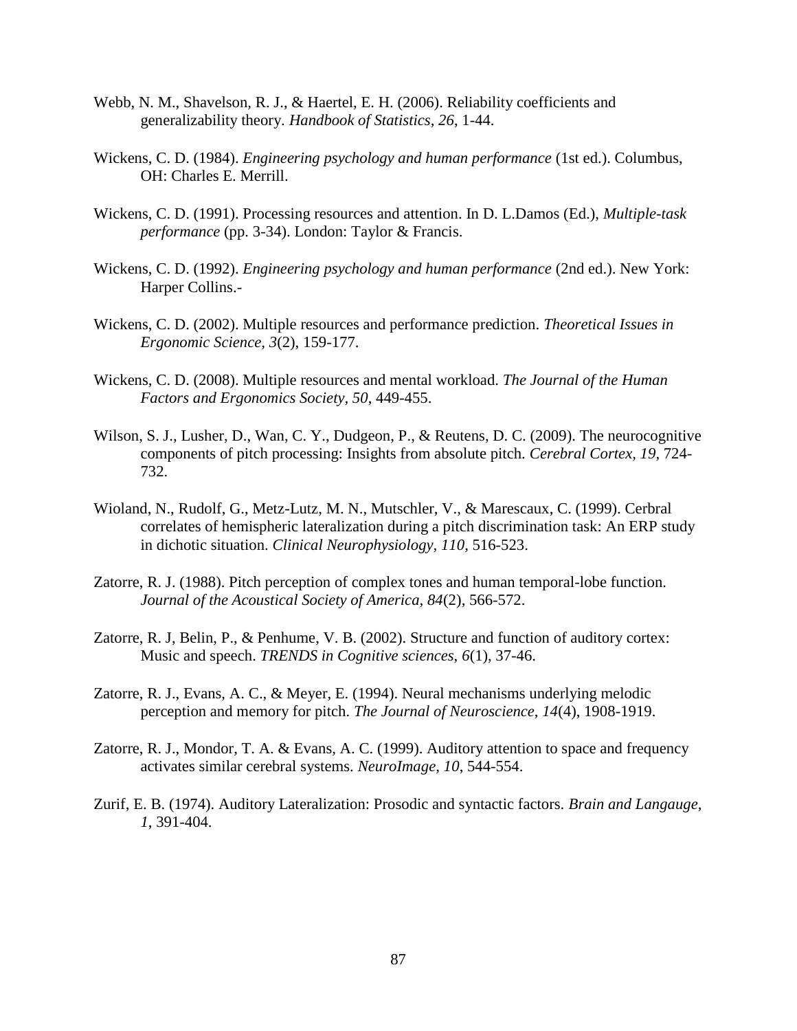Webb, N. M., Shavelson, R. J., & Haertel, E. H. (2006). Reliability coefficients and generalizability theory. *Handbook of Statistics, 26*, 1-44.

Wickens, C. D. (1984). *Engineering psychology and human performance* (1st ed.). Columbus, OH: Charles E. Merrill.

Wickens, C. D. (1991). Processing resources and attention. In D. L.Damos (Ed.), *Multiple-task performance* (pp. 3-34). London: Taylor & Francis.

Wickens, C. D. (1992). *Engineering psychology and human performance* (2nd ed.). New York: Harper Collins.-

Wickens, C. D. (2002). Multiple resources and performance prediction. *Theoretical Issues in Ergonomic Science, 3*(2), 159-177.

Wickens, C. D. (2008). Multiple resources and mental workload. *The Journal of the Human Factors and Ergonomics Society, 50*, 449-455.

Wilson, S. J., Lusher, D., Wan, C. Y., Dudgeon, P., & Reutens, D. C. (2009). The neurocognitive components of pitch processing: Insights from absolute pitch. *Cerebral Cortex, 19*, 724-732.

Wioland, N., Rudolf, G., Metz-Lutz, M. N., Mutschler, V., & Marescaux, C. (1999). Cerbral correlates of hemispheric lateralization during a pitch discrimination task: An ERP study in dichotic situation. *Clinical Neurophysiology, 110*, 516-523.

Zatorre, R. J. (1988). Pitch perception of complex tones and human temporal-lobe function. *Journal of the Acoustical Society of America, 84*(2), 566-572.

Zatorre, R. J, Belin, P., & Penhume, V. B. (2002). Structure and function of auditory cortex: Music and speech. *TRENDS in Cognitive sciences, 6*(1), 37-46.

Zatorre, R. J., Evans, A. C., & Meyer, E. (1994). Neural mechanisms underlying melodic perception and memory for pitch. *The Journal of Neuroscience, 14*(4), 1908-1919.

Zatorre, R. J., Mondor, T. A. & Evans, A. C. (1999). Auditory attention to space and frequency activates similar cerebral systems. *NeuroImage, 10*, 544-554.

Zurif, E. B. (1974). Auditory Lateralization: Prosodic and syntactic factors. *Brain and Langauge, 1*, 391-404.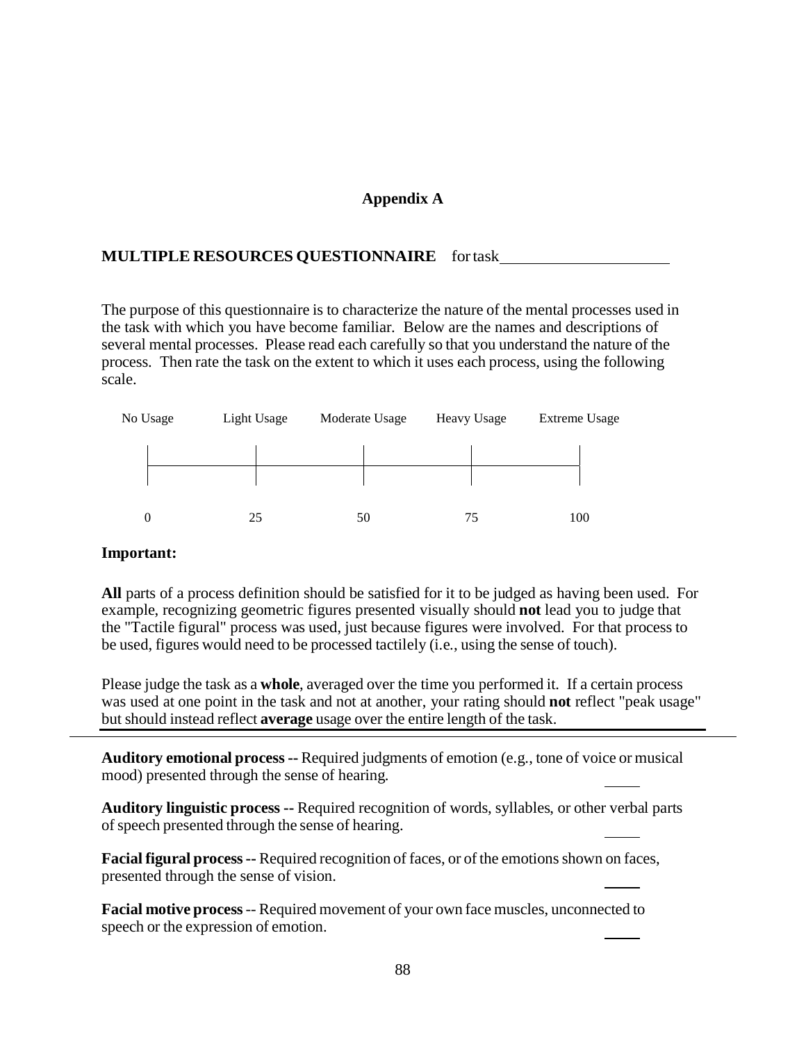## Appendix A

**MULTIPLE RESOURCES QUESTIONNAIRE** for task\_\_\_\_\_\_\_\_\_\_\_\_\_\_\_\_\_\_\_\_

The purpose of this questionnaire is to characterize the nature of the mental processes used in the task with which you have become familiar. Below are the names and descriptions of several mental processes. Please read each carefully so that you understand the nature of the process. Then rate the task on the extent to which it uses each process, using the following scale.

| No Usage | Light Usage | Moderate Usage | Heavy Usage | Extreme Usage |
|---|---|---|---|---|
| 0 | 25 | 50 | 75 | 100 |

**Important:**

**All** parts of a process definition should be satisfied for it to be judged as having been used. For example, recognizing geometric figures presented visually should **not** lead you to judge that the "Tactile figural" process was used, just because figures were involved. For that process to be used, figures would need to be processed tactilely (i.e., using the sense of touch).

Please judge the task as a **whole**, averaged over the time you performed it. If a certain process was used at one point in the task and not at another, your rating should **not** reflect "peak usage" but should instead reflect **average** usage over the entire length of the task.

---

**Auditory emotional process --** Required judgments of emotion (e.g., tone of voice or musical mood) presented through the sense of hearing. \_\_\_\_

**Auditory linguistic process --** Required recognition of words, syllables, or other verbal parts of speech presented through the sense of hearing. \_\_\_\_

**Facial figural process --** Required recognition of faces, or of the emotions shown on faces, presented through the sense of vision. \_\_\_\_

**Facial motive process** -- Required movement of your own face muscles, unconnected to speech or the expression of emotion. \_\_\_\_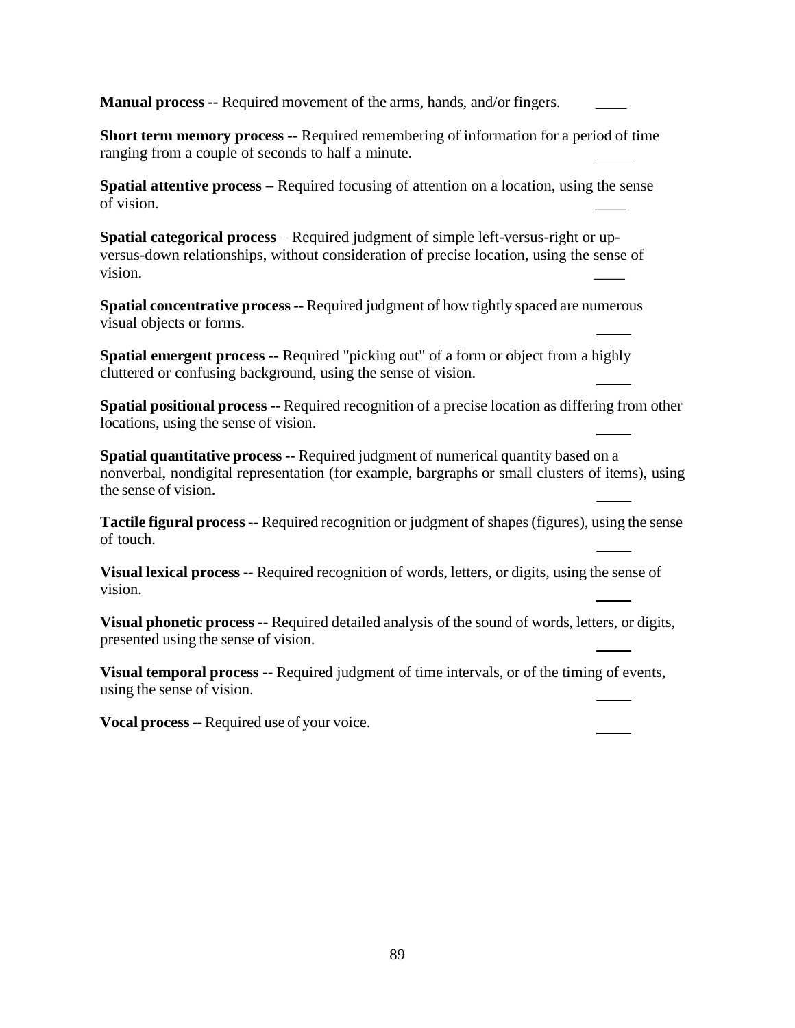**Manual process --** Required movement of the arms, hands, and/or fingers. \_\_\_\_

**Short term memory process --** Required remembering of information for a period of time ranging from a couple of seconds to half a minute. \_\_\_\_

**Spatial attentive process –** Required focusing of attention on a location, using the sense of vision. \_\_\_\_

**Spatial categorical process** – Required judgment of simple left-versus-right or up-versus-down relationships, without consideration of precise location, using the sense of vision. \_\_\_\_

**Spatial concentrative process --** Required judgment of how tightly spaced are numerous visual objects or forms. \_\_\_\_

**Spatial emergent process --** Required "picking out" of a form or object from a highly cluttered or confusing background, using the sense of vision. \_\_\_\_

**Spatial positional process --** Required recognition of a precise location as differing from other locations, using the sense of vision. \_\_\_\_

**Spatial quantitative process --** Required judgment of numerical quantity based on a nonverbal, nondigital representation (for example, bargraphs or small clusters of items), using the sense of vision. \_\_\_\_

**Tactile figural process --** Required recognition or judgment of shapes (figures), using the sense of touch. \_\_\_\_

**Visual lexical process --** Required recognition of words, letters, or digits, using the sense of vision. \_\_\_\_

**Visual phonetic process --** Required detailed analysis of the sound of words, letters, or digits, presented using the sense of vision. \_\_\_\_

**Visual temporal process --** Required judgment of time intervals, or of the timing of events, using the sense of vision. \_\_\_\_

**Vocal process --** Required use of your voice. \_\_\_\_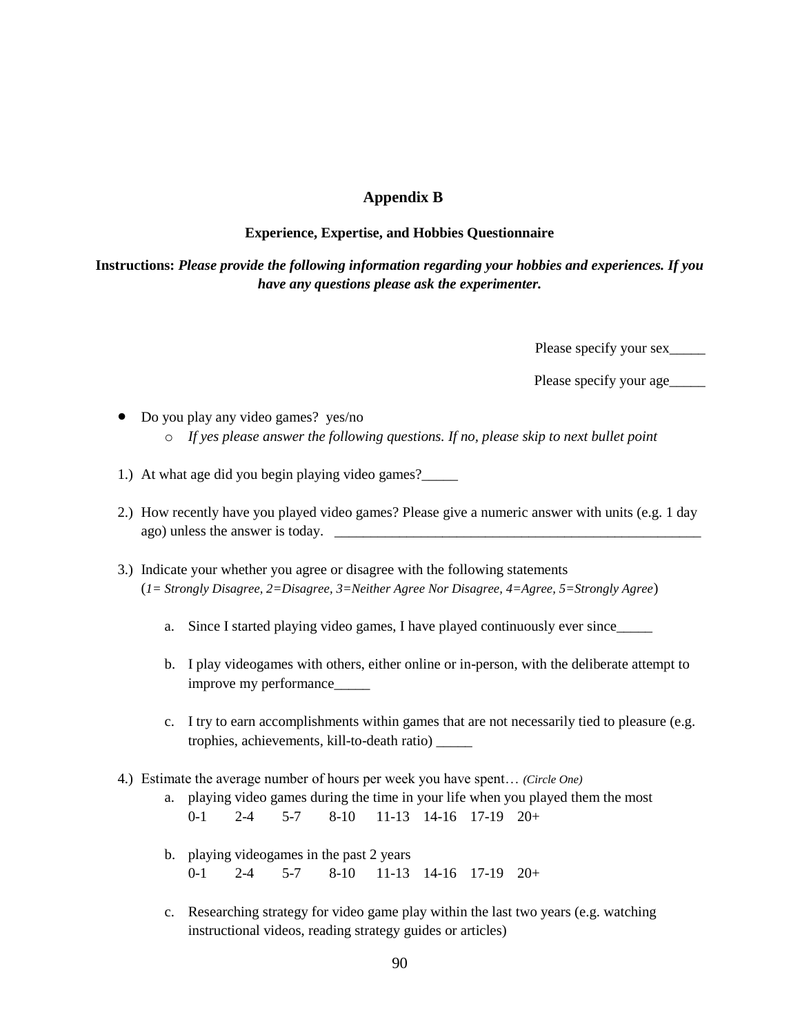## Appendix B

### Experience, Expertise, and Hobbies Questionnaire

**Instructions:** ***Please provide the following information regarding your hobbies and experiences. If you have any questions please ask the experimenter.***

Please specify your sex_____

Please specify your age_____

- Do you play any video games? yes/no
  - *If yes please answer the following questions. If no, please skip to next bullet point*

1.) At what age did you begin playing video games?_____

2.) How recently have you played video games? Please give a numeric answer with units (e.g. 1 day ago) unless the answer is today. ____________________________________________________

3.) Indicate your whether you agree or disagree with the following statements (*1= Strongly Disagree, 2=Disagree, 3=Neither Agree Nor Disagree, 4=Agree, 5=Strongly Agree*)

   a. Since I started playing video games, I have played continuously ever since_____

   b. I play videogames with others, either online or in-person, with the deliberate attempt to improve my performance_____

   c. I try to earn accomplishments within games that are not necessarily tied to pleasure (e.g. trophies, achievements, kill-to-death ratio) _____

4.) Estimate the average number of hours per week you have spent… *(Circle One)*

   a. playing video games during the time in your life when you played them the most
      0-1 2-4 5-7 8-10 11-13 14-16 17-19 20+

   b. playing videogames in the past 2 years
      0-1 2-4 5-7 8-10 11-13 14-16 17-19 20+

   c. Researching strategy for video game play within the last two years (e.g. watching instructional videos, reading strategy guides or articles)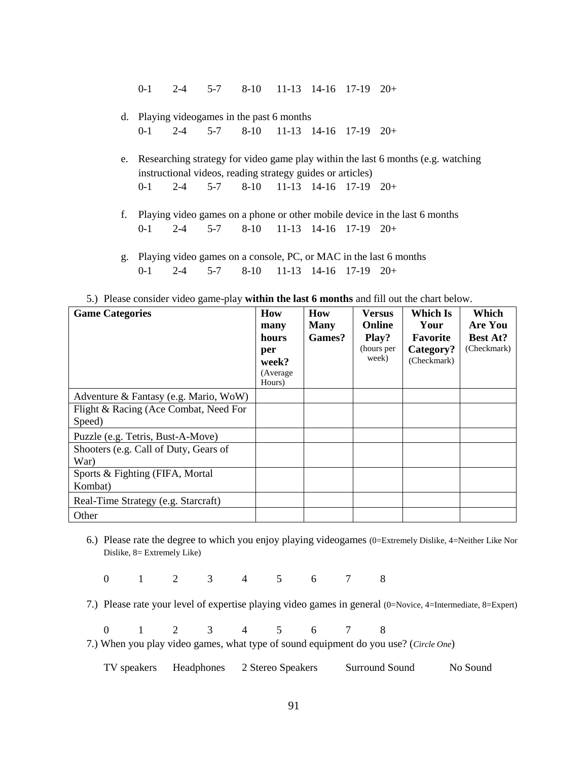0-1 2-4 5-7 8-10 11-13 14-16 17-19 20+

d. Playing videogames in the past 6 months

0-1 2-4 5-7 8-10 11-13 14-16 17-19 20+

e. Researching strategy for video game play within the last 6 months (e.g. watching instructional videos, reading strategy guides or articles)

0-1 2-4 5-7 8-10 11-13 14-16 17-19 20+

f. Playing video games on a phone or other mobile device in the last 6 months

0-1 2-4 5-7 8-10 11-13 14-16 17-19 20+

g. Playing video games on a console, PC, or MAC in the last 6 months

0-1 2-4 5-7 8-10 11-13 14-16 17-19 20+

5.) Please consider video game-play **within the last 6 months** and fill out the chart below.

| **Game Categories** | **How many hours per week?** (Average Hours) | **How Many Games?** | **Versus Online Play?** (hours per week) | **Which Is Your Favorite Category?** (Checkmark) | **Which Are You Best At?** (Checkmark) |
|---|---|---|---|---|---|
| Adventure & Fantasy (e.g. Mario, WoW) | | | | | |
| Flight & Racing (Ace Combat, Need For Speed) | | | | | |
| Puzzle (e.g. Tetris, Bust-A-Move) | | | | | |
| Shooters (e.g. Call of Duty, Gears of War) | | | | | |
| Sports & Fighting (FIFA, Mortal Kombat) | | | | | |
| Real-Time Strategy (e.g. Starcraft) | | | | | |
| Other | | | | | |

6.) Please rate the degree to which you enjoy playing videogames (0=Extremely Dislike, 4=Neither Like Nor Dislike, 8= Extremely Like)

0 1 2 3 4 5 6 7 8

7.) Please rate your level of expertise playing video games in general (0=Novice, 4=Intermediate, 8=Expert)

0 1 2 3 4 5 6 7 8

7.) When you play video games, what type of sound equipment do you use? (*Circle One*)

TV speakers Headphones 2 Stereo Speakers Surround Sound No Sound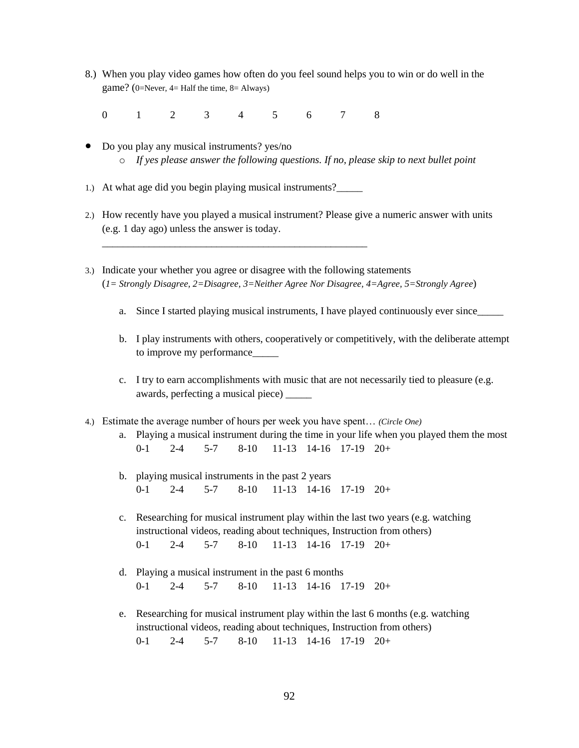8.) When you play video games how often do you feel sound helps you to win or do well in the game? (0=Never, 4= Half the time, 8= Always)

0 1 2 3 4 5 6 7 8

- Do you play any musical instruments? yes/no
    - *If yes please answer the following questions. If no, please skip to next bullet point*

1.) At what age did you begin playing musical instruments?_____

2.) How recently have you played a musical instrument? Please give a numeric answer with units (e.g. 1 day ago) unless the answer is today.

_____________________________________________________

3.) Indicate your whether you agree or disagree with the following statements (*1= Strongly Disagree, 2=Disagree, 3=Neither Agree Nor Disagree, 4=Agree, 5=Strongly Agree*)

a. Since I started playing musical instruments, I have played continuously ever since_____

b. I play instruments with others, cooperatively or competitively, with the deliberate attempt to improve my performance_____

c. I try to earn accomplishments with music that are not necessarily tied to pleasure (e.g. awards, perfecting a musical piece) _____

4.) Estimate the average number of hours per week you have spent… *(Circle One)*

a. Playing a musical instrument during the time in your life when you played them the most
0-1 2-4 5-7 8-10 11-13 14-16 17-19 20+

b. playing musical instruments in the past 2 years
0-1 2-4 5-7 8-10 11-13 14-16 17-19 20+

c. Researching for musical instrument play within the last two years (e.g. watching instructional videos, reading about techniques, Instruction from others)
0-1 2-4 5-7 8-10 11-13 14-16 17-19 20+

d. Playing a musical instrument in the past 6 months
0-1 2-4 5-7 8-10 11-13 14-16 17-19 20+

e. Researching for musical instrument play within the last 6 months (e.g. watching instructional videos, reading about techniques, Instruction from others)
0-1 2-4 5-7 8-10 11-13 14-16 17-19 20+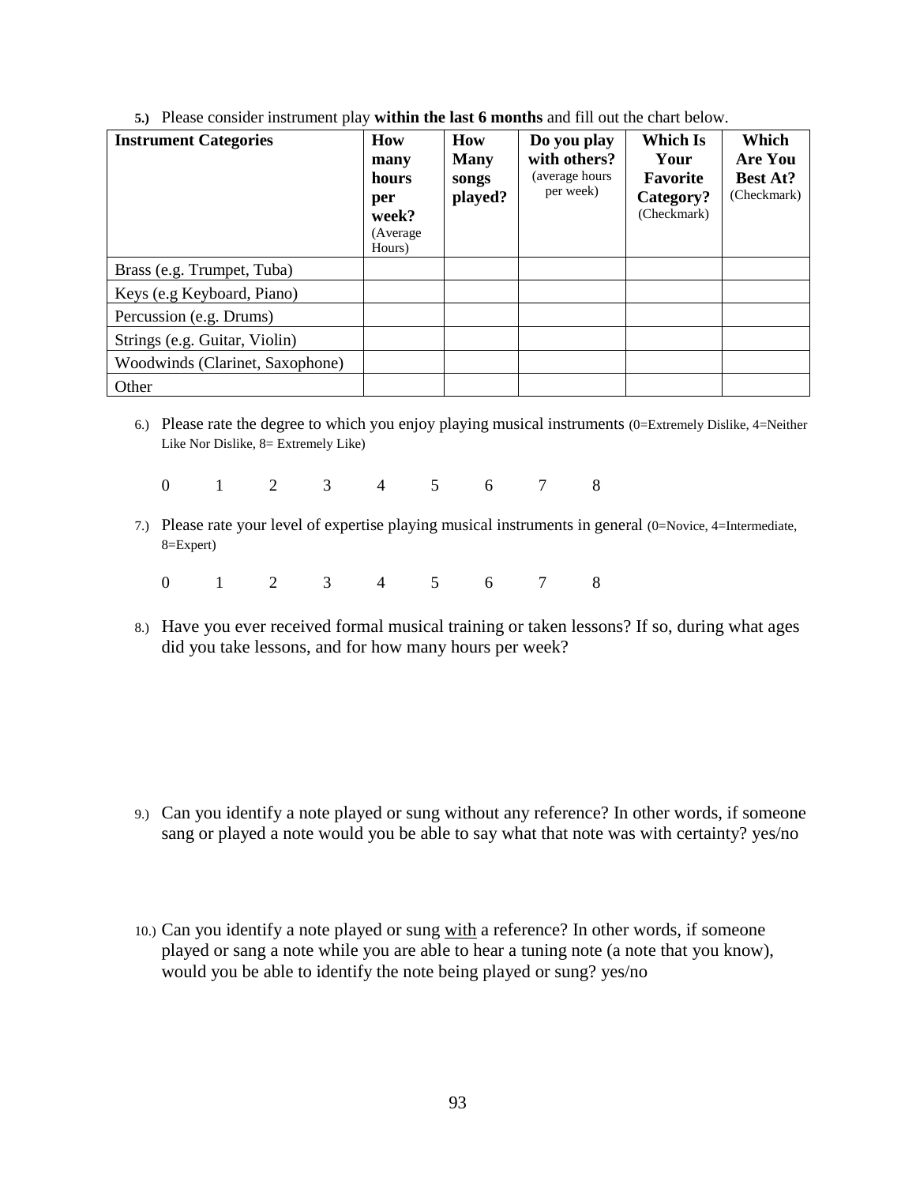**5.)** Please consider instrument play **within the last 6 months** and fill out the chart below.

| **Instrument Categories** | **How many hours per week?** (Average Hours) | **How Many songs played?** | **Do you play with others?** (average hours per week) | **Which Is Your Favorite Category?** (Checkmark) | **Which Are You Best At?** (Checkmark) |
|---|---|---|---|---|---|
| Brass (e.g. Trumpet, Tuba) | | | | | |
| Keys (e.g Keyboard, Piano) | | | | | |
| Percussion (e.g. Drums) | | | | | |
| Strings (e.g. Guitar, Violin) | | | | | |
| Woodwinds (Clarinet, Saxophone) | | | | | |
| Other | | | | | |

6.) Please rate the degree to which you enjoy playing musical instruments (0=Extremely Dislike, 4=Neither Like Nor Dislike, 8= Extremely Like)

0 1 2 3 4 5 6 7 8

7.) Please rate your level of expertise playing musical instruments in general (0=Novice, 4=Intermediate, 8=Expert)

0 1 2 3 4 5 6 7 8

8.) Have you ever received formal musical training or taken lessons? If so, during what ages did you take lessons, and for how many hours per week?

9.) Can you identify a note played or sung without any reference? In other words, if someone sang or played a note would you be able to say what that note was with certainty? yes/no

10.) Can you identify a note played or sung <u>with</u> a reference? In other words, if someone played or sang a note while you are able to hear a tuning note (a note that you know), would you be able to identify the note being played or sung? yes/no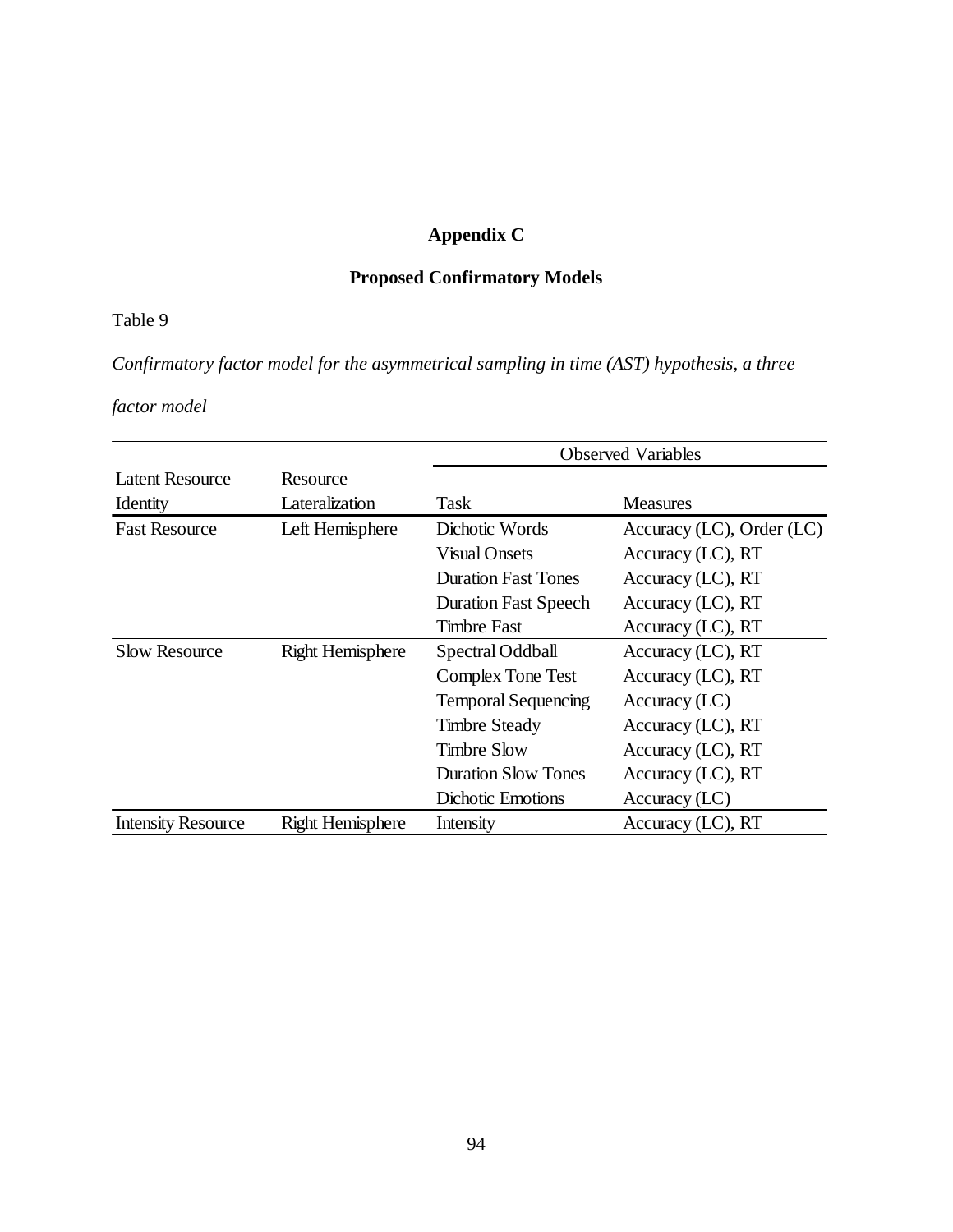# Appendix C

## Proposed Confirmatory Models

Table 9

*Confirmatory factor model for the asymmetrical sampling in time (AST) hypothesis, a three factor model*

| Latent Resource Identity | Resource Lateralization | Observed Variables | |
|---|---|---|---|
| | | Task | Measures |
| Fast Resource | Left Hemisphere | Dichotic Words | Accuracy (LC), Order (LC) |
| | | Visual Onsets | Accuracy (LC), RT |
| | | Duration Fast Tones | Accuracy (LC), RT |
| | | Duration Fast Speech | Accuracy (LC), RT |
| | | Timbre Fast | Accuracy (LC), RT |
| Slow Resource | Right Hemisphere | Spectral Oddball | Accuracy (LC), RT |
| | | Complex Tone Test | Accuracy (LC), RT |
| | | Temporal Sequencing | Accuracy (LC) |
| | | Timbre Steady | Accuracy (LC), RT |
| | | Timbre Slow | Accuracy (LC), RT |
| | | Duration Slow Tones | Accuracy (LC), RT |
| | | Dichotic Emotions | Accuracy (LC) |
| Intensity Resource | Right Hemisphere | Intensity | Accuracy (LC), RT |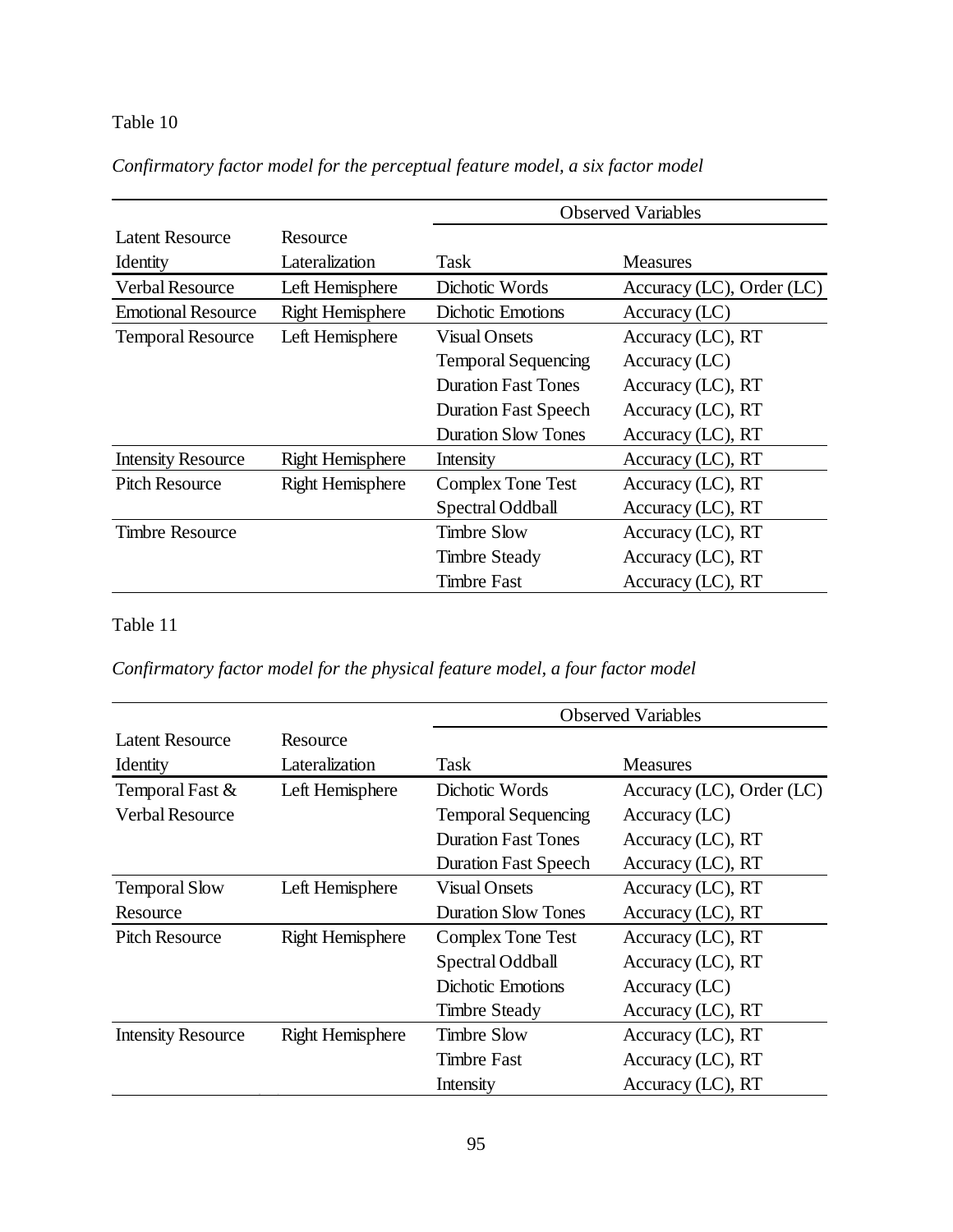Table 10

*Confirmatory factor model for the perceptual feature model, a six factor model*

| Latent Resource Identity | Resource Lateralization | Observed Variables | |
|---|---|---|---|
| | | Task | Measures |
| Verbal Resource | Left Hemisphere | Dichotic Words | Accuracy (LC), Order (LC) |
| Emotional Resource | Right Hemisphere | Dichotic Emotions | Accuracy (LC) |
| Temporal Resource | Left Hemisphere | Visual Onsets | Accuracy (LC), RT |
| | | Temporal Sequencing | Accuracy (LC) |
| | | Duration Fast Tones | Accuracy (LC), RT |
| | | Duration Fast Speech | Accuracy (LC), RT |
| | | Duration Slow Tones | Accuracy (LC), RT |
| Intensity Resource | Right Hemisphere | Intensity | Accuracy (LC), RT |
| Pitch Resource | Right Hemisphere | Complex Tone Test | Accuracy (LC), RT |
| | | Spectral Oddball | Accuracy (LC), RT |
| Timbre Resource | | Timbre Slow | Accuracy (LC), RT |
| | | Timbre Steady | Accuracy (LC), RT |
| | | Timbre Fast | Accuracy (LC), RT |

Table 11

*Confirmatory factor model for the physical feature model, a four factor model*

| Latent Resource Identity | Resource Lateralization | Observed Variables | |
|---|---|---|---|
| | | Task | Measures |
| Temporal Fast & Verbal Resource | Left Hemisphere | Dichotic Words | Accuracy (LC), Order (LC) |
| | | Temporal Sequencing | Accuracy (LC) |
| | | Duration Fast Tones | Accuracy (LC), RT |
| | | Duration Fast Speech | Accuracy (LC), RT |
| Temporal Slow Resource | Left Hemisphere | Visual Onsets | Accuracy (LC), RT |
| | | Duration Slow Tones | Accuracy (LC), RT |
| Pitch Resource | Right Hemisphere | Complex Tone Test | Accuracy (LC), RT |
| | | Spectral Oddball | Accuracy (LC), RT |
| | | Dichotic Emotions | Accuracy (LC) |
| | | Timbre Steady | Accuracy (LC), RT |
| Intensity Resource | Right Hemisphere | Timbre Slow | Accuracy (LC), RT |
| | | Timbre Fast | Accuracy (LC), RT |
| | | Intensity | Accuracy (LC), RT |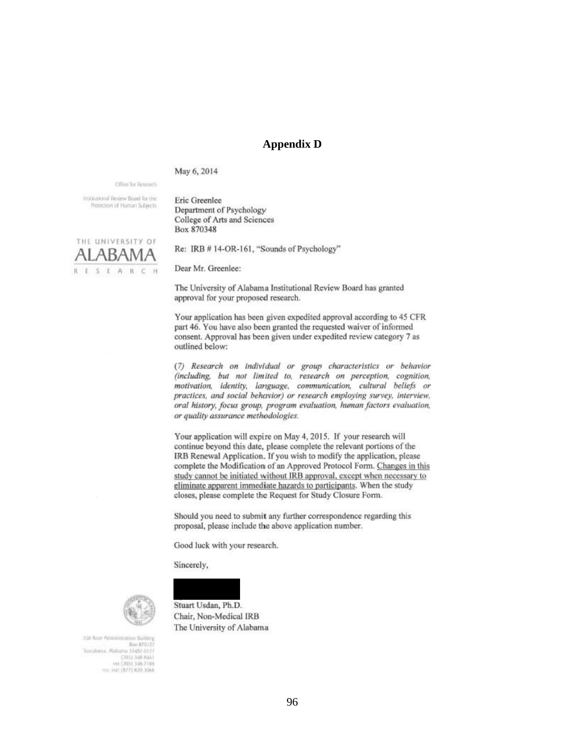## Appendix D

May 6, 2014

Office for Research

Institutional Review Board for the Protection of Human Subjects

THE UNIVERSITY OF ALABAMA RESEARCH

Eric Greenlee
Department of Psychology
College of Arts and Sciences
Box 870348

Re: IRB # 14-OR-161, "Sounds of Psychology"

Dear Mr. Greenlee:

The University of Alabama Institutional Review Board has granted approval for your proposed research.

Your application has been given expedited approval according to 45 CFR part 46. You have also been granted the requested waiver of informed consent. Approval has been given under expedited review category 7 as outlined below:

*(7) Research on individual or group characteristics or behavior (including, but not limited to, research on perception, cognition, motivation, identity, language, communication, cultural beliefs or practices, and social behavior) or research employing survey, interview, oral history, focus group, program evaluation, human factors evaluation, or quality assurance methodologies.*

Your application will expire on May 4, 2015. If your research will continue beyond this date, please complete the relevant portions of the IRB Renewal Application. If you wish to modify the application, please complete the Modification of an Approved Protocol Form. Changes in this study cannot be initiated without IRB approval, except when necessary to eliminate apparent immediate hazards to participants. When the study closes, please complete the Request for Study Closure Form.

Should you need to submit any further correspondence regarding this proposal, please include the above application number.

Good luck with your research.

Sincerely,

Stuart Usdan, Ph.D.
Chair, Non-Medical IRB
The University of Alabama

358 Rose Administration Building
Box 870127
Tuscaloosa, Alabama 35487-0127
(205) 348-8461
FAX (205) 348-7189
TOLL FREE (877) 820-3066